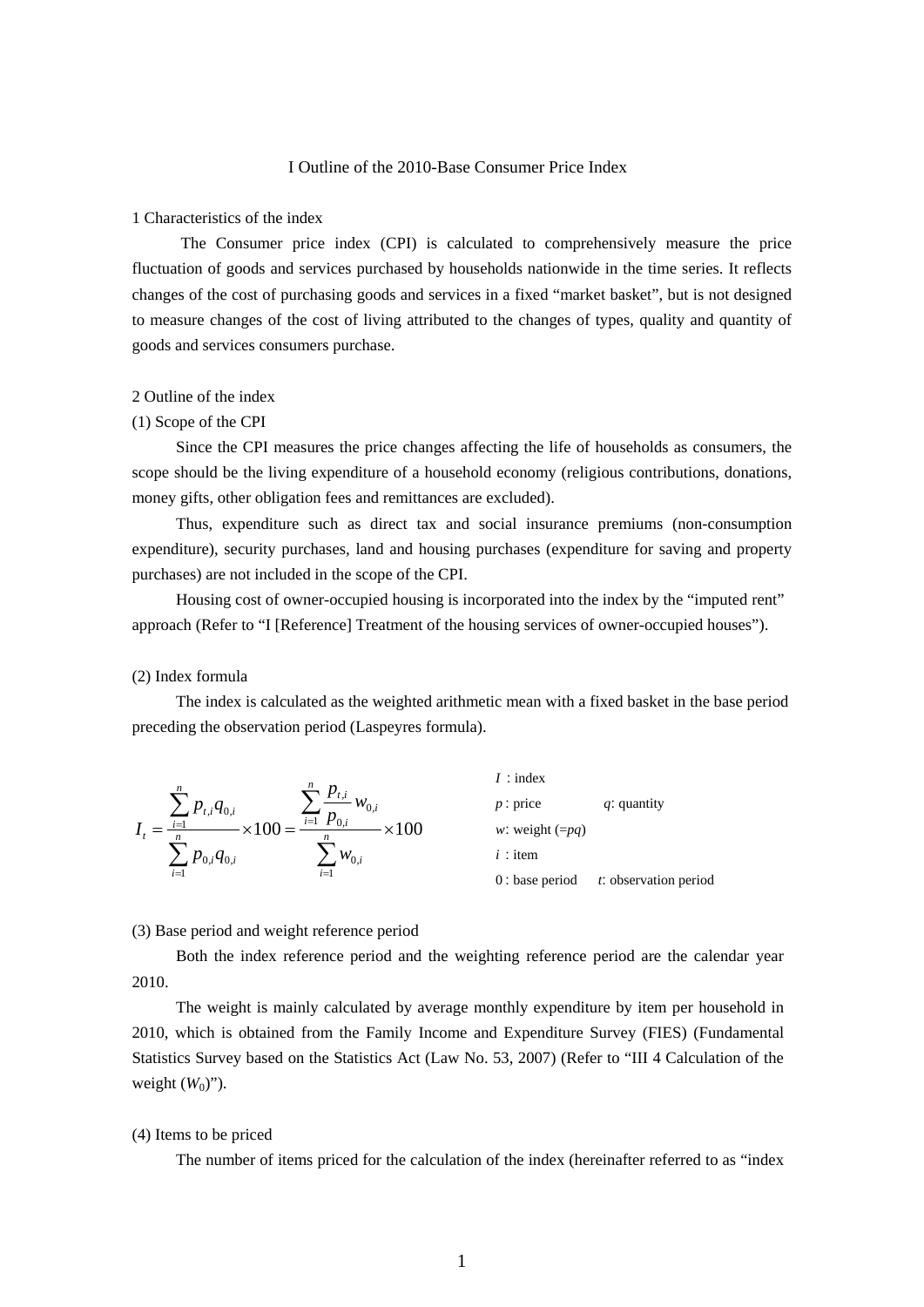# I Outline of the 2010-Base Consumer Price Index

## 1 Characteristics of the index

The Consumer price index (CPI) is calculated to comprehensively measure the price fluctuation of goods and services purchased by households nationwide in the time series. It reflects changes of the cost of purchasing goods and services in a fixed "market basket", but is not designed to measure changes of the cost of living attributed to the changes of types, quality and quantity of goods and services consumers purchase.

## 2 Outline of the index

### (1) Scope of the CPI

Since the CPI measures the price changes affecting the life of households as consumers, the scope should be the living expenditure of a household economy (religious contributions, donations, money gifts, other obligation fees and remittances are excluded).

Thus, expenditure such as direct tax and social insurance premiums (non-consumption expenditure), security purchases, land and housing purchases (expenditure for saving and property purchases) are not included in the scope of the CPI.

Housing cost of owner-occupied housing is incorporated into the index by the "imputed rent" approach (Refer to "I [Reference] Treatment of the housing services of owner-occupied houses").

### (2) Index formula

The index is calculated as the weighted arithmetic mean with a fixed basket in the base period preceding the observation period (Laspeyres formula).

$$I_t = \frac{\sum_{i=1}^{n} p_{t,i} q_{0,i}}{\sum_{i=1}^{n} p_{0,i} q_{0,i}} \times 100 = \frac{\sum_{i=1}^{n} \frac{p_{t,i}}{p_{0,i}} w_{0,i}}{\sum_{i=1}^{n} w_{0,i}} \times 100$$

$I$ : index

$p$ : price $\quad$ $q$: quantity

$w$: weight ($=pq$)

$i$ : item

$0$ : base period $\quad$ $t$: observation period

### (3) Base period and weight reference period

Both the index reference period and the weighting reference period are the calendar year 2010.

The weight is mainly calculated by average monthly expenditure by item per household in 2010, which is obtained from the Family Income and Expenditure Survey (FIES) (Fundamental Statistics Survey based on the Statistics Act (Law No. 53, 2007) (Refer to "III 4 Calculation of the weight ($W_0$)").

### (4) Items to be priced

The number of items priced for the calculation of the index (hereinafter referred to as "index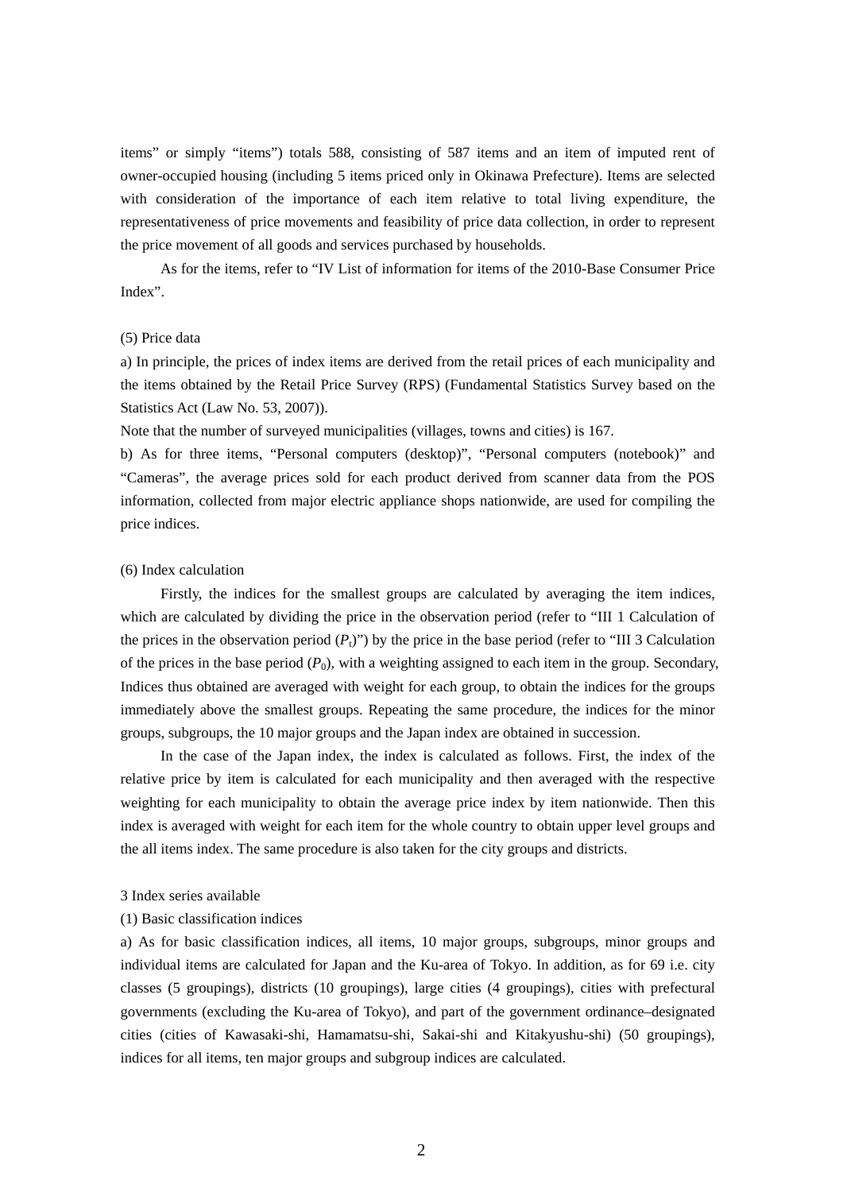items" or simply "items") totals 588, consisting of 587 items and an item of imputed rent of owner-occupied housing (including 5 items priced only in Okinawa Prefecture). Items are selected with consideration of the importance of each item relative to total living expenditure, the representativeness of price movements and feasibility of price data collection, in order to represent the price movement of all goods and services purchased by households.

As for the items, refer to "IV List of information for items of the 2010-Base Consumer Price Index".

(5) Price data

a) In principle, the prices of index items are derived from the retail prices of each municipality and the items obtained by the Retail Price Survey (RPS) (Fundamental Statistics Survey based on the Statistics Act (Law No. 53, 2007)).

Note that the number of surveyed municipalities (villages, towns and cities) is 167.

b) As for three items, "Personal computers (desktop)", "Personal computers (notebook)" and "Cameras", the average prices sold for each product derived from scanner data from the POS information, collected from major electric appliance shops nationwide, are used for compiling the price indices.

(6) Index calculation

Firstly, the indices for the smallest groups are calculated by averaging the item indices, which are calculated by dividing the price in the observation period (refer to "III 1 Calculation of the prices in the observation period ($P_t$)") by the price in the base period (refer to "III 3 Calculation of the prices in the base period ($P_0$), with a weighting assigned to each item in the group. Secondary, Indices thus obtained are averaged with weight for each group, to obtain the indices for the groups immediately above the smallest groups. Repeating the same procedure, the indices for the minor groups, subgroups, the 10 major groups and the Japan index are obtained in succession.

In the case of the Japan index, the index is calculated as follows. First, the index of the relative price by item is calculated for each municipality and then averaged with the respective weighting for each municipality to obtain the average price index by item nationwide. Then this index is averaged with weight for each item for the whole country to obtain upper level groups and the all items index. The same procedure is also taken for the city groups and districts.

3 Index series available

(1) Basic classification indices

a) As for basic classification indices, all items, 10 major groups, subgroups, minor groups and individual items are calculated for Japan and the Ku-area of Tokyo. In addition, as for 69 i.e. city classes (5 groupings), districts (10 groupings), large cities (4 groupings), cities with prefectural governments (excluding the Ku-area of Tokyo), and part of the government ordinance–designated cities (cities of Kawasaki-shi, Hamamatsu-shi, Sakai-shi and Kitakyushu-shi) (50 groupings), indices for all items, ten major groups and subgroup indices are calculated.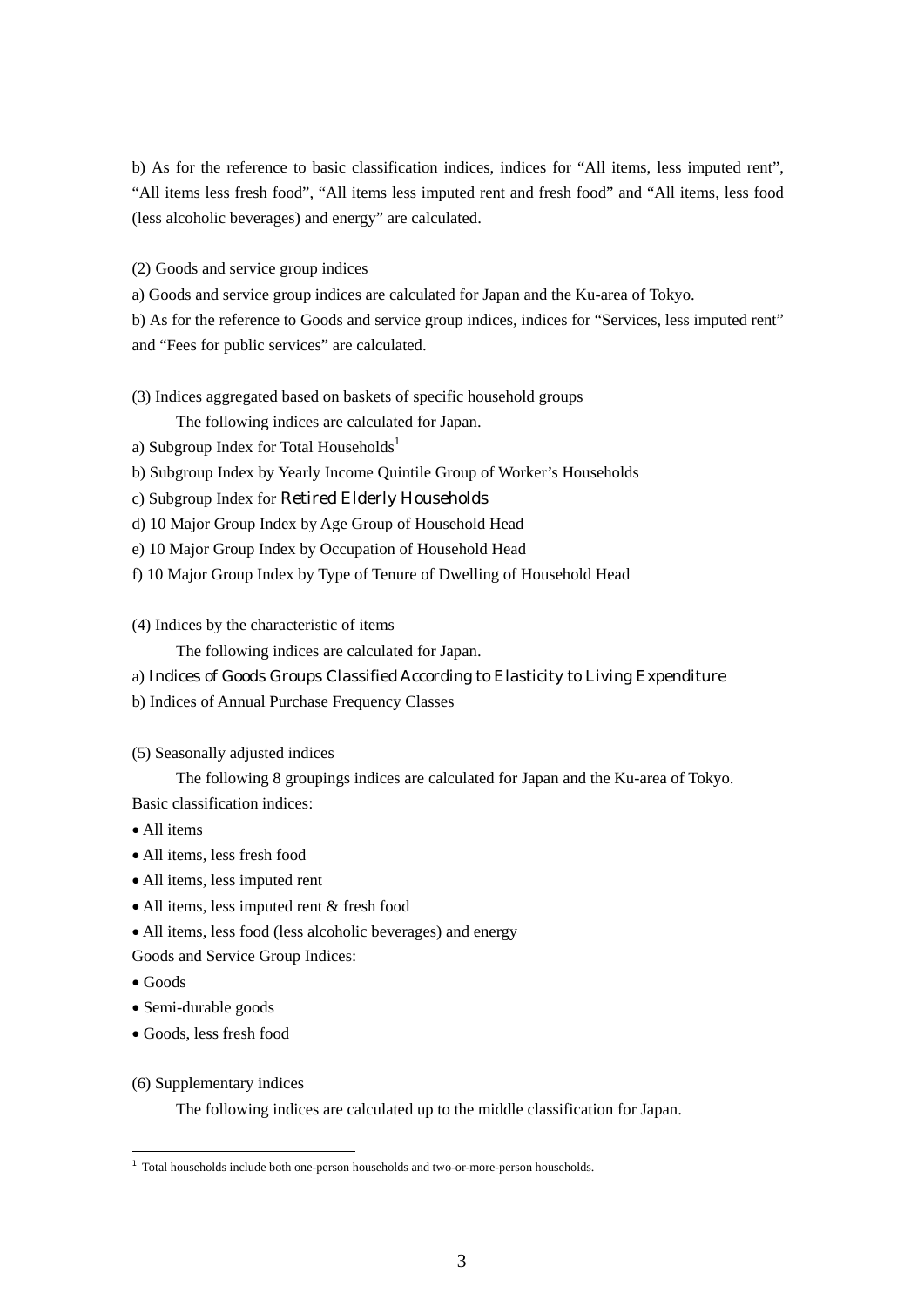b) As for the reference to basic classification indices, indices for “All items, less imputed rent”, “All items less fresh food”, “All items less imputed rent and fresh food” and “All items, less food (less alcoholic beverages) and energy” are calculated.

(2) Goods and service group indices

a) Goods and service group indices are calculated for Japan and the Ku-area of Tokyo.

b) As for the reference to Goods and service group indices, indices for “Services, less imputed rent” and “Fees for public services” are calculated.

(3) Indices aggregated based on baskets of specific household groups

The following indices are calculated for Japan.

a) Subgroup Index for Total Households[1]

b) Subgroup Index by Yearly Income Quintile Group of Worker’s Households

c) Subgroup Index for Retired Elderly Households

d) 10 Major Group Index by Age Group of Household Head

e) 10 Major Group Index by Occupation of Household Head

f) 10 Major Group Index by Type of Tenure of Dwelling of Household Head

(4) Indices by the characteristic of items

The following indices are calculated for Japan.

a) Indices of Goods Groups Classified According to Elasticity to Living Expenditure

b) Indices of Annual Purchase Frequency Classes

(5) Seasonally adjusted indices

The following 8 groupings indices are calculated for Japan and the Ku-area of Tokyo.

Basic classification indices:

- All items
- All items, less fresh food
- All items, less imputed rent
- All items, less imputed rent & fresh food
- All items, less food (less alcoholic beverages) and energy

Goods and Service Group Indices:

- Goods
- Semi-durable goods
- Goods, less fresh food

(6) Supplementary indices

The following indices are calculated up to the middle classification for Japan.

[1] Total households include both one-person households and two-or-more-person households.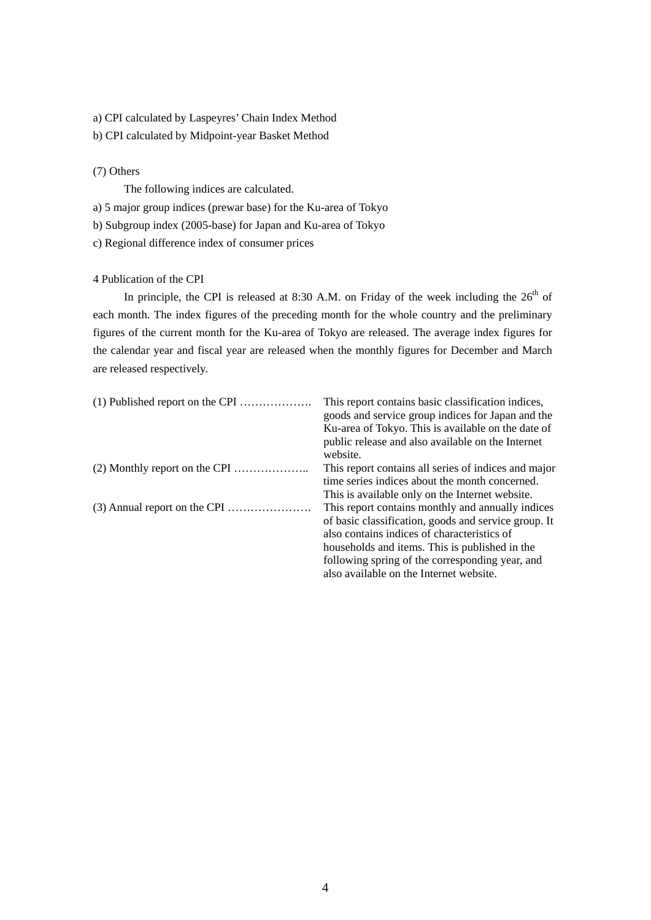a) CPI calculated by Laspeyres' Chain Index Method

b) CPI calculated by Midpoint-year Basket Method

(7) Others

The following indices are calculated.

a) 5 major group indices (prewar base) for the Ku-area of Tokyo

b) Subgroup index (2005-base) for Japan and Ku-area of Tokyo

c) Regional difference index of consumer prices

## 4 Publication of the CPI

In principle, the CPI is released at 8:30 A.M. on Friday of the week including the 26th of each month. The index figures of the preceding month for the whole country and the preliminary figures of the current month for the Ku-area of Tokyo are released. The average index figures for the calendar year and fiscal year are released when the monthly figures for December and March are released respectively.

| | |
|---|---|
| (1) Published report on the CPI ………………. | This report contains basic classification indices, goods and service group indices for Japan and the Ku-area of Tokyo. This is available on the date of public release and also available on the Internet website. |
| (2) Monthly report on the CPI ……………….. | This report contains all series of indices and major time series indices about the month concerned. This is available only on the Internet website. |
| (3) Annual report on the CPI …………………. | This report contains monthly and annually indices of basic classification, goods and service group. It also contains indices of characteristics of households and items. This is published in the following spring of the corresponding year, and also available on the Internet website. |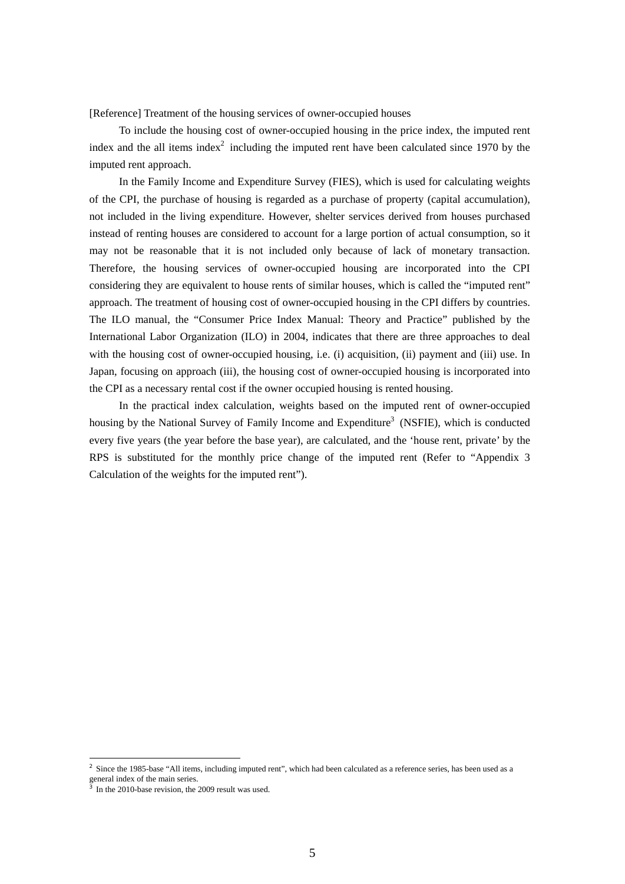[Reference] Treatment of the housing services of owner-occupied houses

To include the housing cost of owner-occupied housing in the price index, the imputed rent index and the all items index[2] including the imputed rent have been calculated since 1970 by the imputed rent approach.

In the Family Income and Expenditure Survey (FIES), which is used for calculating weights of the CPI, the purchase of housing is regarded as a purchase of property (capital accumulation), not included in the living expenditure. However, shelter services derived from houses purchased instead of renting houses are considered to account for a large portion of actual consumption, so it may not be reasonable that it is not included only because of lack of monetary transaction. Therefore, the housing services of owner-occupied housing are incorporated into the CPI considering they are equivalent to house rents of similar houses, which is called the "imputed rent" approach. The treatment of housing cost of owner-occupied housing in the CPI differs by countries. The ILO manual, the "Consumer Price Index Manual: Theory and Practice" published by the International Labor Organization (ILO) in 2004, indicates that there are three approaches to deal with the housing cost of owner-occupied housing, i.e. (i) acquisition, (ii) payment and (iii) use. In Japan, focusing on approach (iii), the housing cost of owner-occupied housing is incorporated into the CPI as a necessary rental cost if the owner occupied housing is rented housing.

In the practical index calculation, weights based on the imputed rent of owner-occupied housing by the National Survey of Family Income and Expenditure[3] (NSFIE), which is conducted every five years (the year before the base year), are calculated, and the 'house rent, private' by the RPS is substituted for the monthly price change of the imputed rent (Refer to "Appendix 3 Calculation of the weights for the imputed rent").

---

[2] Since the 1985-base "All items, including imputed rent", which had been calculated as a reference series, has been used as a general index of the main series.

[3] In the 2010-base revision, the 2009 result was used.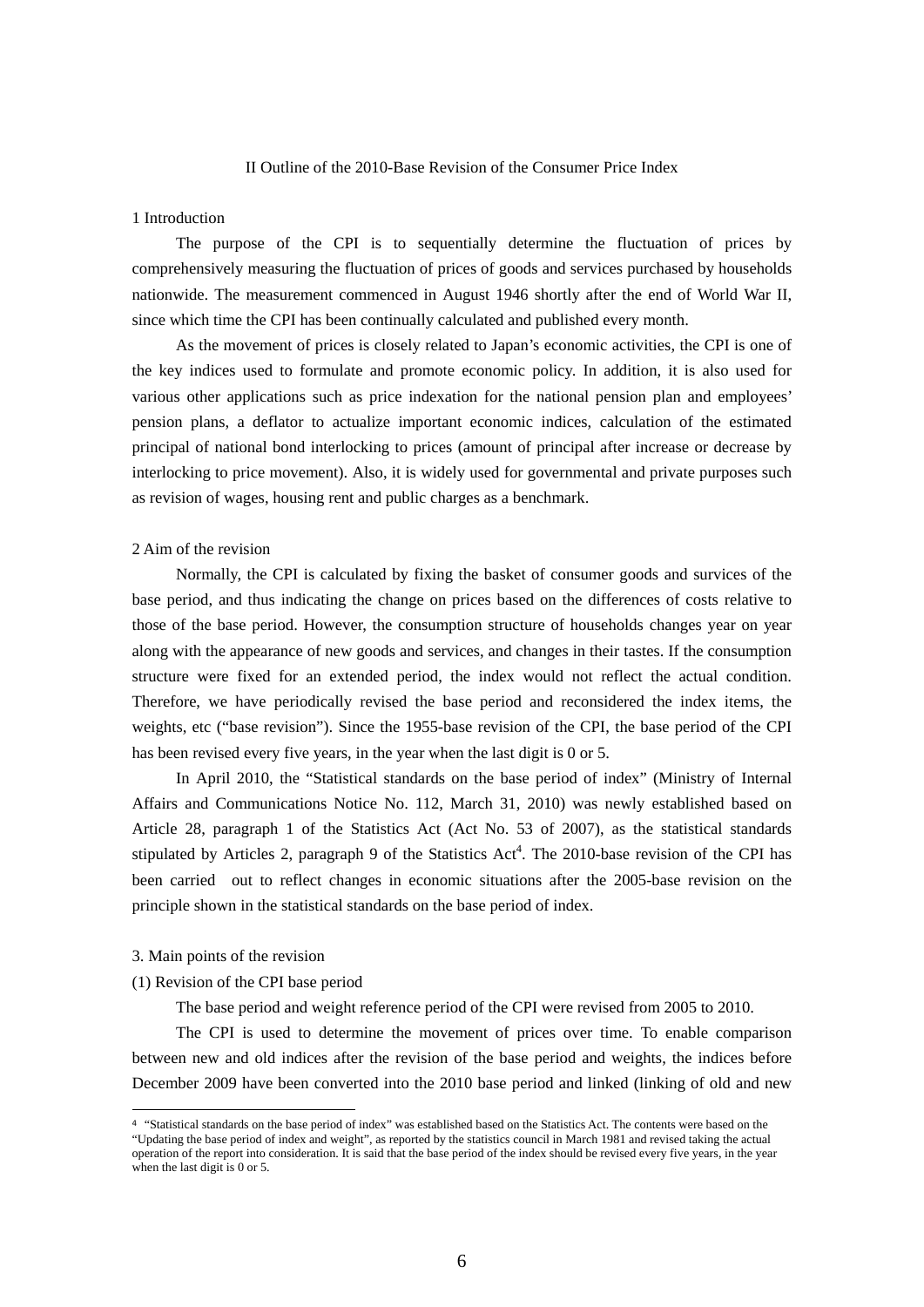## II Outline of the 2010-Base Revision of the Consumer Price Index

### 1 Introduction

The purpose of the CPI is to sequentially determine the fluctuation of prices by comprehensively measuring the fluctuation of prices of goods and services purchased by households nationwide. The measurement commenced in August 1946 shortly after the end of World War II, since which time the CPI has been continually calculated and published every month.

As the movement of prices is closely related to Japan's economic activities, the CPI is one of the key indices used to formulate and promote economic policy. In addition, it is also used for various other applications such as price indexation for the national pension plan and employees' pension plans, a deflator to actualize important economic indices, calculation of the estimated principal of national bond interlocking to prices (amount of principal after increase or decrease by interlocking to price movement). Also, it is widely used for governmental and private purposes such as revision of wages, housing rent and public charges as a benchmark.

### 2 Aim of the revision

Normally, the CPI is calculated by fixing the basket of consumer goods and survices of the base period, and thus indicating the change on prices based on the differences of costs relative to those of the base period. However, the consumption structure of households changes year on year along with the appearance of new goods and services, and changes in their tastes. If the consumption structure were fixed for an extended period, the index would not reflect the actual condition. Therefore, we have periodically revised the base period and reconsidered the index items, the weights, etc ("base revision"). Since the 1955-base revision of the CPI, the base period of the CPI has been revised every five years, in the year when the last digit is 0 or 5.

In April 2010, the "Statistical standards on the base period of index" (Ministry of Internal Affairs and Communications Notice No. 112, March 31, 2010) was newly established based on Article 28, paragraph 1 of the Statistics Act (Act No. 53 of 2007), as the statistical standards stipulated by Articles 2, paragraph 9 of the Statistics Act[4]. The 2010-base revision of the CPI has been carried out to reflect changes in economic situations after the 2005-base revision on the principle shown in the statistical standards on the base period of index.

### 3. Main points of the revision

#### (1) Revision of the CPI base period

The base period and weight reference period of the CPI were revised from 2005 to 2010.

The CPI is used to determine the movement of prices over time. To enable comparison between new and old indices after the revision of the base period and weights, the indices before December 2009 have been converted into the 2010 base period and linked (linking of old and new

---

[4] "Statistical standards on the base period of index" was established based on the Statistics Act. The contents were based on the "Updating the base period of index and weight", as reported by the statistics council in March 1981 and revised taking the actual operation of the report into consideration. It is said that the base period of the index should be revised every five years, in the year when the last digit is 0 or 5.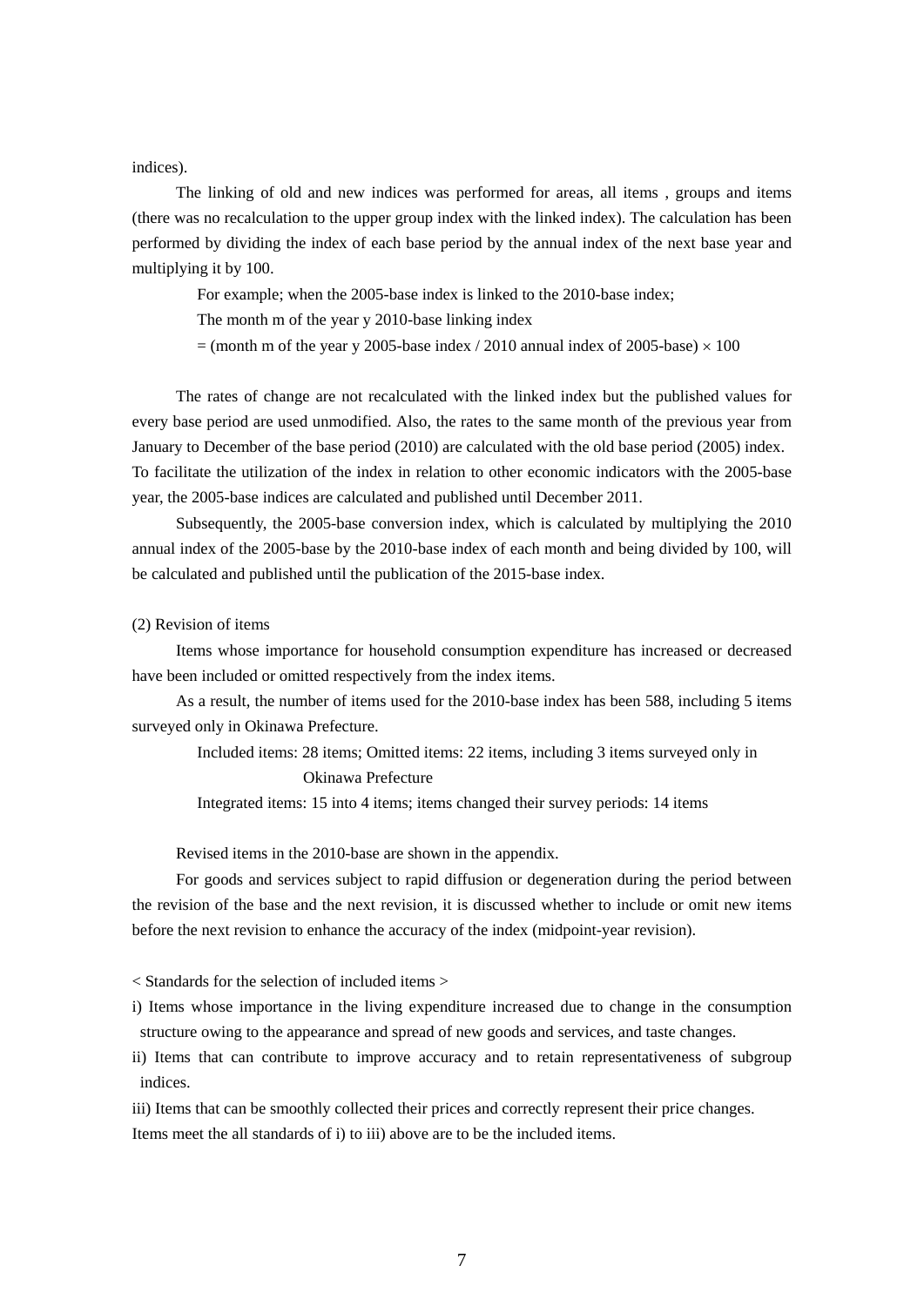indices).

The linking of old and new indices was performed for areas, all items , groups and items (there was no recalculation to the upper group index with the linked index). The calculation has been performed by dividing the index of each base period by the annual index of the next base year and multiplying it by 100.

For example; when the 2005-base index is linked to the 2010-base index;

The month m of the year y 2010-base linking index

= (month m of the year y 2005-base index / 2010 annual index of 2005-base) $\times$ 100

The rates of change are not recalculated with the linked index but the published values for every base period are used unmodified. Also, the rates to the same month of the previous year from January to December of the base period (2010) are calculated with the old base period (2005) index. To facilitate the utilization of the index in relation to other economic indicators with the 2005-base year, the 2005-base indices are calculated and published until December 2011.

Subsequently, the 2005-base conversion index, which is calculated by multiplying the 2010 annual index of the 2005-base by the 2010-base index of each month and being divided by 100, will be calculated and published until the publication of the 2015-base index.

(2) Revision of items

Items whose importance for household consumption expenditure has increased or decreased have been included or omitted respectively from the index items.

As a result, the number of items used for the 2010-base index has been 588, including 5 items surveyed only in Okinawa Prefecture.

Included items: 28 items; Omitted items: 22 items, including 3 items surveyed only in Okinawa Prefecture

Integrated items: 15 into 4 items; items changed their survey periods: 14 items

Revised items in the 2010-base are shown in the appendix.

For goods and services subject to rapid diffusion or degeneration during the period between the revision of the base and the next revision, it is discussed whether to include or omit new items before the next revision to enhance the accuracy of the index (midpoint-year revision).

< Standards for the selection of included items >

i) Items whose importance in the living expenditure increased due to change in the consumption structure owing to the appearance and spread of new goods and services, and taste changes.

ii) Items that can contribute to improve accuracy and to retain representativeness of subgroup indices.

iii) Items that can be smoothly collected their prices and correctly represent their price changes.

Items meet the all standards of i) to iii) above are to be the included items.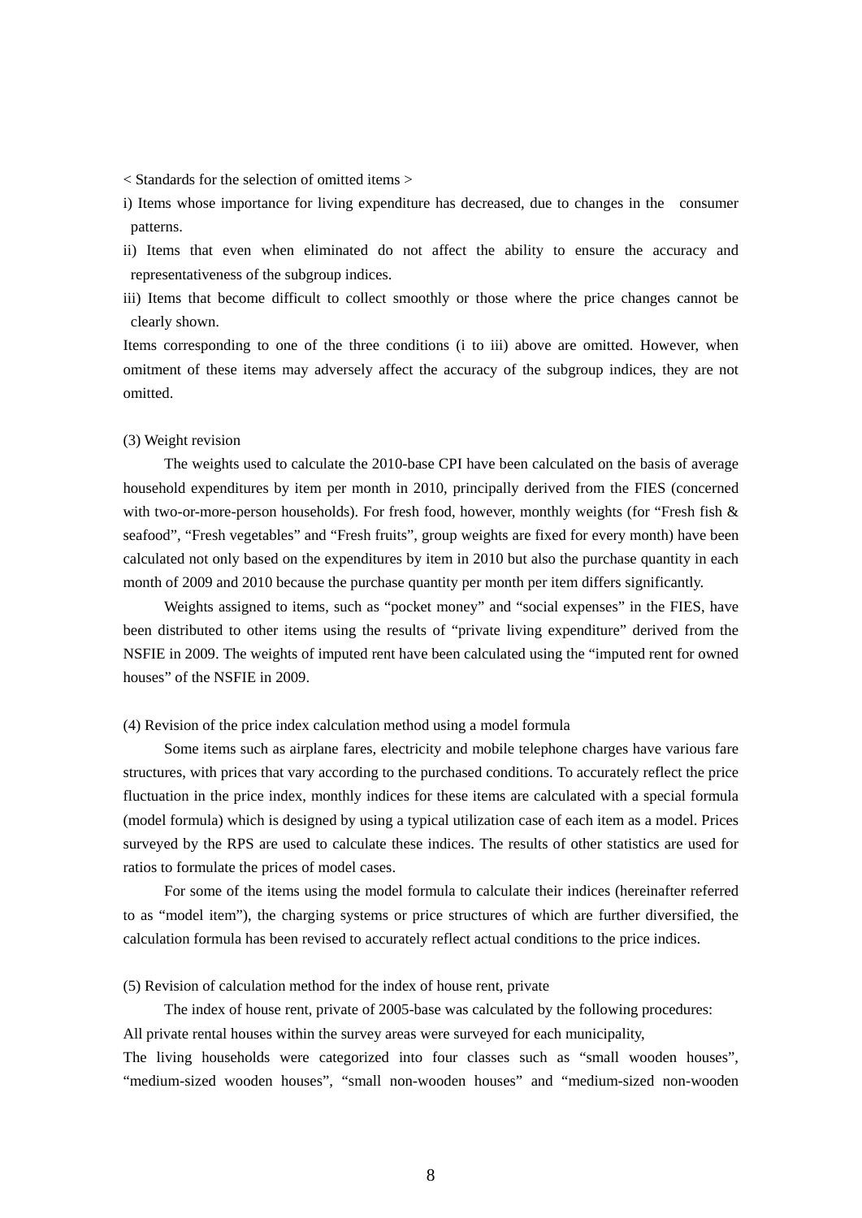< Standards for the selection of omitted items >

i) Items whose importance for living expenditure has decreased, due to changes in the consumer patterns.

ii) Items that even when eliminated do not affect the ability to ensure the accuracy and representativeness of the subgroup indices.

iii) Items that become difficult to collect smoothly or those where the price changes cannot be clearly shown.

Items corresponding to one of the three conditions (i to iii) above are omitted. However, when omitment of these items may adversely affect the accuracy of the subgroup indices, they are not omitted.

(3) Weight revision

The weights used to calculate the 2010-base CPI have been calculated on the basis of average household expenditures by item per month in 2010, principally derived from the FIES (concerned with two-or-more-person households). For fresh food, however, monthly weights (for "Fresh fish & seafood", "Fresh vegetables" and "Fresh fruits", group weights are fixed for every month) have been calculated not only based on the expenditures by item in 2010 but also the purchase quantity in each month of 2009 and 2010 because the purchase quantity per month per item differs significantly.

Weights assigned to items, such as "pocket money" and "social expenses" in the FIES, have been distributed to other items using the results of "private living expenditure" derived from the NSFIE in 2009. The weights of imputed rent have been calculated using the "imputed rent for owned houses" of the NSFIE in 2009.

(4) Revision of the price index calculation method using a model formula

Some items such as airplane fares, electricity and mobile telephone charges have various fare structures, with prices that vary according to the purchased conditions. To accurately reflect the price fluctuation in the price index, monthly indices for these items are calculated with a special formula (model formula) which is designed by using a typical utilization case of each item as a model. Prices surveyed by the RPS are used to calculate these indices. The results of other statistics are used for ratios to formulate the prices of model cases.

For some of the items using the model formula to calculate their indices (hereinafter referred to as "model item"), the charging systems or price structures of which are further diversified, the calculation formula has been revised to accurately reflect actual conditions to the price indices.

(5) Revision of calculation method for the index of house rent, private

The index of house rent, private of 2005-base was calculated by the following procedures:

All private rental houses within the survey areas were surveyed for each municipality,

The living households were categorized into four classes such as "small wooden houses", "medium-sized wooden houses", "small non-wooden houses" and "medium-sized non-wooden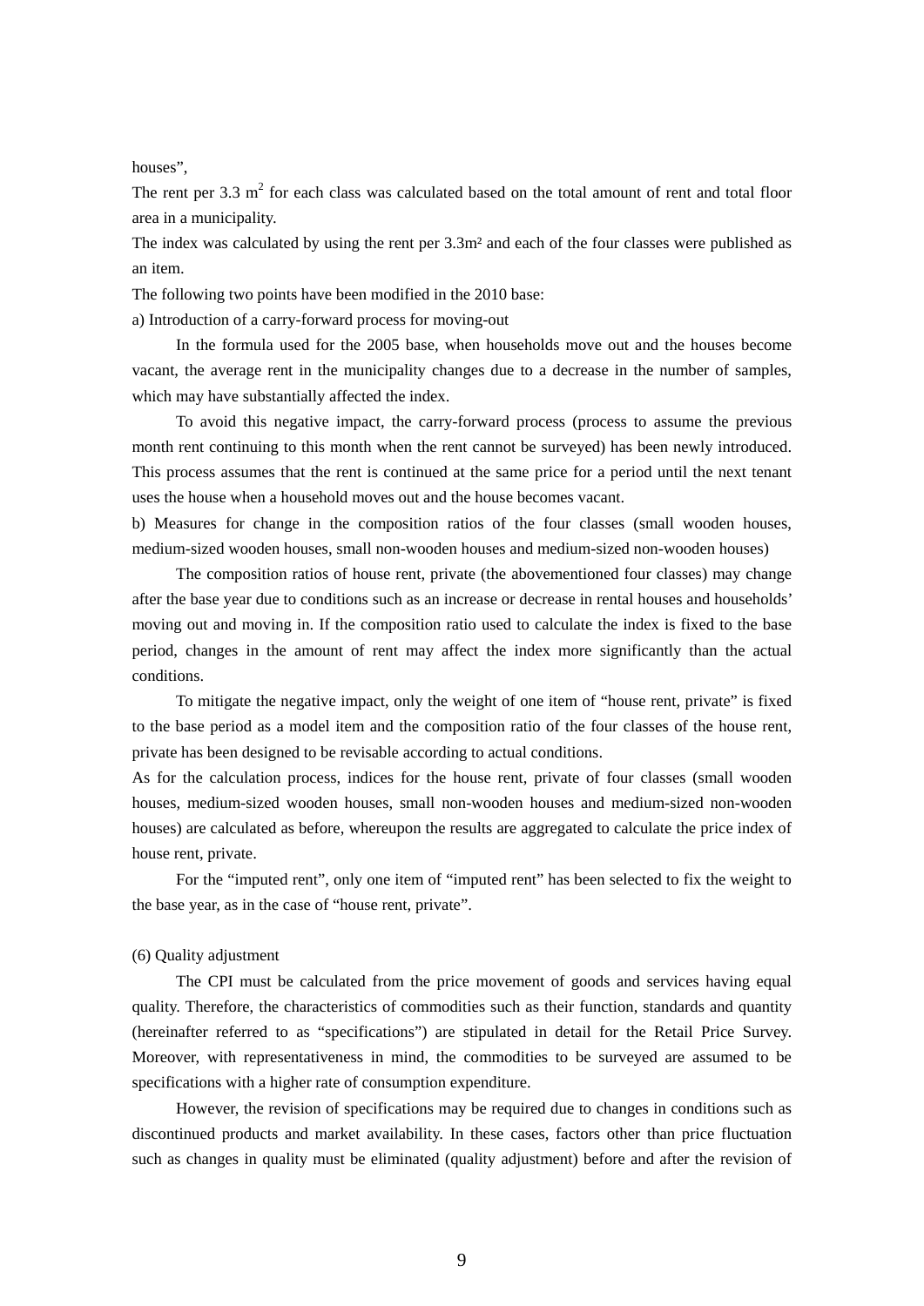houses”,

The rent per 3.3 $m^2$ for each class was calculated based on the total amount of rent and total floor area in a municipality.

The index was calculated by using the rent per 3.3m² and each of the four classes were published as an item.

The following two points have been modified in the 2010 base:

a) Introduction of a carry-forward process for moving-out

In the formula used for the 2005 base, when households move out and the houses become vacant, the average rent in the municipality changes due to a decrease in the number of samples, which may have substantially affected the index.

To avoid this negative impact, the carry-forward process (process to assume the previous month rent continuing to this month when the rent cannot be surveyed) has been newly introduced. This process assumes that the rent is continued at the same price for a period until the next tenant uses the house when a household moves out and the house becomes vacant.

b) Measures for change in the composition ratios of the four classes (small wooden houses, medium-sized wooden houses, small non-wooden houses and medium-sized non-wooden houses)

The composition ratios of house rent, private (the abovementioned four classes) may change after the base year due to conditions such as an increase or decrease in rental houses and households' moving out and moving in. If the composition ratio used to calculate the index is fixed to the base period, changes in the amount of rent may affect the index more significantly than the actual conditions.

To mitigate the negative impact, only the weight of one item of “house rent, private” is fixed to the base period as a model item and the composition ratio of the four classes of the house rent, private has been designed to be revisable according to actual conditions.

As for the calculation process, indices for the house rent, private of four classes (small wooden houses, medium-sized wooden houses, small non-wooden houses and medium-sized non-wooden houses) are calculated as before, whereupon the results are aggregated to calculate the price index of house rent, private.

For the “imputed rent”, only one item of “imputed rent” has been selected to fix the weight to the base year, as in the case of “house rent, private”.

(6) Quality adjustment

The CPI must be calculated from the price movement of goods and services having equal quality. Therefore, the characteristics of commodities such as their function, standards and quantity (hereinafter referred to as “specifications”) are stipulated in detail for the Retail Price Survey. Moreover, with representativeness in mind, the commodities to be surveyed are assumed to be specifications with a higher rate of consumption expenditure.

However, the revision of specifications may be required due to changes in conditions such as discontinued products and market availability. In these cases, factors other than price fluctuation such as changes in quality must be eliminated (quality adjustment) before and after the revision of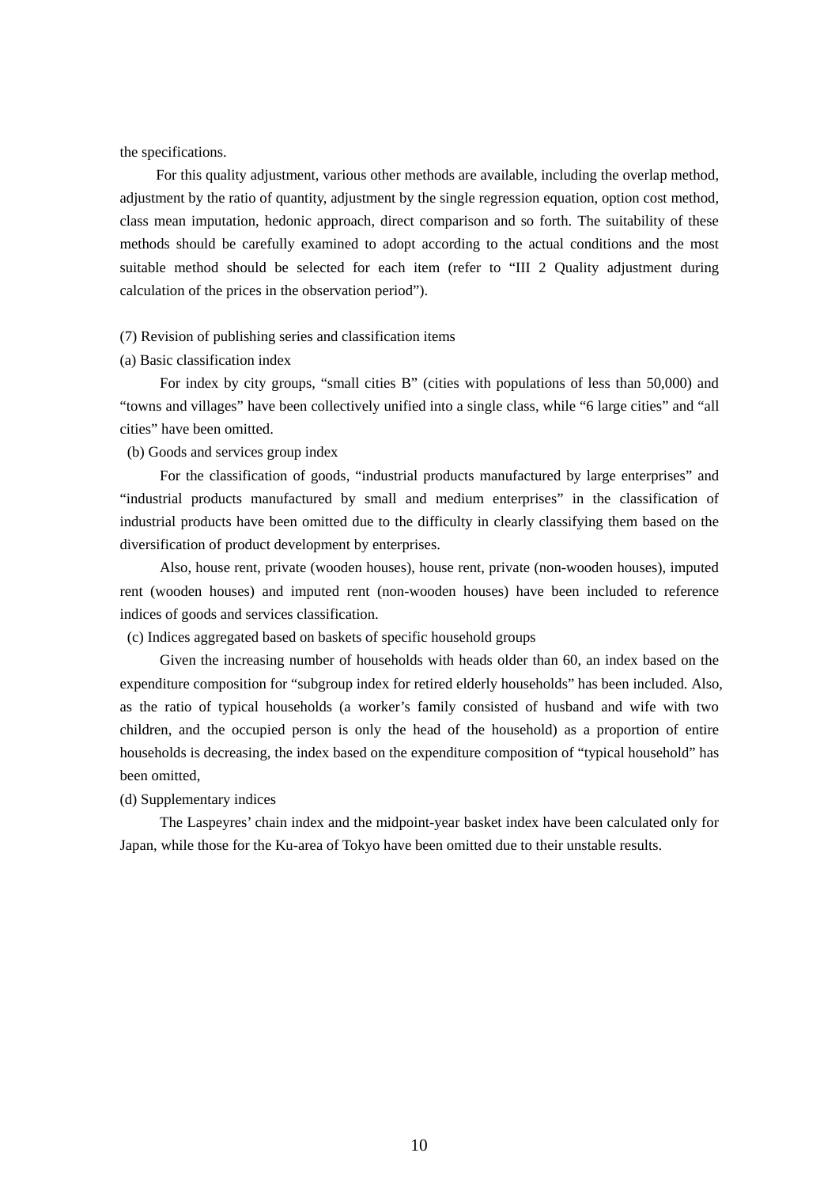the specifications.

For this quality adjustment, various other methods are available, including the overlap method, adjustment by the ratio of quantity, adjustment by the single regression equation, option cost method, class mean imputation, hedonic approach, direct comparison and so forth. The suitability of these methods should be carefully examined to adopt according to the actual conditions and the most suitable method should be selected for each item (refer to "III 2 Quality adjustment during calculation of the prices in the observation period").

(7) Revision of publishing series and classification items

(a) Basic classification index

For index by city groups, "small cities B" (cities with populations of less than 50,000) and "towns and villages" have been collectively unified into a single class, while "6 large cities" and "all cities" have been omitted.

(b) Goods and services group index

For the classification of goods, "industrial products manufactured by large enterprises" and "industrial products manufactured by small and medium enterprises" in the classification of industrial products have been omitted due to the difficulty in clearly classifying them based on the diversification of product development by enterprises.

Also, house rent, private (wooden houses), house rent, private (non-wooden houses), imputed rent (wooden houses) and imputed rent (non-wooden houses) have been included to reference indices of goods and services classification.

(c) Indices aggregated based on baskets of specific household groups

Given the increasing number of households with heads older than 60, an index based on the expenditure composition for "subgroup index for retired elderly households" has been included. Also, as the ratio of typical households (a worker's family consisted of husband and wife with two children, and the occupied person is only the head of the household) as a proportion of entire households is decreasing, the index based on the expenditure composition of "typical household" has been omitted,

(d) Supplementary indices

The Laspeyres' chain index and the midpoint-year basket index have been calculated only for Japan, while those for the Ku-area of Tokyo have been omitted due to their unstable results.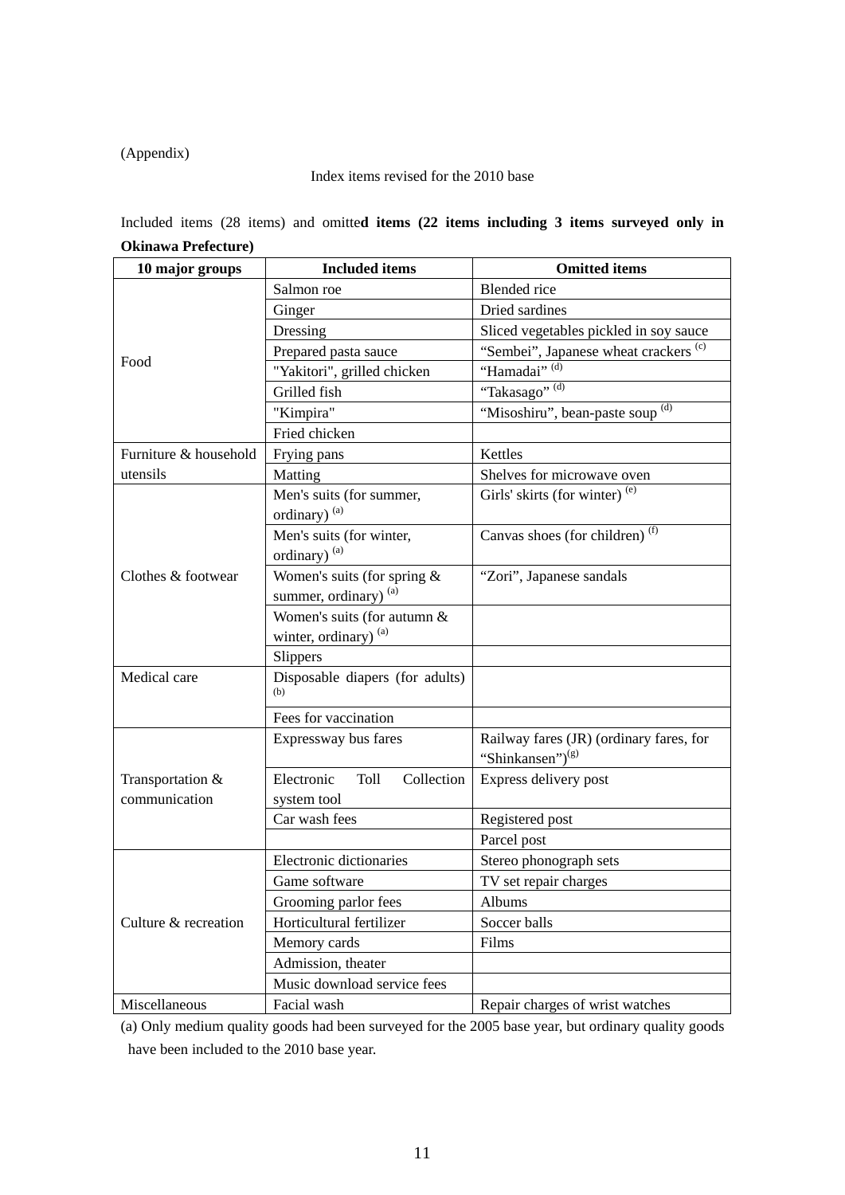(Appendix)

Index items revised for the 2010 base

Included items (28 items) and omitte**d items (22 items including 3 items surveyed only in Okinawa Prefecture)**

| 10 major groups | Included items | Omitted items |
|---|---|---|
| Food | Salmon roe | Blended rice |
| | Ginger | Dried sardines |
| | Dressing | Sliced vegetables pickled in soy sauce |
| | Prepared pasta sauce | “Sembei”, Japanese wheat crackers (c) |
| | "Yakitori", grilled chicken | “Hamadai” (d) |
| | Grilled fish | “Takasago” (d) |
| | "Kimpira" | “Misoshiru”, bean-paste soup (d) |
| | Fried chicken | |
| Furniture & household utensils | Frying pans | Kettles |
| | Matting | Shelves for microwave oven |
| Clothes & footwear | Men's suits (for summer, ordinary) (a) | Girls' skirts (for winter) (e) |
| | Men's suits (for winter, ordinary) (a) | Canvas shoes (for children) (f) |
| | Women's suits (for spring & summer, ordinary) (a) | “Zori”, Japanese sandals |
| | Women's suits (for autumn & winter, ordinary) (a) | |
| | Slippers | |
| Medical care | Disposable diapers (for adults) (b) | |
| | Fees for vaccination | |
| Transportation & communication | Expressway bus fares | Railway fares (JR) (ordinary fares, for “Shinkansen”)(g) |
| | Electronic Toll Collection system tool | Express delivery post |
| | Car wash fees | Registered post |
| | | Parcel post |
| Culture & recreation | Electronic dictionaries | Stereo phonograph sets |
| | Game software | TV set repair charges |
| | Grooming parlor fees | Albums |
| | Horticultural fertilizer | Soccer balls |
| | Memory cards | Films |
| | Admission, theater | |
| | Music download service fees | |
| Miscellaneous | Facial wash | Repair charges of wrist watches |

(a) Only medium quality goods had been surveyed for the 2005 base year, but ordinary quality goods have been included to the 2010 base year.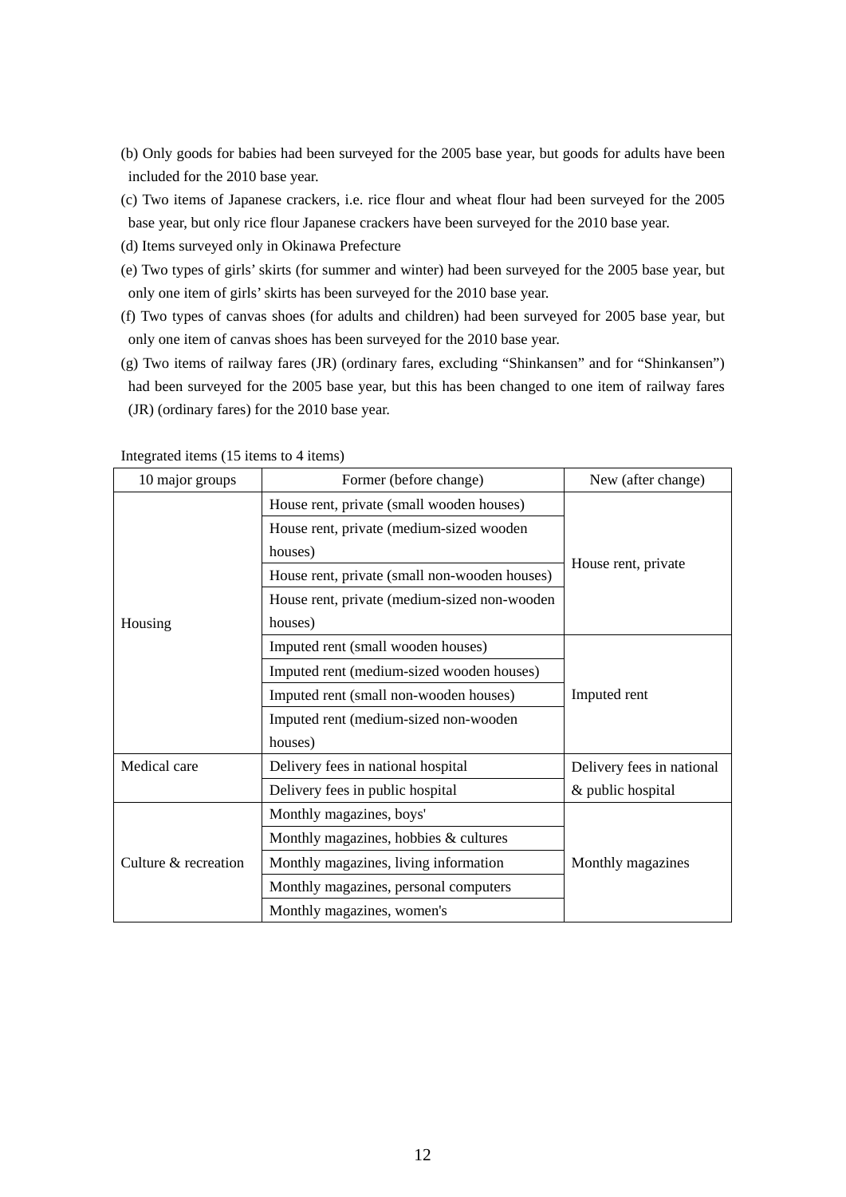(b) Only goods for babies had been surveyed for the 2005 base year, but goods for adults have been included for the 2010 base year.

(c) Two items of Japanese crackers, i.e. rice flour and wheat flour had been surveyed for the 2005 base year, but only rice flour Japanese crackers have been surveyed for the 2010 base year.

(d) Items surveyed only in Okinawa Prefecture

(e) Two types of girls' skirts (for summer and winter) had been surveyed for the 2005 base year, but only one item of girls' skirts has been surveyed for the 2010 base year.

(f) Two types of canvas shoes (for adults and children) had been surveyed for 2005 base year, but only one item of canvas shoes has been surveyed for the 2010 base year.

(g) Two items of railway fares (JR) (ordinary fares, excluding "Shinkansen" and for "Shinkansen") had been surveyed for the 2005 base year, but this has been changed to one item of railway fares (JR) (ordinary fares) for the 2010 base year.

Integrated items (15 items to 4 items)

| 10 major groups | Former (before change) | New (after change) |
|---|---|---|
| Housing | House rent, private (small wooden houses) | House rent, private |
| | House rent, private (medium-sized wooden houses) | |
| | House rent, private (small non-wooden houses) | |
| | House rent, private (medium-sized non-wooden houses) | |
| | Imputed rent (small wooden houses) | Imputed rent |
| | Imputed rent (medium-sized wooden houses) | |
| | Imputed rent (small non-wooden houses) | |
| | Imputed rent (medium-sized non-wooden houses) | |
| Medical care | Delivery fees in national hospital | Delivery fees in national & public hospital |
| | Delivery fees in public hospital | |
| Culture & recreation | Monthly magazines, boys' | Monthly magazines |
| | Monthly magazines, hobbies & cultures | |
| | Monthly magazines, living information | |
| | Monthly magazines, personal computers | |
| | Monthly magazines, women's | |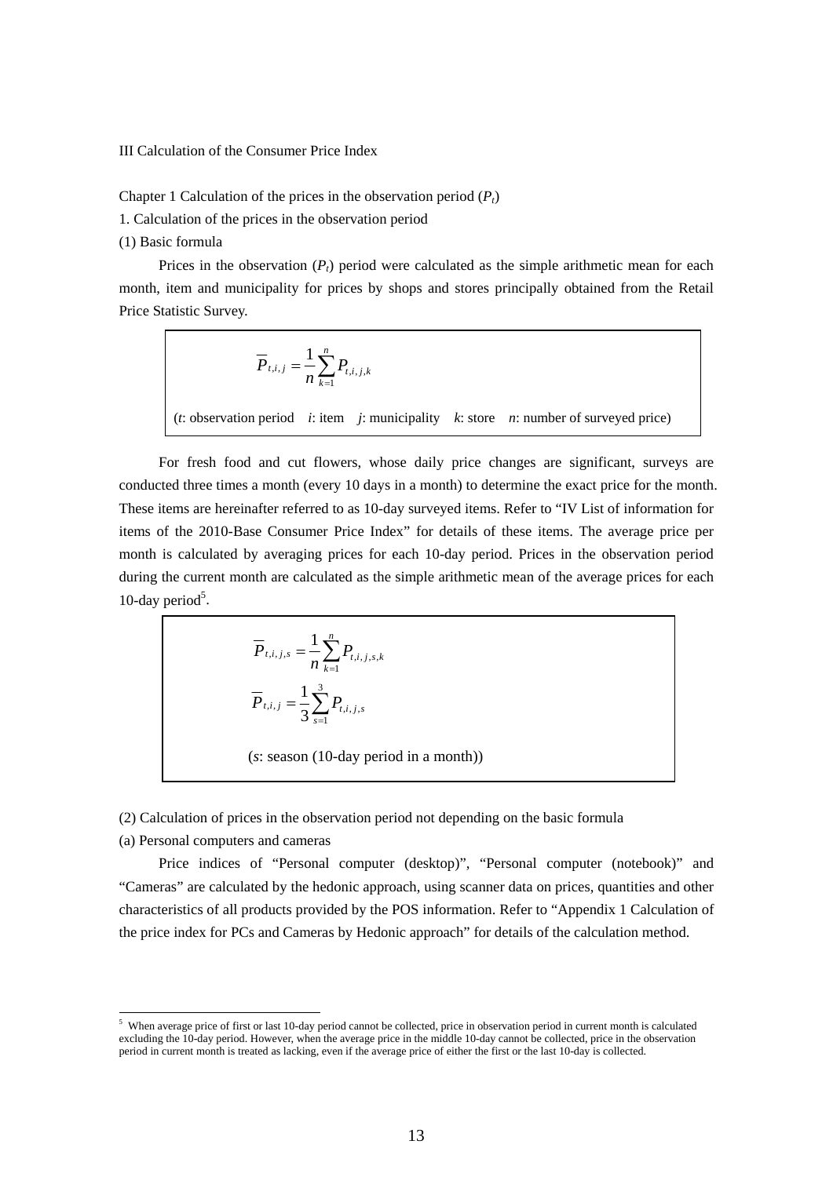# III Calculation of the Consumer Price Index

## Chapter 1 Calculation of the prices in the observation period ($P_t$)

### 1. Calculation of the prices in the observation period

#### (1) Basic formula

Prices in the observation ($P_t$) period were calculated as the simple arithmetic mean for each month, item and municipality for prices by shops and stores principally obtained from the Retail Price Statistic Survey.

$$\overline{P}_{t,i,j} = \frac{1}{n}\sum_{k=1}^{n} P_{t,i,j,k}$$

($t$: observation period $i$: item $j$: municipality $k$: store $n$: number of surveyed price)

For fresh food and cut flowers, whose daily price changes are significant, surveys are conducted three times a month (every 10 days in a month) to determine the exact price for the month. These items are hereinafter referred to as 10-day surveyed items. Refer to "IV List of information for items of the 2010-Base Consumer Price Index" for details of these items. The average price per month is calculated by averaging prices for each 10-day period. Prices in the observation period during the current month are calculated as the simple arithmetic mean of the average prices for each 10-day period[5].

$$\overline{P}_{t,i,j,s} = \frac{1}{n}\sum_{k=1}^{n} P_{t,i,j,s,k}$$

$$\overline{P}_{t,i,j} = \frac{1}{3}\sum_{s=1}^{3} P_{t,i,j,s}$$

($s$: season (10-day period in a month))

#### (2) Calculation of prices in the observation period not depending on the basic formula

(a) Personal computers and cameras

Price indices of "Personal computer (desktop)", "Personal computer (notebook)" and "Cameras" are calculated by the hedonic approach, using scanner data on prices, quantities and other characteristics of all products provided by the POS information. Refer to "Appendix 1 Calculation of the price index for PCs and Cameras by Hedonic approach" for details of the calculation method.

---

[5] When average price of first or last 10-day period cannot be collected, price in observation period in current month is calculated excluding the 10-day period. However, when the average price in the middle 10-day cannot be collected, price in the observation period in current month is treated as lacking, even if the average price of either the first or the last 10-day is collected.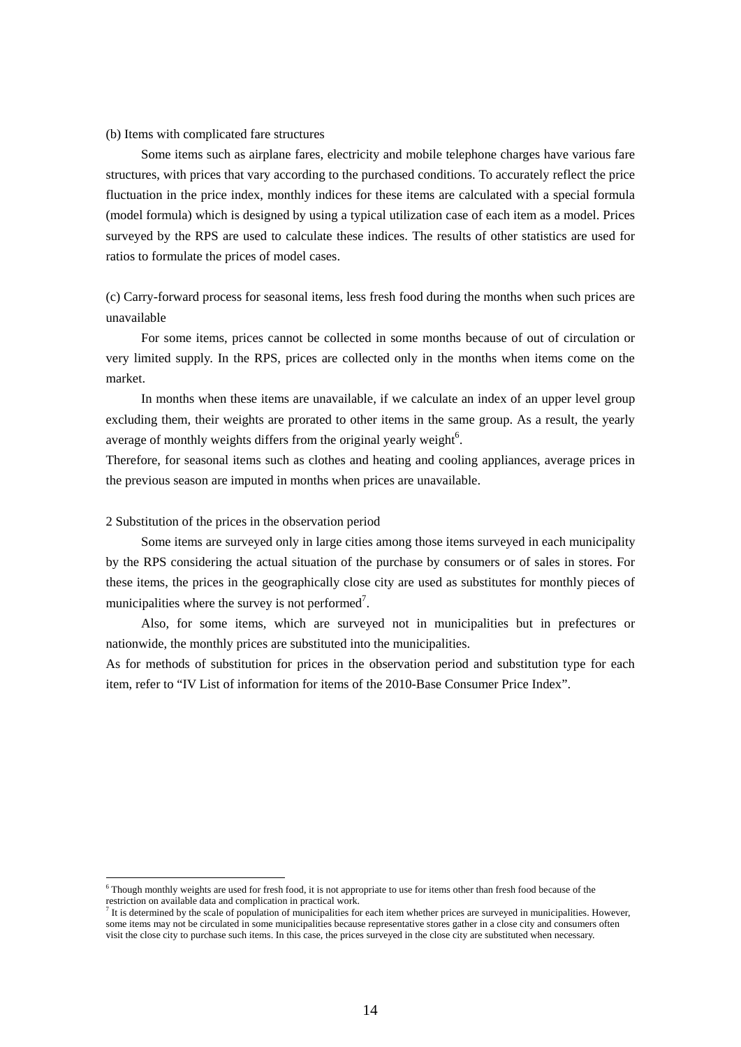(b) Items with complicated fare structures

Some items such as airplane fares, electricity and mobile telephone charges have various fare structures, with prices that vary according to the purchased conditions. To accurately reflect the price fluctuation in the price index, monthly indices for these items are calculated with a special formula (model formula) which is designed by using a typical utilization case of each item as a model. Prices surveyed by the RPS are used to calculate these indices. The results of other statistics are used for ratios to formulate the prices of model cases.

(c) Carry-forward process for seasonal items, less fresh food during the months when such prices are unavailable

For some items, prices cannot be collected in some months because of out of circulation or very limited supply. In the RPS, prices are collected only in the months when items come on the market.

In months when these items are unavailable, if we calculate an index of an upper level group excluding them, their weights are prorated to other items in the same group. As a result, the yearly average of monthly weights differs from the original yearly weight[6].

Therefore, for seasonal items such as clothes and heating and cooling appliances, average prices in the previous season are imputed in months when prices are unavailable.

2 Substitution of the prices in the observation period

Some items are surveyed only in large cities among those items surveyed in each municipality by the RPS considering the actual situation of the purchase by consumers or of sales in stores. For these items, the prices in the geographically close city are used as substitutes for monthly pieces of municipalities where the survey is not performed[7].

Also, for some items, which are surveyed not in municipalities but in prefectures or nationwide, the monthly prices are substituted into the municipalities.

As for methods of substitution for prices in the observation period and substitution type for each item, refer to "IV List of information for items of the 2010-Base Consumer Price Index".

---

[6] Though monthly weights are used for fresh food, it is not appropriate to use for items other than fresh food because of the restriction on available data and complication in practical work.

[7] It is determined by the scale of population of municipalities for each item whether prices are surveyed in municipalities. However, some items may not be circulated in some municipalities because representative stores gather in a close city and consumers often visit the close city to purchase such items. In this case, the prices surveyed in the close city are substituted when necessary.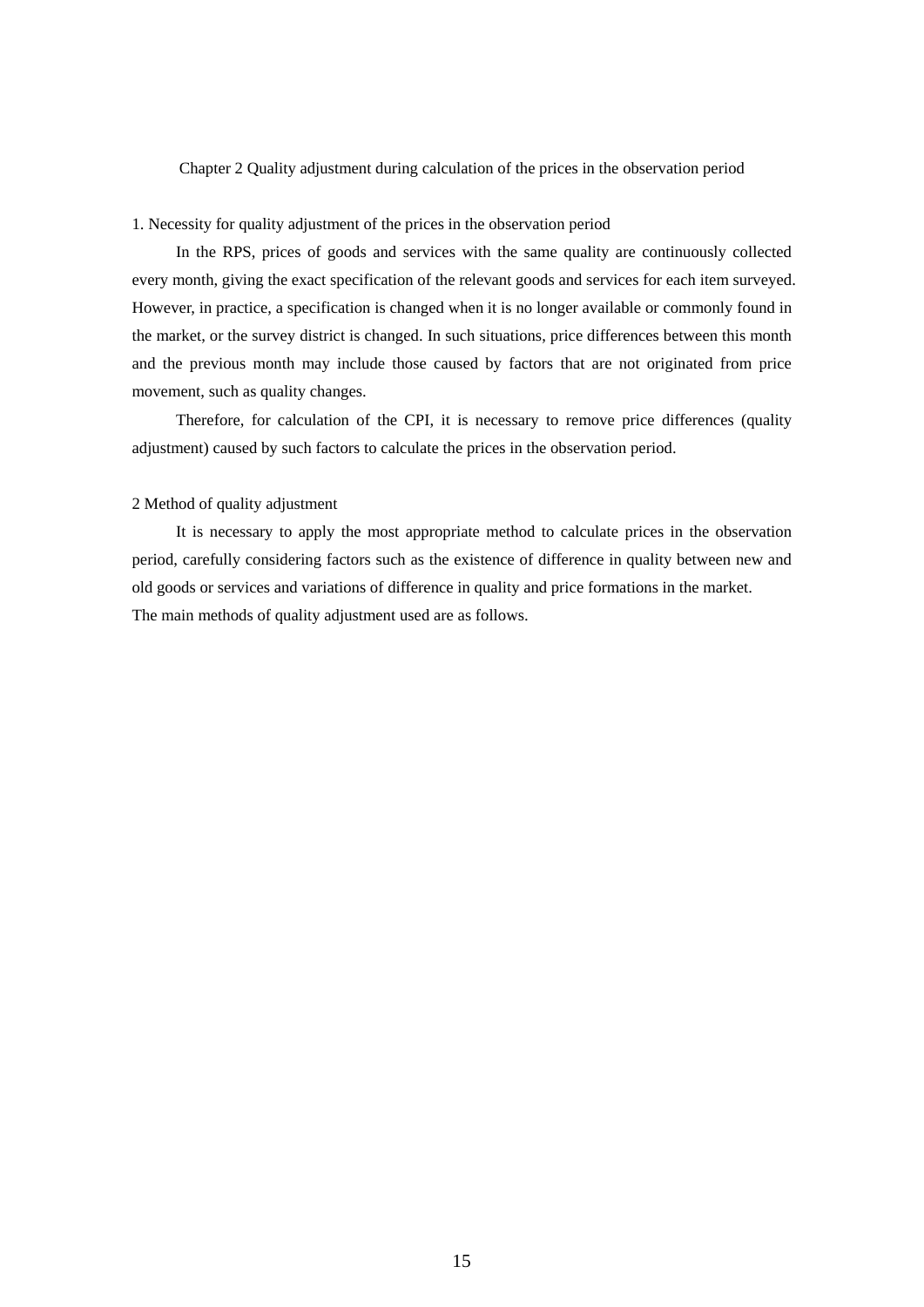# Chapter 2 Quality adjustment during calculation of the prices in the observation period

## 1. Necessity for quality adjustment of the prices in the observation period

In the RPS, prices of goods and services with the same quality are continuously collected every month, giving the exact specification of the relevant goods and services for each item surveyed. However, in practice, a specification is changed when it is no longer available or commonly found in the market, or the survey district is changed. In such situations, price differences between this month and the previous month may include those caused by factors that are not originated from price movement, such as quality changes.

Therefore, for calculation of the CPI, it is necessary to remove price differences (quality adjustment) caused by such factors to calculate the prices in the observation period.

## 2 Method of quality adjustment

It is necessary to apply the most appropriate method to calculate prices in the observation period, carefully considering factors such as the existence of difference in quality between new and old goods or services and variations of difference in quality and price formations in the market.

The main methods of quality adjustment used are as follows.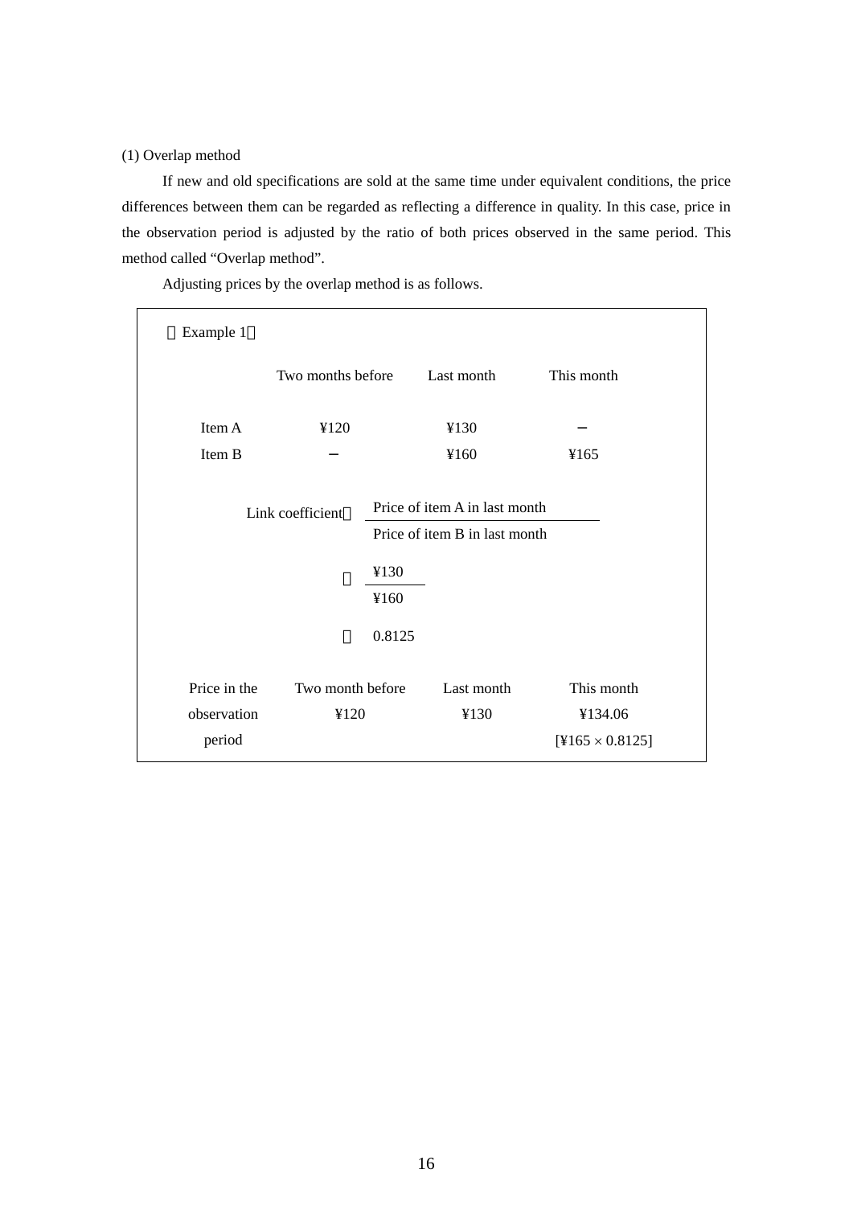(1) Overlap method

If new and old specifications are sold at the same time under equivalent conditions, the price differences between them can be regarded as reflecting a difference in quality. In this case, price in the observation period is adjusted by the ratio of both prices observed in the same period. This method called “Overlap method”.

Adjusting prices by the overlap method is as follows.

［Example 1］

| | Two months before | Last month | This month |
|---|---|---|---|
| Item A | ¥120 | ¥130 | − |
| Item B | − | ¥160 | ¥165 |

$$\text{Link coefficient} = \frac{\text{Price of item A in last month}}{\text{Price of item B in last month}} = \frac{¥130}{¥160} = 0.8125$$

| Price in the observation period | Two month before | Last month | This month |
|---|---|---|---|
| | ¥120 | ¥130 | ¥134.06 |
| | | | [¥165 × 0.8125] |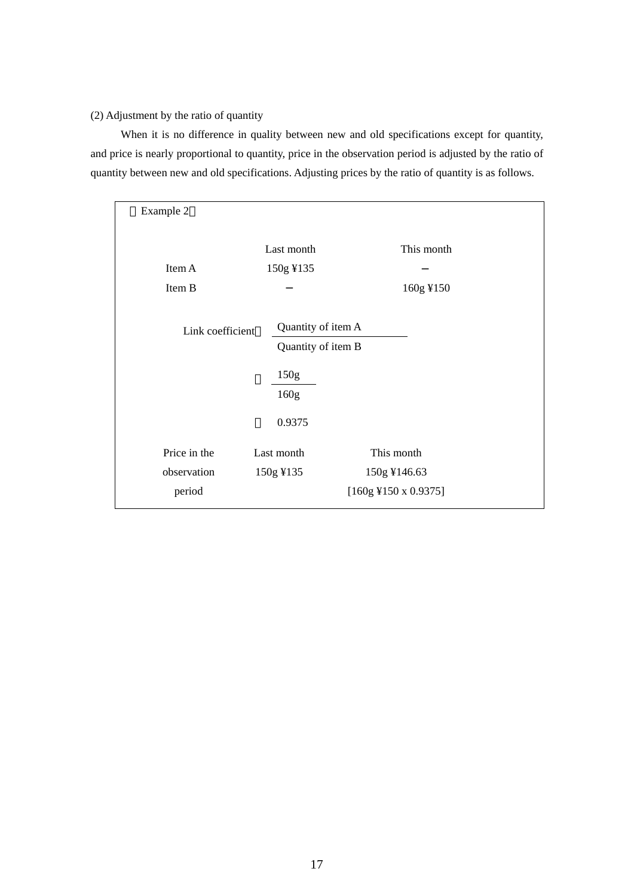(2) Adjustment by the ratio of quantity

When it is no difference in quality between new and old specifications except for quantity, and price is nearly proportional to quantity, price in the observation period is adjusted by the ratio of quantity between new and old specifications. Adjusting prices by the ratio of quantity is as follows.

【Example 2】

| | Last month | This month |
|---|---|---|
| Item A | 150g ¥135 | – |
| Item B | – | 160g ¥150 |

$$\text{Link coefficient} = \frac{\text{Quantity of item A}}{\text{Quantity of item B}}$$

$$= \frac{150\text{g}}{160\text{g}}$$

$$= 0.9375$$

| Price in the observation period | Last month | This month |
|---|---|---|
| | 150g ¥135 | 150g ¥146.63 [160g ¥150 x 0.9375] |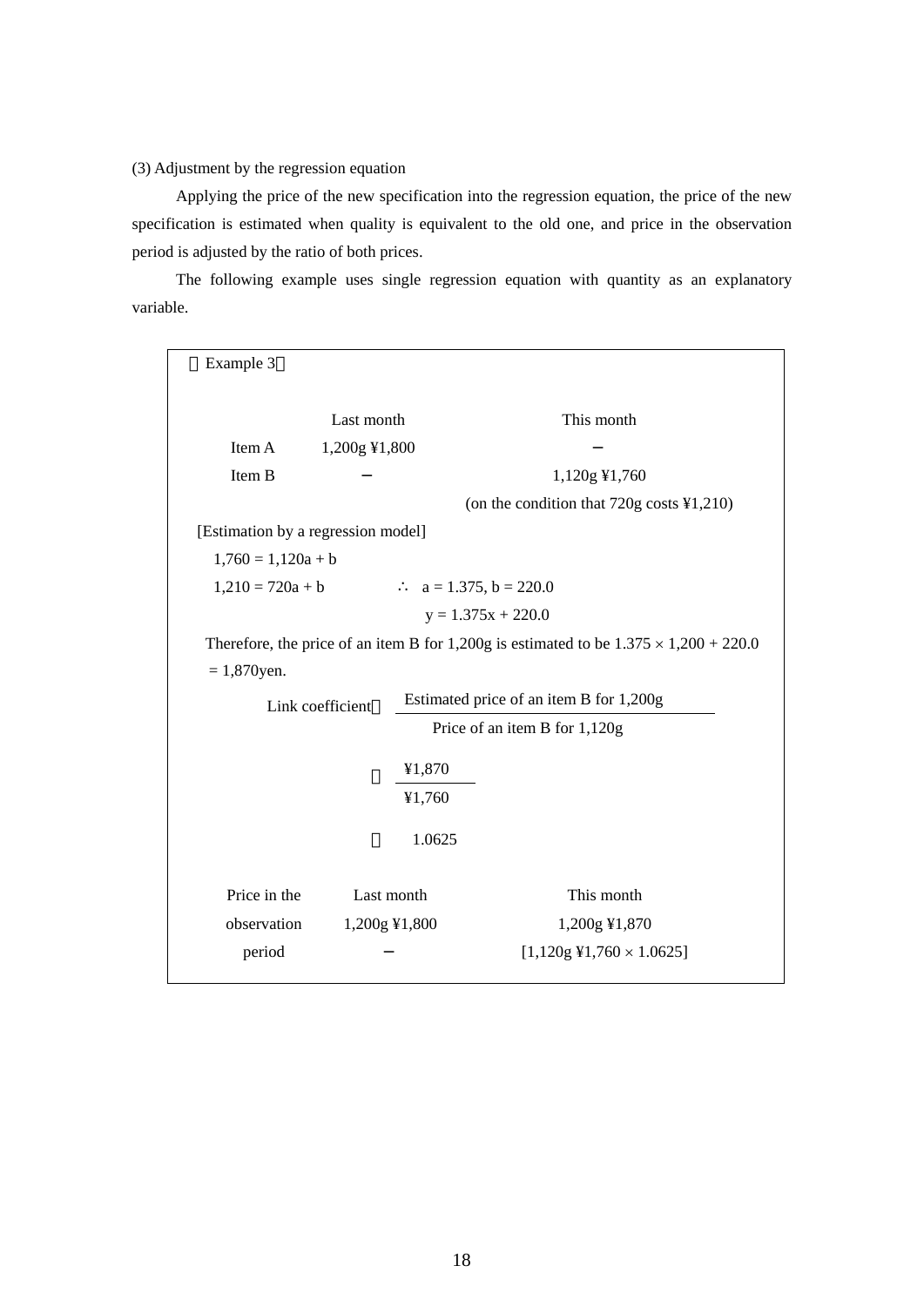(3) Adjustment by the regression equation

Applying the price of the new specification into the regression equation, the price of the new specification is estimated when quality is equivalent to the old one, and price in the observation period is adjusted by the ratio of both prices.

The following example uses single regression equation with quantity as an explanatory variable.

【Example 3】

| | Last month | This month |
|---|---|---|
| Item A | 1,200g ¥1,800 | − |
| Item B | − | 1,120g ¥1,760 |
| | | (on the condition that 720g costs ¥1,210) |

[Estimation by a regression model]

$1,760 = 1,120a + b$

$1,210 = 720a + b$ $\quad\therefore\quad a = 1.375,\ b = 220.0$

$y = 1.375x + 220.0$

Therefore, the price of an item B for 1,200g is estimated to be $1.375 \times 1,200 + 220.0 = 1,870$yen.

$$\text{Link coefficient} = \frac{\text{Estimated price of an item B for 1,200g}}{\text{Price of an item B for 1,120g}}$$

$$= \frac{¥1,870}{¥1,760}$$

$$= 1.0625$$

| Price in the observation period | Last month | This month |
|---|---|---|
| | 1,200g ¥1,800 | 1,200g ¥1,870 |
| | − | [1,120g ¥1,760 × 1.0625] |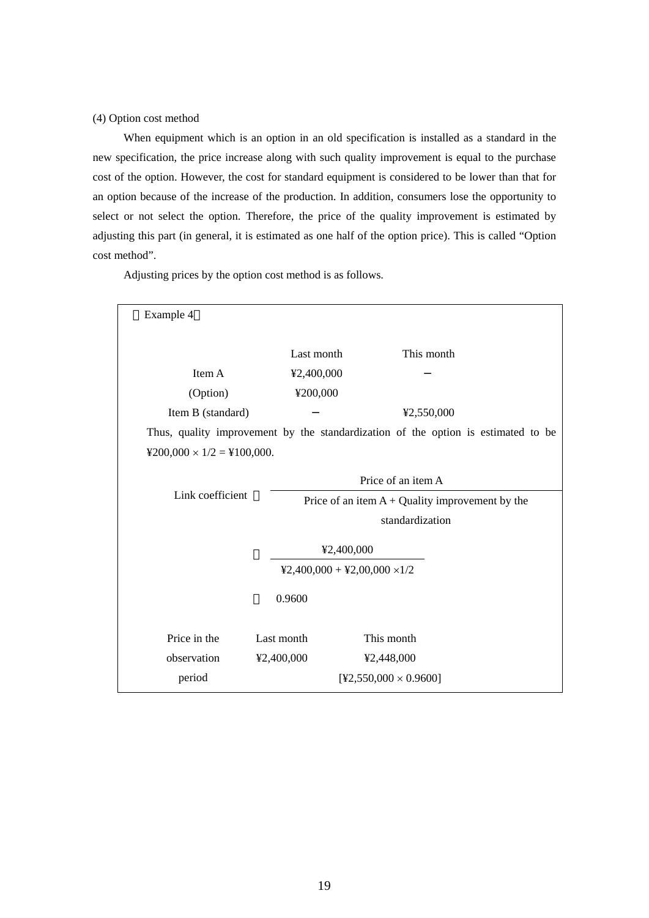(4) Option cost method

When equipment which is an option in an old specification is installed as a standard in the new specification, the price increase along with such quality improvement is equal to the purchase cost of the option. However, the cost for standard equipment is considered to be lower than that for an option because of the increase of the production. In addition, consumers lose the opportunity to select or not select the option. Therefore, the price of the quality improvement is estimated by adjusting this part (in general, it is estimated as one half of the option price). This is called “Option cost method”.

Adjusting prices by the option cost method is as follows.

〈Example 4〉

| | Last month | This month |
|---|---|---|
| Item A | ¥2,400,000 | – |
| (Option) | ¥200,000 | |
| Item B (standard) | – | ¥2,550,000 |

Thus, quality improvement by the standardization of the option is estimated to be ¥200,000 × 1/2 = ¥100,000.

$$\text{Link coefficient} = \frac{\text{Price of an item A}}{\text{Price of an item A + Quality improvement by the standardization}}$$

$$= \frac{¥2{,}400{,}000}{¥2{,}400{,}000 + ¥2{,}00{,}000 \times 1/2}$$

$$= 0.9600$$

| Price in the observation period | Last month | This month |
|---|---|---|
| | ¥2,400,000 | ¥2,448,000 [¥2,550,000 × 0.9600] |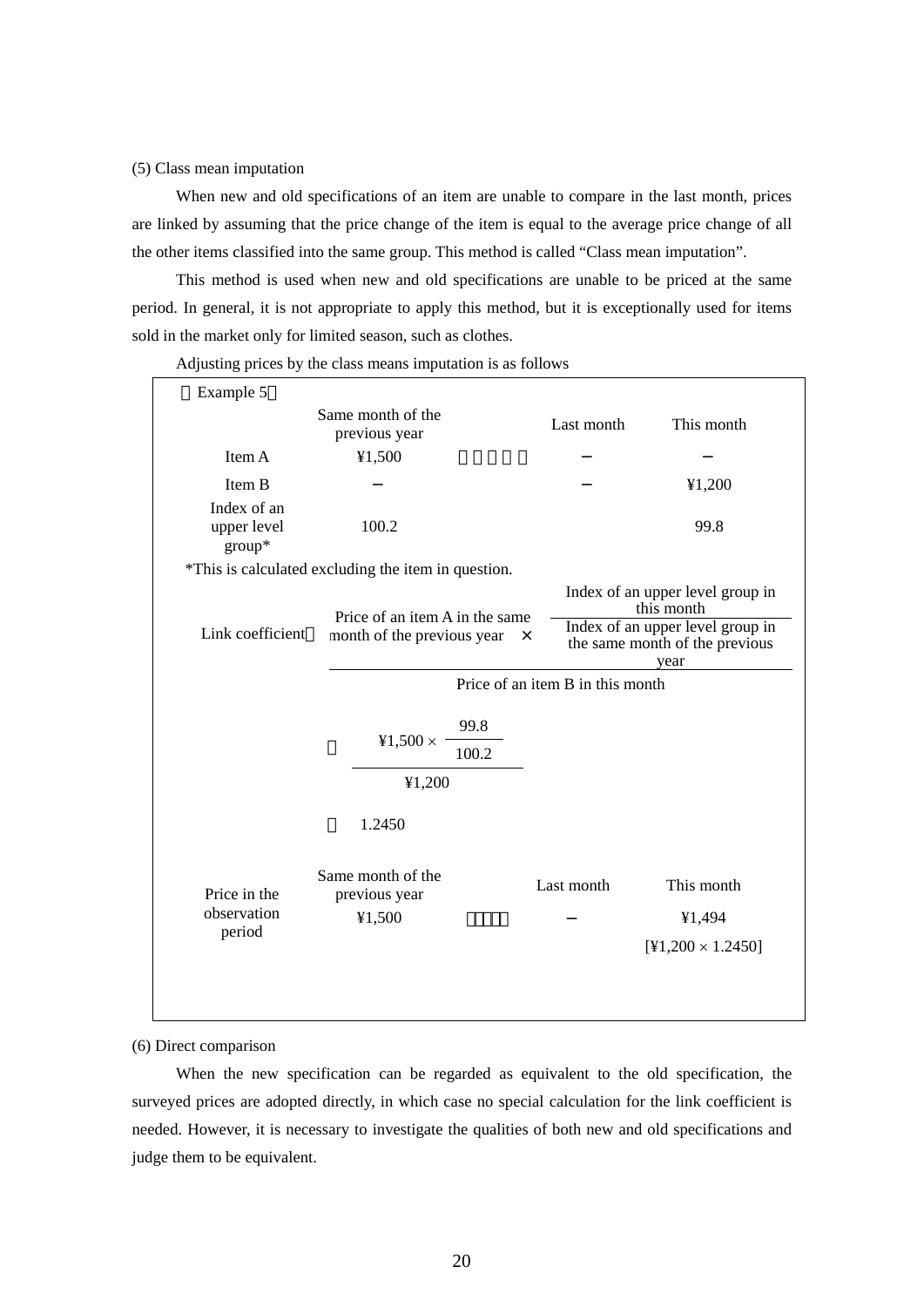(5) Class mean imputation

When new and old specifications of an item are unable to compare in the last month, prices are linked by assuming that the price change of the item is equal to the average price change of all the other items classified into the same group. This method is called “Class mean imputation”.

This method is used when new and old specifications are unable to be priced at the same period. In general, it is not appropriate to apply this method, but it is exceptionally used for items sold in the market only for limited season, such as clothes.

Adjusting prices by the class means imputation is as follows

【Example 5】

| | Same month of the previous year | | Last month | This month |
|---|---|---|---|---|
| Item A | ¥1,500 | ・・・・・ | − | − |
| Item B | − | | − | ¥1,200 |
| Index of an upper level group* | 100.2 | | | 99.8 |

*This is calculated excluding the item in question.

$$\text{Link coefficient} = \frac{\text{Price of an item A in the same month of the previous year} \times \dfrac{\text{Index of an upper level group in this month}}{\text{Index of an upper level group in the same month of the previous year}}}{\text{Price of an item B in this month}}$$

$$= \frac{¥1{,}500 \times \dfrac{99.8}{100.2}}{¥1{,}200}$$

$$= 1.2450$$

| Price in the observation period | Same month of the previous year | | Last month | This month |
|---|---|---|---|---|
| | ¥1,500 | ・・・・ | − | ¥1,494 |
| | | | | [¥1,200 × 1.2450] |

(6) Direct comparison

When the new specification can be regarded as equivalent to the old specification, the surveyed prices are adopted directly, in which case no special calculation for the link coefficient is needed. However, it is necessary to investigate the qualities of both new and old specifications and judge them to be equivalent.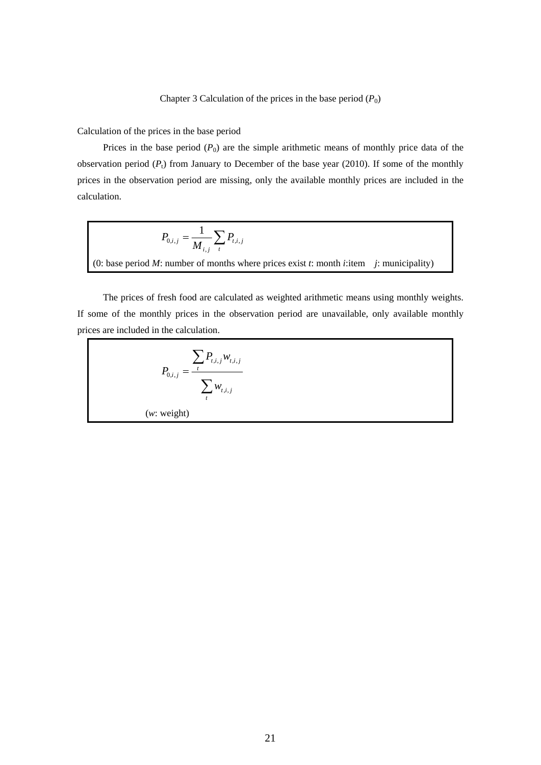## Chapter 3 Calculation of the prices in the base period ($P_0$)

Calculation of the prices in the base period

Prices in the base period ($P_0$) are the simple arithmetic means of monthly price data of the observation period ($P_t$) from January to December of the base year (2010). If some of the monthly prices in the observation period are missing, only the available monthly prices are included in the calculation.

$$P_{0,i,j} = \frac{1}{M_{i,j}} \sum_{t} P_{t,i,j}$$

(0: base period $M$: number of months where prices exist $t$: month $i$:item $j$: municipality)

The prices of fresh food are calculated as weighted arithmetic means using monthly weights. If some of the monthly prices in the observation period are unavailable, only available monthly prices are included in the calculation.

$$P_{0,i,j} = \frac{\sum_{t} P_{t,i,j} w_{t,i,j}}{\sum_{t} w_{t,i,j}}$$

($w$: weight)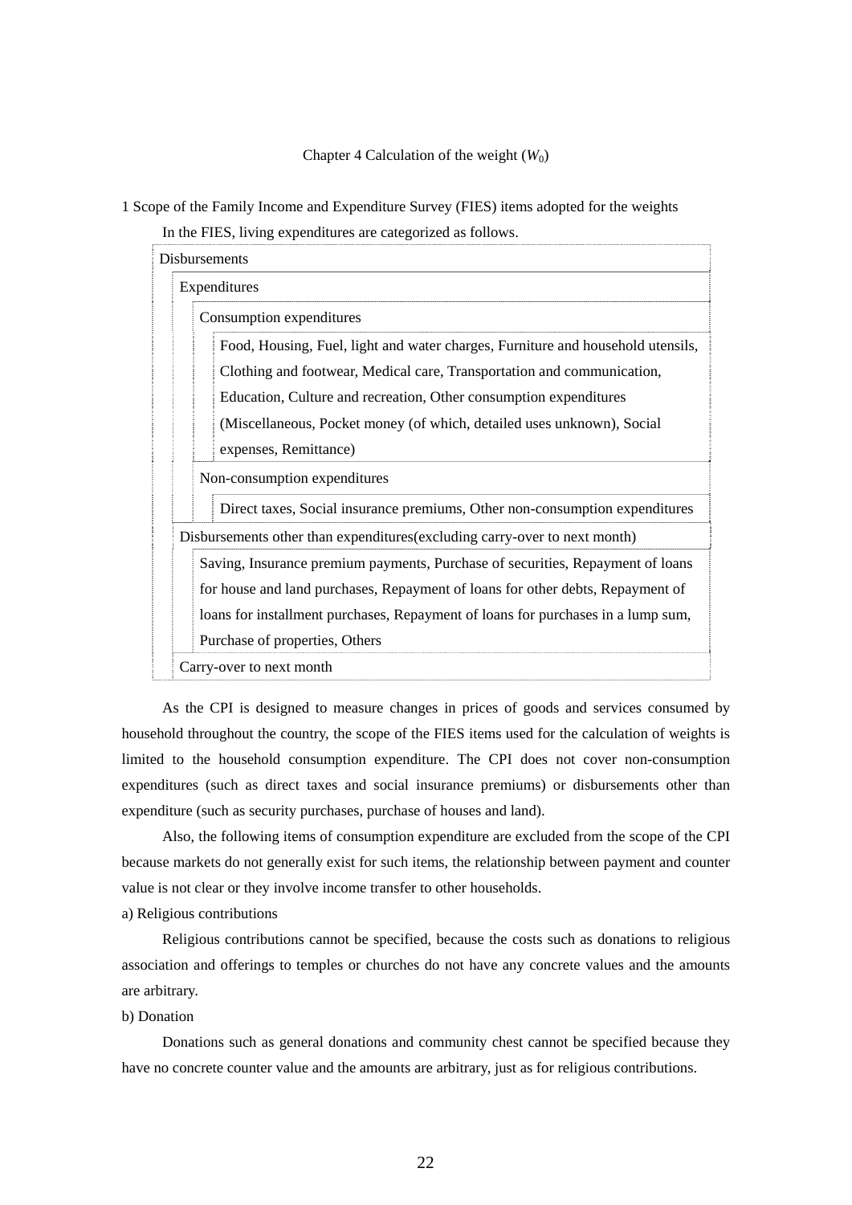# Chapter 4 Calculation of the weight ($W_0$)

## 1 Scope of the Family Income and Expenditure Survey (FIES) items adopted for the weights

In the FIES, living expenditures are categorized as follows.

- Disbursements
  - Expenditures
    - Consumption expenditures
      - Food, Housing, Fuel, light and water charges, Furniture and household utensils, Clothing and footwear, Medical care, Transportation and communication, Education, Culture and recreation, Other consumption expenditures (Miscellaneous, Pocket money (of which, detailed uses unknown), Social expenses, Remittance)
    - Non-consumption expenditures
      - Direct taxes, Social insurance premiums, Other non-consumption expenditures
  - Disbursements other than expenditures(excluding carry-over to next month)
    - Saving, Insurance premium payments, Purchase of securities, Repayment of loans for house and land purchases, Repayment of loans for other debts, Repayment of loans for installment purchases, Repayment of loans for purchases in a lump sum, Purchase of properties, Others
  - Carry-over to next month

As the CPI is designed to measure changes in prices of goods and services consumed by household throughout the country, the scope of the FIES items used for the calculation of weights is limited to the household consumption expenditure. The CPI does not cover non-consumption expenditures (such as direct taxes and social insurance premiums) or disbursements other than expenditure (such as security purchases, purchase of houses and land).

Also, the following items of consumption expenditure are excluded from the scope of the CPI because markets do not generally exist for such items, the relationship between payment and counter value is not clear or they involve income transfer to other households.

a) Religious contributions

Religious contributions cannot be specified, because the costs such as donations to religious association and offerings to temples or churches do not have any concrete values and the amounts are arbitrary.

b) Donation

Donations such as general donations and community chest cannot be specified because they have no concrete counter value and the amounts are arbitrary, just as for religious contributions.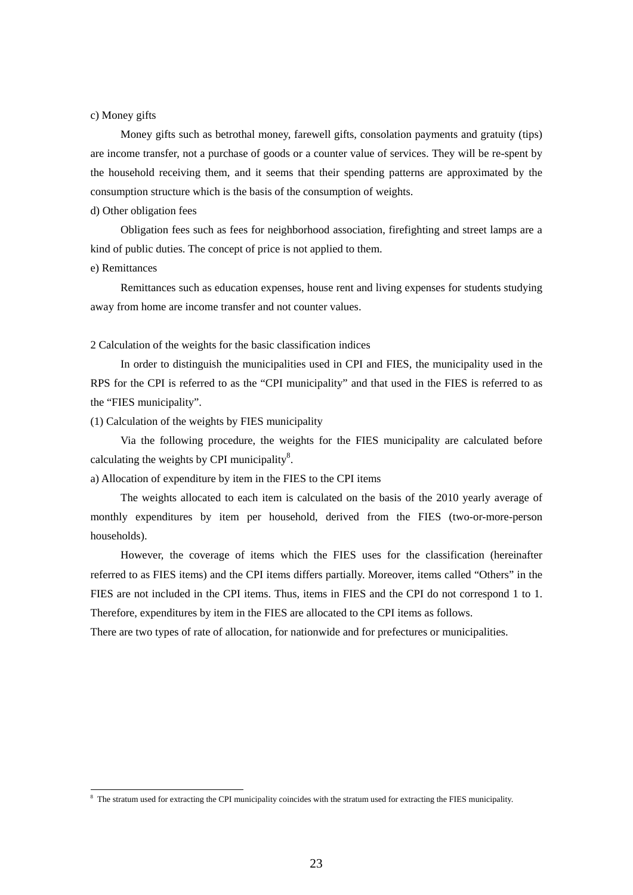c) Money gifts

Money gifts such as betrothal money, farewell gifts, consolation payments and gratuity (tips) are income transfer, not a purchase of goods or a counter value of services. They will be re-spent by the household receiving them, and it seems that their spending patterns are approximated by the consumption structure which is the basis of the consumption of weights.

d) Other obligation fees

Obligation fees such as fees for neighborhood association, firefighting and street lamps are a kind of public duties. The concept of price is not applied to them.

e) Remittances

Remittances such as education expenses, house rent and living expenses for students studying away from home are income transfer and not counter values.

2 Calculation of the weights for the basic classification indices

In order to distinguish the municipalities used in CPI and FIES, the municipality used in the RPS for the CPI is referred to as the "CPI municipality" and that used in the FIES is referred to as the "FIES municipality".

(1) Calculation of the weights by FIES municipality

Via the following procedure, the weights for the FIES municipality are calculated before calculating the weights by CPI municipality[8].

a) Allocation of expenditure by item in the FIES to the CPI items

The weights allocated to each item is calculated on the basis of the 2010 yearly average of monthly expenditures by item per household, derived from the FIES (two-or-more-person households).

However, the coverage of items which the FIES uses for the classification (hereinafter referred to as FIES items) and the CPI items differs partially. Moreover, items called "Others" in the FIES are not included in the CPI items. Thus, items in FIES and the CPI do not correspond 1 to 1. Therefore, expenditures by item in the FIES are allocated to the CPI items as follows.

There are two types of rate of allocation, for nationwide and for prefectures or municipalities.

[8] The stratum used for extracting the CPI municipality coincides with the stratum used for extracting the FIES municipality.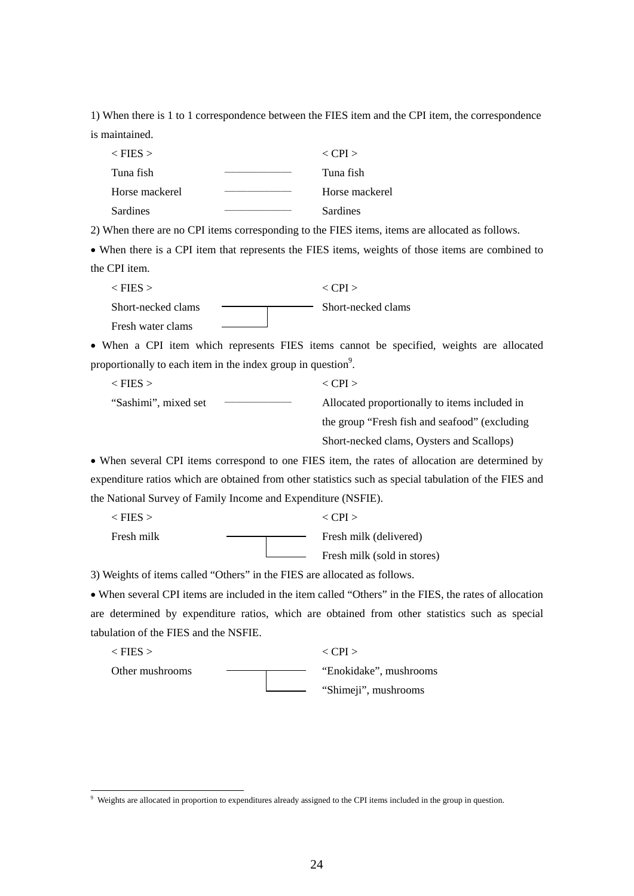1) When there is 1 to 1 correspondence between the FIES item and the CPI item, the correspondence is maintained.

| < FIES > | | < CPI > |
|---|---|---|
| Tuna fish | ―――― | Tuna fish |
| Horse mackerel | ―――― | Horse mackerel |
| Sardines | ―――― | Sardines |

2) When there are no CPI items corresponding to the FIES items, items are allocated as follows.

• When there is a CPI item that represents the FIES items, weights of those items are combined to the CPI item.

| < FIES > | | < CPI > |
|---|---|---|
| Short-necked clams | ┐ | Short-necked clams |
| Fresh water clams | ┘ | |

• When a CPI item which represents FIES items cannot be specified, weights are allocated proportionally to each item in the index group in question[9].

| < FIES > | | < CPI > |
|---|---|---|
| "Sashimi", mixed set | ―――― | Allocated proportionally to items included in the group "Fresh fish and seafood" (excluding Short-necked clams, Oysters and Scallops) |

• When several CPI items correspond to one FIES item, the rates of allocation are determined by expenditure ratios which are obtained from other statistics such as special tabulation of the FIES and the National Survey of Family Income and Expenditure (NSFIE).

| < FIES > | | < CPI > |
|---|---|---|
| Fresh milk | ┬ | Fresh milk (delivered) |
| | └ | Fresh milk (sold in stores) |

3) Weights of items called "Others" in the FIES are allocated as follows.

• When several CPI items are included in the item called "Others" in the FIES, the rates of allocation are determined by expenditure ratios, which are obtained from other statistics such as special tabulation of the FIES and the NSFIE.

| < FIES > | | < CPI > |
|---|---|---|
| Other mushrooms | ┬ | "Enokidake", mushrooms |
| | └ | "Shimeji", mushrooms |

---

[9] Weights are allocated in proportion to expenditures already assigned to the CPI items included in the group in question.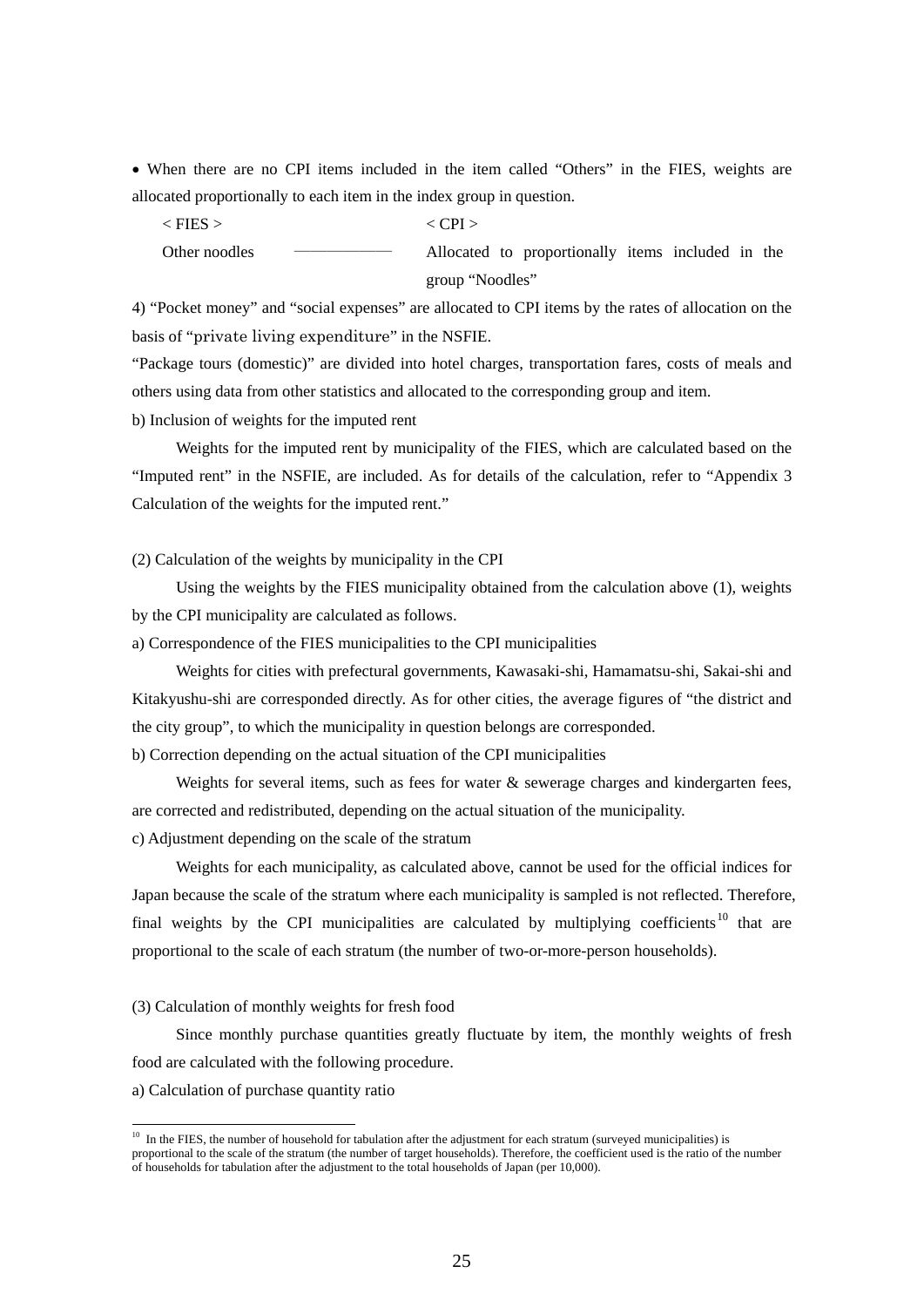- When there are no CPI items included in the item called "Others" in the FIES, weights are allocated proportionally to each item in the index group in question.

| < FIES > | | < CPI > |
|---|---|---|
| Other noodles | ———————— | Allocated to proportionally items included in the group "Noodles" |

4) "Pocket money" and "social expenses" are allocated to CPI items by the rates of allocation on the basis of "private living expenditure" in the NSFIE.

"Package tours (domestic)" are divided into hotel charges, transportation fares, costs of meals and others using data from other statistics and allocated to the corresponding group and item.

b) Inclusion of weights for the imputed rent

Weights for the imputed rent by municipality of the FIES, which are calculated based on the "Imputed rent" in the NSFIE, are included. As for details of the calculation, refer to "Appendix 3 Calculation of the weights for the imputed rent."

(2) Calculation of the weights by municipality in the CPI

Using the weights by the FIES municipality obtained from the calculation above (1), weights by the CPI municipality are calculated as follows.

a) Correspondence of the FIES municipalities to the CPI municipalities

Weights for cities with prefectural governments, Kawasaki-shi, Hamamatsu-shi, Sakai-shi and Kitakyushu-shi are corresponded directly. As for other cities, the average figures of "the district and the city group", to which the municipality in question belongs are corresponded.

b) Correction depending on the actual situation of the CPI municipalities

Weights for several items, such as fees for water & sewerage charges and kindergarten fees, are corrected and redistributed, depending on the actual situation of the municipality.

c) Adjustment depending on the scale of the stratum

Weights for each municipality, as calculated above, cannot be used for the official indices for Japan because the scale of the stratum where each municipality is sampled is not reflected. Therefore, final weights by the CPI municipalities are calculated by multiplying coefficients[10] that are proportional to the scale of each stratum (the number of two-or-more-person households).

(3) Calculation of monthly weights for fresh food

Since monthly purchase quantities greatly fluctuate by item, the monthly weights of fresh food are calculated with the following procedure.

a) Calculation of purchase quantity ratio

---

[10] In the FIES, the number of household for tabulation after the adjustment for each stratum (surveyed municipalities) is proportional to the scale of the stratum (the number of target households). Therefore, the coefficient used is the ratio of the number of households for tabulation after the adjustment to the total households of Japan (per 10,000).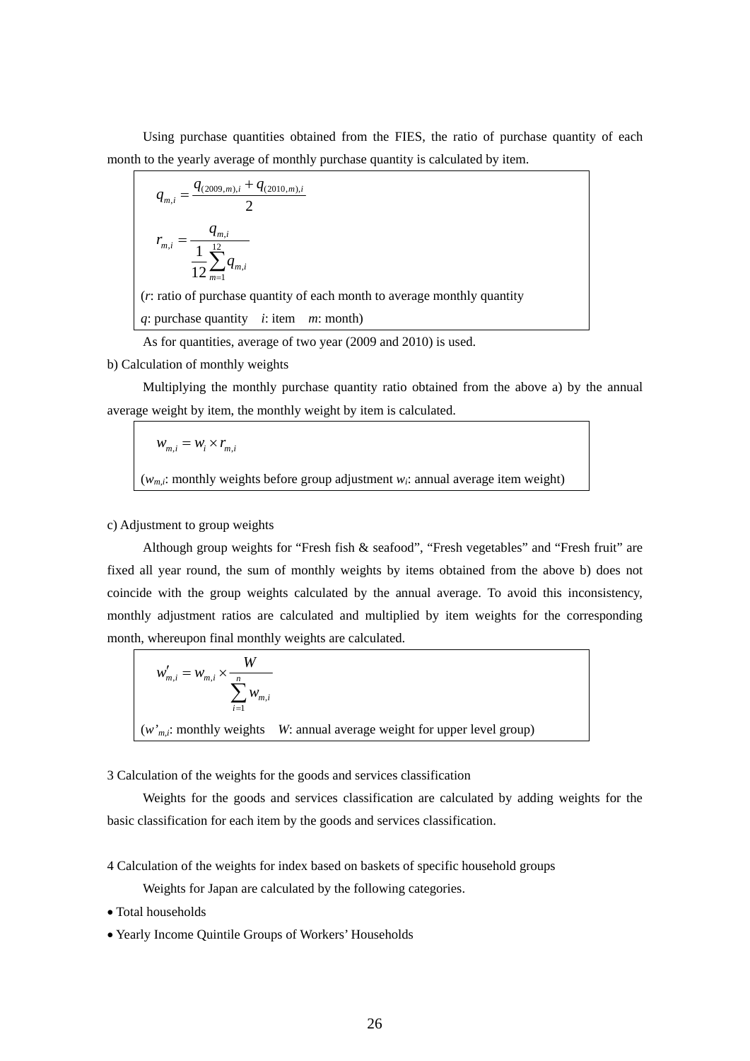Using purchase quantities obtained from the FIES, the ratio of purchase quantity of each month to the yearly average of monthly purchase quantity is calculated by item.

$$q_{m,i} = \frac{q_{(2009,m),i} + q_{(2010,m),i}}{2}$$

$$r_{m,i} = \frac{q_{m,i}}{\frac{1}{12}\sum_{m=1}^{12} q_{m,i}}$$

($r$: ratio of purchase quantity of each month to average monthly quantity
$q$: purchase quantity　$i$: item　$m$: month)

As for quantities, average of two year (2009 and 2010) is used.

b) Calculation of monthly weights

Multiplying the monthly purchase quantity ratio obtained from the above a) by the annual average weight by item, the monthly weight by item is calculated.

$$w_{m,i} = w_i \times r_{m,i}$$

($w_{m,i}$: monthly weights before group adjustment $w_i$: annual average item weight)

c) Adjustment to group weights

Although group weights for “Fresh fish & seafood”, “Fresh vegetables” and “Fresh fruit” are fixed all year round, the sum of monthly weights by items obtained from the above b) does not coincide with the group weights calculated by the annual average. To avoid this inconsistency, monthly adjustment ratios are calculated and multiplied by item weights for the corresponding month, whereupon final monthly weights are calculated.

$$w'_{m,i} = w_{m,i} \times \frac{W}{\sum_{i=1}^{n} w_{m,i}}$$

($w'_{m,i}$: monthly weights　$W$: annual average weight for upper level group)

3 Calculation of the weights for the goods and services classification

Weights for the goods and services classification are calculated by adding weights for the basic classification for each item by the goods and services classification.

4 Calculation of the weights for index based on baskets of specific household groups

Weights for Japan are calculated by the following categories.

- Total households
- Yearly Income Quintile Groups of Workers’ Households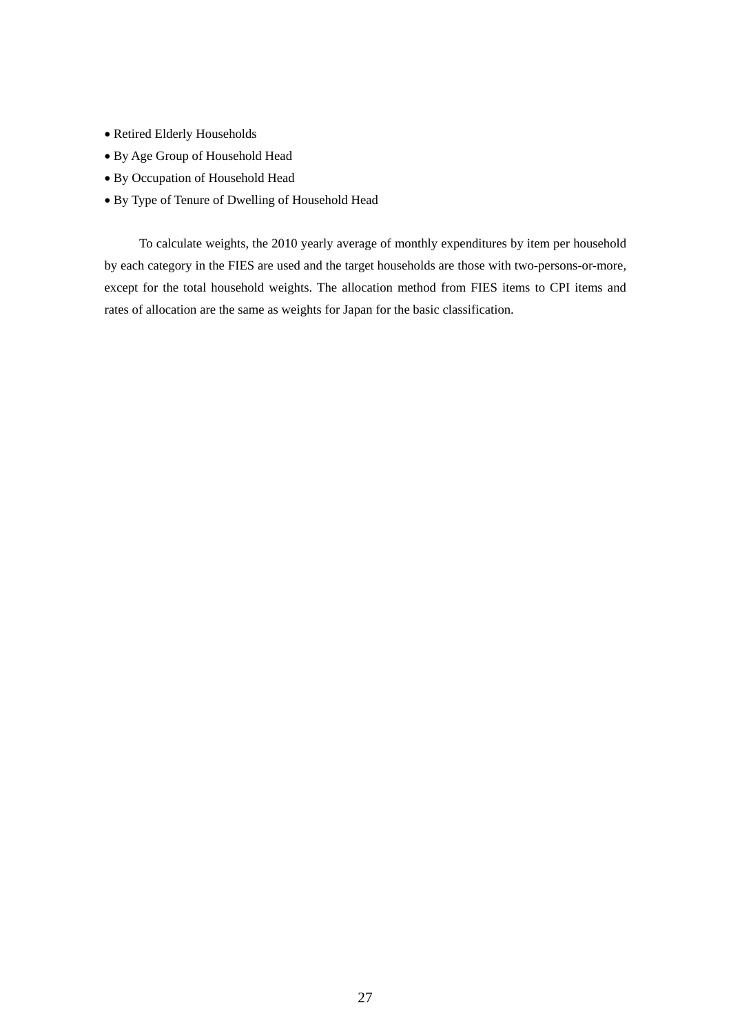- Retired Elderly Households
- By Age Group of Household Head
- By Occupation of Household Head
- By Type of Tenure of Dwelling of Household Head

To calculate weights, the 2010 yearly average of monthly expenditures by item per household by each category in the FIES are used and the target households are those with two-persons-or-more, except for the total household weights. The allocation method from FIES items to CPI items and rates of allocation are the same as weights for Japan for the basic classification.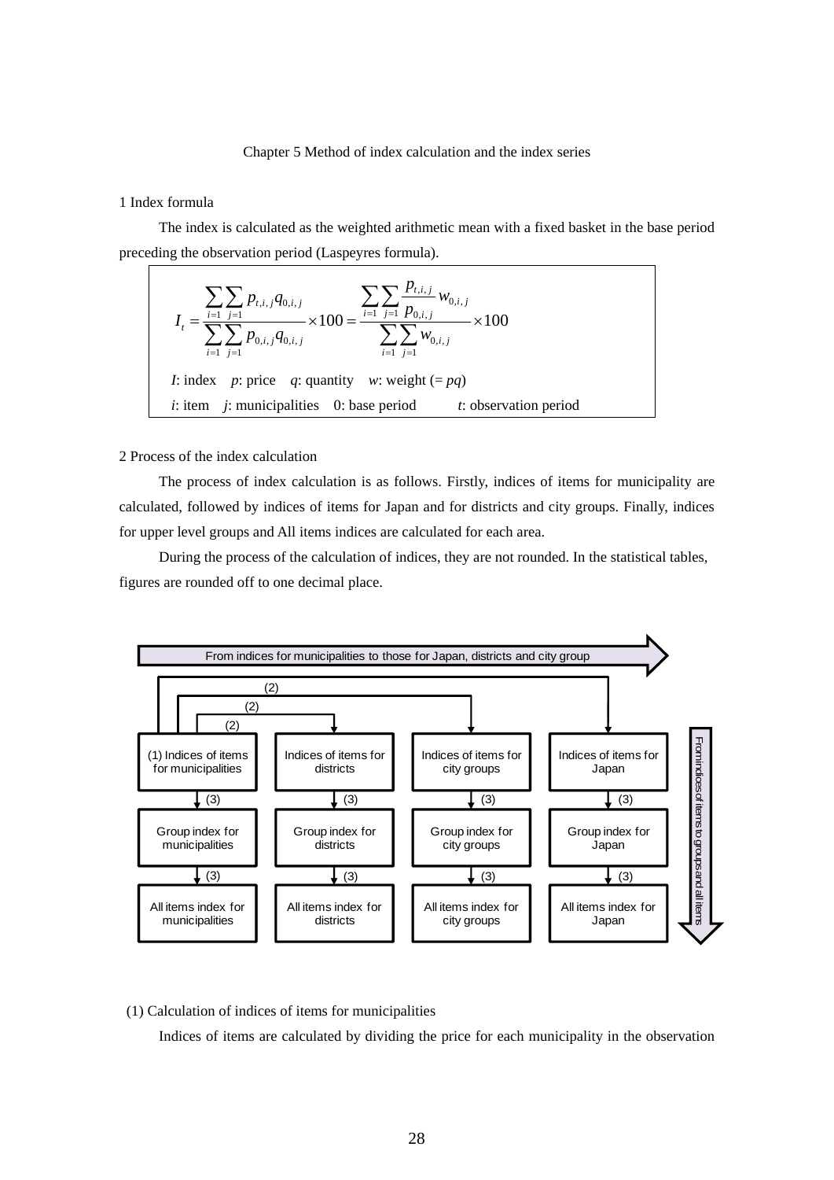## Chapter 5 Method of index calculation and the index series

### 1 Index formula

The index is calculated as the weighted arithmetic mean with a fixed basket in the base period preceding the observation period (Laspeyres formula).

$$I_t = \frac{\sum_{i=1}\sum_{j=1} p_{t,i,j} q_{0,i,j}}{\sum_{i=1}\sum_{j=1} p_{0,i,j} q_{0,i,j}} \times 100 = \frac{\sum_{i=1}\sum_{j=1} \frac{p_{t,i,j}}{p_{0,i,j}} w_{0,i,j}}{\sum_{i=1}\sum_{j=1} w_{0,i,j}} \times 100$$

$I$: index $p$: price $q$: quantity $w$: weight ($= pq$)

$i$: item $j$: municipalities 0: base period $t$: observation period

### 2 Process of the index calculation

The process of index calculation is as follows. Firstly, indices of items for municipality are calculated, followed by indices of items for Japan and for districts and city groups. Finally, indices for upper level groups and All items indices are calculated for each area.

During the process of the calculation of indices, they are not rounded. In the statistical tables, figures are rounded off to one decimal place.

From indices for municipalities to those for Japan, districts and city group

| (1) Indices of items for municipalities | Indices of items for districts | Indices of items for city groups | Indices of items for Japan |
|---|---|---|---|
| ↓ (3) | ↓ (3) | ↓ (3) | ↓ (3) |
| Group index for municipalities | Group index for districts | Group index for city groups | Group index for Japan |
| ↓ (3) | ↓ (3) | ↓ (3) | ↓ (3) |
| All items index for municipalities | All items index for districts | All items index for city groups | All items index for Japan |

(2): Indices of items for municipalities → Indices of items for districts, city groups and Japan

From indices of items to groups and all items

#### (1) Calculation of indices of items for municipalities

Indices of items are calculated by dividing the price for each municipality in the observation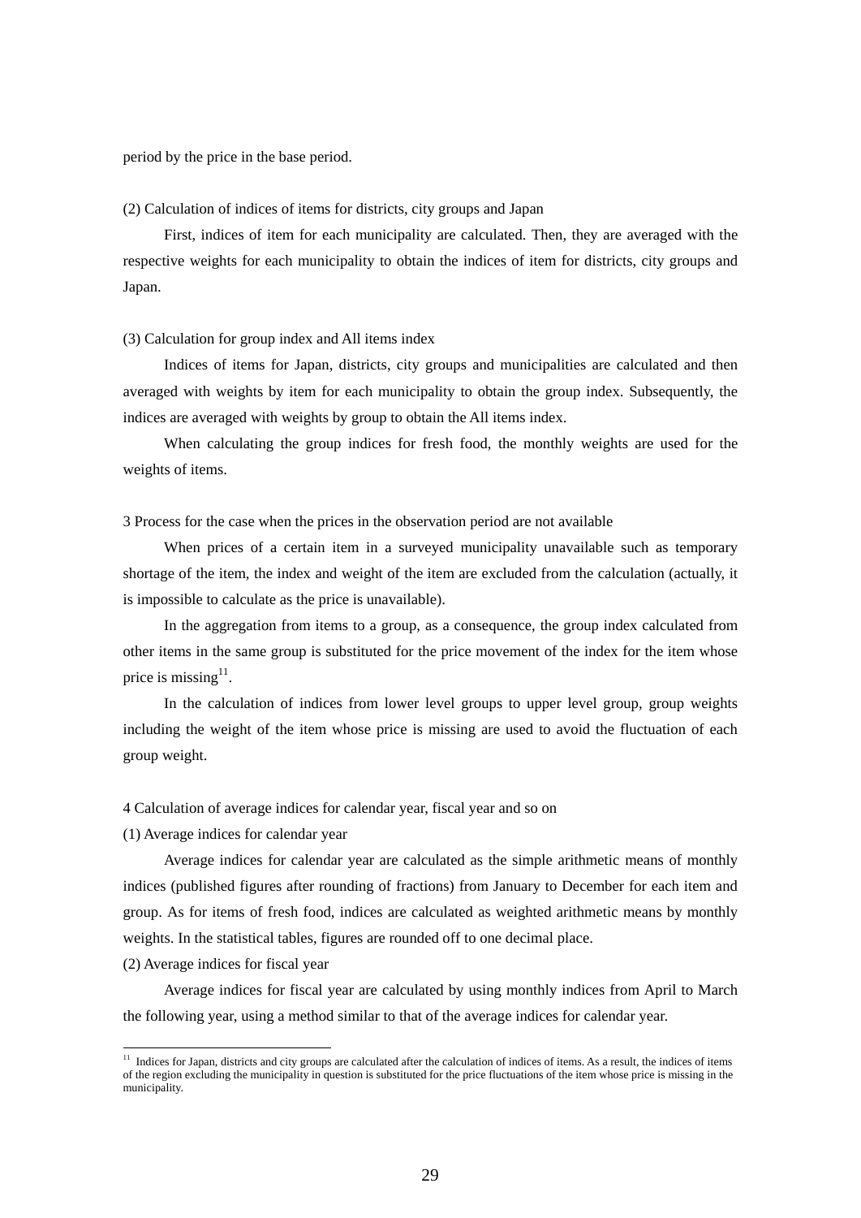period by the price in the base period.

(2) Calculation of indices of items for districts, city groups and Japan

First, indices of item for each municipality are calculated. Then, they are averaged with the respective weights for each municipality to obtain the indices of item for districts, city groups and Japan.

(3) Calculation for group index and All items index

Indices of items for Japan, districts, city groups and municipalities are calculated and then averaged with weights by item for each municipality to obtain the group index. Subsequently, the indices are averaged with weights by group to obtain the All items index.

When calculating the group indices for fresh food, the monthly weights are used for the weights of items.

3 Process for the case when the prices in the observation period are not available

When prices of a certain item in a surveyed municipality unavailable such as temporary shortage of the item, the index and weight of the item are excluded from the calculation (actually, it is impossible to calculate as the price is unavailable).

In the aggregation from items to a group, as a consequence, the group index calculated from other items in the same group is substituted for the price movement of the index for the item whose price is missing[11].

In the calculation of indices from lower level groups to upper level group, group weights including the weight of the item whose price is missing are used to avoid the fluctuation of each group weight.

4 Calculation of average indices for calendar year, fiscal year and so on

(1) Average indices for calendar year

Average indices for calendar year are calculated as the simple arithmetic means of monthly indices (published figures after rounding of fractions) from January to December for each item and group. As for items of fresh food, indices are calculated as weighted arithmetic means by monthly weights. In the statistical tables, figures are rounded off to one decimal place.

(2) Average indices for fiscal year

Average indices for fiscal year are calculated by using monthly indices from April to March the following year, using a method similar to that of the average indices for calendar year.

---

[11] Indices for Japan, districts and city groups are calculated after the calculation of indices of items. As a result, the indices of items of the region excluding the municipality in question is substituted for the price fluctuations of the item whose price is missing in the municipality.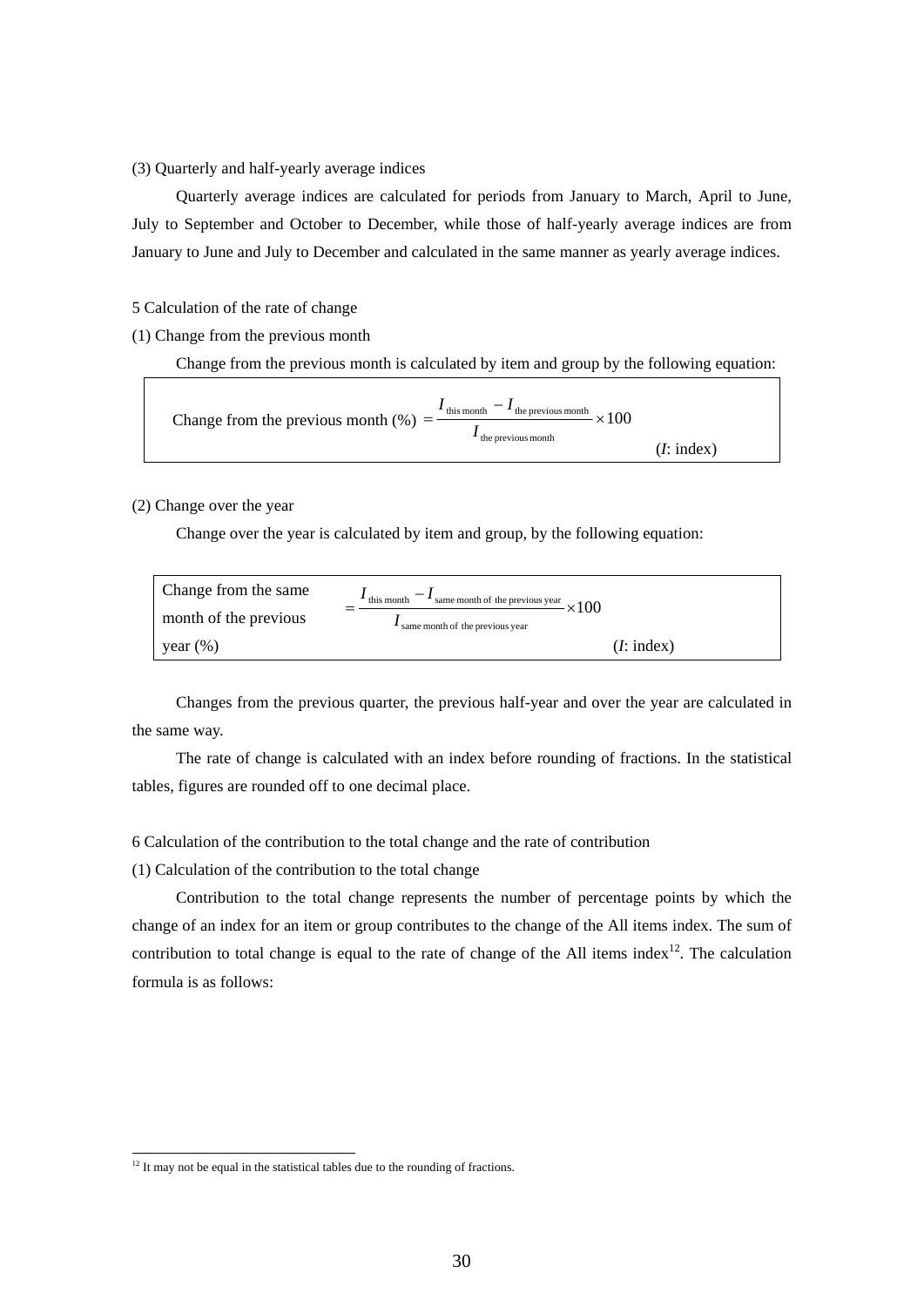(3) Quarterly and half-yearly average indices

Quarterly average indices are calculated for periods from January to March, April to June, July to September and October to December, while those of half-yearly average indices are from January to June and July to December and calculated in the same manner as yearly average indices.

5 Calculation of the rate of change

(1) Change from the previous month

Change from the previous month is calculated by item and group by the following equation:

$$\text{Change from the previous month (\%)} = \frac{I_{\text{this month}} - I_{\text{the previous month}}}{I_{\text{the previous month}}} \times 100$$

($I$: index)

(2) Change over the year

Change over the year is calculated by item and group, by the following equation:

$$\text{Change from the same month of the previous year (\%)} = \frac{I_{\text{this month}} - I_{\text{same month of the previous year}}}{I_{\text{same month of the previous year}}} \times 100$$

($I$: index)

Changes from the previous quarter, the previous half-year and over the year are calculated in the same way.

The rate of change is calculated with an index before rounding of fractions. In the statistical tables, figures are rounded off to one decimal place.

6 Calculation of the contribution to the total change and the rate of contribution

(1) Calculation of the contribution to the total change

Contribution to the total change represents the number of percentage points by which the change of an index for an item or group contributes to the change of the All items index. The sum of contribution to total change is equal to the rate of change of the All items index[12]. The calculation formula is as follows:

[12] It may not be equal in the statistical tables due to the rounding of fractions.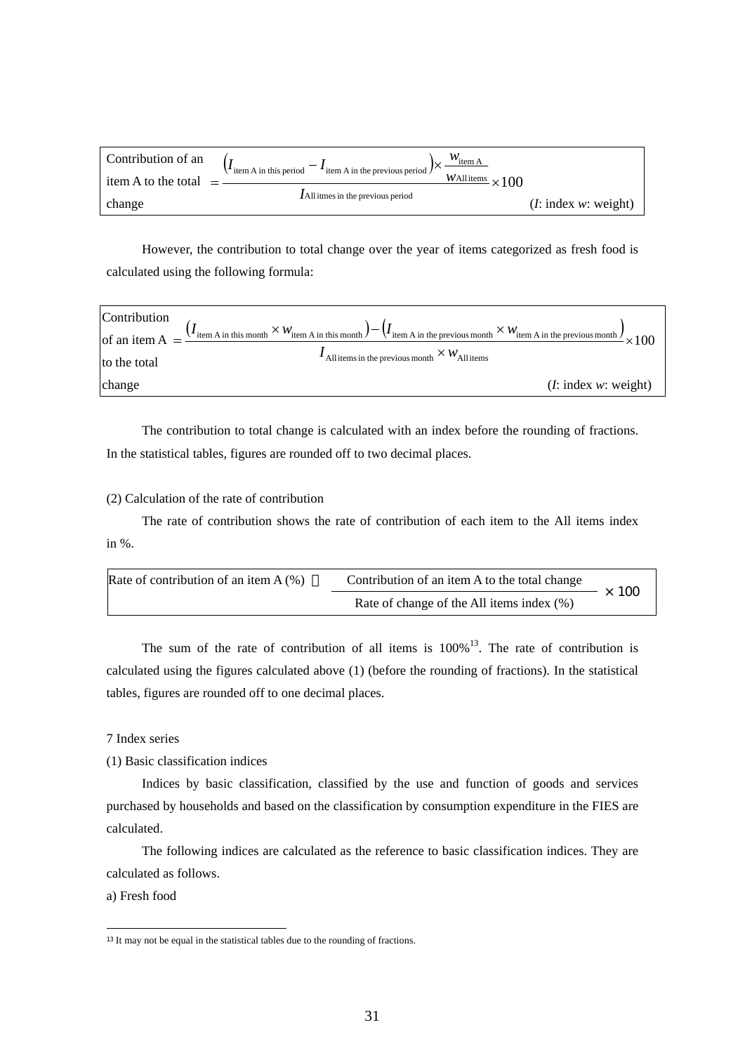$$\text{Contribution of an item A to the total change} = \frac{\left(I_{\text{item A in this period}} - I_{\text{item A in the previous period}}\right) \times \frac{w_{\text{item A}}}{w_{\text{All items}}}}{I_{\text{All itmes in the previous period}}} \times 100$$

($I$: index $w$: weight)

However, the contribution to total change over the year of items categorized as fresh food is calculated using the following formula:

$$\text{Contribution of an item A to the total change} = \frac{\left(I_{\text{item A in this month}} \times w_{\text{item A in this month}}\right) - \left(I_{\text{item A in the previous month}} \times w_{\text{item A in the previous month}}\right)}{I_{\text{All items in the previous month}} \times w_{\text{All items}}} \times 100$$

($I$: index $w$: weight)

The contribution to total change is calculated with an index before the rounding of fractions. In the statistical tables, figures are rounded off to two decimal places.

(2) Calculation of the rate of contribution

The rate of contribution shows the rate of contribution of each item to the All items index in %.

$$\text{Rate of contribution of an item A (\%)} = \frac{\text{Contribution of an item A to the total change}}{\text{Rate of change of the All items index (\%)}} \times 100$$

The sum of the rate of contribution of all items is 100%[13]. The rate of contribution is calculated using the figures calculated above (1) (before the rounding of fractions). In the statistical tables, figures are rounded off to one decimal places.

7 Index series

(1) Basic classification indices

Indices by basic classification, classified by the use and function of goods and services purchased by households and based on the classification by consumption expenditure in the FIES are calculated.

The following indices are calculated as the reference to basic classification indices. They are calculated as follows.

a) Fresh food

[13] It may not be equal in the statistical tables due to the rounding of fractions.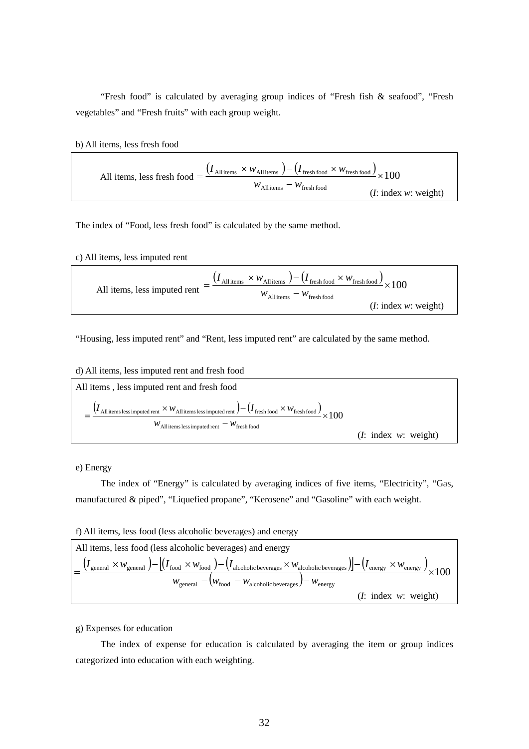"Fresh food" is calculated by averaging group indices of "Fresh fish & seafood", "Fresh vegetables" and "Fresh fruits" with each group weight.

b) All items, less fresh food

$$\text{All items, less fresh food} = \frac{\left(I_{\text{All items}} \times w_{\text{All items}}\right) - \left(I_{\text{fresh food}} \times w_{\text{fresh food}}\right)}{w_{\text{All items}} - w_{\text{fresh food}}} \times 100$$

($I$: index $w$: weight)

The index of "Food, less fresh food" is calculated by the same method.

c) All items, less imputed rent

$$\text{All items, less imputed rent} = \frac{\left(I_{\text{All items}} \times w_{\text{All items}}\right) - \left(I_{\text{fresh food}} \times w_{\text{fresh food}}\right)}{w_{\text{All items}} - w_{\text{fresh food}}} \times 100$$

($I$: index $w$: weight)

"Housing, less imputed rent" and "Rent, less imputed rent" are calculated by the same method.

d) All items, less imputed rent and fresh food

All items , less imputed rent and fresh food

$$= \frac{\left(I_{\text{All items less imputed rent}} \times w_{\text{All items less imputed rent}}\right) - \left(I_{\text{fresh food}} \times w_{\text{fresh food}}\right)}{w_{\text{All items less imputed rent}} - w_{\text{fresh food}}} \times 100$$

($I$: index $w$: weight)

e) Energy

The index of "Energy" is calculated by averaging indices of five items, "Electricity", "Gas, manufactured & piped", "Liquefied propane", "Kerosene" and "Gasoline" with each weight.

f) All items, less food (less alcoholic beverages) and energy

All items, less food (less alcoholic beverages) and energy

$$= \frac{\left(I_{\text{general}} \times w_{\text{general}}\right) - \left[\left(I_{\text{food}} \times w_{\text{food}}\right) - \left(I_{\text{alcoholic beverages}} \times w_{\text{alcoholic beverages}}\right)\right] - \left(I_{\text{energy}} \times w_{\text{energy}}\right)}{w_{\text{general}} - \left(w_{\text{food}} - w_{\text{alcoholic beverages}}\right) - w_{\text{energy}}} \times 100$$

($I$: index $w$: weight)

g) Expenses for education

The index of expense for education is calculated by averaging the item or group indices categorized into education with each weighting.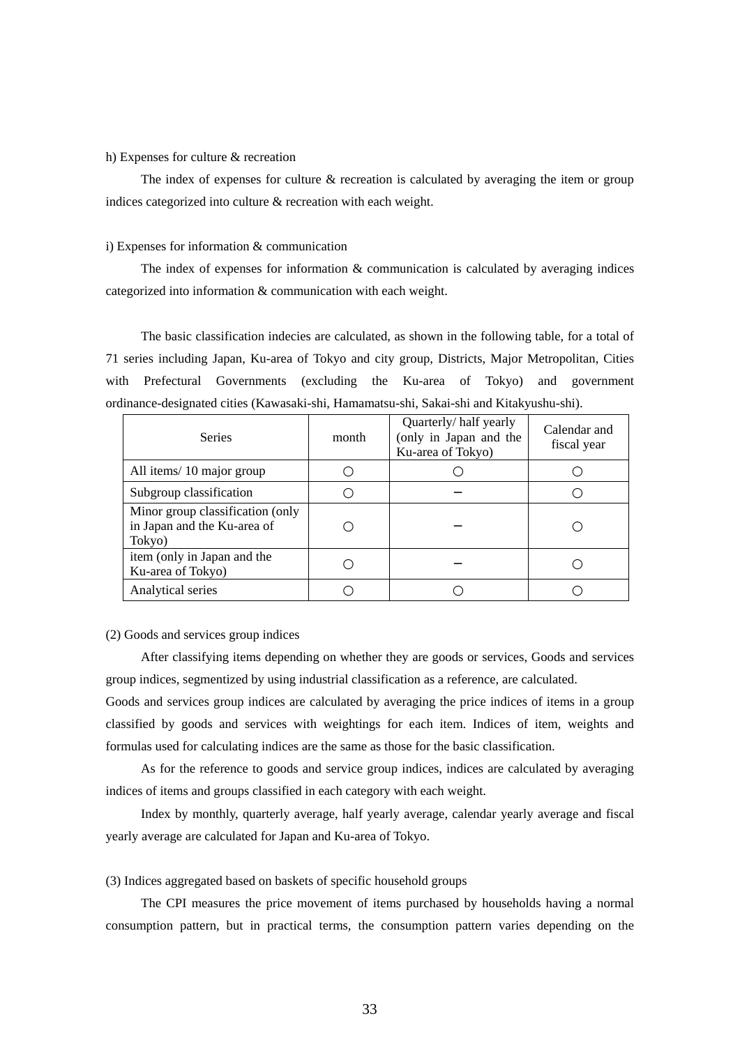h) Expenses for culture & recreation

The index of expenses for culture & recreation is calculated by averaging the item or group indices categorized into culture & recreation with each weight.

i) Expenses for information & communication

The index of expenses for information & communication is calculated by averaging indices categorized into information & communication with each weight.

The basic classification indecies are calculated, as shown in the following table, for a total of 71 series including Japan, Ku-area of Tokyo and city group, Districts, Major Metropolitan, Cities with Prefectural Governments (excluding the Ku-area of Tokyo) and government ordinance-designated cities (Kawasaki-shi, Hamamatsu-shi, Sakai-shi and Kitakyushu-shi).

| Series | month | Quarterly/ half yearly (only in Japan and the Ku-area of Tokyo) | Calendar and fiscal year |
|---|---|---|---|
| All items/ 10 major group | ○ | ○ | ○ |
| Subgroup classification | ○ | − | ○ |
| Minor group classification (only in Japan and the Ku-area of Tokyo) | ○ | − | ○ |
| item (only in Japan and the Ku-area of Tokyo) | ○ | − | ○ |
| Analytical series | ○ | ○ | ○ |

(2) Goods and services group indices

After classifying items depending on whether they are goods or services, Goods and services group indices, segmentized by using industrial classification as a reference, are calculated.
Goods and services group indices are calculated by averaging the price indices of items in a group classified by goods and services with weightings for each item. Indices of item, weights and formulas used for calculating indices are the same as those for the basic classification.

As for the reference to goods and service group indices, indices are calculated by averaging indices of items and groups classified in each category with each weight.

Index by monthly, quarterly average, half yearly average, calendar yearly average and fiscal yearly average are calculated for Japan and Ku-area of Tokyo.

(3) Indices aggregated based on baskets of specific household groups

The CPI measures the price movement of items purchased by households having a normal consumption pattern, but in practical terms, the consumption pattern varies depending on the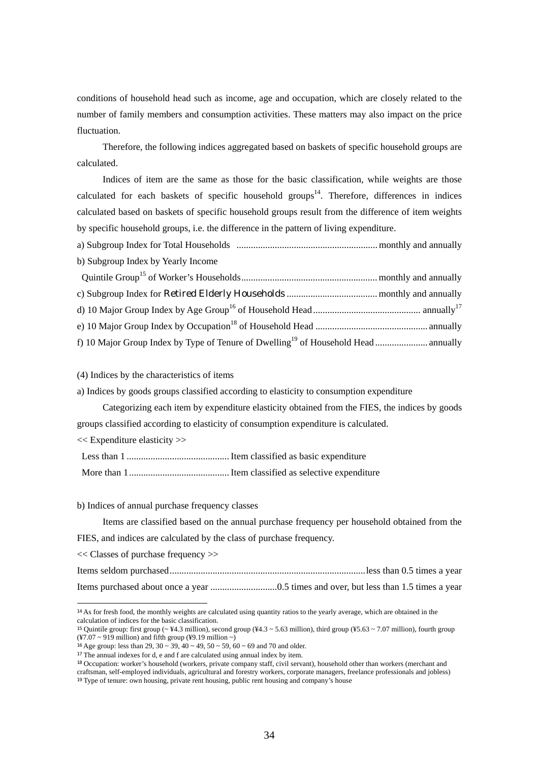conditions of household head such as income, age and occupation, which are closely related to the number of family members and consumption activities. These matters may also impact on the price fluctuation.

Therefore, the following indices aggregated based on baskets of specific household groups are calculated.

Indices of item are the same as those for the basic classification, while weights are those calculated for each baskets of specific household groups[14]. Therefore, differences in indices calculated based on baskets of specific household groups result from the difference of item weights by specific household groups, i.e. the difference in the pattern of living expenditure.

a) Subgroup Index for Total Households .......................................................... monthly and annually

b) Subgroup Index by Yearly Income Quintile Group[15] of Worker's Households........................................................ monthly and annually

c) Subgroup Index for Retired Elderly Households ...................................... monthly and annually

d) 10 Major Group Index by Age Group[16] of Household Head ............................................ annually[17]

e) 10 Major Group Index by Occupation[18] of Household Head .............................................. annually

f) 10 Major Group Index by Type of Tenure of Dwelling[19] of Household Head ..................... annually

(4) Indices by the characteristics of items

a) Indices by goods groups classified according to elasticity to consumption expenditure

Categorizing each item by expenditure elasticity obtained from the FIES, the indices by goods groups classified according to elasticity of consumption expenditure is calculated.

<< Expenditure elasticity >>

Less than 1 .......................................... Item classified as basic expenditure

More than 1.......................................... Item classified as selective expenditure

b) Indices of annual purchase frequency classes

Items are classified based on the annual purchase frequency per household obtained from the FIES, and indices are calculated by the class of purchase frequency.

<< Classes of purchase frequency >>

Items seldom purchased................................................................................less than 0.5 times a year

Items purchased about once a year ...........................0.5 times and over, but less than 1.5 times a year

---

[14] As for fresh food, the monthly weights are calculated using quantity ratios to the yearly average, which are obtained in the calculation of indices for the basic classification.

[15] Quintile group: first group (~ ¥4.3 million), second group (¥4.3 ~ 5.63 million), third group (¥5.63 ~ 7.07 million), fourth group (¥7.07 ~ 919 million) and fifth group (¥9.19 million ~)

[16] Age group: less than 29, 30 ~ 39, 40 ~ 49, 50 ~ 59, 60 ~ 69 and 70 and older.

[17] The annual indexes for d, e and f are calculated using annual index by item.

[18] Occupation: worker's household (workers, private company staff, civil servant), household other than workers (merchant and craftsman, self-employed individuals, agricultural and forestry workers, corporate managers, freelance professionals and jobless)

[19] Type of tenure: own housing, private rent housing, public rent housing and company's house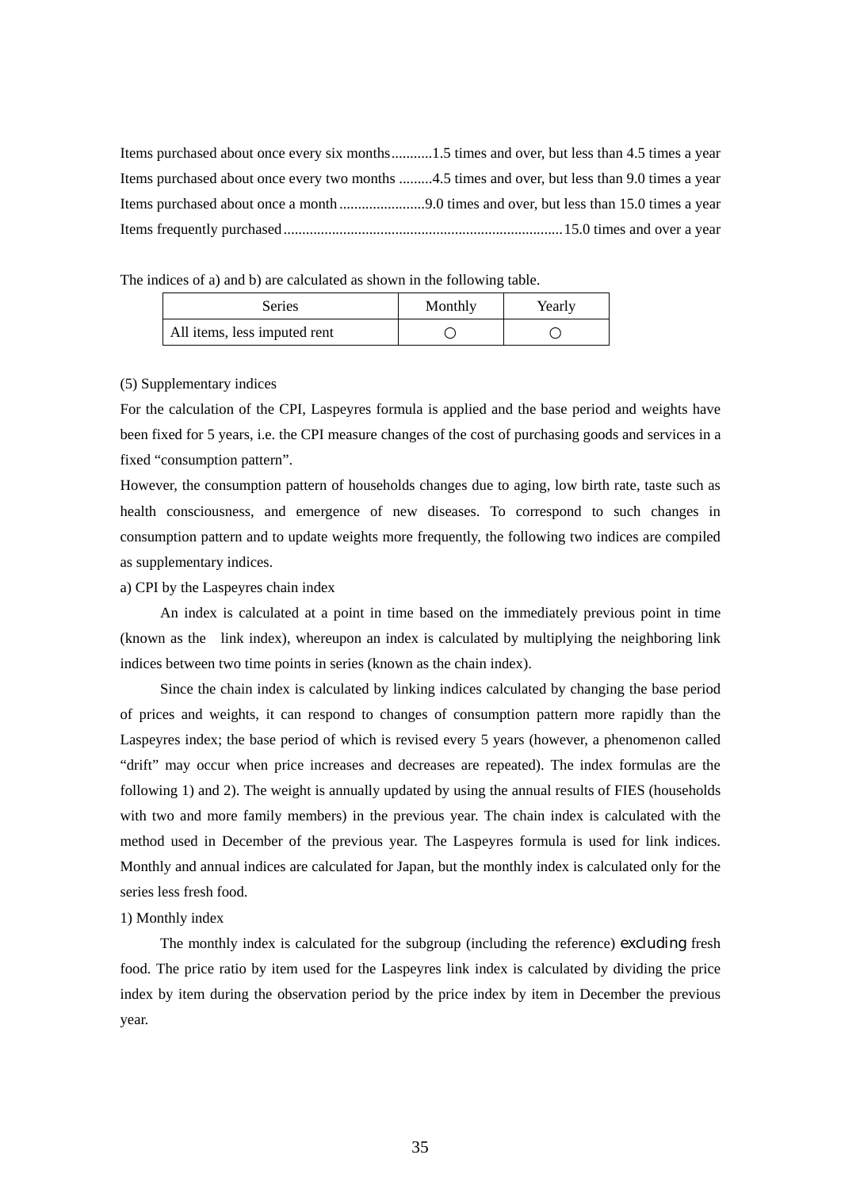Items purchased about once every six months...........1.5 times and over, but less than 4.5 times a year

Items purchased about once every two months .........4.5 times and over, but less than 9.0 times a year

Items purchased about once a month .......................9.0 times and over, but less than 15.0 times a year

Items frequently purchased...........................................................................15.0 times and over a year

The indices of a) and b) are calculated as shown in the following table.

| Series | Monthly | Yearly |
|---|---|---|
| All items, less imputed rent | ○ | ○ |

(5) Supplementary indices

For the calculation of the CPI, Laspeyres formula is applied and the base period and weights have been fixed for 5 years, i.e. the CPI measure changes of the cost of purchasing goods and services in a fixed "consumption pattern".

However, the consumption pattern of households changes due to aging, low birth rate, taste such as health consciousness, and emergence of new diseases. To correspond to such changes in consumption pattern and to update weights more frequently, the following two indices are compiled as supplementary indices.

a) CPI by the Laspeyres chain index

An index is calculated at a point in time based on the immediately previous point in time (known as the link index), whereupon an index is calculated by multiplying the neighboring link indices between two time points in series (known as the chain index).

Since the chain index is calculated by linking indices calculated by changing the base period of prices and weights, it can respond to changes of consumption pattern more rapidly than the Laspeyres index; the base period of which is revised every 5 years (however, a phenomenon called "drift" may occur when price increases and decreases are repeated). The index formulas are the following 1) and 2). The weight is annually updated by using the annual results of FIES (households with two and more family members) in the previous year. The chain index is calculated with the method used in December of the previous year. The Laspeyres formula is used for link indices. Monthly and annual indices are calculated for Japan, but the monthly index is calculated only for the series less fresh food.

1) Monthly index

The monthly index is calculated for the subgroup (including the reference) excluding fresh food. The price ratio by item used for the Laspeyres link index is calculated by dividing the price index by item during the observation period by the price index by item in December the previous year.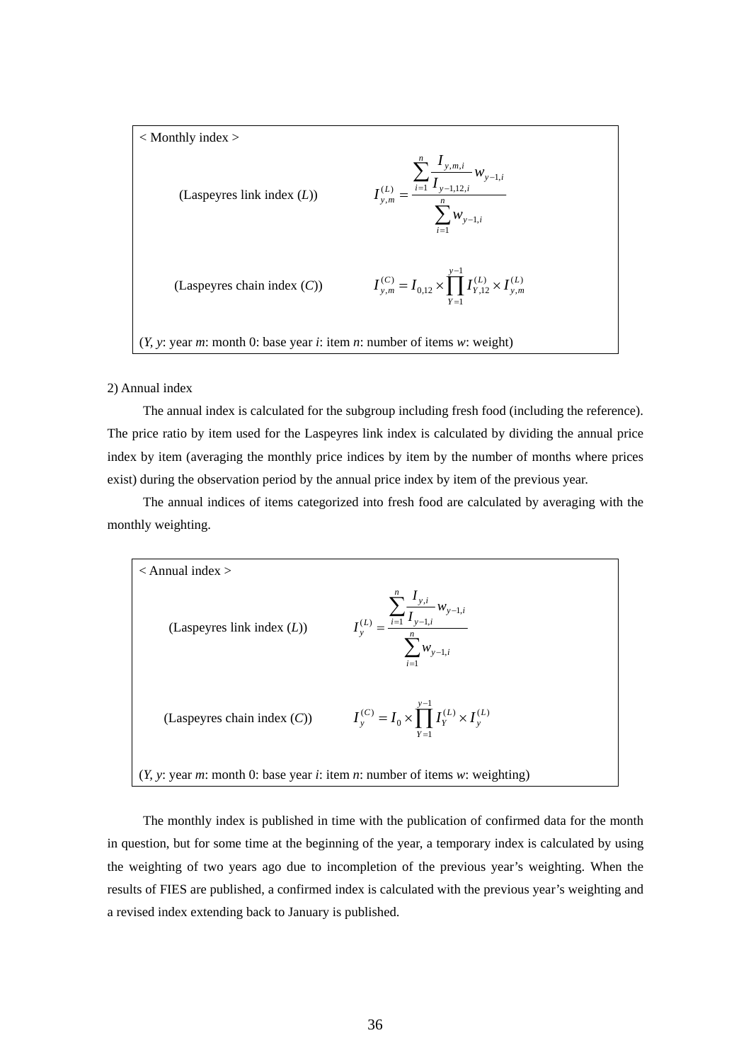< Monthly index >

(Laspeyres link index (*L*))

$$I_{y,m}^{(L)} = \frac{\sum_{i=1}^{n} \frac{I_{y,m,i}}{I_{y-1,12,i}} w_{y-1,i}}{\sum_{i=1}^{n} w_{y-1,i}}$$

(Laspeyres chain index (*C*))

$$I_{y,m}^{(C)} = I_{0,12} \times \prod_{Y=1}^{y-1} I_{Y,12}^{(L)} \times I_{y,m}^{(L)}$$

(*Y, y*: year *m*: month 0: base year *i*: item *n*: number of items *w*: weight)

2) Annual index

The annual index is calculated for the subgroup including fresh food (including the reference). The price ratio by item used for the Laspeyres link index is calculated by dividing the annual price index by item (averaging the monthly price indices by item by the number of months where prices exist) during the observation period by the annual price index by item of the previous year.

The annual indices of items categorized into fresh food are calculated by averaging with the monthly weighting.

< Annual index >

(Laspeyres link index (*L*))

$$I_{y}^{(L)} = \frac{\sum_{i=1}^{n} \frac{I_{y,i}}{I_{y-1,i}} w_{y-1,i}}{\sum_{i=1}^{n} w_{y-1,i}}$$

(Laspeyres chain index (*C*))

$$I_{y}^{(C)} = I_{0} \times \prod_{Y=1}^{y-1} I_{Y}^{(L)} \times I_{y}^{(L)}$$

(*Y, y*: year *m*: month 0: base year *i*: item *n*: number of items *w*: weighting)

The monthly index is published in time with the publication of confirmed data for the month in question, but for some time at the beginning of the year, a temporary index is calculated by using the weighting of two years ago due to incompletion of the previous year's weighting. When the results of FIES are published, a confirmed index is calculated with the previous year's weighting and a revised index extending back to January is published.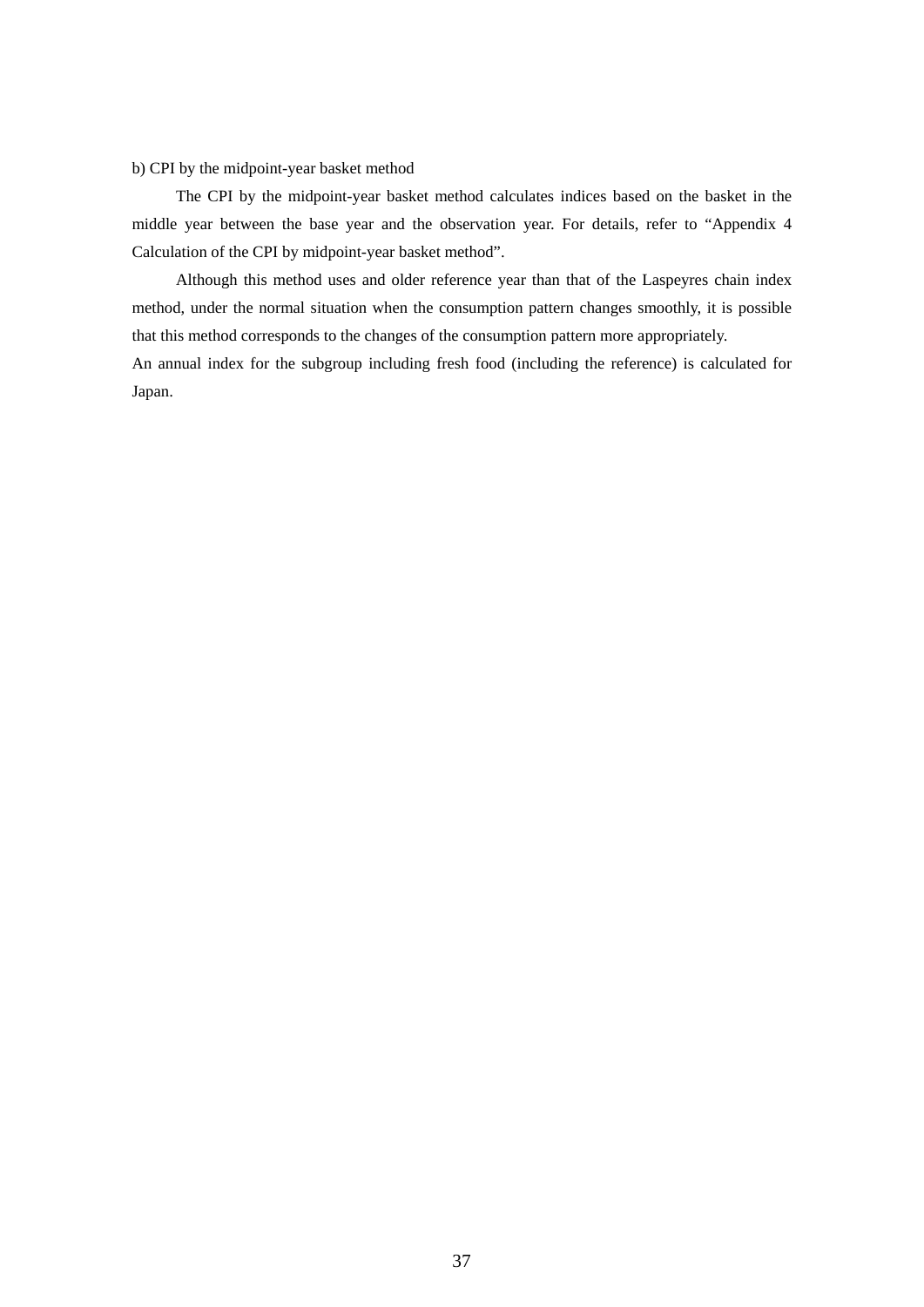b) CPI by the midpoint-year basket method

The CPI by the midpoint-year basket method calculates indices based on the basket in the middle year between the base year and the observation year. For details, refer to “Appendix 4 Calculation of the CPI by midpoint-year basket method”.

Although this method uses and older reference year than that of the Laspeyres chain index method, under the normal situation when the consumption pattern changes smoothly, it is possible that this method corresponds to the changes of the consumption pattern more appropriately.

An annual index for the subgroup including fresh food (including the reference) is calculated for Japan.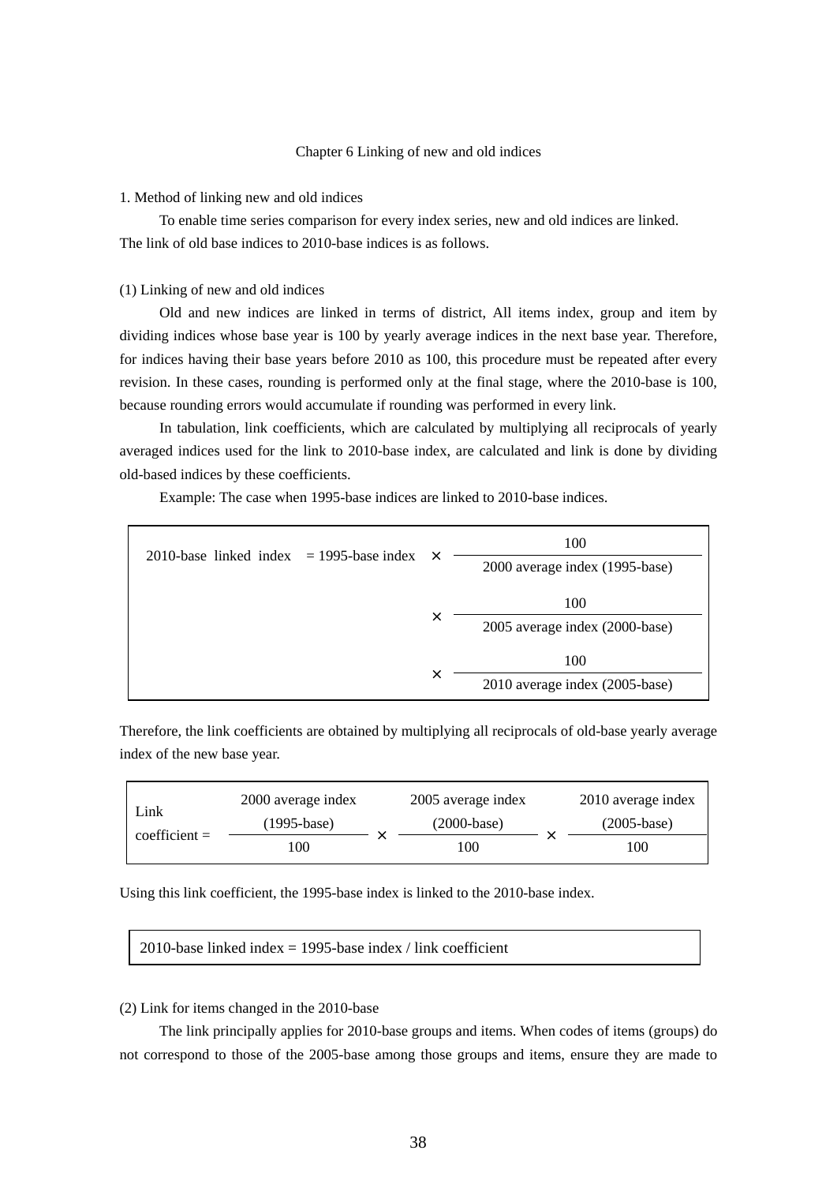# Chapter 6 Linking of new and old indices

## 1. Method of linking new and old indices

To enable time series comparison for every index series, new and old indices are linked. The link of old base indices to 2010-base indices is as follows.

### (1) Linking of new and old indices

Old and new indices are linked in terms of district, All items index, group and item by dividing indices whose base year is 100 by yearly average indices in the next base year. Therefore, for indices having their base years before 2010 as 100, this procedure must be repeated after every revision. In these cases, rounding is performed only at the final stage, where the 2010-base is 100, because rounding errors would accumulate if rounding was performed in every link.

In tabulation, link coefficients, which are calculated by multiplying all reciprocals of yearly averaged indices used for the link to 2010-base index, are calculated and link is done by dividing old-based indices by these coefficients.

Example: The case when 1995-base indices are linked to 2010-base indices.

$$\text{2010-base linked index} = \text{1995-base index} \times \frac{100}{\text{2000 average index (1995-base)}} \times \frac{100}{\text{2005 average index (2000-base)}} \times \frac{100}{\text{2010 average index (2005-base)}}$$

Therefore, the link coefficients are obtained by multiplying all reciprocals of old-base yearly average index of the new base year.

$$\text{Link coefficient} = \frac{\text{2000 average index (1995-base)}}{100} \times \frac{\text{2005 average index (2000-base)}}{100} \times \frac{\text{2010 average index (2005-base)}}{100}$$

Using this link coefficient, the 1995-base index is linked to the 2010-base index.

2010-base linked index = 1995-base index / link coefficient

### (2) Link for items changed in the 2010-base

The link principally applies for 2010-base groups and items. When codes of items (groups) do not correspond to those of the 2005-base among those groups and items, ensure they are made to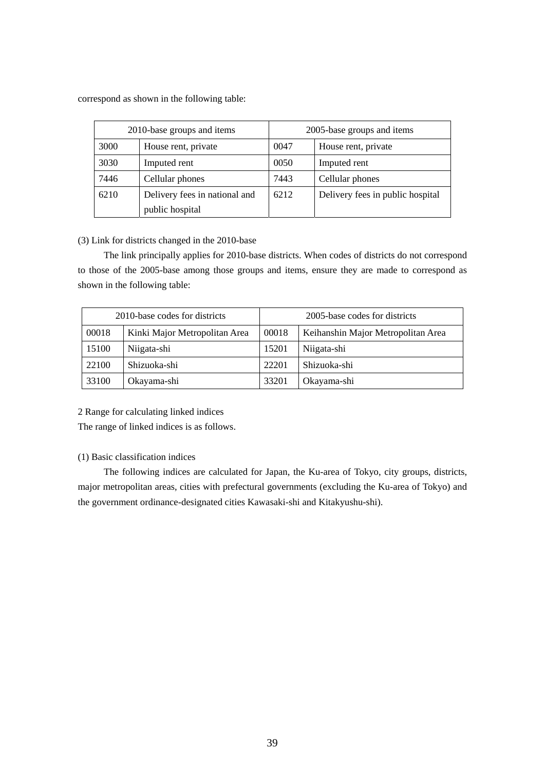correspond as shown in the following table:

| 2010-base groups and items | | 2005-base groups and items | |
|---|---|---|---|
| 3000 | House rent, private | 0047 | House rent, private |
| 3030 | Imputed rent | 0050 | Imputed rent |
| 7446 | Cellular phones | 7443 | Cellular phones |
| 6210 | Delivery fees in national and public hospital | 6212 | Delivery fees in public hospital |

(3) Link for districts changed in the 2010-base

The link principally applies for 2010-base districts. When codes of districts do not correspond to those of the 2005-base among those groups and items, ensure they are made to correspond as shown in the following table:

| 2010-base codes for districts | | 2005-base codes for districts | |
|---|---|---|---|
| 00018 | Kinki Major Metropolitan Area | 00018 | Keihanshin Major Metropolitan Area |
| 15100 | Niigata-shi | 15201 | Niigata-shi |
| 22100 | Shizuoka-shi | 22201 | Shizuoka-shi |
| 33100 | Okayama-shi | 33201 | Okayama-shi |

2 Range for calculating linked indices

The range of linked indices is as follows.

(1) Basic classification indices

The following indices are calculated for Japan, the Ku-area of Tokyo, city groups, districts, major metropolitan areas, cities with prefectural governments (excluding the Ku-area of Tokyo) and the government ordinance-designated cities Kawasaki-shi and Kitakyushu-shi).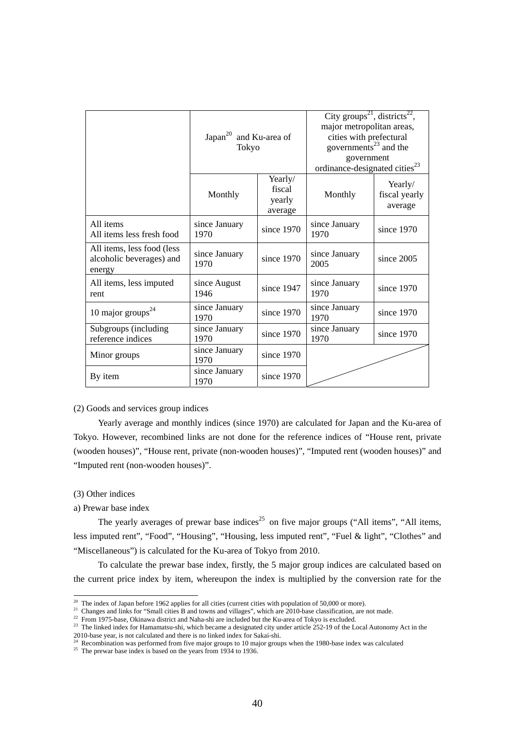| | Japan[20] and Ku-area of Tokyo | | City groups[21], districts[22], major metropolitan areas, cities with prefectural governments[23] and the government ordinance-designated cities[23] | |
|---|---|---|---|---|
| | Monthly | Yearly/ fiscal yearly average | Monthly | Yearly/ fiscal yearly average |
| All items<br>All items less fresh food | since January 1970 | since 1970 | since January 1970 | since 1970 |
| All items, less food (less alcoholic beverages) and energy | since January 1970 | since 1970 | since January 2005 | since 2005 |
| All items, less imputed rent | since August 1946 | since 1947 | since January 1970 | since 1970 |
| 10 major groups[24] | since January 1970 | since 1970 | since January 1970 | since 1970 |
| Subgroups (including reference indices | since January 1970 | since 1970 | since January 1970 | since 1970 |
| Minor groups | since January 1970 | since 1970 | | |
| By item | since January 1970 | since 1970 | | |

(2) Goods and services group indices

Yearly average and monthly indices (since 1970) are calculated for Japan and the Ku-area of Tokyo. However, recombined links are not done for the reference indices of "House rent, private (wooden houses)", "House rent, private (non-wooden houses)", "Imputed rent (wooden houses)" and "Imputed rent (non-wooden houses)".

(3) Other indices

a) Prewar base index

The yearly averages of prewar base indices[25] on five major groups ("All items", "All items, less imputed rent", "Food", "Housing", "Housing, less imputed rent", "Fuel & light", "Clothes" and "Miscellaneous") is calculated for the Ku-area of Tokyo from 2010.

To calculate the prewar base index, firstly, the 5 major group indices are calculated based on the current price index by item, whereupon the index is multiplied by the conversion rate for the

---

[20] The index of Japan before 1962 applies for all cities (current cities with population of 50,000 or more).
[21] Changes and links for "Small cities B and towns and villages", which are 2010-base classification, are not made.
[22] From 1975-base, Okinawa district and Naha-shi are included but the Ku-area of Tokyo is excluded.
[23] The linked index for Hamamatsu-shi, which became a designated city under article 252-19 of the Local Autonomy Act in the 2010-base year, is not calculated and there is no linked index for Sakai-shi.
[24] Recombination was performed from five major groups to 10 major groups when the 1980-base index was calculated
[25] The prewar base index is based on the years from 1934 to 1936.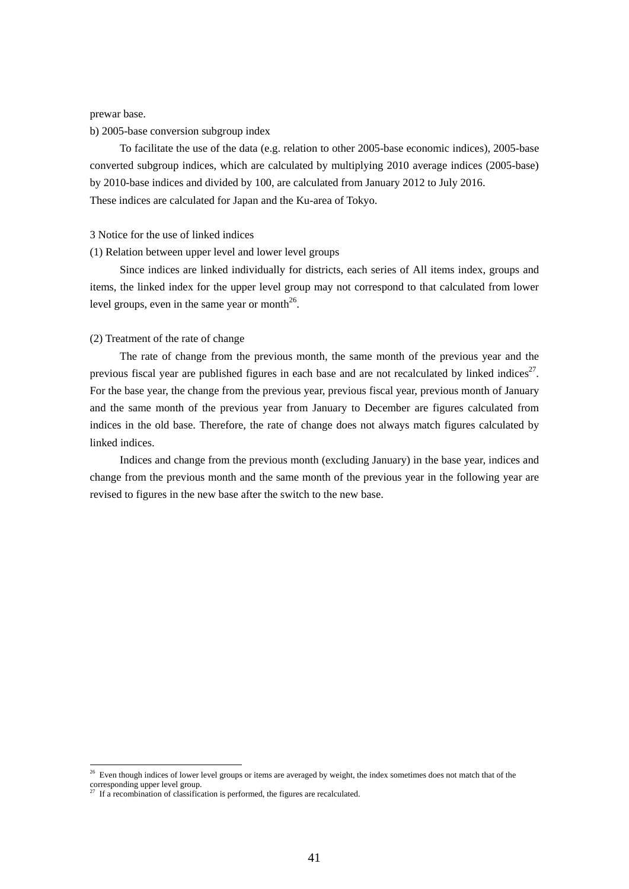prewar base.

b) 2005-base conversion subgroup index

To facilitate the use of the data (e.g. relation to other 2005-base economic indices), 2005-base converted subgroup indices, which are calculated by multiplying 2010 average indices (2005-base) by 2010-base indices and divided by 100, are calculated from January 2012 to July 2016. These indices are calculated for Japan and the Ku-area of Tokyo.

3 Notice for the use of linked indices

(1) Relation between upper level and lower level groups

Since indices are linked individually for districts, each series of All items index, groups and items, the linked index for the upper level group may not correspond to that calculated from lower level groups, even in the same year or month[26].

(2) Treatment of the rate of change

The rate of change from the previous month, the same month of the previous year and the previous fiscal year are published figures in each base and are not recalculated by linked indices[27]. For the base year, the change from the previous year, previous fiscal year, previous month of January and the same month of the previous year from January to December are figures calculated from indices in the old base. Therefore, the rate of change does not always match figures calculated by linked indices.

Indices and change from the previous month (excluding January) in the base year, indices and change from the previous month and the same month of the previous year in the following year are revised to figures in the new base after the switch to the new base.

[26] Even though indices of lower level groups or items are averaged by weight, the index sometimes does not match that of the corresponding upper level group.

[27] If a recombination of classification is performed, the figures are recalculated.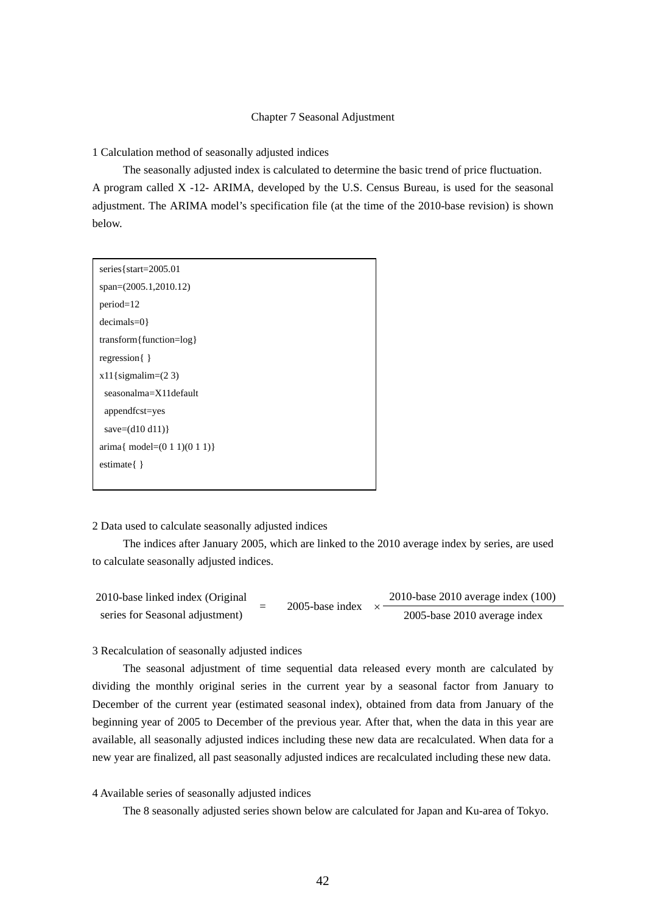## Chapter 7 Seasonal Adjustment

### 1 Calculation method of seasonally adjusted indices

The seasonally adjusted index is calculated to determine the basic trend of price fluctuation. A program called X -12- ARIMA, developed by the U.S. Census Bureau, is used for the seasonal adjustment. The ARIMA model's specification file (at the time of the 2010-base revision) is shown below.

```
series{start=2005.01
span=(2005.1,2010.12)
period=12
decimals=0}
transform{function=log}
regression{ }
x11{sigmalim=(2 3)
  seasonalma=X11default
  appendfcst=yes
  save=(d10 d11)}
arima{ model=(0 1 1)(0 1 1)}
estimate{ }
```

### 2 Data used to calculate seasonally adjusted indices

The indices after January 2005, which are linked to the 2010 average index by series, are used to calculate seasonally adjusted indices.

$$\text{2010-base linked index (Original series for Seasonal adjustment)} = \text{2005-base index} \times \frac{\text{2010-base 2010 average index (100)}}{\text{2005-base 2010 average index}}$$

### 3 Recalculation of seasonally adjusted indices

The seasonal adjustment of time sequential data released every month are calculated by dividing the monthly original series in the current year by a seasonal factor from January to December of the current year (estimated seasonal index), obtained from data from January of the beginning year of 2005 to December of the previous year. After that, when the data in this year are available, all seasonally adjusted indices including these new data are recalculated. When data for a new year are finalized, all past seasonally adjusted indices are recalculated including these new data.

### 4 Available series of seasonally adjusted indices

The 8 seasonally adjusted series shown below are calculated for Japan and Ku-area of Tokyo.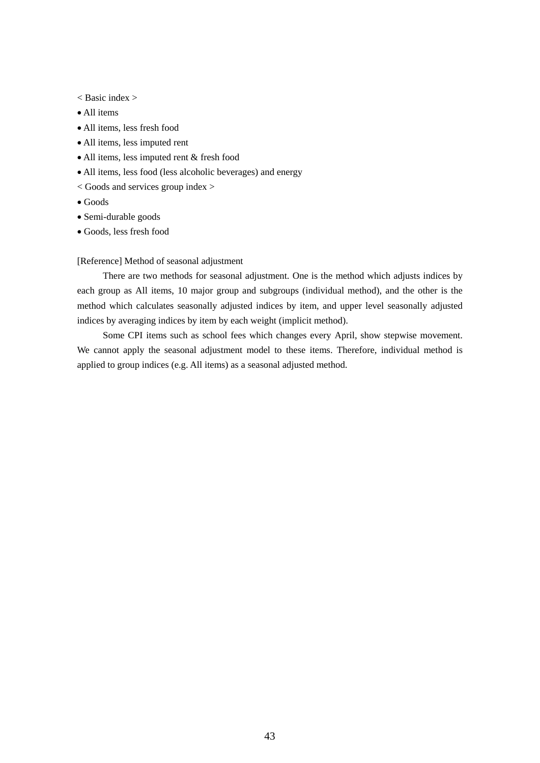< Basic index >

- All items
- All items, less fresh food
- All items, less imputed rent
- All items, less imputed rent & fresh food
- All items, less food (less alcoholic beverages) and energy

< Goods and services group index >

- Goods
- Semi-durable goods
- Goods, less fresh food

[Reference] Method of seasonal adjustment

There are two methods for seasonal adjustment. One is the method which adjusts indices by each group as All items, 10 major group and subgroups (individual method), and the other is the method which calculates seasonally adjusted indices by item, and upper level seasonally adjusted indices by averaging indices by item by each weight (implicit method).

Some CPI items such as school fees which changes every April, show stepwise movement. We cannot apply the seasonal adjustment model to these items. Therefore, individual method is applied to group indices (e.g. All items) as a seasonal adjusted method.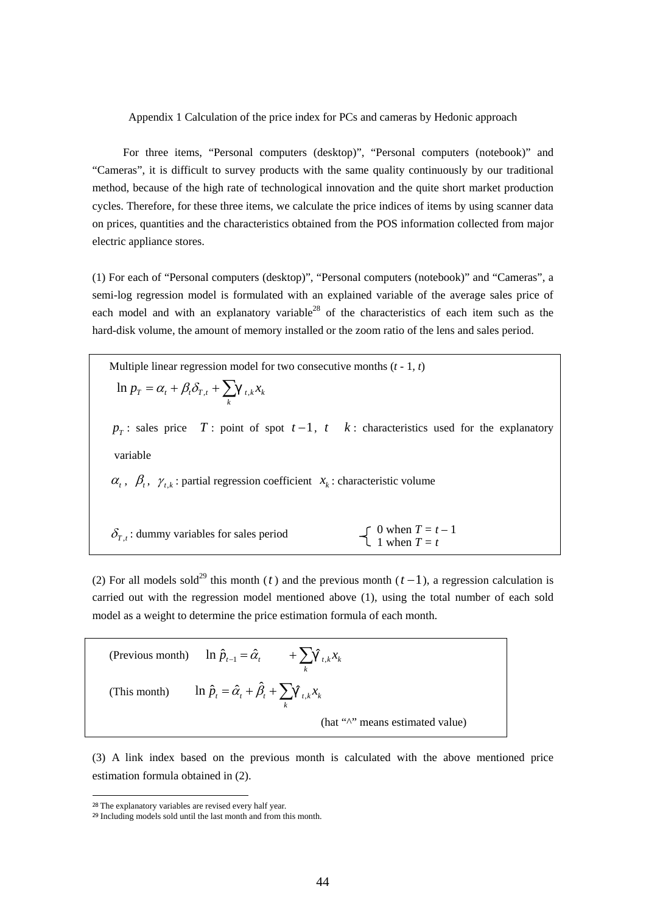### Appendix 1 Calculation of the price index for PCs and cameras by Hedonic approach

For three items, "Personal computers (desktop)", "Personal computers (notebook)" and "Cameras", it is difficult to survey products with the same quality continuously by our traditional method, because of the high rate of technological innovation and the quite short market production cycles. Therefore, for these three items, we calculate the price indices of items by using scanner data on prices, quantities and the characteristics obtained from the POS information collected from major electric appliance stores.

(1) For each of "Personal computers (desktop)", "Personal computers (notebook)" and "Cameras", a semi-log regression model is formulated with an explained variable of the average sales price of each model and with an explanatory variable[28] of the characteristics of each item such as the hard-disk volume, the amount of memory installed or the zoom ratio of the lens and sales period.

Multiple linear regression model for two consecutive months ($t$ - 1, $t$)

$$\ln p_T = \alpha_t + \beta_t \delta_{T,t} + \sum_k \gamma_{t,k} x_k$$

$p_T$ : sales price $T$ : point of spot $t-1$, $t$ $k$ : characteristics used for the explanatory variable

$\alpha_t$ , $\beta_t$ , $\gamma_{t,k}$ : partial regression coefficient $x_k$ : characteristic volume

$\delta_{T,t}$ : dummy variables for sales period
- 0 when $T = t - 1$
- 1 when $T = t$

(2) For all models sold[29] this month ($t$) and the previous month ($t-1$), a regression calculation is carried out with the regression model mentioned above (1), using the total number of each sold model as a weight to determine the price estimation formula of each month.

(Previous month) $\ln \hat{p}_{t-1} = \hat{\alpha}_t + \sum_k \hat{\gamma}_{t,k} x_k$

(This month) $\ln \hat{p}_t = \hat{\alpha}_t + \hat{\beta}_t + \sum_k \hat{\gamma}_{t,k} x_k$

(hat "^" means estimated value)

(3) A link index based on the previous month is calculated with the above mentioned price estimation formula obtained in (2).

---

[28] The explanatory variables are revised every half year.

[29] Including models sold until the last month and from this month.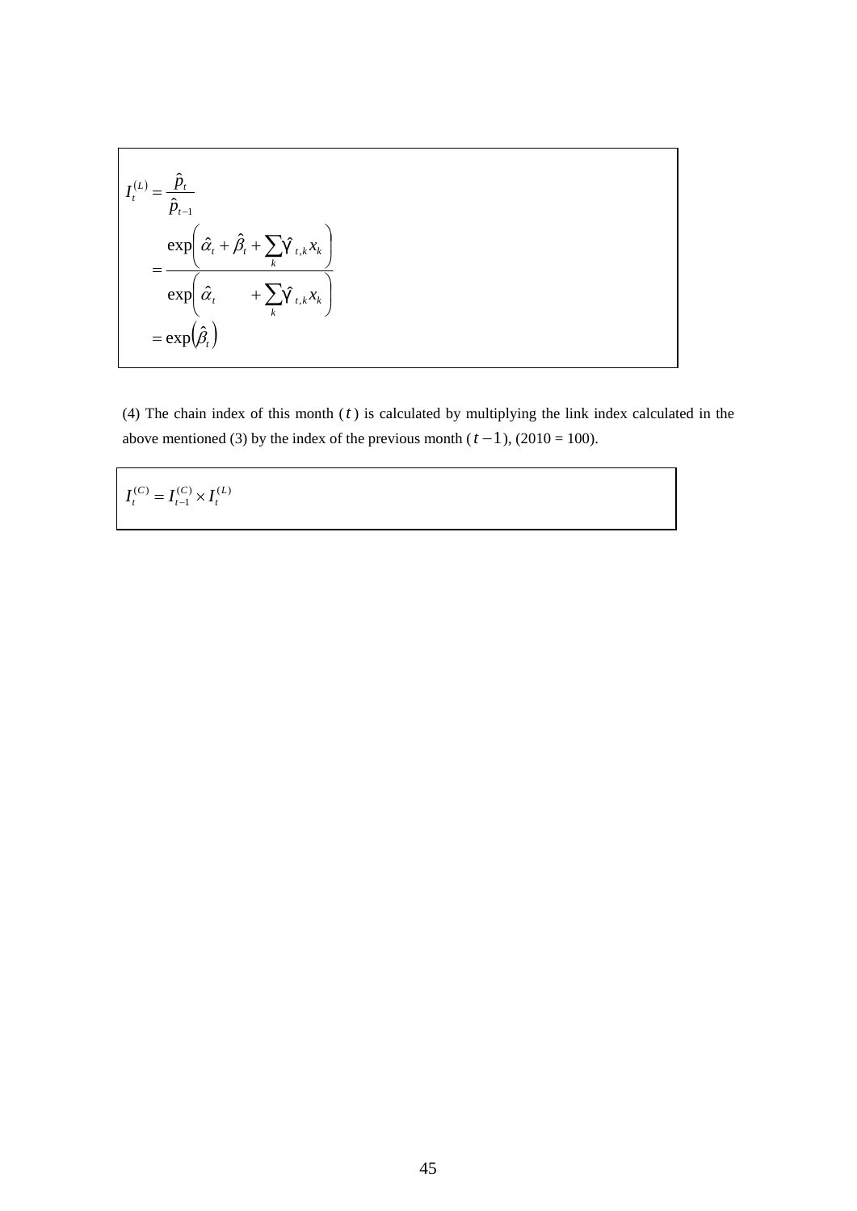$$
\begin{aligned}
I_t^{(L)} &= \frac{\hat{p}_t}{\hat{p}_{t-1}} \\
&= \frac{\exp\left( \hat{\alpha}_t + \hat{\beta}_t + \sum_k \hat{\gamma}_{t,k} x_k \right)}{\exp\left( \hat{\alpha}_t \qquad + \sum_k \hat{\gamma}_{t,k} x_k \right)} \\
&= \exp\left(\hat{\beta}_t\right)
\end{aligned}
$$

(4) The chain index of this month ($t$) is calculated by multiplying the link index calculated in the above mentioned (3) by the index of the previous month ($t-1$), (2010 = 100).

$$
I_t^{(C)} = I_{t-1}^{(C)} \times I_t^{(L)}
$$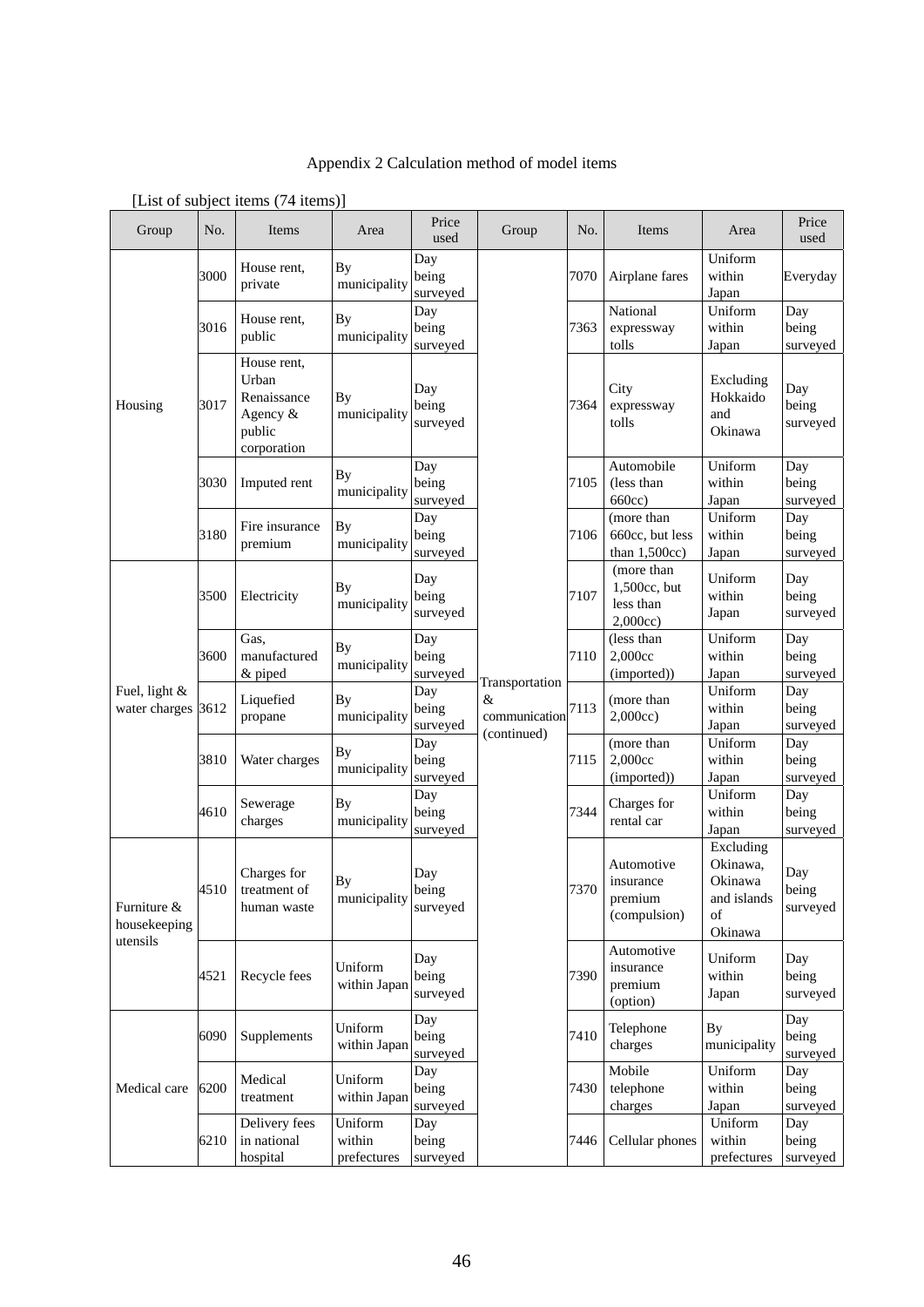Appendix 2 Calculation method of model items

[List of subject items (74 items)]

| Group | No. | Items | Area | Price used | Group | No. | Items | Area | Price used |
|---|---|---|---|---|---|---|---|---|---|
| Housing | 3000 | House rent, private | By municipality | Day being surveyed | Transportation & communication (continued) | 7070 | Airplane fares | Uniform within Japan | Everyday |
| | 3016 | House rent, public | By municipality | Day being surveyed | | 7363 | National expressway tolls | Uniform within Japan | Day being surveyed |
| | 3017 | House rent, Urban Renaissance Agency & public corporation | By municipality | Day being surveyed | | 7364 | City expressway tolls | Excluding Hokkaido and Okinawa | Day being surveyed |
| | 3030 | Imputed rent | By municipality | Day being surveyed | | 7105 | Automobile (less than 660cc) | Uniform within Japan | Day being surveyed |
| | 3180 | Fire insurance premium | By municipality | Day being surveyed | | 7106 | (more than 660cc, but less than 1,500cc) | Uniform within Japan | Day being surveyed |
| Fuel, light & water charges | 3500 | Electricity | By municipality | Day being surveyed | | 7107 | (more than 1,500cc, but less than 2,000cc) | Uniform within Japan | Day being surveyed |
| | 3600 | Gas, manufactured & piped | By municipality | Day being surveyed | | 7110 | (less than 2,000cc (imported)) | Uniform within Japan | Day being surveyed |
| | 3612 | Liquefied propane | By municipality | Day being surveyed | | 7113 | (more than 2,000cc) | Uniform within Japan | Day being surveyed |
| | 3810 | Water charges | By municipality | Day being surveyed | | 7115 | (more than 2,000cc (imported)) | Uniform within Japan | Day being surveyed |
| | 4610 | Sewerage charges | By municipality | Day being surveyed | | 7344 | Charges for rental car | Uniform within Japan | Day being surveyed |
| Furniture & housekeeping utensils | 4510 | Charges for treatment of human waste | By municipality | Day being surveyed | | 7370 | Automotive insurance premium (compulsion) | Excluding Okinawa, Okinawa and islands of Okinawa | Day being surveyed |
| | 4521 | Recycle fees | Uniform within Japan | Day being surveyed | | 7390 | Automotive insurance premium (option) | Uniform within Japan | Day being surveyed |
| Medical care | 6090 | Supplements | Uniform within Japan | Day being surveyed | | 7410 | Telephone charges | By municipality | Day being surveyed |
| | 6200 | Medical treatment | Uniform within Japan | Day being surveyed | | 7430 | Mobile telephone charges | Uniform within Japan | Day being surveyed |
| | 6210 | Delivery fees in national hospital | Uniform within prefectures | Day being surveyed | | 7446 | Cellular phones | Uniform within prefectures | Day being surveyed |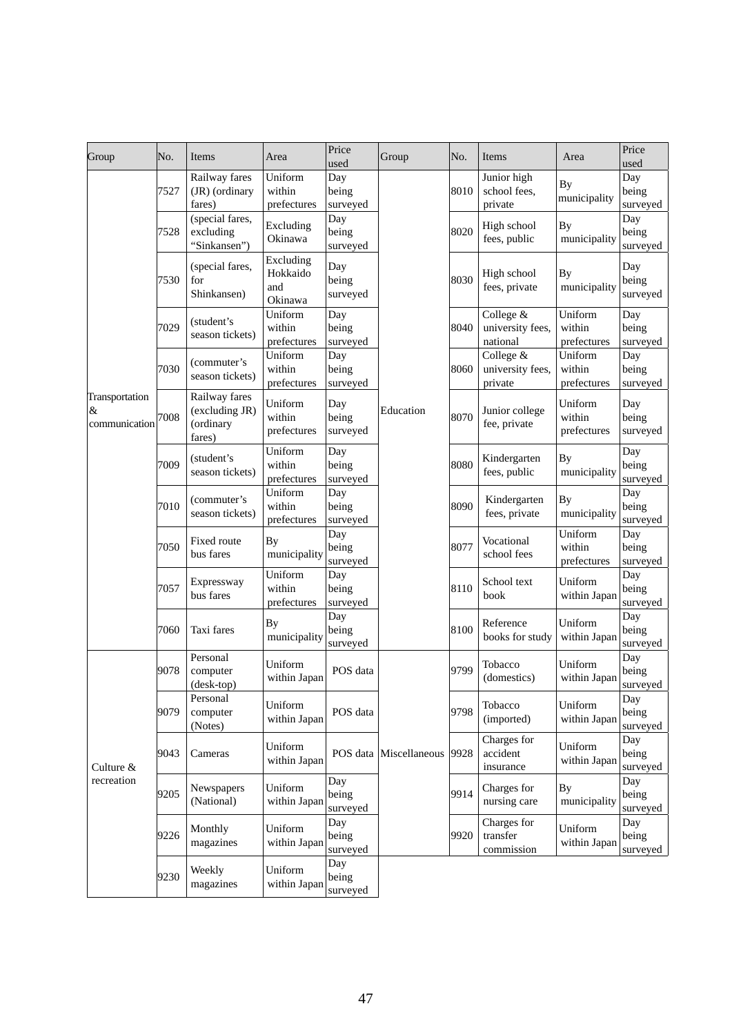| Group | No. | Items | Area | Price used | Group | No. | Items | Area | Price used |
|---|---|---|---|---|---|---|---|---|---|
| Transportation & communication | 7527 | Railway fares (JR) (ordinary fares) | Uniform within prefectures | Day being surveyed | Education | 8010 | Junior high school fees, private | By municipality | Day being surveyed |
| | 7528 | (special fares, excluding "Sinkansen") | Excluding Okinawa | Day being surveyed | | 8020 | High school fees, public | By municipality | Day being surveyed |
| | 7530 | (special fares, for Shinkansen) | Excluding Hokkaido and Okinawa | Day being surveyed | | 8030 | High school fees, private | By municipality | Day being surveyed |
| | 7029 | (student's season tickets) | Uniform within prefectures | Day being surveyed | | 8040 | College & university fees, national | Uniform within prefectures | Day being surveyed |
| | 7030 | (commuter's season tickets) | Uniform within prefectures | Day being surveyed | | 8060 | College & university fees, private | Uniform within prefectures | Day being surveyed |
| | 7008 | Railway fares (excluding JR) (ordinary fares) | Uniform within prefectures | Day being surveyed | | 8070 | Junior college fee, private | Uniform within prefectures | Day being surveyed |
| | 7009 | (student's season tickets) | Uniform within prefectures | Day being surveyed | | 8080 | Kindergarten fees, public | By municipality | Day being surveyed |
| | 7010 | (commuter's season tickets) | Uniform within prefectures | Day being surveyed | | 8090 | Kindergarten fees, private | By municipality | Day being surveyed |
| | 7050 | Fixed route bus fares | By municipality | Day being surveyed | | 8077 | Vocational school fees | Uniform within prefectures | Day being surveyed |
| | 7057 | Expressway bus fares | Uniform within prefectures | Day being surveyed | | 8110 | School text book | Uniform within Japan | Day being surveyed |
| | 7060 | Taxi fares | By municipality | Day being surveyed | | 8100 | Reference books for study | Uniform within Japan | Day being surveyed |
| Culture & recreation | 9078 | Personal computer (desk-top) | Uniform within Japan | POS data | Miscellaneous | 9799 | Tobacco (domestics) | Uniform within Japan | Day being surveyed |
| | 9079 | Personal computer (Notes) | Uniform within Japan | POS data | | 9798 | Tobacco (imported) | Uniform within Japan | Day being surveyed |
| | 9043 | Cameras | Uniform within Japan | POS data | | 9928 | Charges for accident insurance | Uniform within Japan | Day being surveyed |
| | 9205 | Newspapers (National) | Uniform within Japan | Day being surveyed | | 9914 | Charges for nursing care | By municipality | Day being surveyed |
| | 9226 | Monthly magazines | Uniform within Japan | Day being surveyed | | 9920 | Charges for transfer commission | Uniform within Japan | Day being surveyed |
| | 9230 | Weekly magazines | Uniform within Japan | Day being surveyed | | | | | |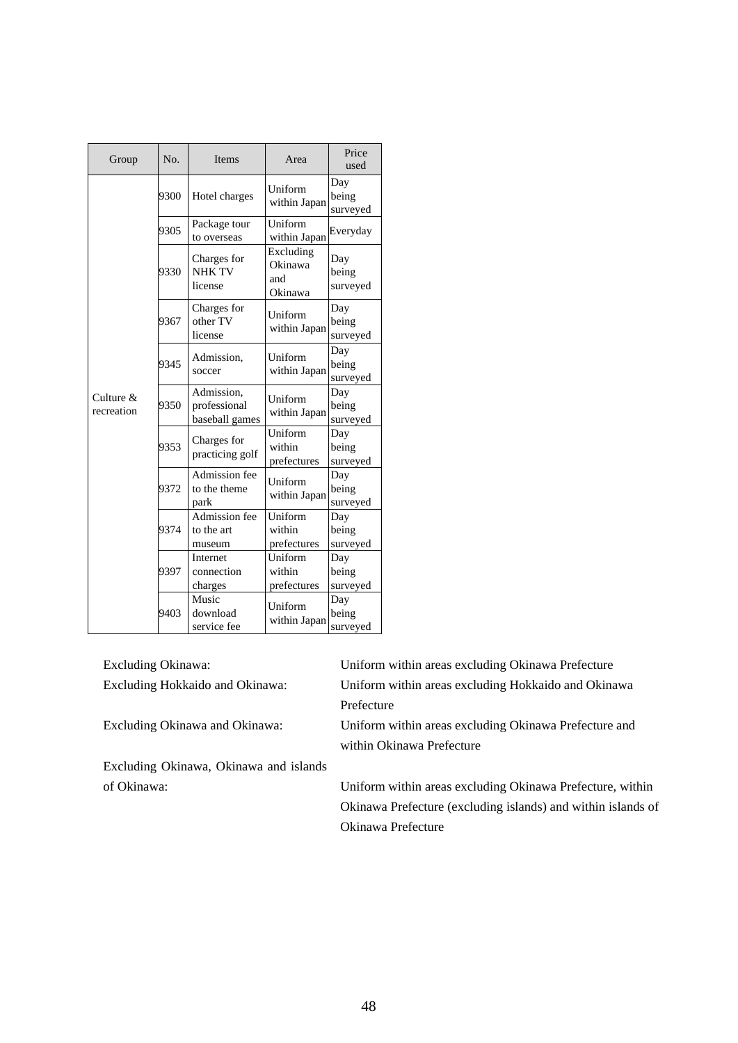| Group | No. | Items | Area | Price used |
|---|---|---|---|---|
| Culture & recreation | 9300 | Hotel charges | Uniform within Japan | Day being surveyed |
| | 9305 | Package tour to overseas | Uniform within Japan | Everyday |
| | 9330 | Charges for NHK TV license | Excluding Okinawa and Okinawa | Day being surveyed |
| | 9367 | Charges for other TV license | Uniform within Japan | Day being surveyed |
| | 9345 | Admission, soccer | Uniform within Japan | Day being surveyed |
| | 9350 | Admission, professional baseball games | Uniform within Japan | Day being surveyed |
| | 9353 | Charges for practicing golf | Uniform within prefectures | Day being surveyed |
| | 9372 | Admission fee to the theme park | Uniform within Japan | Day being surveyed |
| | 9374 | Admission fee to the art museum | Uniform within prefectures | Day being surveyed |
| | 9397 | Internet connection charges | Uniform within prefectures | Day being surveyed |
| | 9403 | Music download service fee | Uniform within Japan | Day being surveyed |

Excluding Okinawa: Uniform within areas excluding Okinawa Prefecture

Excluding Hokkaido and Okinawa: Uniform within areas excluding Hokkaido and Okinawa Prefecture

Excluding Okinawa and Okinawa: Uniform within areas excluding Okinawa Prefecture and within Okinawa Prefecture

Excluding Okinawa, Okinawa and islands of Okinawa: Uniform within areas excluding Okinawa Prefecture, within Okinawa Prefecture (excluding islands) and within islands of Okinawa Prefecture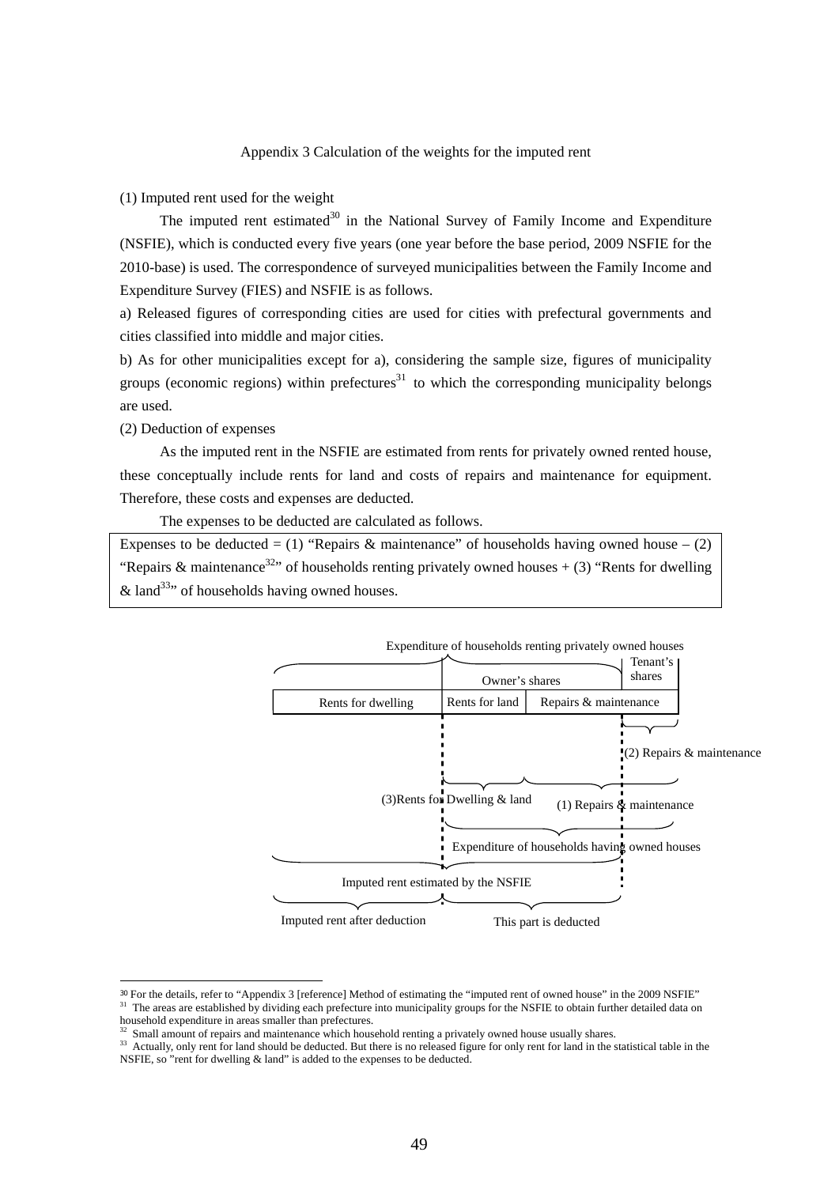# Appendix 3 Calculation of the weights for the imputed rent

(1) Imputed rent used for the weight

The imputed rent estimated[30] in the National Survey of Family Income and Expenditure (NSFIE), which is conducted every five years (one year before the base period, 2009 NSFIE for the 2010-base) is used. The correspondence of surveyed municipalities between the Family Income and Expenditure Survey (FIES) and NSFIE is as follows.

a) Released figures of corresponding cities are used for cities with prefectural governments and cities classified into middle and major cities.

b) As for other municipalities except for a), considering the sample size, figures of municipality groups (economic regions) within prefectures[31] to which the corresponding municipality belongs are used.

(2) Deduction of expenses

As the imputed rent in the NSFIE are estimated from rents for privately owned rented house, these conceptually include rents for land and costs of repairs and maintenance for equipment. Therefore, these costs and expenses are deducted.

The expenses to be deducted are calculated as follows.

> Expenses to be deducted = (1) "Repairs & maintenance" of households having owned house – (2) "Repairs & maintenance[32]" of households renting privately owned houses + (3) "Rents for dwelling & land[33]" of households having owned houses.

Expenditure of households renting privately owned houses

| Rents for dwelling | Rents for land | Repairs & maintenance |
|---|---|---|
| | Owner's shares | Tenant's shares |

(2) Repairs & maintenance

(3)Rents for Dwelling & land

(1) Repairs & maintenance

Expenditure of households having owned houses

Imputed rent estimated by the NSFIE

Imputed rent after deduction

This part is deducted

---

[30] For the details, refer to "Appendix 3 [reference] Method of estimating the "imputed rent of owned house" in the 2009 NSFIE"

[31] The areas are established by dividing each prefecture into municipality groups for the NSFIE to obtain further detailed data on household expenditure in areas smaller than prefectures.

[32] Small amount of repairs and maintenance which household renting a privately owned house usually shares.

[33] Actually, only rent for land should be deducted. But there is no released figure for only rent for land in the statistical table in the NSFIE, so "rent for dwelling & land" is added to the expenses to be deducted.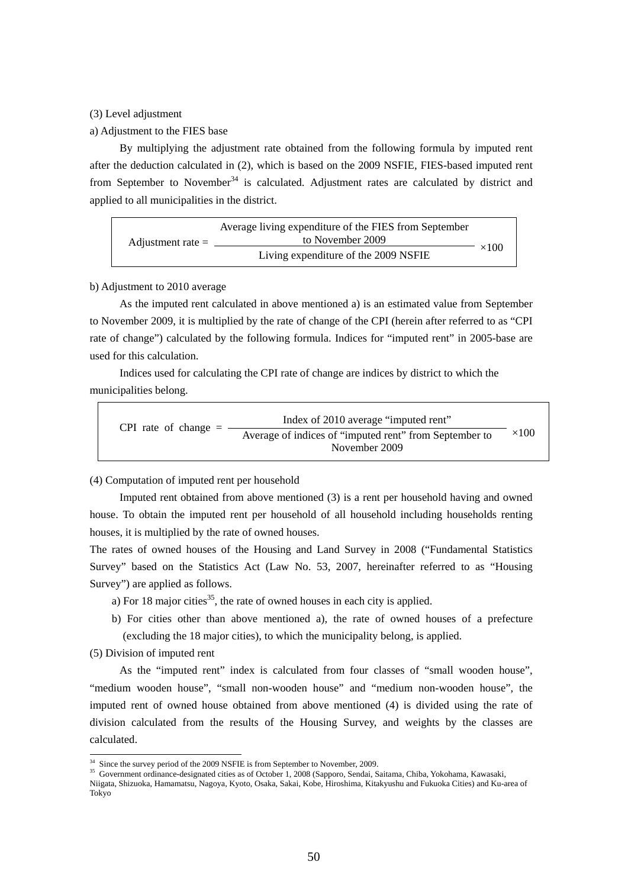(3) Level adjustment

a) Adjustment to the FIES base

By multiplying the adjustment rate obtained from the following formula by imputed rent after the deduction calculated in (2), which is based on the 2009 NSFIE, FIES-based imputed rent from September to November[34] is calculated. Adjustment rates are calculated by district and applied to all municipalities in the district.

$$\text{Adjustment rate} = \frac{\text{Average living expenditure of the FIES from September to November 2009}}{\text{Living expenditure of the 2009 NSFIE}} \times 100$$

b) Adjustment to 2010 average

As the imputed rent calculated in above mentioned a) is an estimated value from September to November 2009, it is multiplied by the rate of change of the CPI (herein after referred to as "CPI rate of change") calculated by the following formula. Indices for "imputed rent" in 2005-base are used for this calculation.

Indices used for calculating the CPI rate of change are indices by district to which the municipalities belong.

$$\text{CPI rate of change} = \frac{\text{Index of 2010 average "imputed rent"}}{\text{Average of indices of "imputed rent" from September to November 2009}} \times 100$$

(4) Computation of imputed rent per household

Imputed rent obtained from above mentioned (3) is a rent per household having and owned house. To obtain the imputed rent per household of all household including households renting houses, it is multiplied by the rate of owned houses.

The rates of owned houses of the Housing and Land Survey in 2008 ("Fundamental Statistics Survey" based on the Statistics Act (Law No. 53, 2007, hereinafter referred to as "Housing Survey") are applied as follows.

a) For 18 major cities[35], the rate of owned houses in each city is applied.

b) For cities other than above mentioned a), the rate of owned houses of a prefecture (excluding the 18 major cities), to which the municipality belong, is applied.

(5) Division of imputed rent

As the "imputed rent" index is calculated from four classes of "small wooden house", "medium wooden house", "small non-wooden house" and "medium non-wooden house", the imputed rent of owned house obtained from above mentioned (4) is divided using the rate of division calculated from the results of the Housing Survey, and weights by the classes are calculated.

---

[34] Since the survey period of the 2009 NSFIE is from September to November, 2009.

[35] Government ordinance-designated cities as of October 1, 2008 (Sapporo, Sendai, Saitama, Chiba, Yokohama, Kawasaki, Niigata, Shizuoka, Hamamatsu, Nagoya, Kyoto, Osaka, Sakai, Kobe, Hiroshima, Kitakyushu and Fukuoka Cities) and Ku-area of Tokyo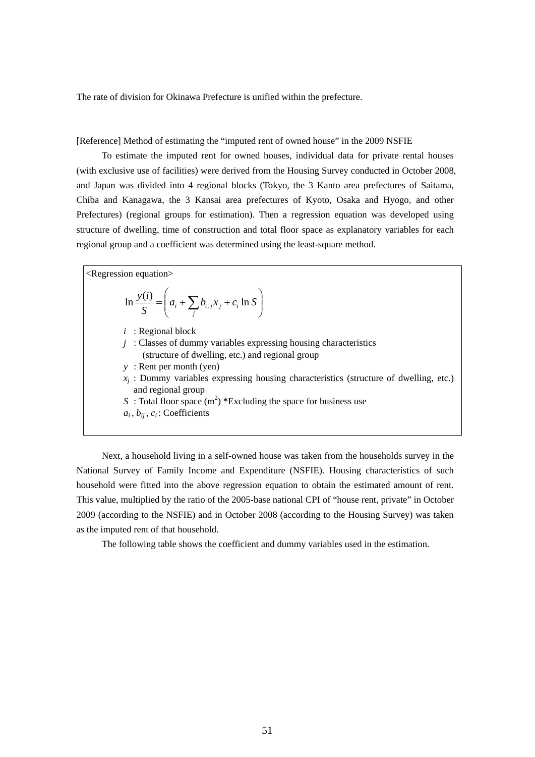The rate of division for Okinawa Prefecture is unified within the prefecture.

[Reference] Method of estimating the “imputed rent of owned house” in the 2009 NSFIE

To estimate the imputed rent for owned houses, individual data for private rental houses (with exclusive use of facilities) were derived from the Housing Survey conducted in October 2008, and Japan was divided into 4 regional blocks (Tokyo, the 3 Kanto area prefectures of Saitama, Chiba and Kanagawa, the 3 Kansai area prefectures of Kyoto, Osaka and Hyogo, and other Prefectures) (regional groups for estimation). Then a regression equation was developed using structure of dwelling, time of construction and total floor space as explanatory variables for each regional group and a coefficient was determined using the least-square method.

<Regression equation>

$$\ln \frac{y(i)}{S} = \left( a_i + \sum_j b_{i,j} x_j + c_i \ln S \right)$$

$i$ : Regional block

$j$ : Classes of dummy variables expressing housing characteristics (structure of dwelling, etc.) and regional group

$y$ : Rent per month (yen)

$x_j$ : Dummy variables expressing housing characteristics (structure of dwelling, etc.) and regional group

$S$ : Total floor space ($m^2$) *Excluding the space for business use

$a_i$ , $b_{ij}$ , $c_i$ : Coefficients

Next, a household living in a self-owned house was taken from the households survey in the National Survey of Family Income and Expenditure (NSFIE). Housing characteristics of such household were fitted into the above regression equation to obtain the estimated amount of rent. This value, multiplied by the ratio of the 2005-base national CPI of “house rent, private” in October 2009 (according to the NSFIE) and in October 2008 (according to the Housing Survey) was taken as the imputed rent of that household.

The following table shows the coefficient and dummy variables used in the estimation.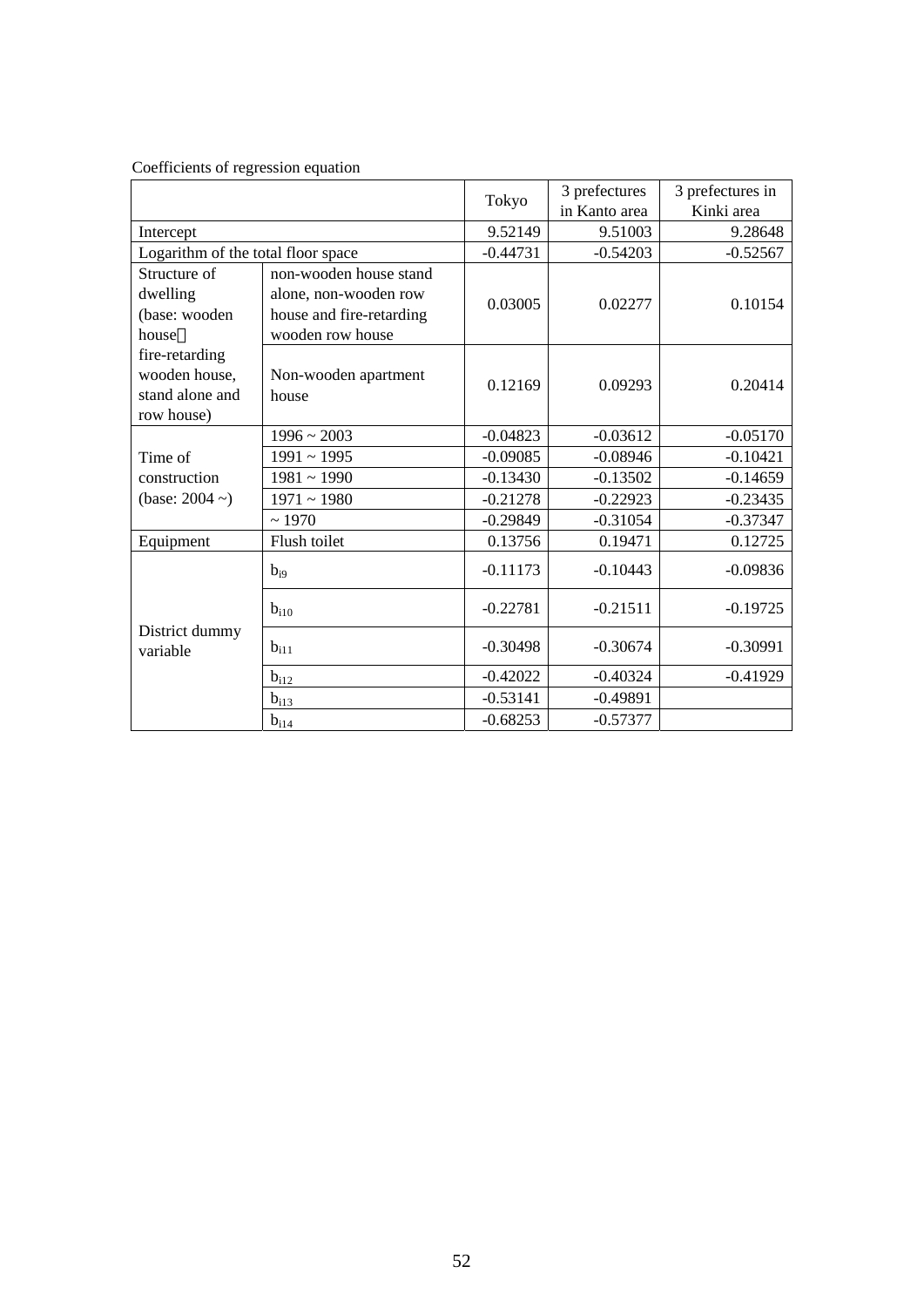Coefficients of regression equation

| | | Tokyo | 3 prefectures in Kanto area | 3 prefectures in Kinki area |
|---|---|---|---|---|
| Intercept | | 9.52149 | 9.51003 | 9.28648 |
| Logarithm of the total floor space | | -0.44731 | -0.54203 | -0.52567 |
| Structure of dwelling (base: wooden house，fire-retarding wooden house, stand alone and row house) | non-wooden house stand alone, non-wooden row house and fire-retarding wooden row house | 0.03005 | 0.02277 | 0.10154 |
| | Non-wooden apartment house | 0.12169 | 0.09293 | 0.20414 |
| Time of construction (base: 2004 ~) | 1996 ~ 2003 | -0.04823 | -0.03612 | -0.05170 |
| | 1991 ~ 1995 | -0.09085 | -0.08946 | -0.10421 |
| | 1981 ~ 1990 | -0.13430 | -0.13502 | -0.14659 |
| | 1971 ~ 1980 | -0.21278 | -0.22923 | -0.23435 |
| | ~ 1970 | -0.29849 | -0.31054 | -0.37347 |
| Equipment | Flush toilet | 0.13756 | 0.19471 | 0.12725 |
| District dummy variable | $b_{i9}$ | -0.11173 | -0.10443 | -0.09836 |
| | $b_{i10}$ | -0.22781 | -0.21511 | -0.19725 |
| | $b_{i11}$ | -0.30498 | -0.30674 | -0.30991 |
| | $b_{i12}$ | -0.42022 | -0.40324 | -0.41929 |
| | $b_{i13}$ | -0.53141 | -0.49891 | |
| | $b_{i14}$ | -0.68253 | -0.57377 | |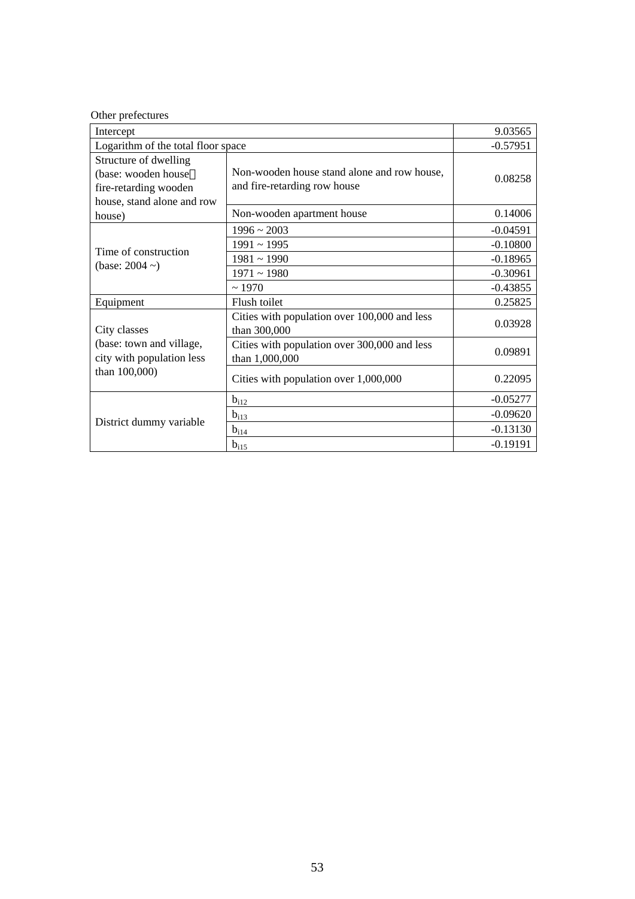Other prefectures

| | | |
|---|---|---|
| Intercept | | 9.03565 |
| Logarithm of the total floor space | | -0.57951 |
| Structure of dwelling (base: wooden house fire-retarding wooden house, stand alone and row house) | Non-wooden house stand alone and row house, and fire-retarding row house | 0.08258 |
| | Non-wooden apartment house | 0.14006 |
| Time of construction (base: 2004 ~) | 1996 ~ 2003 | -0.04591 |
| | 1991 ~ 1995 | -0.10800 |
| | 1981 ~ 1990 | -0.18965 |
| | 1971 ~ 1980 | -0.30961 |
| | ~ 1970 | -0.43855 |
| Equipment | Flush toilet | 0.25825 |
| City classes (base: town and village, city with population less than 100,000) | Cities with population over 100,000 and less than 300,000 | 0.03928 |
| | Cities with population over 300,000 and less than 1,000,000 | 0.09891 |
| | Cities with population over 1,000,000 | 0.22095 |
| District dummy variable | $b_{i12}$ | -0.05277 |
| | $b_{i13}$ | -0.09620 |
| | $b_{i14}$ | -0.13130 |
| | $b_{i15}$ | -0.19191 |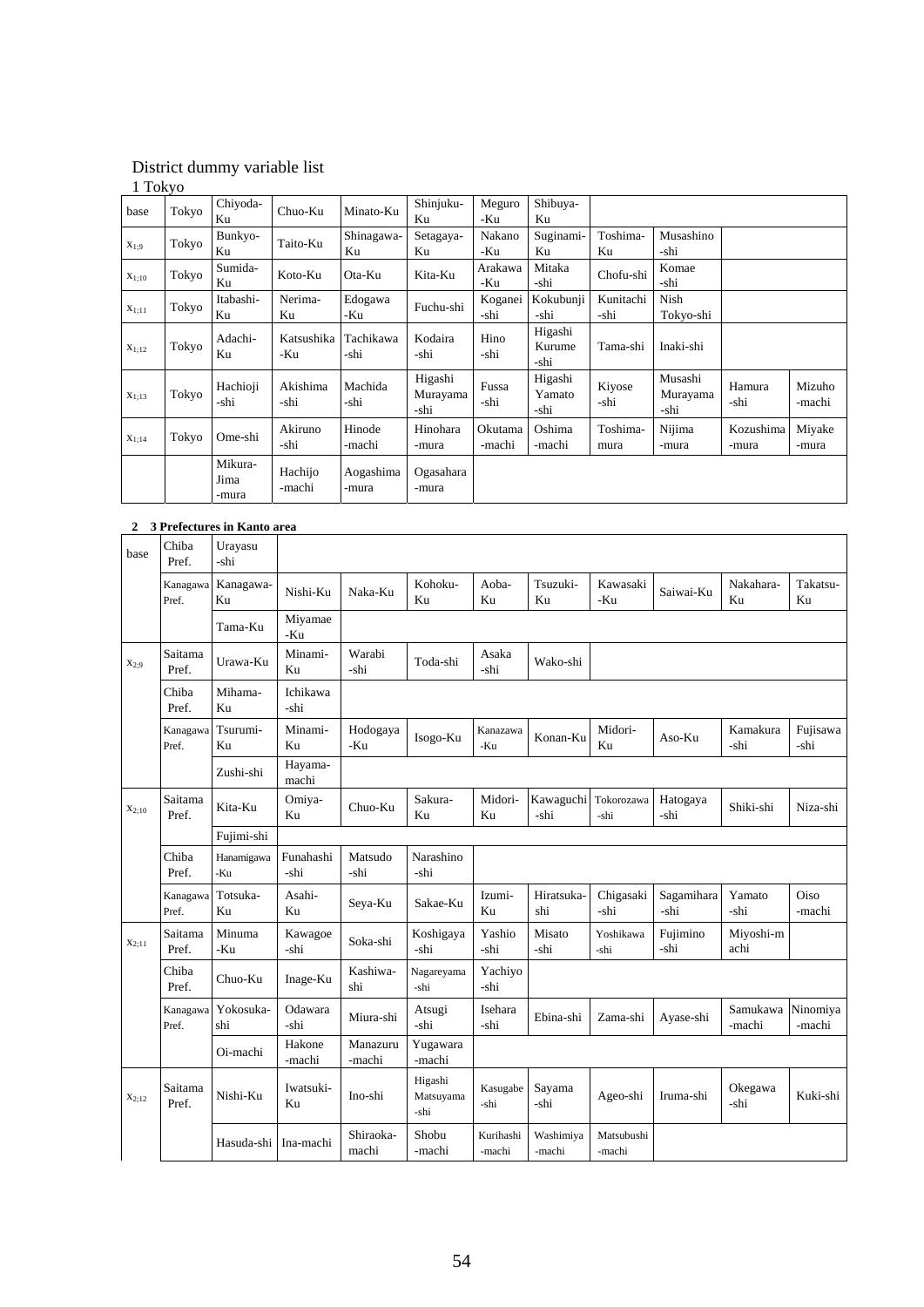District dummy variable list

1 Tokyo

| | | | | | | | | | | | |
|---|---|---|---|---|---|---|---|---|---|---|---|
| base | Tokyo | Chiyoda-Ku | Chuo-Ku | Minato-Ku | Shinjuku-Ku | Meguro-Ku | Shibuya-Ku | | | | |
| $x_{1;9}$ | Tokyo | Bunkyo-Ku | Taito-Ku | Shinagawa-Ku | Setagaya-Ku | Nakano-Ku | Suginami-Ku | Toshima-Ku | Musashino-shi | | |
| $x_{1;10}$ | Tokyo | Sumida-Ku | Koto-Ku | Ota-Ku | Kita-Ku | Arakawa-Ku | Mitaka-shi | Chofu-shi | Komae-shi | | |
| $x_{1;11}$ | Tokyo | Itabashi-Ku | Nerima-Ku | Edogawa-Ku | Fuchu-shi | Koganei-shi | Kokubunji-shi | Kunitachi-shi | Nish Tokyo-shi | | |
| $x_{1;12}$ | Tokyo | Adachi-Ku | Katsushika-Ku | Tachikawa-shi | Kodaira-shi | Hino-shi | Higashi Kurume-shi | Tama-shi | Inaki-shi | | |
| $x_{1;13}$ | Tokyo | Hachioji-shi | Akishima-shi | Machida-shi | Higashi Murayama-shi | Fussa-shi | Higashi Yamato-shi | Kiyose-shi | Musashi Murayama-shi | Hamura-shi | Mizuho-machi |
| $x_{1;14}$ | Tokyo | Ome-shi | Akiruno-shi | Hinode-machi | Hinohara-mura | Okutama-machi | Oshima-machi | Toshima-mura | Nijima-mura | Kozushima-mura | Miyake-mura |
| | | Mikura-Jima-mura | Hachijo-machi | Aogashima-mura | Ogasahara-mura | | | | | | |

**2 3 Prefectures in Kanto area**

| | | | | | | | | | | | |
|---|---|---|---|---|---|---|---|---|---|---|---|
| base | Chiba Pref. | Urayasu-shi | | | | | | | | | |
| | Kanagawa Pref. | Kanagawa-Ku | Nishi-Ku | Naka-Ku | Kohoku-Ku | Aoba-Ku | Tsuzuki-Ku | Kawasaki-Ku | Saiwai-Ku | Nakahara-Ku | Takatsu-Ku |
| | | Tama-Ku | Miyamae-Ku | | | | | | | | |
| $x_{2;9}$ | Saitama Pref. | Urawa-Ku | Minami-Ku | Warabi-shi | Toda-shi | Asaka-shi | Wako-shi | | | | |
| | Chiba Pref. | Mihama-Ku | Ichikawa-shi | | | | | | | | |
| | Kanagawa Pref. | Tsurumi-Ku | Minami-Ku | Hodogaya-Ku | Isogo-Ku | Kanazawa-Ku | Konan-Ku | Midori-Ku | Aso-Ku | Kamakura-shi | Fujisawa-shi |
| | | Zushi-shi | Hayama-machi | | | | | | | | |
| $x_{2;10}$ | Saitama Pref. | Kita-Ku | Omiya-Ku | Chuo-Ku | Sakura-Ku | Midori-Ku | Kawaguchi-shi | Tokorozawa-shi | Hatogaya-shi | Shiki-shi | Niza-shi |
| | | Fujimi-shi | | | | | | | | | |
| | Chiba Pref. | Hanamigawa-Ku | Funahashi-shi | Matsudo-shi | Narashino-shi | | | | | | |
| | Kanagawa Pref. | Totsuka-Ku | Asahi-Ku | Seya-Ku | Sakae-Ku | Izumi-Ku | Hiratsuka-shi | Chigasaki-shi | Sagamihara-shi | Yamato-shi | Oiso-machi |
| $x_{2;11}$ | Saitama Pref. | Minuma-Ku | Kawagoe-shi | Soka-shi | Koshigaya-shi | Yashio-shi | Misato-shi | Yoshikawa-shi | Fujimino-shi | Miyoshi-machi | |
| | Chiba Pref. | Chuo-Ku | Inage-Ku | Kashiwa-shi | Nagareyama-shi | Yachiyo-shi | | | | | |
| | Kanagawa Pref. | Yokosuka-shi | Odawara-shi | Miura-shi | Atsugi-shi | Isehara-shi | Ebina-shi | Zama-shi | Ayase-shi | Samukawa-machi | Ninomiya-machi |
| | | Oi-machi | Hakone-machi | Manazuru-machi | Yugawara-machi | | | | | | |
| $x_{2;12}$ | Saitama Pref. | Nishi-Ku | Iwatsuki-Ku | Ino-shi | Higashi Matsuyama-shi | Kasugabe-shi | Sayama-shi | Ageo-shi | Iruma-shi | Okegawa-shi | Kuki-shi |
| | | Hasuda-shi | Ina-machi | Shiraoka-machi | Shobu-machi | Kurihashi-machi | Washimiya-machi | Matsubushi-machi | | | |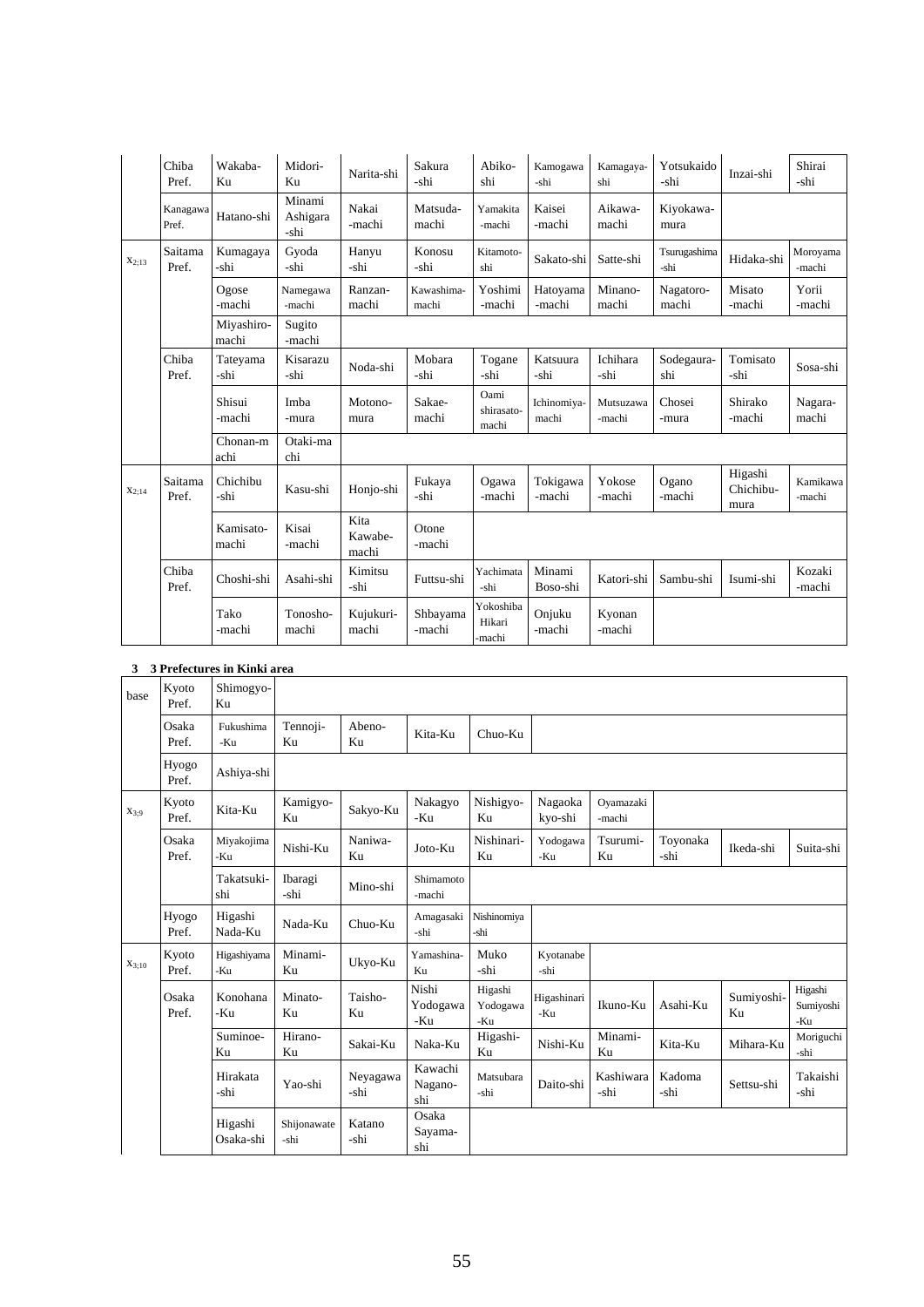| | | | | | | | | | | | |
|---|---|---|---|---|---|---|---|---|---|---|---|
| | Chiba Pref. | Wakaba-Ku | Midori-Ku | Narita-shi | Sakura -shi | Abiko-shi | Kamogawa -shi | Kamagaya-shi | Yotsukaido -shi | Inzai-shi | Shirai -shi |
| | Kanagawa Pref. | Hatano-shi | Minami Ashigara -shi | Nakai -machi | Matsuda-machi | Yamakita -machi | Kaisei -machi | Aikawa-machi | Kiyokawa-mura | | |
| $x_{2;13}$ | Saitama Pref. | Kumagaya -shi | Gyoda -shi | Hanyu -shi | Konosu -shi | Kitamoto-shi | Sakato-shi | Satte-shi | Tsurugashima -shi | Hidaka-shi | Moroyama -machi |
| | | Ogose -machi | Namegawa -machi | Ranzan-machi | Kawashima-machi | Yoshimi -machi | Hatoyama -machi | Minano-machi | Nagatoro-machi | Misato -machi | Yorii -machi |
| | | Miyashiro-machi | Sugito -machi | | | | | | | | |
| | Chiba Pref. | Tateyama -shi | Kisarazu -shi | Noda-shi | Mobara -shi | Togane -shi | Katsuura -shi | Ichihara -shi | Sodegaura-shi | Tomisato -shi | Sosa-shi |
| | | Shisui -machi | Imba -mura | Motono-mura | Sakae-machi | Oami shirasato-machi | Ichinomiya-machi | Mutsuzawa -machi | Chosei -mura | Shirako -machi | Nagara-machi |
| | | Chonan-machi | Otaki-machi | | | | | | | | |
| $x_{2;14}$ | Saitama Pref. | Chichibu -shi | Kasu-shi | Honjo-shi | Fukaya -shi | Ogawa -machi | Tokigawa -machi | Yokose -machi | Ogano -machi | Higashi Chichibu-mura | Kamikawa -machi |
| | | Kamisato-machi | Kisai -machi | Kita Kawabe-machi | Otone -machi | | | | | | |
| | Chiba Pref. | Choshi-shi | Asahi-shi | Kimitsu -shi | Futtsu-shi | Yachimata -shi | Minami Boso-shi | Katori-shi | Sambu-shi | Isumi-shi | Kozaki -machi |
| | | Tako -machi | Tonosho-machi | Kujukuri-machi | Shbayama -machi | Yokoshiba Hikari -machi | Onjuku -machi | Kyonan -machi | | | |

**3 3 Prefectures in Kinki area**

| | | | | | | | | | | | |
|---|---|---|---|---|---|---|---|---|---|---|---|
| base | Kyoto Pref. | Shimogyo-Ku | | | | | | | | | |
| | Osaka Pref. | Fukushima -Ku | Tennoji-Ku | Abeno-Ku | Kita-Ku | Chuo-Ku | | | | | |
| | Hyogo Pref. | Ashiya-shi | | | | | | | | | |
| $x_{3;9}$ | Kyoto Pref. | Kita-Ku | Kamigyo-Ku | Sakyo-Ku | Nakagyo -Ku | Nishigyo-Ku | Nagaoka kyo-shi | Oyamazaki -machi | | | |
| | Osaka Pref. | Miyakojima -Ku | Nishi-Ku | Naniwa-Ku | Joto-Ku | Nishinari-Ku | Yodogawa -Ku | Tsurumi-Ku | Toyonaka -shi | Ikeda-shi | Suita-shi |
| | | Takatsuki-shi | Ibaragi -shi | Mino-shi | Shimamoto -machi | | | | | | |
| | Hyogo Pref. | Higashi Nada-Ku | Nada-Ku | Chuo-Ku | Amagasaki -shi | Nishinomiya -shi | | | | | |
| $x_{3;10}$ | Kyoto Pref. | Higashiyama -Ku | Minami-Ku | Ukyo-Ku | Yamashina-Ku | Muko -shi | Kyotanabe -shi | | | | |
| | Osaka Pref. | Konohana -Ku | Minato-Ku | Taisho-Ku | Nishi Yodogawa -Ku | Higashi Yodogawa -Ku | Higashinari -Ku | Ikuno-Ku | Asahi-Ku | Sumiyoshi-Ku | Higashi Sumiyoshi -Ku |
| | | Suminoe-Ku | Hirano-Ku | Sakai-Ku | Naka-Ku | Higashi-Ku | Nishi-Ku | Minami-Ku | Kita-Ku | Mihara-Ku | Moriguchi -shi |
| | | Hirakata -shi | Yao-shi | Neyagawa -shi | Kawachi Nagano-shi | Matsubara -shi | Daito-shi | Kashiwara -shi | Kadoma -shi | Settsu-shi | Takaishi -shi |
| | | Higashi Osaka-shi | Shijonawate -shi | Katano -shi | Osaka Sayama-shi | | | | | | |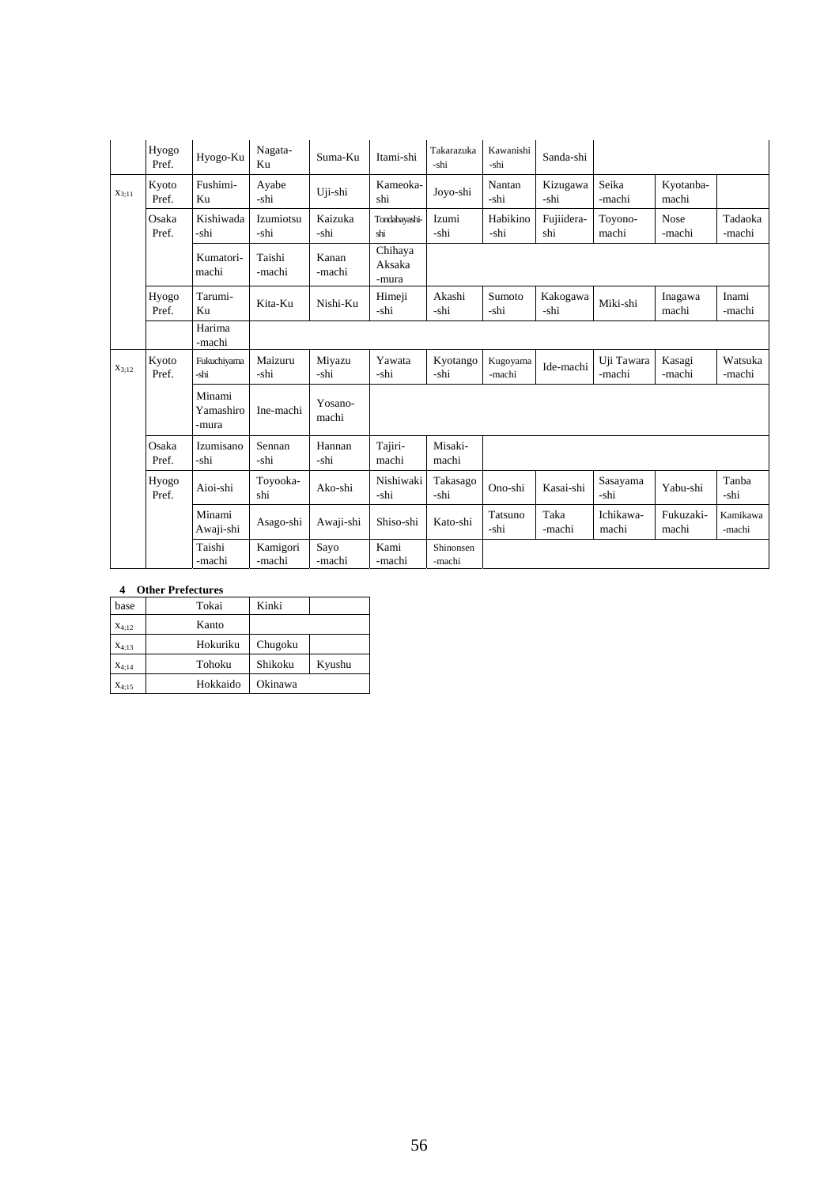|  | Hyogo Pref. | Hyogo-Ku | Nagata-Ku | Suma-Ku | Itami-shi | Takarazuka -shi | Kawanishi -shi | Sanda-shi |  |  |  |
|---|---|---|---|---|---|---|---|---|---|---|---|
| $x_{3;11}$ | Kyoto Pref. | Fushimi-Ku | Ayabe -shi | Uji-shi | Kameoka-shi | Joyo-shi | Nantan -shi | Kizugawa -shi | Seika -machi | Kyotanba-machi |  |
|  | Osaka Pref. | Kishiwada -shi | Izumiotsu -shi | Kaizuka -shi | Tondabayashi-shi | Izumi -shi | Habikino -shi | Fujiidera-shi | Toyono-machi | Nose -machi | Tadaoka -machi |
|  |  | Kumatori-machi | Taishi -machi | Kanan -machi | Chihaya Aksaka -mura |  |  |  |  |  |  |
|  | Hyogo Pref. | Tarumi-Ku | Kita-Ku | Nishi-Ku | Himeji -shi | Akashi -shi | Sumoto -shi | Kakogawa -shi | Miki-shi | Inagawa machi | Inami -machi |
|  |  | Harima -machi |  |  |  |  |  |  |  |  |  |
| $x_{3;12}$ | Kyoto Pref. | Fukuchiyama -shi | Maizuru -shi | Miyazu -shi | Yawata -shi | Kyotango -shi | Kugoyama -machi | Ide-machi | Uji Tawara -machi | Kasagi -machi | Watsuka -machi |
|  |  | Minami Yamashiro -mura | Ine-machi | Yosano-machi |  |  |  |  |  |  |  |
|  | Osaka Pref. | Izumisano -shi | Sennan -shi | Hannan -shi | Tajiri-machi | Misaki-machi |  |  |  |  |  |
|  | Hyogo Pref. | Aioi-shi | Toyooka-shi | Ako-shi | Nishiwaki -shi | Takasago -shi | Ono-shi | Kasai-shi | Sasayama -shi | Yabu-shi | Tanba -shi |
|  |  | Minami Awaji-shi | Asago-shi | Awaji-shi | Shiso-shi | Kato-shi | Tatsuno -shi | Taka -machi | Ichikawa-machi | Fukuzaki-machi | Kamikawa -machi |
|  |  | Taishi -machi | Kamigori -machi | Sayo -machi | Kami -machi | Shinonsen -machi |  |  |  |  |  |

**4 Other Prefectures**

| base | Tokai | Kinki |  |
|---|---|---|---|
| $x_{4;12}$ | Kanto |  |  |
| $x_{4;13}$ | Hokuriku | Chugoku |  |
| $x_{4;14}$ | Tohoku | Shikoku | Kyushu |
| $x_{4;15}$ | Hokkaido | Okinawa |  |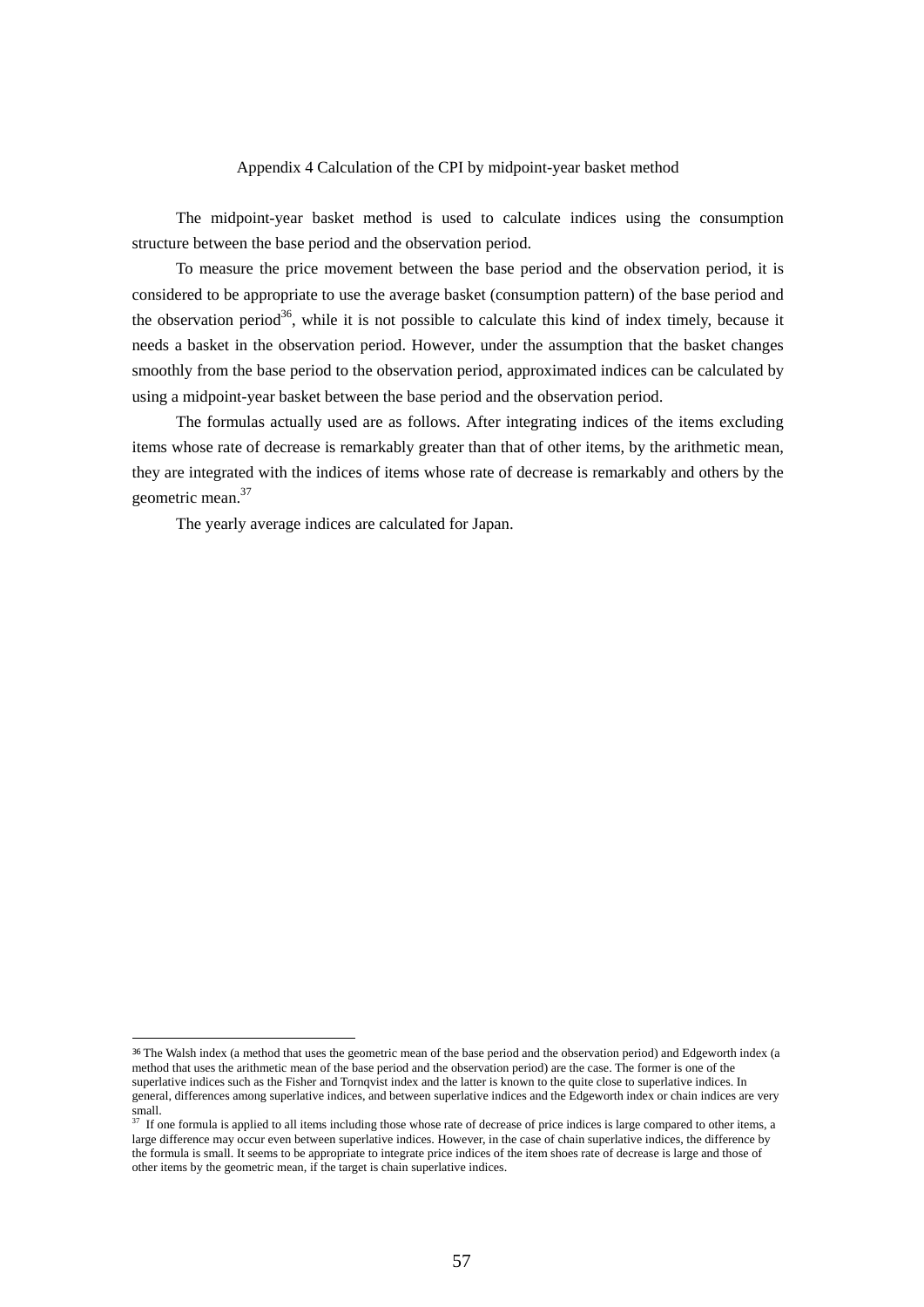## Appendix 4 Calculation of the CPI by midpoint-year basket method

The midpoint-year basket method is used to calculate indices using the consumption structure between the base period and the observation period.

To measure the price movement between the base period and the observation period, it is considered to be appropriate to use the average basket (consumption pattern) of the base period and the observation period[36], while it is not possible to calculate this kind of index timely, because it needs a basket in the observation period. However, under the assumption that the basket changes smoothly from the base period to the observation period, approximated indices can be calculated by using a midpoint-year basket between the base period and the observation period.

The formulas actually used are as follows. After integrating indices of the items excluding items whose rate of decrease is remarkably greater than that of other items, by the arithmetic mean, they are integrated with the indices of items whose rate of decrease is remarkably and others by the geometric mean.[37]

The yearly average indices are calculated for Japan.

---

[36] The Walsh index (a method that uses the geometric mean of the base period and the observation period) and Edgeworth index (a method that uses the arithmetic mean of the base period and the observation period) are the case. The former is one of the superlative indices such as the Fisher and Tornqvist index and the latter is known to the quite close to superlative indices. In general, differences among superlative indices, and between superlative indices and the Edgeworth index or chain indices are very small.

[37] If one formula is applied to all items including those whose rate of decrease of price indices is large compared to other items, a large difference may occur even between superlative indices. However, in the case of chain superlative indices, the difference by the formula is small. It seems to be appropriate to integrate price indices of the item shoes rate of decrease is large and those of other items by the geometric mean, if the target is chain superlative indices.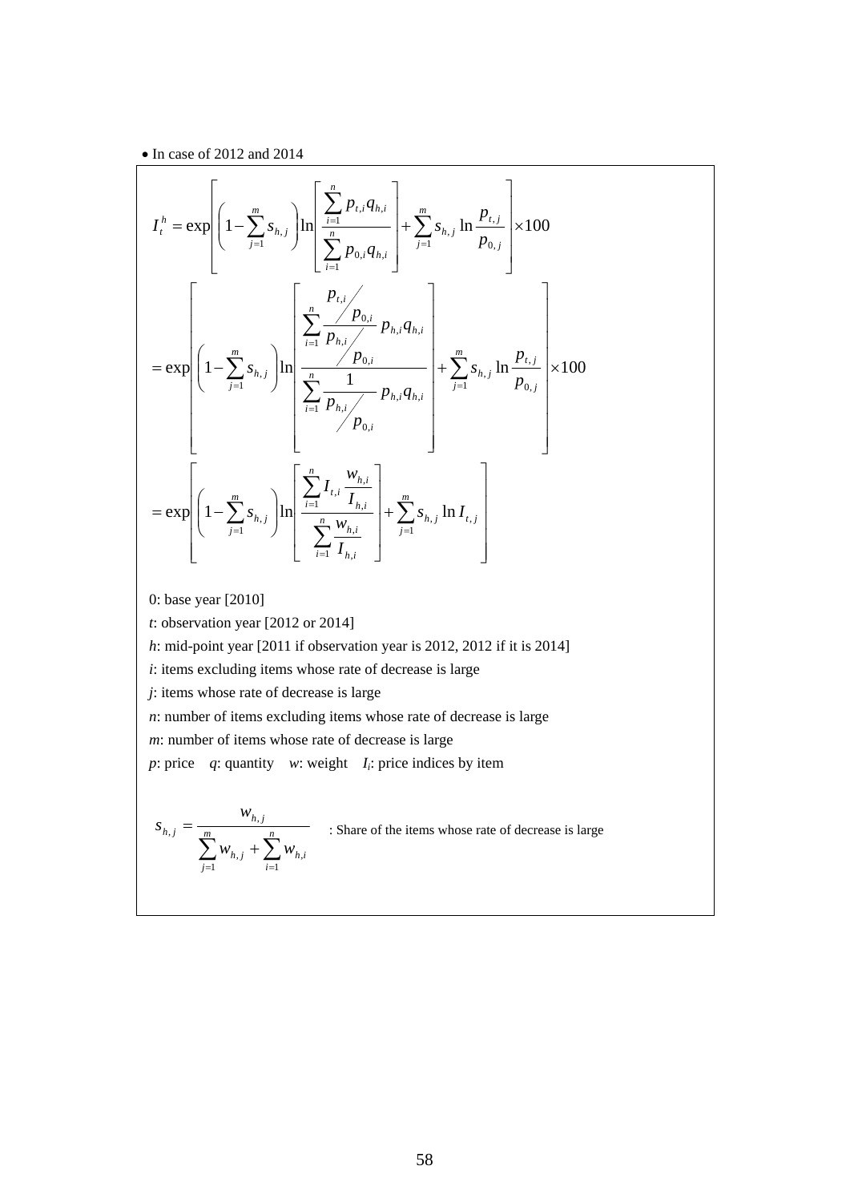• In case of 2012 and 2014

$$
I_t^h = \exp\left[\left(1-\sum_{j=1}^{m} s_{h,j}\right)\ln\left[\frac{\sum_{i=1}^{n} p_{t,i} q_{h,i}}{\sum_{i=1}^{n} p_{0,i} q_{h,i}}\right] + \sum_{j=1}^{m} s_{h,j} \ln\frac{p_{t,j}}{p_{0,j}}\right] \times 100
$$

$$
= \exp\left[\left(1-\sum_{j=1}^{m} s_{h,j}\right)\ln\left[\frac{\sum_{i=1}^{n} \frac{p_{t,i}/p_{0,i}}{p_{h,i}/p_{0,i}} p_{h,i} q_{h,i}}{\sum_{i=1}^{n} \frac{1}{p_{h,i}/p_{0,i}} p_{h,i} q_{h,i}}\right] + \sum_{j=1}^{m} s_{h,j} \ln\frac{p_{t,j}}{p_{0,j}}\right] \times 100
$$

$$
= \exp\left[\left(1-\sum_{j=1}^{m} s_{h,j}\right)\ln\left[\frac{\sum_{i=1}^{n} I_{t,i} \frac{w_{h,i}}{I_{h,i}}}{\sum_{i=1}^{n} \frac{w_{h,i}}{I_{h,i}}}\right] + \sum_{j=1}^{m} s_{h,j} \ln I_{t,j}\right]
$$

0: base year [2010]

$t$: observation year [2012 or 2014]

$h$: mid-point year [2011 if observation year is 2012, 2012 if it is 2014]

$i$: items excluding items whose rate of decrease is large

$j$: items whose rate of decrease is large

$n$: number of items excluding items whose rate of decrease is large

$m$: number of items whose rate of decrease is large

$p$: price $q$: quantity $w$: weight $I_i$: price indices by item

$$
s_{h,j} = \frac{w_{h,j}}{\sum_{j=1}^{m} w_{h,j} + \sum_{i=1}^{n} w_{h,i}}
$$

: Share of the items whose rate of decrease is large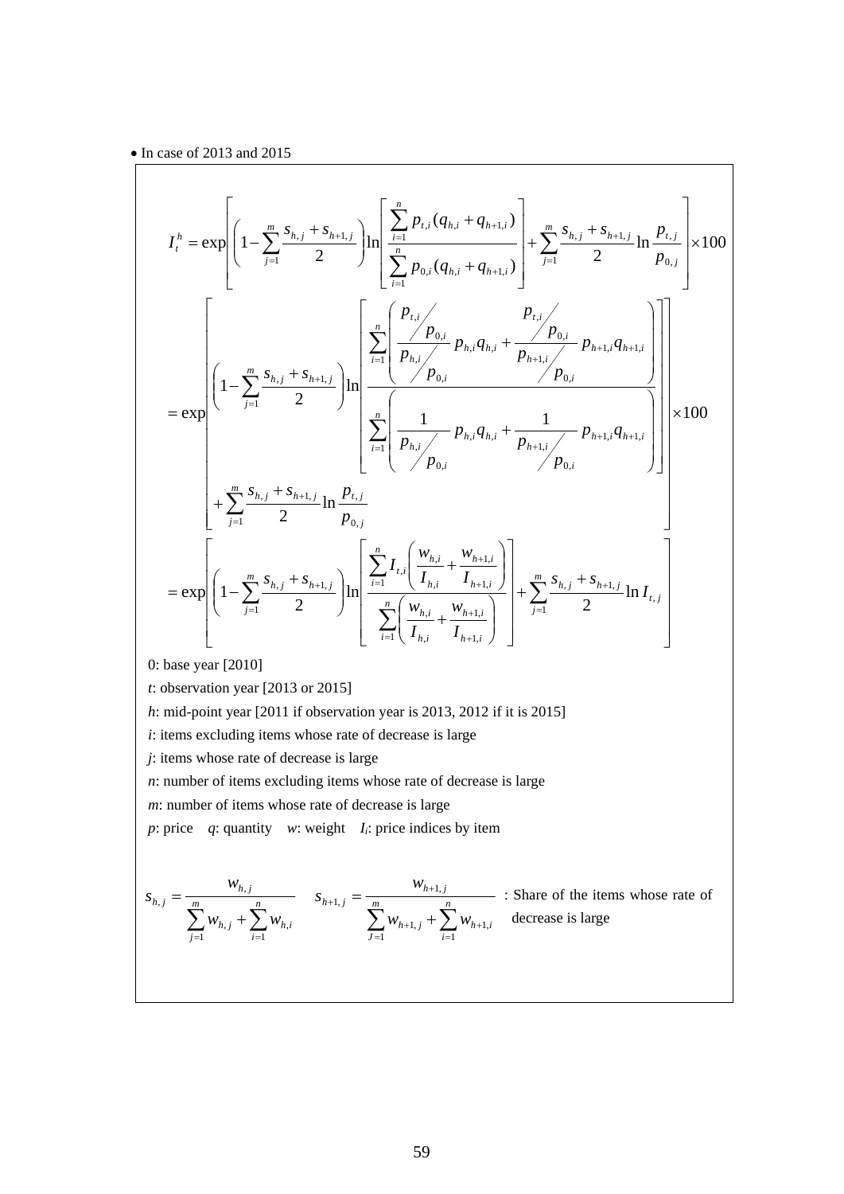• In case of 2013 and 2015

$$
I_t^h = \exp\left[\left(1 - \sum_{j=1}^{m} \frac{s_{h,j} + s_{h+1,j}}{2}\right) \ln\left[\frac{\sum_{i=1}^{n} p_{t,i}(q_{h,i} + q_{h+1,i})}{\sum_{i=1}^{n} p_{0,i}(q_{h,i} + q_{h+1,i})}\right] + \sum_{j=1}^{m} \frac{s_{h,j} + s_{h+1,j}}{2} \ln \frac{p_{t,j}}{p_{0,j}}\right] \times 100
$$

$$
= \exp\left[\begin{array}{l}\left(1 - \sum_{j=1}^{m} \frac{s_{h,j} + s_{h+1,j}}{2}\right) \ln\left[\frac{\sum_{i=1}^{n}\left(\frac{p_{t,i}/p_{0,i}}{p_{h,i}/p_{0,i}} p_{h,i} q_{h,i} + \frac{p_{t,i}/p_{0,i}}{p_{h+1,i}/p_{0,i}} p_{h+1,i} q_{h+1,i}\right)}{\sum_{i=1}^{n}\left(\frac{1}{p_{h,i}/p_{0,i}} p_{h,i} q_{h,i} + \frac{1}{p_{h+1,i}/p_{0,i}} p_{h+1,i} q_{h+1,i}\right)}\right] \\ + \sum_{j=1}^{m} \frac{s_{h,j} + s_{h+1,j}}{2} \ln \frac{p_{t,j}}{p_{0,j}}\end{array}\right] \times 100
$$

$$
= \exp\left[\left(1 - \sum_{j=1}^{m} \frac{s_{h,j} + s_{h+1,j}}{2}\right) \ln\left[\frac{\sum_{i=1}^{n} I_{t,i}\left(\frac{w_{h,i}}{I_{h,i}} + \frac{w_{h+1,i}}{I_{h+1,i}}\right)}{\sum_{i=1}^{n}\left(\frac{w_{h,i}}{I_{h,i}} + \frac{w_{h+1,i}}{I_{h+1,i}}\right)}\right] + \sum_{j=1}^{m} \frac{s_{h,j} + s_{h+1,j}}{2} \ln I_{t,j}\right]
$$

0: base year [2010]

$t$: observation year [2013 or 2015]

$h$: mid-point year [2011 if observation year is 2013, 2012 if it is 2015]

$i$: items excluding items whose rate of decrease is large

$j$: items whose rate of decrease is large

$n$: number of items excluding items whose rate of decrease is large

$m$: number of items whose rate of decrease is large

$p$: price  $q$: quantity  $w$: weight  $I_i$: price indices by item

$$
s_{h,j} = \frac{w_{h,j}}{\sum_{j=1}^{m} w_{h,j} + \sum_{i=1}^{n} w_{h,i}} \qquad s_{h+1,j} = \frac{w_{h+1,j}}{\sum_{J=1}^{m} w_{h+1,j} + \sum_{i=1}^{n} w_{h+1,i}}
$$

: Share of the items whose rate of decrease is large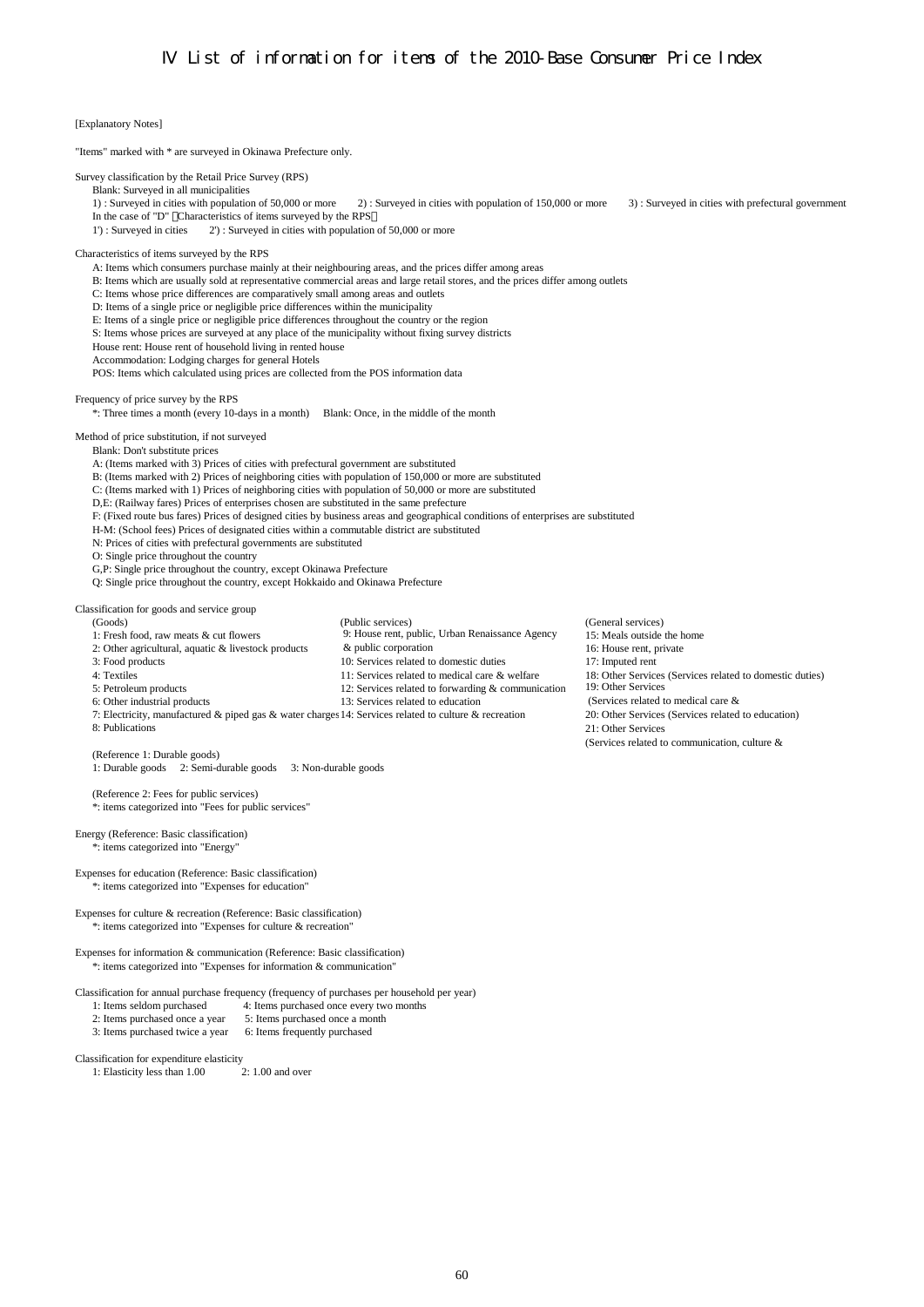# IV List of information for items of the 2010-Base Consumer Price Index

[Explanatory Notes]

"Items" marked with * are surveyed in Okinawa Prefecture only.

Survey classification by the Retail Price Survey (RPS)

Blank: Surveyed in all municipalities

1) : Surveyed in cities with population of 50,000 or more　2) : Surveyed in cities with population of 150,000 or more　3) : Surveyed in cities with prefectural government

In the case of "D" （Characteristics of items surveyed by the RPS）

1') : Surveyed in cities　2') : Surveyed in cities with population of 50,000 or more

Characteristics of items surveyed by the RPS

A: Items which consumers purchase mainly at their neighbouring areas, and the prices differ among areas

B: Items which are usually sold at representative commercial areas and large retail stores, and the prices differ among outlets

C: Items whose price differences are comparatively small among areas and outlets

D: Items of a single price or negligible price differences within the municipality

E: Items of a single price or negligible price differences throughout the country or the region

S: Items whose prices are surveyed at any place of the municipality without fixing survey districts

House rent: House rent of household living in rented house

Accommodation: Lodging charges for general Hotels

POS: Items which calculated using prices are collected from the POS information data

Frequency of price survey by the RPS

*: Three times a month (every 10-days in a month)　Blank: Once, in the middle of the month

Method of price substitution, if not surveyed

Blank: Don't substitute prices

A: (Items marked with 3) Prices of cities with prefectural government are substituted

B: (Items marked with 2) Prices of neighboring cities with population of 150,000 or more are substituted

C: (Items marked with 1) Prices of neighboring cities with population of 50,000 or more are substituted

D,E: (Railway fares) Prices of enterprises chosen are substituted in the same prefecture

F: (Fixed route bus fares) Prices of designed cities by business areas and geographical conditions of enterprises are substituted

H-M: (School fees) Prices of designated cities within a commutable district are substituted

N: Prices of cities with prefectural governments are substituted

O: Single price throughout the country

G,P: Single price throughout the country, except Okinawa Prefecture

Q: Single price throughout the country, except Hokkaido and Okinawa Prefecture

Classification for goods and service group

(Goods)

1: Fresh food, raw meats & cut flowers

2: Other agricultural, aquatic & livestock products

3: Food products

4: Textiles

5: Petroleum products

6: Other industrial products

7: Electricity, manufactured & piped gas & water charges

8: Publications

(Public services)

9: House rent, public, Urban Renaissance Agency & public corporation

10: Services related to domestic duties

11: Services related to medical care & welfare

12: Services related to forwarding & communication

13: Services related to education

14: Services related to culture & recreation

(General services)

15: Meals outside the home

16: House rent, private

17: Imputed rent

18: Other Services (Services related to domestic duties)

19: Other Services (Services related to medical care &

20: Other Services (Services related to education)

21: Other Services (Services related to communication, culture &

(Reference 1: Durable goods)

1: Durable goods　2: Semi-durable goods　3: Non-durable goods

(Reference 2: Fees for public services)

*: items categorized into "Fees for public services"

Energy (Reference: Basic classification)

*: items categorized into "Energy"

Expenses for education (Reference: Basic classification)

*: items categorized into "Expenses for education"

Expenses for culture & recreation (Reference: Basic classification)

*: items categorized into "Expenses for culture & recreation"

Expenses for information & communication (Reference: Basic classification)

*: items categorized into "Expenses for information & communication"

Classification for annual purchase frequency (frequency of purchases per household per year)

1: Items seldom purchased　4: Items purchased once every two months

2: Items purchased once a year　5: Items purchased once a month

3: Items purchased twice a year　6: Items frequently purchased

Classification for expenditure elasticity

1: Elasticity less than 1.00　2: 1.00 and over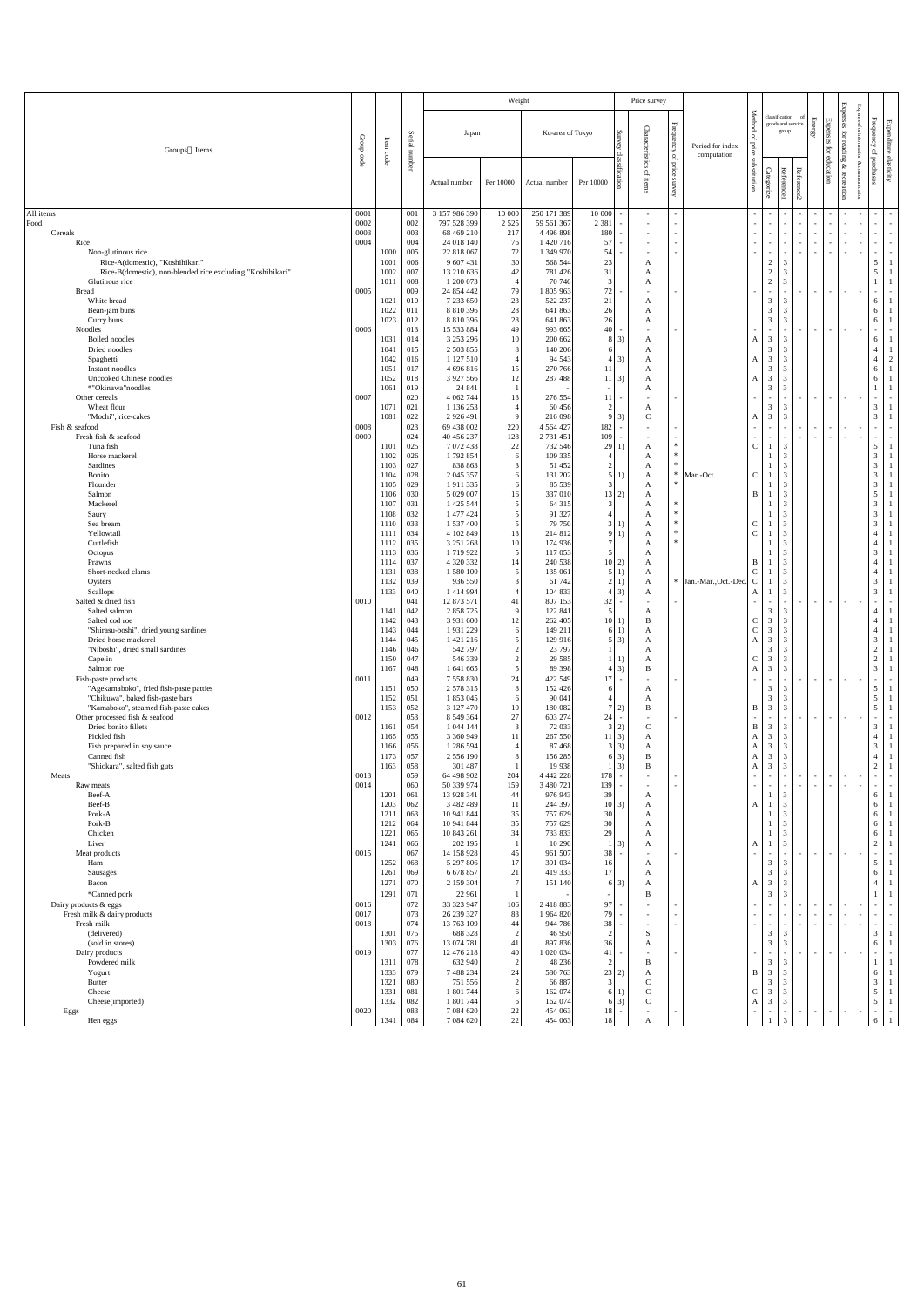| Groups・Items | Group code | Item code | Serial number | Weight: Japan Actual number | Weight: Japan Per 10000 | Weight: Ku-area of Tokyo Actual number | Weight: Ku-area of Tokyo Per 10000 | Survey classification | Price survey: Characteristics of items | Price survey: Frequency of price survey | Period for index computation | Method of price substitution | classification of goods and service group: Categorize | Reference1 | Reference2 | Energy | Expenses for education | Expenses for reading & recreation | Expenses for information & communication | Frequency of purchases | Expenditure elasticity |
|---|---|---|---|---|---|---|---|---|---|---|---|---|---|---|---|---|---|---|---|---|---|
| All items | 0001 | | 001 | 3 157 986 390 | 10 000 | 250 171 389 | 10 000 | - | - | - | | - | - | - | - | - | - | - | - | - | - |
| Food | 0002 | | 002 | 797 528 399 | 2 525 | 59 561 367 | 2 381 | - | - | - | | - | - | - | - | - | - | - | - | - | - |
| Cereals | 0003 | | 003 | 68 469 210 | 217 | 4 496 898 | 180 | - | - | - | | - | - | - | - | - | - | - | - | - | - |
| Rice | 0004 | | 004 | 24 018 140 | 76 | 1 420 716 | 57 | - | - | - | | - | - | - | - | - | - | - | - | - | - |
| Non-glutinous rice | | 1000 | 005 | 22 818 067 | 72 | 1 349 970 | 54 | - | - | - | | - | - | - | - | - | - | - | - | - | - |
| Rice-A(domestic), "Koshihikari" | | 1001 | 006 | 9 607 431 | 30 | 568 544 | 23 | | A | | | | 2 | 3 | | | | | | 5 | 1 |
| Rice-B(domestic), non-blended rice excluding "Koshihikari" | | 1002 | 007 | 13 210 636 | 42 | 781 426 | 31 | | A | | | | 2 | 3 | | | | | | 5 | 1 |
| Glutinous rice | | 1011 | 008 | 1 200 073 | 4 | 70 746 | 3 | | A | | | | 2 | 3 | | | | | | 1 | 1 |
| Bread | 0005 | | 009 | 24 854 442 | 79 | 1 805 963 | 72 | - | - | - | | - | - | - | - | - | - | - | - | - | - |
| White bread | | 1021 | 010 | 7 233 650 | 23 | 522 237 | 21 | | A | | | | 3 | 3 | | | | | | 6 | 1 |
| Bean-jam buns | | 1022 | 011 | 8 810 396 | 28 | 641 863 | 26 | | A | | | | 3 | 3 | | | | | | 6 | 1 |
| Curry buns | | 1023 | 012 | 8 810 396 | 28 | 641 863 | 26 | | A | | | | 3 | 3 | | | | | | 6 | 1 |
| Noodles | 0006 | | 013 | 15 533 884 | 49 | 993 665 | 40 | - | - | - | | - | - | - | - | - | - | - | - | - | - |
| Boiled noodles | | 1031 | 014 | 3 253 296 | 10 | 200 662 | 8 | 3) | A | | | A | 3 | 3 | | | | | | 6 | 1 |
| Dried noodles | | 1041 | 015 | 2 503 855 | 8 | 140 206 | 6 | | A | | | | 3 | 3 | | | | | | 4 | 1 |
| Spaghetti | | 1042 | 016 | 1 127 510 | 4 | 94 543 | 4 | 3) | A | | | A | 3 | 3 | | | | | | 4 | 2 |
| Instant noodles | | 1051 | 017 | 4 696 816 | 15 | 270 766 | 11 | | A | | | | 3 | 3 | | | | | | 6 | 1 |
| Uncooked Chinese noodles | | 1052 | 018 | 3 927 566 | 12 | 287 488 | 11 | 3) | A | | | A | 3 | 3 | | | | | | 6 | 1 |
| *"Okinawa"noodles | | 1061 | 019 | 24 841 | 1 | - | - | | A | | | | 3 | 3 | | | | | | 1 | 1 |
| Other cereals | 0007 | | 020 | 4 062 744 | 13 | 276 554 | 11 | - | - | - | | - | - | - | - | - | - | - | - | - | - |
| Wheat flour | | 1071 | 021 | 1 136 253 | 4 | 60 456 | 2 | | A | | | | 3 | 3 | | | | | | 3 | 1 |
| "Mochi", rice-cakes | | 1081 | 022 | 2 926 491 | 9 | 216 098 | 9 | 3) | C | | | A | 3 | 3 | | | | | | 3 | 1 |
| Fish & seafood | 0008 | | 023 | 69 438 002 | 220 | 4 564 427 | 182 | - | - | - | | - | - | - | - | - | - | - | - | - | - |
| Fresh fish & seafood | 0009 | | 024 | 40 456 237 | 128 | 2 731 451 | 109 | - | - | - | | - | - | - | - | - | - | - | - | - | - |
| Tuna fish | | 1101 | 025 | 7 072 438 | 22 | 732 546 | 29 | 1) | A | * | | C | 1 | 3 | | | | | | 5 | 1 |
| Horse mackerel | | 1102 | 026 | 1 792 854 | 6 | 109 335 | 4 | | A | * | | | 1 | 3 | | | | | | 3 | 1 |
| Sardines | | 1103 | 027 | 838 863 | 3 | 51 452 | 2 | | A | * | | | 1 | 3 | | | | | | 3 | 1 |
| Bonito | | 1104 | 028 | 2 045 357 | 6 | 131 202 | 5 | 1) | A | * | Mar.-Oct. | C | 1 | 3 | | | | | | 3 | 1 |
| Flounder | | 1105 | 029 | 1 911 335 | 6 | 85 539 | 3 | | A | * | | | 1 | 3 | | | | | | 3 | 1 |
| Salmon | | 1106 | 030 | 5 029 007 | 16 | 337 010 | 13 | 2) | A | | | B | 1 | 3 | | | | | | 5 | 1 |
| Mackerel | | 1107 | 031 | 1 425 544 | 5 | 64 315 | 3 | | A | * | | | 1 | 3 | | | | | | 3 | 1 |
| Saury | | 1108 | 032 | 1 477 424 | 5 | 91 327 | 4 | | A | * | | | 1 | 3 | | | | | | 3 | 1 |
| Sea bream | | 1110 | 033 | 1 537 400 | 5 | 79 750 | 3 | 1) | A | * | | C | 1 | 3 | | | | | | 3 | 1 |
| Yellowtail | | 1111 | 034 | 4 102 849 | 13 | 214 812 | 9 | 1) | A | * | | C | 1 | 3 | | | | | | 4 | 1 |
| Cuttlefish | | 1112 | 035 | 3 251 268 | 10 | 174 936 | 7 | | A | * | | | 1 | 3 | | | | | | 4 | 1 |
| Octopus | | 1113 | 036 | 1 719 922 | 5 | 117 053 | 5 | | A | | | | 1 | 3 | | | | | | 3 | 1 |
| Prawns | | 1114 | 037 | 4 320 332 | 14 | 240 538 | 10 | 2) | A | | | B | 1 | 3 | | | | | | 4 | 1 |
| Short-necked clams | | 1131 | 038 | 1 580 100 | 5 | 135 061 | 5 | 1) | A | | | C | 1 | 3 | | | | | | 4 | 1 |
| Oysters | | 1132 | 039 | 936 550 | 3 | 61 742 | 2 | 1) | A | * | Jan.-Mar.,Oct.-Dec. | C | 1 | 3 | | | | | | 3 | 1 |
| Scallops | | 1133 | 040 | 1 414 994 | 4 | 104 833 | 4 | 3) | A | | | A | 1 | 3 | | | | | | 3 | 1 |
| Salted & dried fish | 0010 | | 041 | 12 873 571 | 41 | 807 153 | 32 | - | - | - | | - | - | - | - | - | - | - | - | - | - |
| Salted salmon | | 1141 | 042 | 2 858 725 | 9 | 122 841 | 5 | | A | | | | 3 | 3 | | | | | | 4 | 1 |
| Salted cod roe | | 1142 | 043 | 3 931 600 | 12 | 262 405 | 10 | 1) | B | | | C | 3 | 3 | | | | | | 4 | 1 |
| "Shirasu-boshi", dried young sardines | | 1143 | 044 | 1 931 229 | 6 | 149 211 | 6 | 1) | A | | | C | 3 | 3 | | | | | | 4 | 1 |
| Dried horse mackerel | | 1144 | 045 | 1 421 216 | 5 | 129 916 | 5 | 3) | A | | | A | 3 | 3 | | | | | | 3 | 1 |
| "Niboshi", dried small sardines | | 1146 | 046 | 542 797 | 2 | 23 797 | 1 | | A | | | | 3 | 3 | | | | | | 2 | 1 |
| Capelin | | 1150 | 047 | 546 339 | 2 | 29 585 | 1 | 1) | A | | | C | 3 | 3 | | | | | | 2 | 1 |
| Salmon roe | | 1167 | 048 | 1 641 665 | 5 | 89 398 | 4 | 3) | B | | | A | 3 | 3 | | | | | | 3 | 1 |
| Fish-paste products | 0011 | | 049 | 7 558 830 | 24 | 422 549 | 17 | - | - | - | | - | - | - | - | - | - | - | - | - | - |
| "Agekamaboko", fried fish-paste patties | | 1151 | 050 | 2 578 315 | 8 | 152 426 | 6 | | A | | | | 3 | 3 | | | | | | 5 | 1 |
| "Chikuwa", baked fish-paste bars | | 1152 | 051 | 1 853 045 | 6 | 90 041 | 4 | | A | | | | 3 | 3 | | | | | | 5 | 1 |
| "Kamaboko", steamed fish-paste cakes | | 1153 | 052 | 3 127 470 | 10 | 180 082 | 7 | 2) | B | | | B | 3 | 3 | | | | | | 5 | 1 |
| Other processed fish & seafood | 0012 | | 053 | 8 549 364 | 27 | 603 274 | 24 | - | - | - | | - | - | - | - | - | - | - | - | - | - |
| Dried bonito fillets | | 1161 | 054 | 1 044 144 | 3 | 72 033 | 3 | 2) | C | | | B | 3 | 3 | | | | | | 3 | 1 |
| Pickled fish | | 1165 | 055 | 3 360 949 | 11 | 267 550 | 11 | 3) | A | | | A | 3 | 3 | | | | | | 4 | 1 |
| Fish prepared in soy sauce | | 1166 | 056 | 1 286 594 | 4 | 87 468 | 3 | 3) | A | | | A | 3 | 3 | | | | | | 3 | 1 |
| Canned fish | | 1173 | 057 | 2 556 190 | 8 | 156 285 | 6 | 3) | B | | | A | 3 | 3 | | | | | | 4 | 1 |
| "Shiokara", salted fish guts | | 1163 | 058 | 301 487 | 1 | 19 938 | 1 | 3) | B | | | A | 3 | 3 | | | | | | 2 | 1 |
| Meats | 0013 | | 059 | 64 498 902 | 204 | 4 442 228 | 178 | - | - | - | | - | - | - | - | - | - | - | - | - | - |
| Raw meats | 0014 | | 060 | 50 339 974 | 159 | 3 480 721 | 139 | - | - | - | | - | - | - | - | - | - | - | - | - | - |
| Beef-A | | 1201 | 061 | 13 928 341 | 44 | 976 943 | 39 | | A | | | | 1 | 3 | | | | | | 6 | 1 |
| Beef-B | | 1203 | 062 | 3 482 489 | 11 | 244 397 | 10 | 3) | A | | | A | 1 | 3 | | | | | | 6 | 1 |
| Pork-A | | 1211 | 063 | 10 941 844 | 35 | 757 629 | 30 | | A | | | | 1 | 3 | | | | | | 6 | 1 |
| Pork-B | | 1212 | 064 | 10 941 844 | 35 | 757 629 | 30 | | A | | | | 1 | 3 | | | | | | 6 | 1 |
| Chicken | | 1221 | 065 | 10 843 261 | 34 | 733 833 | 29 | | A | | | | 1 | 3 | | | | | | 6 | 1 |
| Liver | | 1241 | 066 | 202 195 | 1 | 10 290 | 1 | 3) | A | | | A | 1 | 3 | | | | | | 2 | 1 |
| Meat products | 0015 | | 067 | 14 158 928 | 45 | 961 507 | 38 | - | - | - | | - | - | - | - | - | - | - | - | - | - |
| Ham | | 1252 | 068 | 5 297 806 | 17 | 391 034 | 16 | | A | | | | 3 | 3 | | | | | | 5 | 1 |
| Sausages | | 1261 | 069 | 6 678 857 | 21 | 419 333 | 17 | | A | | | | 3 | 3 | | | | | | 6 | 1 |
| Bacon | | 1271 | 070 | 2 159 304 | 7 | 151 140 | 6 | 3) | A | | | A | 3 | 3 | | | | | | 4 | 1 |
| *Canned pork | | 1291 | 071 | 22 961 | 1 | - | - | | B | | | | 3 | 3 | | | | | | 1 | 1 |
| Dairy products & eggs | 0016 | | 072 | 33 323 947 | 106 | 2 418 883 | 97 | - | - | - | | - | - | - | - | - | - | - | - | - | - |
| Fresh milk & dairy products | 0017 | | 073 | 26 239 327 | 83 | 1 964 820 | 79 | - | - | - | | - | - | - | - | - | - | - | - | - | - |
| Fresh milk | 0018 | | 074 | 13 763 109 | 44 | 944 786 | 38 | - | - | - | | - | - | - | - | - | - | - | - | - | - |
| (delivered) | | 1301 | 075 | 688 328 | 2 | 46 950 | 2 | | S | | | | 3 | 3 | | | | | | 3 | 1 |
| (sold in stores) | | 1303 | 076 | 13 074 781 | 41 | 897 836 | 36 | | A | | | | 3 | 3 | | | | | | 6 | 1 |
| Dairy products | 0019 | | 077 | 12 476 218 | 40 | 1 020 034 | 41 | - | - | - | | - | - | - | - | - | - | - | - | - | - |
| Powdered milk | | 1311 | 078 | 632 940 | 2 | 48 236 | 2 | | B | | | | 3 | 3 | | | | | | 1 | 1 |
| Yogurt | | 1333 | 079 | 7 488 234 | 24 | 580 763 | 23 | 2) | A | | | B | 3 | 3 | | | | | | 6 | 1 |
| Butter | | 1321 | 080 | 751 556 | 2 | 66 887 | 3 | | C | | | | 3 | 3 | | | | | | 3 | 1 |
| Cheese | | 1331 | 081 | 1 801 744 | 6 | 162 074 | 6 | 1) | C | | | C | 3 | 3 | | | | | | 5 | 1 |
| Cheese(imported) | | 1332 | 082 | 1 801 744 | 6 | 162 074 | 6 | 3) | C | | | A | 3 | 3 | | | | | | 5 | 1 |
| Eggs | 0020 | | 083 | 7 084 620 | 22 | 454 063 | 18 | - | - | - | | - | - | - | - | - | - | - | - | - | - |
| Hen eggs | | 1341 | 084 | 7 084 620 | 22 | 454 063 | 18 | | A | | | | 1 | 3 | | | | | | 6 | 1 |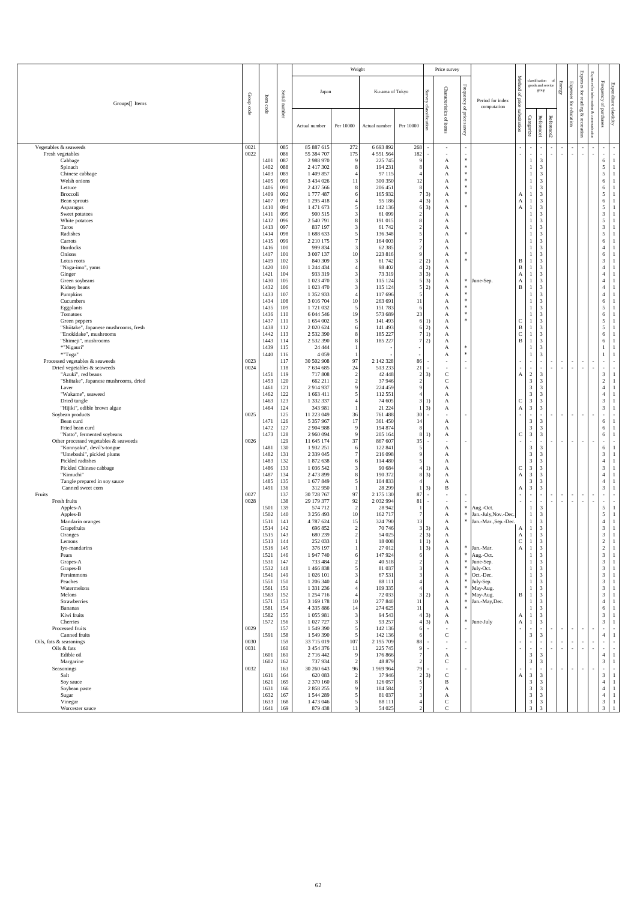| Groups・Items | Group code | Item code | Serial number | Weight | | | | Price survey | | | Period for index computation | Method of price substitution | Classification of goods and service group | | | Energy | Expenses for education | Expenses for reading & recreation | Expenses for information & communication | Frequency of purchases | Expenditure elasticity |
|---|---|---|---|---|---|---|---|---|---|---|---|---|---|---|---|---|---|---|---|---|---|
| | | | | Japan | | Ku-area of Tokyo | | Survey classification | Characteristics of items | Frequency of price survey | | | Categorize | Reference1 | Reference2 | | | | | | |
| | | | | Actual number | Per 10000 | Actual number | Per 10000 | | | | | | | | | | | | | | |
| Vegetables & seaweeds | 0021 | | 085 | 85 887 615 | 272 | 6 693 892 | 268 | - | - | - | | - | - | - | - | - | - | - | - | - | - |
| Fresh vegetables | 0022 | | 086 | 55 384 707 | 175 | 4 551 564 | 182 | - | - | - | | - | - | - | - | - | - | - | - | - | - |
| Cabbage | | 1401 | 087 | 2 988 970 | 9 | 225 745 | 9 | | A | * | | | 1 | 3 | | | | | | 6 | 1 |
| Spinach | | 1402 | 088 | 2 417 302 | 8 | 194 231 | 8 | | A | * | | | 1 | 3 | | | | | | 5 | 1 |
| Chinese cabbage | | 1403 | 089 | 1 409 857 | 4 | 97 115 | 4 | | A | * | | | 1 | 3 | | | | | | 5 | 1 |
| Welsh onions | | 1405 | 090 | 3 434 026 | 11 | 300 350 | 12 | | A | * | | | 1 | 3 | | | | | | 6 | 1 |
| Lettuce | | 1406 | 091 | 2 437 566 | 8 | 206 451 | 8 | | A | * | | | 1 | 3 | | | | | | 6 | 1 |
| Broccoli | | 1409 | 092 | 1 777 487 | 6 | 165 932 | 7 | 3) | A | * | | A | 1 | 3 | | | | | | 5 | 1 |
| Bean sprouts | | 1407 | 093 | 1 295 418 | 4 | 95 186 | 4 | 3) | A | | | A | 1 | 3 | | | | | | 6 | 1 |
| Asparagus | | 1410 | 094 | 1 471 673 | 5 | 142 136 | 6 | 3) | A | * | | A | 1 | 3 | | | | | | 5 | 1 |
| Sweet potatoes | | 1411 | 095 | 900 515 | 3 | 61 099 | 2 | | A | | | | 1 | 3 | | | | | | 3 | 1 |
| White potatoes | | 1412 | 096 | 2 540 791 | 8 | 191 015 | 8 | | A | | | | 1 | 3 | | | | | | 5 | 1 |
| Taros | | 1413 | 097 | 837 197 | 3 | 61 742 | 2 | | A | | | | 1 | 3 | | | | | | 3 | 1 |
| Radishes | | 1414 | 098 | 1 688 633 | 5 | 136 348 | 5 | | A | * | | | 1 | 3 | | | | | | 5 | 1 |
| Carrots | | 1415 | 099 | 2 210 175 | 7 | 164 003 | 7 | | A | | | | 1 | 3 | | | | | | 6 | 1 |
| Burdocks | | 1416 | 100 | 999 834 | 3 | 62 385 | 2 | | A | | | | 1 | 3 | | | | | | 4 | 1 |
| Onions | | 1417 | 101 | 3 007 137 | 10 | 223 816 | 9 | | A | * | | | 1 | 3 | | | | | | 6 | 1 |
| Lotus roots | | 1419 | 102 | 840 309 | 3 | 61 742 | 2 | 2) | A | * | | B | 1 | 3 | | | | | | 3 | 1 |
| "Naga-imo", yams | | 1420 | 103 | 1 244 434 | 4 | 98 402 | 4 | 2) | A | | | B | 1 | 3 | | | | | | 4 | 1 |
| Ginger | | 1421 | 104 | 933 319 | 3 | 73 319 | 3 | 3) | A | | | A | 1 | 3 | | | | | | 4 | 1 |
| Green soybeans | | 1430 | 105 | 1 023 470 | 3 | 115 124 | 5 | 3) | A | * | June-Sep. | A | 1 | 3 | | | | | | 4 | 1 |
| Kidney beans | | 1432 | 106 | 1 023 470 | 3 | 115 124 | 5 | 2) | A | * | | B | 1 | 3 | | | | | | 4 | 1 |
| Pumpkins | | 1433 | 107 | 1 352 933 | 4 | 117 696 | 5 | | A | * | | | 1 | 3 | | | | | | 4 | 1 |
| Cucumbers | | 1434 | 108 | 3 016 704 | 10 | 263 691 | 11 | | A | * | | | 1 | 3 | | | | | | 6 | 1 |
| Eggplants | | 1435 | 109 | 1 721 032 | 5 | 151 783 | 6 | | A | * | | | 1 | 3 | | | | | | 5 | 1 |
| Tomatoes | | 1436 | 110 | 6 044 546 | 19 | 573 689 | 23 | | A | * | | | 1 | 3 | | | | | | 6 | 1 |
| Green peppers | | 1437 | 111 | 1 654 002 | 5 | 141 493 | 6 | 1) | A | * | | C | 1 | 3 | | | | | | 5 | 1 |
| "Shiitake", Japanese mushrooms, fresh | | 1438 | 112 | 2 020 624 | 6 | 141 493 | 6 | 2) | A | | | B | 1 | 3 | | | | | | 5 | 1 |
| "Enokidake", mushrooms | | 1442 | 113 | 2 532 390 | 8 | 185 227 | 7 | 1) | A | | | C | 1 | 3 | | | | | | 6 | 1 |
| "Shimeji", mushrooms | | 1443 | 114 | 2 532 390 | 8 | 185 227 | 7 | 2) | A | | | B | 1 | 3 | | | | | | 6 | 1 |
| *"Nigauri" | | 1439 | 115 | 24 444 | 1 | - | - | | A | * | | | 1 | 3 | | | | | | 1 | 1 |
| *"Toga" | | 1440 | 116 | 4 059 | 1 | - | - | | A | * | | | 1 | 3 | | | | | | 1 | 1 |
| Processed vegetables & seaweeds | 0023 | | 117 | 30 502 908 | 97 | 2 142 328 | 86 | - | - | - | | - | - | - | - | - | - | - | - | - | - |
| Dried vegetables & seaweeds | 0024 | | 118 | 7 634 685 | 24 | 513 233 | 21 | - | - | - | | - | - | - | - | - | - | - | - | - | - |
| "Azuki", red beans | | 1451 | 119 | 717 808 | 2 | 42 448 | 2 | 3) | C | | | A | 2 | 3 | | | | | | 3 | 1 |
| "Shiitake", Japanese mushrooms, dried | | 1453 | 120 | 662 211 | 2 | 37 946 | 2 | | C | | | | 3 | 3 | | | | | | 2 | 1 |
| Laver | | 1461 | 121 | 2 914 937 | 9 | 224 459 | 9 | | A | | | | 3 | 3 | | | | | | 4 | 1 |
| "Wakame", seaweed | | 1462 | 122 | 1 663 411 | 5 | 112 551 | 4 | | A | | | | 3 | 3 | | | | | | 4 | 1 |
| Dried tangle | | 1463 | 123 | 1 332 337 | 4 | 74 605 | 3 | 1) | A | | | C | 3 | 3 | | | | | | 3 | 1 |
| "Hijiki", edible brown algae | | 1464 | 124 | 343 981 | 1 | 21 224 | 1 | 3) | A | | | A | 3 | 3 | | | | | | 3 | 1 |
| Soybean products | 0025 | | 125 | 11 223 049 | 36 | 761 488 | 30 | - | - | - | | - | - | - | - | - | - | - | - | - | - |
| Bean curd | | 1471 | 126 | 5 357 967 | 17 | 361 450 | 14 | | A | | | | 3 | 3 | | | | | | 6 | 1 |
| Fried bean curd | | 1472 | 127 | 2 904 988 | 9 | 194 874 | 8 | | A | | | | 3 | 3 | | | | | | 6 | 1 |
| "Natto", fermented soybeans | | 1473 | 128 | 2 960 094 | 9 | 205 164 | 8 | 1) | A | | | C | 3 | 3 | | | | | | 6 | 1 |
| Other processed vegetables & seaweeds | 0026 | | 129 | 11 645 174 | 37 | 867 607 | 35 | - | - | - | | - | - | - | - | - | - | - | - | - | - |
| "Konnyaku", devil's-tongue | | 1481 | 130 | 1 932 251 | 6 | 122 841 | 5 | | A | | | | 3 | 3 | | | | | | 6 | 1 |
| "Umeboshi", pickled plums | | 1482 | 131 | 2 339 045 | 7 | 216 098 | 9 | | A | | | | 3 | 3 | | | | | | 3 | 1 |
| Pickled radishes | | 1483 | 132 | 1 872 638 | 6 | 114 480 | 5 | | A | | | | 3 | 3 | | | | | | 4 | 1 |
| Pickled Chinese cabbage | | 1486 | 133 | 1 036 542 | 3 | 90 684 | 4 | 1) | A | | | C | 3 | 3 | | | | | | 3 | 1 |
| "Kimuchi" | | 1487 | 134 | 2 473 899 | 8 | 190 372 | 8 | 3) | A | | | A | 3 | 3 | | | | | | 4 | 1 |
| Tangle prepared in soy sauce | | 1485 | 135 | 1 677 849 | 5 | 104 833 | 4 | | A | | | | 3 | 3 | | | | | | 4 | 1 |
| Canned sweet corn | | 1491 | 136 | 312 950 | 1 | 28 299 | 1 | 3) | B | | | A | 3 | 3 | | | | | | 3 | 1 |
| Fruits | 0027 | | 137 | 30 728 767 | 97 | 2 175 130 | 87 | - | - | - | | - | - | - | - | - | - | - | - | - | - |
| Fresh fruits | 0028 | | 138 | 29 179 377 | 92 | 2 032 994 | 81 | - | - | - | | - | - | - | - | - | - | - | - | - | - |
| Apples-A | | 1501 | 139 | 574 712 | 2 | 28 942 | 1 | | A | * | Aug.-Oct. | | 1 | 3 | | | | | | 5 | 1 |
| Apples-B | | 1502 | 140 | 3 256 493 | 10 | 162 717 | 7 | | A | * | Jan.-July,Nov.-Dec. | | 1 | 3 | | | | | | 5 | 1 |
| Mandarin oranges | | 1511 | 141 | 4 787 624 | 15 | 324 790 | 13 | | A | * | Jan.-Mar.,Sep.-Dec. | | 1 | 3 | | | | | | 4 | 1 |
| Grapefruits | | 1514 | 142 | 696 852 | 2 | 70 746 | 3 | 3) | A | | | A | 1 | 3 | | | | | | 3 | 1 |
| Oranges | | 1515 | 143 | 680 239 | 2 | 54 025 | 2 | 3) | A | | | A | 1 | 3 | | | | | | 3 | 1 |
| Lemons | | 1513 | 144 | 252 033 | 1 | 18 008 | 1 | 1) | A | | | C | 1 | 3 | | | | | | 2 | 1 |
| Iyo-mandarins | | 1516 | 145 | 376 197 | 1 | 27 012 | 1 | 3) | A | * | Jan.-Mar. | A | 1 | 3 | | | | | | 2 | 1 |
| Pears | | 1521 | 146 | 1 947 740 | 6 | 147 924 | 6 | | A | * | Aug.-Oct. | | 1 | 3 | | | | | | 3 | 1 |
| Grapes-A | | 1531 | 147 | 733 484 | 2 | 40 518 | 2 | | A | * | June-Sep. | | 1 | 3 | | | | | | 3 | 1 |
| Grapes-B | | 1532 | 148 | 1 466 838 | 5 | 81 037 | 3 | | A | * | July-Oct. | | 1 | 3 | | | | | | 3 | 1 |
| Persimmons | | 1541 | 149 | 1 026 101 | 3 | 67 531 | 3 | | A | * | Oct.-Dec. | | 1 | 3 | | | | | | 3 | 1 |
| Peaches | | 1551 | 150 | 1 206 340 | 4 | 88 111 | 4 | | A | * | July-Sep. | | 1 | 3 | | | | | | 3 | 1 |
| Watermelons | | 1561 | 151 | 1 331 236 | 4 | 109 335 | 4 | | A | * | May-Aug. | | 1 | 3 | | | | | | 3 | 1 |
| Melons | | 1563 | 152 | 1 254 716 | 4 | 72 033 | 3 | 2) | A | * | May-Aug. | B | 1 | 3 | | | | | | 3 | 1 |
| Strawberries | | 1571 | 153 | 3 169 178 | 10 | 277 840 | 11 | | A | * | Jan.-May,Dec. | | 1 | 3 | | | | | | 4 | 1 |
| Bananas | | 1581 | 154 | 4 335 886 | 14 | 274 625 | 11 | | A | * | | | 1 | 3 | | | | | | 6 | 1 |
| Kiwi fruits | | 1582 | 155 | 1 055 981 | 3 | 94 543 | 4 | 3) | A | | | A | 1 | 3 | | | | | | 3 | 1 |
| Cherries | | 1572 | 156 | 1 027 727 | 3 | 93 257 | 4 | 3) | A | * | June-July | A | 1 | 3 | | | | | | 3 | 1 |
| Processed fruits | 0029 | | 157 | 1 549 390 | 5 | 142 136 | 6 | - | - | - | | - | - | - | - | - | - | - | - | - | - |
| Canned fruits | | 1591 | 158 | 1 549 390 | 5 | 142 136 | 6 | | C | | | | 3 | 3 | | | | | | 4 | 1 |
| Oils, fats & seasonings | 0030 | | 159 | 33 715 019 | 107 | 2 195 709 | 88 | - | - | - | | - | - | - | - | - | - | - | - | - | - |
| Oils & fats | 0031 | | 160 | 3 454 376 | 11 | 225 745 | 9 | - | - | - | | - | - | - | - | - | - | - | - | - | - |
| Edible oil | | 1601 | 161 | 2 716 442 | 9 | 176 866 | 7 | | A | | | | 3 | 3 | | | | | | 4 | 1 |
| Margarine | | 1602 | 162 | 737 934 | 2 | 48 879 | 2 | | C | | | | 3 | 3 | | | | | | 3 | 1 |
| Seasonings | 0032 | | 163 | 30 260 643 | 96 | 1 969 964 | 79 | - | - | - | | - | - | - | - | - | - | - | - | - | - |
| Salt | | 1611 | 164 | 620 083 | 2 | 37 946 | 2 | 3) | C | | | A | 3 | 3 | | | | | | 3 | 1 |
| Soy sauce | | 1621 | 165 | 2 370 160 | 8 | 126 057 | 5 | | B | | | | 3 | 3 | | | | | | 4 | 1 |
| Soybean paste | | 1631 | 166 | 2 858 255 | 9 | 184 584 | 7 | | A | | | | 3 | 3 | | | | | | 4 | 1 |
| Sugar | | 1632 | 167 | 1 544 289 | 5 | 81 037 | 3 | | A | | | | 3 | 3 | | | | | | 4 | 1 |
| Vinegar | | 1633 | 168 | 1 473 046 | 5 | 88 111 | 4 | | C | | | | 3 | 3 | | | | | | 3 | 1 |
| Worcester sauce | | 1641 | 169 | 879 438 | 3 | 54 025 | 2 | | C | | | | 3 | 3 | | | | | | 3 | 1 |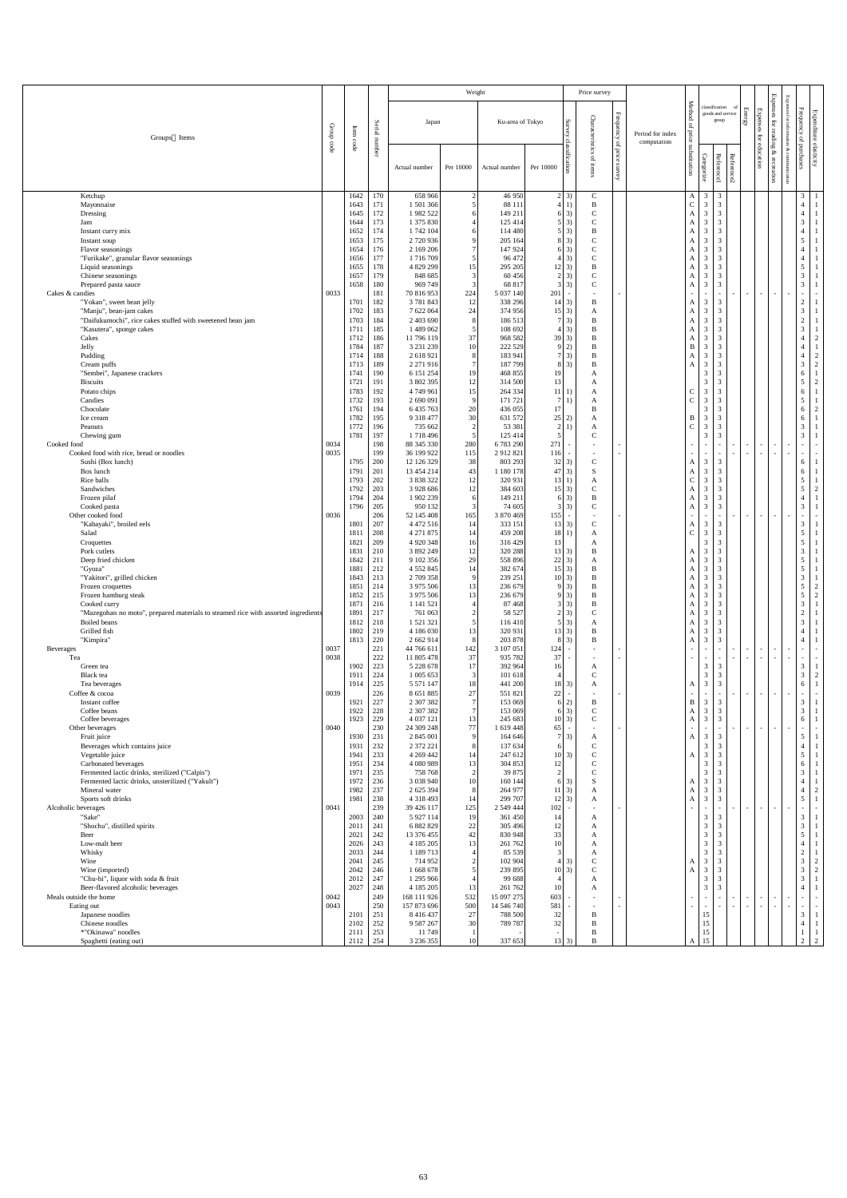| Groups・Items | Group code | Item code | Serial number | Weight: Japan Actual number | Weight: Japan Per 10000 | Weight: Ku-area of Tokyo Actual number | Weight: Ku-area of Tokyo Per 10000 | Price survey: Survey classification | Price survey: Characteristics of items | Price survey: Frequency of price survey | Period for index computation | Method of price substitution | Classification of goods and service group: Categorize | Classification of goods and service group: Reference1 | Classification of goods and service group: Reference2 | Energy | Expenses for education | Expenses for reading & recreation | Expenses for information & communication | Frequency of purchases | Expenditure elasticity |
|---|---|---|---|---|---|---|---|---|---|---|---|---|---|---|---|---|---|---|---|---|---|
| Ketchup | | 1642 | 170 | 658 966 | 2 | 46 950 | 2 | 3) | C | | | A | 3 | 3 | | | | | | 3 | 1 |
| Mayonnaise | | 1643 | 171 | 1 501 366 | 5 | 88 111 | 4 | 1) | B | | | C | 3 | 3 | | | | | | 4 | 1 |
| Dressing | | 1645 | 172 | 1 982 522 | 6 | 149 211 | 6 | 3) | C | | | A | 3 | 3 | | | | | | 4 | 1 |
| Jam | | 1644 | 173 | 1 375 830 | 4 | 125 414 | 5 | 3) | C | | | A | 3 | 3 | | | | | | 3 | 1 |
| Instant curry mix | | 1652 | 174 | 1 742 104 | 6 | 114 480 | 5 | 3) | B | | | A | 3 | 3 | | | | | | 4 | 1 |
| Instant soup | | 1653 | 175 | 2 720 936 | 9 | 205 164 | 8 | 3) | C | | | A | 3 | 3 | | | | | | 5 | 1 |
| Flavor seasonings | | 1654 | 176 | 2 169 206 | 7 | 147 924 | 6 | 3) | C | | | A | 3 | 3 | | | | | | 4 | 1 |
| "Furikake", granular flavor seasonings | | 1656 | 177 | 1 716 709 | 5 | 96 472 | 4 | 3) | C | | | A | 3 | 3 | | | | | | 4 | 1 |
| Liquid seasonings | | 1655 | 178 | 4 829 299 | 15 | 295 205 | 12 | 3) | B | | | A | 3 | 3 | | | | | | 5 | 1 |
| Chinese seasonings | | 1657 | 179 | 848 685 | 3 | 60 456 | 2 | 3) | C | | | A | 3 | 3 | | | | | | 3 | 1 |
| Prepared pasta sauce | | 1658 | 180 | 969 749 | 3 | 68 817 | 3 | 3) | C | | | A | 3 | 3 | | | | | | 3 | 1 |
| Cakes & candies | 0033 | | 181 | 70 816 953 | 224 | 5 037 140 | 201 | - | - | - | | - | - | - | - | - | - | - | - | - | - |
| "Yokan", sweet bean jelly | | 1701 | 182 | 3 781 843 | 12 | 338 296 | 14 | 3) | B | | | A | 3 | 3 | | | | | | 2 | 1 |
| "Manju", bean-jam cakes | | 1702 | 183 | 7 622 064 | 24 | 374 956 | 15 | 3) | A | | | A | 3 | 3 | | | | | | 3 | 1 |
| "Daifukumochi", rice cakes stuffed with sweetened bean jam | | 1703 | 184 | 2 403 690 | 8 | 186 513 | 7 | 3) | B | | | A | 3 | 3 | | | | | | 2 | 1 |
| "Kasutera", sponge cakes | | 1711 | 185 | 1 489 062 | 5 | 108 692 | 4 | 3) | B | | | A | 3 | 3 | | | | | | 3 | 1 |
| Cakes | | 1712 | 186 | 11 796 119 | 37 | 968 582 | 39 | 3) | B | | | A | 3 | 3 | | | | | | 4 | 2 |
| Jelly | | 1784 | 187 | 3 231 239 | 10 | 222 529 | 9 | 2) | B | | | B | 3 | 3 | | | | | | 4 | 1 |
| Pudding | | 1714 | 188 | 2 618 921 | 8 | 183 941 | 7 | 3) | B | | | A | 3 | 3 | | | | | | 4 | 2 |
| Cream puffs | | 1713 | 189 | 2 271 916 | 7 | 187 799 | 8 | 3) | B | | | A | 3 | 3 | | | | | | 3 | 2 |
| "Sembei", Japanese crackers | | 1741 | 190 | 6 151 254 | 19 | 468 855 | 19 | | A | | | | 3 | 3 | | | | | | 6 | 1 |
| Biscuits | | 1721 | 191 | 3 802 395 | 12 | 314 500 | 13 | | A | | | | 3 | 3 | | | | | | 5 | 2 |
| Potato chips | | 1783 | 192 | 4 749 961 | 15 | 264 334 | 11 | 1) | A | | | C | 3 | 3 | | | | | | 6 | 1 |
| Candies | | 1732 | 193 | 2 690 091 | 9 | 171 721 | 7 | 1) | A | | | C | 3 | 3 | | | | | | 5 | 1 |
| Chocolate | | 1761 | 194 | 6 435 763 | 20 | 436 055 | 17 | | B | | | | 3 | 3 | | | | | | 6 | 2 |
| Ice cream | | 1782 | 195 | 9 318 477 | 30 | 631 572 | 25 | 2) | A | | | B | 3 | 3 | | | | | | 6 | 1 |
| Peanuts | | 1772 | 196 | 735 662 | 2 | 53 381 | 2 | 1) | A | | | C | 3 | 3 | | | | | | 3 | 1 |
| Chewing gum | | 1781 | 197 | 1 718 496 | 5 | 125 414 | 5 | | C | | | | 3 | 3 | | | | | | 3 | 1 |
| Cooked food | 0034 | | 198 | 88 345 330 | 280 | 6 783 290 | 271 | - | - | - | | - | - | - | - | - | - | - | - | - | - |
| Cooked food with rice, bread or noodles | 0035 | | 199 | 36 199 922 | 115 | 2 912 821 | 116 | - | - | - | | - | - | - | - | - | - | - | - | - | - |
| Sushi (Box lunch) | | 1795 | 200 | 12 126 329 | 38 | 803 293 | 32 | 3) | C | | | A | 3 | 3 | | | | | | 6 | 1 |
| Box lunch | | 1791 | 201 | 13 454 214 | 43 | 1 180 178 | 47 | 3) | S | | | A | 3 | 3 | | | | | | 6 | 1 |
| Rice balls | | 1793 | 202 | 3 838 322 | 12 | 320 931 | 13 | 1) | A | | | C | 3 | 3 | | | | | | 5 | 1 |
| Sandwiches | | 1792 | 203 | 3 928 686 | 12 | 384 603 | 15 | 3) | C | | | A | 3 | 3 | | | | | | 5 | 2 |
| Frozen pilaf | | 1794 | 204 | 1 902 239 | 6 | 149 211 | 6 | 3) | B | | | A | 3 | 3 | | | | | | 4 | 1 |
| Cooked pasta | | 1796 | 205 | 950 132 | 3 | 74 605 | 3 | 3) | C | | | A | 3 | 3 | | | | | | 3 | 1 |
| Other cooked food | 0036 | | 206 | 52 145 408 | 165 | 3 870 469 | 155 | - | - | - | | - | - | - | - | - | - | - | - | - | - |
| "Kabayaki", broiled eels | | 1801 | 207 | 4 472 516 | 14 | 333 151 | 13 | 3) | C | | | A | 3 | 3 | | | | | | 3 | 1 |
| Salad | | 1811 | 208 | 4 271 875 | 14 | 459 208 | 18 | 1) | A | | | C | 3 | 3 | | | | | | 5 | 1 |
| Croquettes | | 1821 | 209 | 4 920 348 | 16 | 316 429 | 13 | | A | | | | 3 | 3 | | | | | | 5 | 1 |
| Pork cutlets | | 1831 | 210 | 3 892 249 | 12 | 320 288 | 13 | 3) | B | | | A | 3 | 3 | | | | | | 3 | 1 |
| Deep fried chicken | | 1842 | 211 | 9 102 356 | 29 | 558 896 | 22 | 3) | A | | | A | 3 | 3 | | | | | | 5 | 1 |
| "Gyoza" | | 1881 | 212 | 4 552 845 | 14 | 382 674 | 15 | 3) | B | | | A | 3 | 3 | | | | | | 5 | 1 |
| "Yakitori", grilled chicken | | 1843 | 213 | 2 709 358 | 9 | 239 251 | 10 | 3) | B | | | A | 3 | 3 | | | | | | 3 | 1 |
| Frozen croquettes | | 1851 | 214 | 3 975 506 | 13 | 236 679 | 9 | 3) | B | | | A | 3 | 3 | | | | | | 5 | 2 |
| Frozen hamburg steak | | 1852 | 215 | 3 975 506 | 13 | 236 679 | 9 | 3) | B | | | A | 3 | 3 | | | | | | 5 | 2 |
| Cooked curry | | 1871 | 216 | 1 141 521 | 4 | 87 468 | 3 | 3) | B | | | A | 3 | 3 | | | | | | 3 | 1 |
| "Mazegohan no moto", prepared materials to steamed rice with assorted ingredients | | 1891 | 217 | 761 063 | 2 | 58 527 | 2 | 3) | C | | | A | 3 | 3 | | | | | | 2 | 1 |
| Boiled beans | | 1812 | 218 | 1 521 321 | 5 | 116 410 | 5 | 3) | A | | | A | 3 | 3 | | | | | | 3 | 1 |
| Grilled fish | | 1802 | 219 | 4 186 030 | 13 | 320 931 | 13 | 3) | B | | | A | 3 | 3 | | | | | | 4 | 1 |
| "Kimpira" | | 1813 | 220 | 2 662 914 | 8 | 203 878 | 8 | 3) | B | | | A | 3 | 3 | | | | | | 4 | 1 |
| Beverages | 0037 | | 221 | 44 766 611 | 142 | 3 107 051 | 124 | - | - | - | | - | - | - | - | - | - | - | - | - | - |
| Tea | 0038 | | 222 | 11 805 478 | 37 | 935 782 | 37 | - | - | - | | - | - | - | - | - | - | - | - | - | - |
| Green tea | | 1902 | 223 | 5 228 678 | 17 | 392 964 | 16 | | A | | | | 3 | 3 | | | | | | 3 | 1 |
| Black tea | | 1911 | 224 | 1 005 653 | 3 | 101 618 | 4 | | C | | | | 3 | 3 | | | | | | 3 | 2 |
| Tea beverages | | 1914 | 225 | 5 571 147 | 18 | 441 200 | 18 | 3) | A | | | A | 3 | 3 | | | | | | 6 | 1 |
| Coffee & cocoa | 0039 | | 226 | 8 651 885 | 27 | 551 821 | 22 | - | - | - | | - | - | - | - | - | - | - | - | - | - |
| Instant coffee | | 1921 | 227 | 2 307 382 | 7 | 153 069 | 6 | 2) | B | | | B | 3 | 3 | | | | | | 3 | 1 |
| Coffee beans | | 1922 | 228 | 2 307 382 | 7 | 153 069 | 6 | 3) | C | | | A | 3 | 3 | | | | | | 3 | 1 |
| Coffee beverages | | 1923 | 229 | 4 037 121 | 13 | 245 683 | 10 | 3) | C | | | A | 3 | 3 | | | | | | 6 | 1 |
| Other beverages | 0040 | | 230 | 24 309 248 | 77 | 1 619 448 | 65 | - | - | - | | - | - | - | - | - | - | - | - | - | - |
| Fruit juice | | 1930 | 231 | 2 845 001 | 9 | 164 646 | 7 | 3) | A | | | A | 3 | 3 | | | | | | 5 | 1 |
| Beverages which contains juice | | 1931 | 232 | 2 372 221 | 8 | 137 634 | 6 | | C | | | | 3 | 3 | | | | | | 4 | 1 |
| Vegetable juice | | 1941 | 233 | 4 269 442 | 14 | 247 612 | 10 | 3) | C | | | A | 3 | 3 | | | | | | 5 | 1 |
| Carbonated beverages | | 1951 | 234 | 4 080 989 | 13 | 304 853 | 12 | | C | | | | 3 | 3 | | | | | | 6 | 1 |
| Fermented lactic drinks, sterilized ("Calpis") | | 1971 | 235 | 758 768 | 2 | 39 875 | 2 | | C | | | | 3 | 3 | | | | | | 3 | 1 |
| Fermented lactic drinks, unsterilized ("Yakult") | | 1972 | 236 | 3 038 940 | 10 | 160 144 | 6 | 3) | S | | | A | 3 | 3 | | | | | | 4 | 1 |
| Mineral water | | 1982 | 237 | 2 625 394 | 8 | 264 977 | 11 | 3) | A | | | A | 3 | 3 | | | | | | 4 | 2 |
| Sports drinks | | 1981 | 238 | 4 318 493 | 14 | 299 707 | 12 | 3) | A | | | A | 3 | 3 | | | | | | 5 | 1 |
| Alcoholic beverages | 0041 | | 239 | 39 426 117 | 125 | 2 549 444 | 102 | - | - | - | | - | - | - | - | - | - | - | - | - | - |
| "Sake" | | 2003 | 240 | 5 927 114 | 19 | 361 450 | 14 | | A | | | | 3 | 3 | | | | | | 3 | 1 |
| "Shochu", distilled spirits | | 2011 | 241 | 6 882 829 | 22 | 305 496 | 12 | | A | | | | 3 | 3 | | | | | | 3 | 1 |
| Beer | | 2021 | 242 | 13 376 455 | 42 | 830 948 | 33 | | A | | | | 3 | 3 | | | | | | 5 | 1 |
| Low-malt beer | | 2026 | 243 | 4 185 205 | 13 | 261 762 | 10 | | A | | | | 3 | 3 | | | | | | 4 | 1 |
| Whisky | | 2033 | 244 | 1 189 713 | 4 | 85 539 | 3 | | A | | | | 3 | 3 | | | | | | 2 | 1 |
| Wine | | 2041 | 245 | 714 952 | 2 | 102 904 | 4 | 3) | C | | | A | 3 | 3 | | | | | | 3 | 2 |
| Wine (imported) | | 2042 | 246 | 1 668 678 | 5 | 239 895 | 10 | 3) | C | | | A | 3 | 3 | | | | | | 3 | 2 |
| "Chu-hi", liquor with soda & fruit | | 2012 | 247 | 1 295 966 | 4 | 99 688 | 4 | | A | | | | 3 | 3 | | | | | | 3 | 1 |
| Beer-flavored alcoholic beverages | | 2027 | 248 | 4 185 205 | 13 | 261 762 | 10 | | A | | | | 3 | 3 | | | | | | 4 | 1 |
| Meals outside the home | 0042 | | 249 | 168 111 926 | 532 | 15 097 275 | 603 | - | - | - | | - | - | - | - | - | - | - | - | - | - |
| Eating out | 0043 | | 250 | 157 873 696 | 500 | 14 546 740 | 581 | - | - | - | | - | - | - | - | - | - | - | - | - | - |
| Japanese noodles | | 2101 | 251 | 8 416 437 | 27 | 788 500 | 32 | | B | | | | 15 | | | | | | | 3 | 1 |
| Chinese noodles | | 2102 | 252 | 9 587 267 | 30 | 789 787 | 32 | | B | | | | 15 | | | | | | | 4 | 1 |
| *"Okinawa" noodles | | 2111 | 253 | 11 749 | 1 | - | - | | B | | | | 15 | | | | | | | 1 | 1 |
| Spaghetti (eating out) | | 2112 | 254 | 3 236 355 | 10 | 337 653 | 13 | 3) | B | | | A | 15 | | | | | | | 2 | 2 |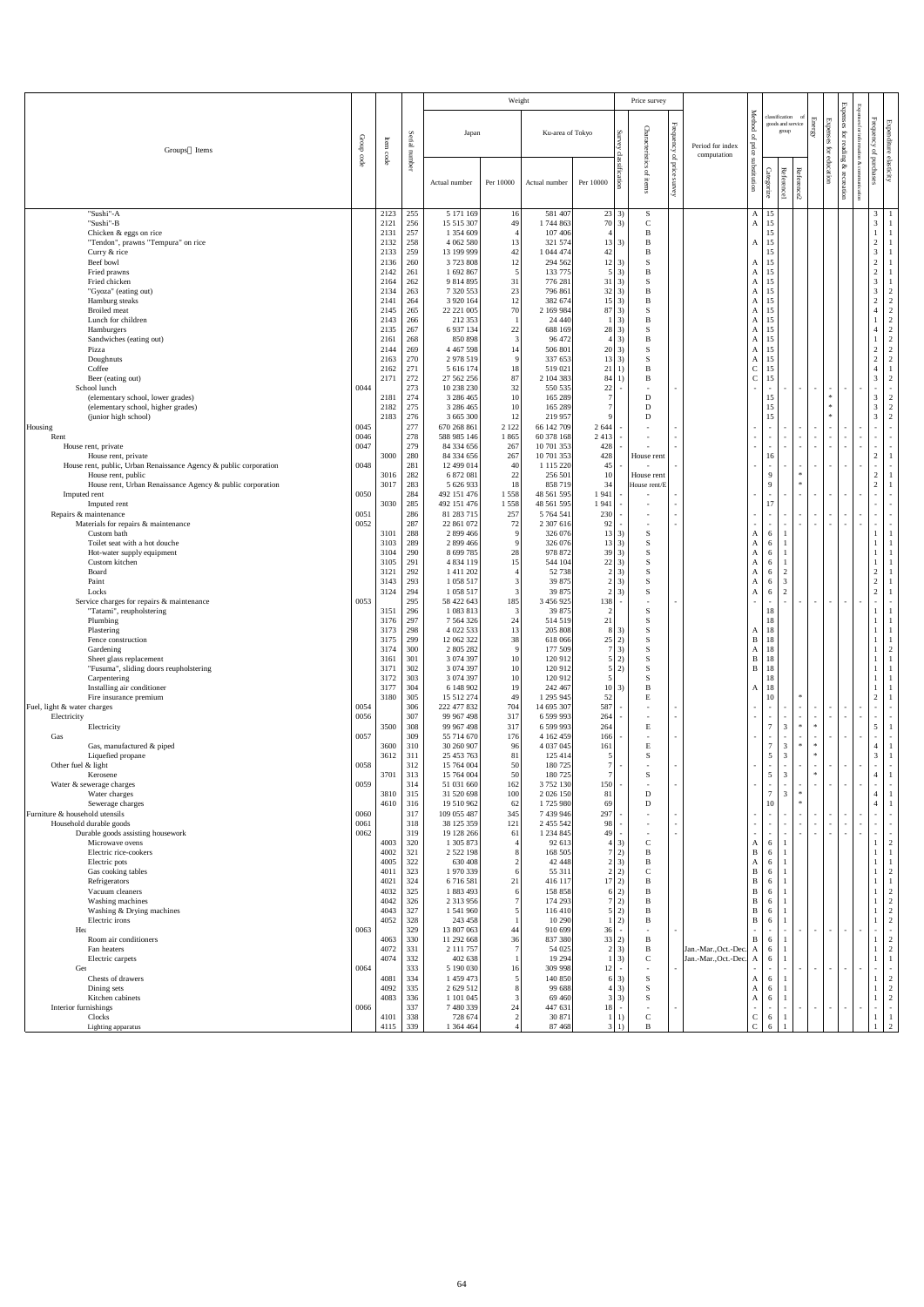| Groups・Items | Group code | Item code | Serial number | Weight: Japan Actual number | Weight: Japan Per 10000 | Weight: Ku-area of Tokyo Actual number | Weight: Ku-area of Tokyo Per 10000 | Survey classification | Characteristics of items | Frequency of price survey | Period for index computation | Method of price substitution | Classification of goods and service group: Categorize | Classification of goods and service group: Reference1 | Classification of goods and service group: Reference2 | Energy | Expenses for education | Expenses for reading & recreation | Expenses for information & communication | Frequency of purchases | Expenditure elasticity |
|---|---|---|---|---|---|---|---|---|---|---|---|---|---|---|---|---|---|---|---|---|---|
| "Sushi"-A | | 2123 | 255 | 5 171 169 | 16 | 581 407 | 23 | 3) | S | | | A | 15 | | | | | | | 3 | 1 |
| "Sushi"-B | | 2121 | 256 | 15 515 307 | 49 | 1 744 863 | 70 | 3) | C | | | A | 15 | | | | | | | 3 | 1 |
| Chicken & eggs on rice | | 2131 | 257 | 1 354 609 | 4 | 107 406 | 4 | | B | | | | 15 | | | | | | | 1 | 1 |
| "Tendon", prawns "Tempura" on rice | | 2132 | 258 | 4 062 580 | 13 | 321 574 | 13 | 3) | B | | | A | 15 | | | | | | | 2 | 1 |
| Curry & rice | | 2133 | 259 | 13 199 999 | 42 | 1 044 474 | 42 | | B | | | | 15 | | | | | | | 3 | 1 |
| Beef bowl | | 2136 | 260 | 3 723 808 | 12 | 294 562 | 12 | 3) | S | | | A | 15 | | | | | | | 2 | 1 |
| Fried prawns | | 2142 | 261 | 1 692 867 | 5 | 133 775 | 5 | 3) | B | | | A | 15 | | | | | | | 2 | 1 |
| Fried chicken | | 2164 | 262 | 9 814 895 | 31 | 776 281 | 31 | 3) | S | | | A | 15 | | | | | | | 3 | 1 |
| "Gyoza" (eating out) | | 2134 | 263 | 7 320 553 | 23 | 796 861 | 32 | 3) | B | | | A | 15 | | | | | | | 3 | 2 |
| Hamburg steaks | | 2141 | 264 | 3 920 164 | 12 | 382 674 | 15 | 3) | B | | | A | 15 | | | | | | | 2 | 2 |
| Broiled meat | | 2145 | 265 | 22 221 005 | 70 | 2 169 984 | 87 | 3) | S | | | A | 15 | | | | | | | 4 | 2 |
| Lunch for children | | 2143 | 266 | 212 353 | 1 | 24 440 | 1 | 3) | B | | | A | 15 | | | | | | | 1 | 2 |
| Hamburgers | | 2135 | 267 | 6 937 134 | 22 | 688 169 | 28 | 3) | S | | | A | 15 | | | | | | | 4 | 2 |
| Sandwiches (eating out) | | 2161 | 268 | 850 898 | 3 | 96 472 | 4 | 3) | B | | | A | 15 | | | | | | | 1 | 2 |
| Pizza | | 2144 | 269 | 4 467 598 | 14 | 506 801 | 20 | 3) | S | | | A | 15 | | | | | | | 2 | 2 |
| Doughnuts | | 2163 | 270 | 2 978 519 | 9 | 337 653 | 13 | 3) | S | | | A | 15 | | | | | | | 2 | 2 |
| Coffee | | 2162 | 271 | 5 616 174 | 18 | 509 021 | 21 | 1) | B | | | C | 15 | | | | | | | 4 | 1 |
| Beer (eating out) | | 2171 | 272 | 27 562 256 | 87 | 2 104 383 | 84 | 1) | B | | | C | 15 | | | | | | | 3 | 2 |
| School lunch | 0044 | | 273 | 10 238 230 | 32 | 550 535 | 22 | - | - | - | | - | - | - | - | - | - | - | - | - | - |
| (elementary school, lower grades) | | 2181 | 274 | 3 286 465 | 10 | 165 289 | 7 | | D | | | | 15 | | | | * | | | 3 | 2 |
| (elementary school, higher grades) | | 2182 | 275 | 3 286 465 | 10 | 165 289 | 7 | | D | | | | 15 | | | | * | | | 3 | 2 |
| (junior high school) | | 2183 | 276 | 3 665 300 | 12 | 219 957 | 9 | | D | | | | 15 | | | | * | | | 3 | 2 |
| Housing | 0045 | | 277 | 670 268 861 | 2 122 | 66 142 709 | 2 644 | - | - | - | | - | - | - | - | - | - | - | - | - | - |
| Rent | 0046 | | 278 | 588 985 146 | 1 865 | 60 378 168 | 2 413 | - | - | - | | - | - | - | - | - | - | - | - | - | - |
| House rent, private | 0047 | | 279 | 84 334 656 | 267 | 10 701 353 | 428 | - | - | - | | - | - | - | - | - | - | - | - | - | - |
| House rent, private | | 3000 | 280 | 84 334 656 | 267 | 10 701 353 | 428 | | House rent | | | | 16 | | | | | | | 2 | 1 |
| House rent, public, Urban Renaissance Agency & public corporation | 0048 | | 281 | 12 499 014 | 40 | 1 115 220 | 45 | - | - | - | | - | - | - | - | - | - | - | - | - | - |
| House rent, public | | 3016 | 282 | 6 872 081 | 22 | 256 501 | 10 | | House rent | | | | 9 | | * | | | | | 2 | 1 |
| House rent, Urban Renaissance Agency & public corporation | | 3017 | 283 | 5 626 933 | 18 | 858 719 | 34 | | House rent/E | | | | 9 | | * | | | | | 2 | 1 |
| Imputed rent | 0050 | | 284 | 492 151 476 | 1 558 | 48 561 595 | 1 941 | - | - | - | | - | - | - | - | - | - | - | - | - | - |
| Imputed rent | | 3030 | 285 | 492 151 476 | 1 558 | 48 561 595 | 1 941 | - | - | - | | | 17 | | | | | | | - | - |
| Repairs & maintenance | 0051 | | 286 | 81 283 715 | 257 | 5 764 541 | 230 | - | - | - | | - | - | - | - | - | - | - | - | - | - |
| Materials for repairs & maintenance | 0052 | | 287 | 22 861 072 | 72 | 2 307 616 | 92 | - | - | - | | - | - | - | - | - | - | - | - | - | - |
| Custom bath | | 3101 | 288 | 2 899 466 | 9 | 326 076 | 13 | 3) | S | | | A | 6 | 1 | | | | | | 1 | 1 |
| Toilet seat with a hot douche | | 3103 | 289 | 2 899 466 | 9 | 326 076 | 13 | 3) | S | | | A | 6 | 1 | | | | | | 1 | 1 |
| Hot-water supply equipment | | 3104 | 290 | 8 699 785 | 28 | 978 872 | 39 | 3) | S | | | A | 6 | 1 | | | | | | 1 | 1 |
| Custom kitchen | | 3105 | 291 | 4 834 119 | 15 | 544 104 | 22 | 3) | S | | | A | 6 | 1 | | | | | | 1 | 1 |
| Board | | 3121 | 292 | 1 411 202 | 4 | 52 738 | 2 | 3) | S | | | A | 6 | 2 | | | | | | 2 | 1 |
| Paint | | 3143 | 293 | 1 058 517 | 3 | 39 875 | 2 | 3) | S | | | A | 6 | 3 | | | | | | 2 | 1 |
| Locks | | 3124 | 294 | 1 058 517 | 3 | 39 875 | 2 | 3) | S | | | A | 6 | 2 | | | | | | 2 | 1 |
| Service charges for repairs & maintenance | 0053 | | 295 | 58 422 643 | 185 | 3 456 925 | 138 | - | - | - | | - | - | - | - | - | - | - | - | - | - |
| "Tatami", reupholstering | | 3151 | 296 | 1 083 813 | 3 | 39 875 | 2 | | S | | | | 18 | | | | | | | 1 | 1 |
| Plumbing | | 3176 | 297 | 7 564 326 | 24 | 514 519 | 21 | | S | | | | 18 | | | | | | | 1 | 1 |
| Plastering | | 3173 | 298 | 4 022 533 | 13 | 205 808 | 8 | 3) | S | | | A | 18 | | | | | | | 1 | 1 |
| Fence construction | | 3175 | 299 | 12 062 322 | 38 | 618 066 | 25 | 2) | S | | | B | 18 | | | | | | | 1 | 1 |
| Gardening | | 3174 | 300 | 2 805 282 | 9 | 177 509 | 7 | 3) | S | | | A | 18 | | | | | | | 1 | 2 |
| Sheet glass replacement | | 3161 | 301 | 3 074 397 | 10 | 120 912 | 5 | 2) | S | | | B | 18 | | | | | | | 1 | 1 |
| "Fusuma", sliding doors reupholstering | | 3171 | 302 | 3 074 397 | 10 | 120 912 | 5 | 2) | S | | | B | 18 | | | | | | | 1 | 1 |
| Carpentering | | 3172 | 303 | 3 074 397 | 10 | 120 912 | 5 | | S | | | | 18 | | | | | | | 1 | 1 |
| Installing air conditioner | | 3177 | 304 | 6 148 902 | 19 | 242 467 | 10 | 3) | B | | | A | 18 | | | | | | | 1 | 1 |
| Fire insurance premium | | 3180 | 305 | 15 512 274 | 49 | 1 295 945 | 52 | | E | | | | 10 | | * | | | | | 2 | 1 |
| Fuel, light & water charges | 0054 | | 306 | 222 477 832 | 704 | 14 695 307 | 587 | - | - | - | | - | - | - | - | - | - | - | - | - | - |
| Electricity | 0056 | | 307 | 99 967 498 | 317 | 6 599 993 | 264 | - | - | - | | - | - | - | - | - | - | - | - | - | - |
| Electricity | | 3500 | 308 | 99 967 498 | 317 | 6 599 993 | 264 | | E | | | | 7 | 3 | * | * | | | | 5 | 1 |
| Gas | 0057 | | 309 | 55 714 670 | 176 | 4 162 459 | 166 | - | - | - | | - | - | - | - | - | - | - | - | - | - |
| Gas, manufactured & piped | | 3600 | 310 | 30 260 907 | 96 | 4 037 045 | 161 | | E | | | | 7 | 3 | * | * | | | | 4 | 1 |
| Liquefied propane | | 3612 | 311 | 25 453 763 | 81 | 125 414 | 5 | | S | | | | 5 | 3 | * | * | | | | 3 | 1 |
| Other fuel & light | 0058 | | 312 | 15 764 004 | 50 | 180 725 | 7 | - | - | - | | - | - | - | - | - | - | - | - | - | - |
| Kerosene | | 3701 | 313 | 15 764 004 | 50 | 180 725 | 7 | | S | | | | 5 | 3 | | * | | | | 4 | 1 |
| Water & sewerage charges | 0059 | | 314 | 51 031 660 | 162 | 3 752 130 | 150 | - | - | - | | - | - | - | - | - | - | - | - | - | - |
| Water charges | | 3810 | 315 | 31 520 698 | 100 | 2 026 150 | 81 | | D | | | | 7 | 3 | * | | | | | 4 | 1 |
| Sewerage charges | | 4610 | 316 | 19 510 962 | 62 | 1 725 980 | 69 | | D | | | | 10 | | * | | | | | 4 | 1 |
| Furniture & household utensils | 0060 | | 317 | 109 055 487 | 345 | 7 439 946 | 297 | - | - | - | | - | - | - | - | - | - | - | - | - | - |
| Household durable goods | 0061 | | 318 | 38 125 359 | 121 | 2 455 542 | 98 | - | - | - | | - | - | - | - | - | - | - | - | - | - |
| Durable goods assisting housework | 0062 | | 319 | 19 128 266 | 61 | 1 234 845 | 49 | - | - | - | | - | - | - | - | - | - | - | - | - | - |
| Microwave ovens | | 4003 | 320 | 1 305 873 | 4 | 92 613 | 4 | 3) | C | | | A | 6 | 1 | | | | | | 1 | 2 |
| Electric rice-cookers | | 4002 | 321 | 2 522 198 | 8 | 168 505 | 7 | 2) | B | | | B | 6 | 1 | | | | | | 1 | 1 |
| Electric pots | | 4005 | 322 | 630 408 | 2 | 42 448 | 2 | 3) | B | | | A | 6 | 1 | | | | | | 1 | 1 |
| Gas cooking tables | | 4011 | 323 | 1 970 339 | 6 | 55 311 | 2 | 2) | C | | | B | 6 | 1 | | | | | | 1 | 2 |
| Refrigerators | | 4021 | 324 | 6 716 581 | 21 | 416 117 | 17 | 2) | B | | | B | 6 | 1 | | | | | | 1 | 1 |
| Vacuum cleaners | | 4032 | 325 | 1 883 493 | 6 | 158 858 | 6 | 2) | B | | | B | 6 | 1 | | | | | | 1 | 2 |
| Washing machines | | 4042 | 326 | 2 313 956 | 7 | 174 293 | 7 | 2) | B | | | B | 6 | 1 | | | | | | 1 | 2 |
| Washing & Drying machines | | 4043 | 327 | 1 541 960 | 5 | 116 410 | 5 | 2) | B | | | B | 6 | 1 | | | | | | 1 | 2 |
| Electric irons | | 4052 | 328 | 243 458 | 1 | 10 290 | 1 | 2) | B | | | B | 6 | 1 | | | | | | 1 | 2 |
| Hea | 0063 | | 329 | 13 807 063 | 44 | 910 699 | 36 | - | - | - | | - | - | - | - | - | - | - | - | - | - |
| Room air conditioners | | 4063 | 330 | 11 292 668 | 36 | 837 380 | 33 | 2) | B | | | B | 6 | 1 | | | | | | 1 | 2 |
| Fan heaters | | 4072 | 331 | 2 111 757 | 7 | 54 025 | 2 | 3) | B | | Jan.-Mar.,Oct.-Dec. | A | 6 | 1 | | | | | | 1 | 2 |
| Electric carpets | | 4074 | 332 | 402 638 | 1 | 19 294 | 1 | 3) | C | | Jan.-Mar.,Oct.-Dec. | A | 6 | 1 | | | | | | 1 | 1 |
| Ge | 0064 | | 333 | 5 190 030 | 16 | 309 998 | 12 | - | - | - | | - | - | - | - | - | - | - | - | - | - |
| Chests of drawers | | 4081 | 334 | 1 459 473 | 5 | 140 850 | 6 | 3) | S | | | A | 6 | 1 | | | | | | 1 | 2 |
| Dining sets | | 4092 | 335 | 2 629 512 | 8 | 99 688 | 4 | 3) | S | | | A | 6 | 1 | | | | | | 1 | 2 |
| Kitchen cabinets | | 4083 | 336 | 1 101 045 | 3 | 69 460 | 3 | 3) | S | | | A | 6 | 1 | | | | | | 1 | 2 |
| Interior furnishings | 0066 | | 337 | 7 480 339 | 24 | 447 631 | 18 | - | - | - | | - | - | - | - | - | - | - | - | - | - |
| Clocks | | 4101 | 338 | 728 674 | 2 | 30 871 | 1 | 1) | C | | | C | 6 | 1 | | | | | | 1 | 1 |
| Lighting apparatus | | 4115 | 339 | 1 364 464 | 4 | 87 468 | 3 | 1) | B | | | C | 6 | 1 | | | | | | 1 | 2 |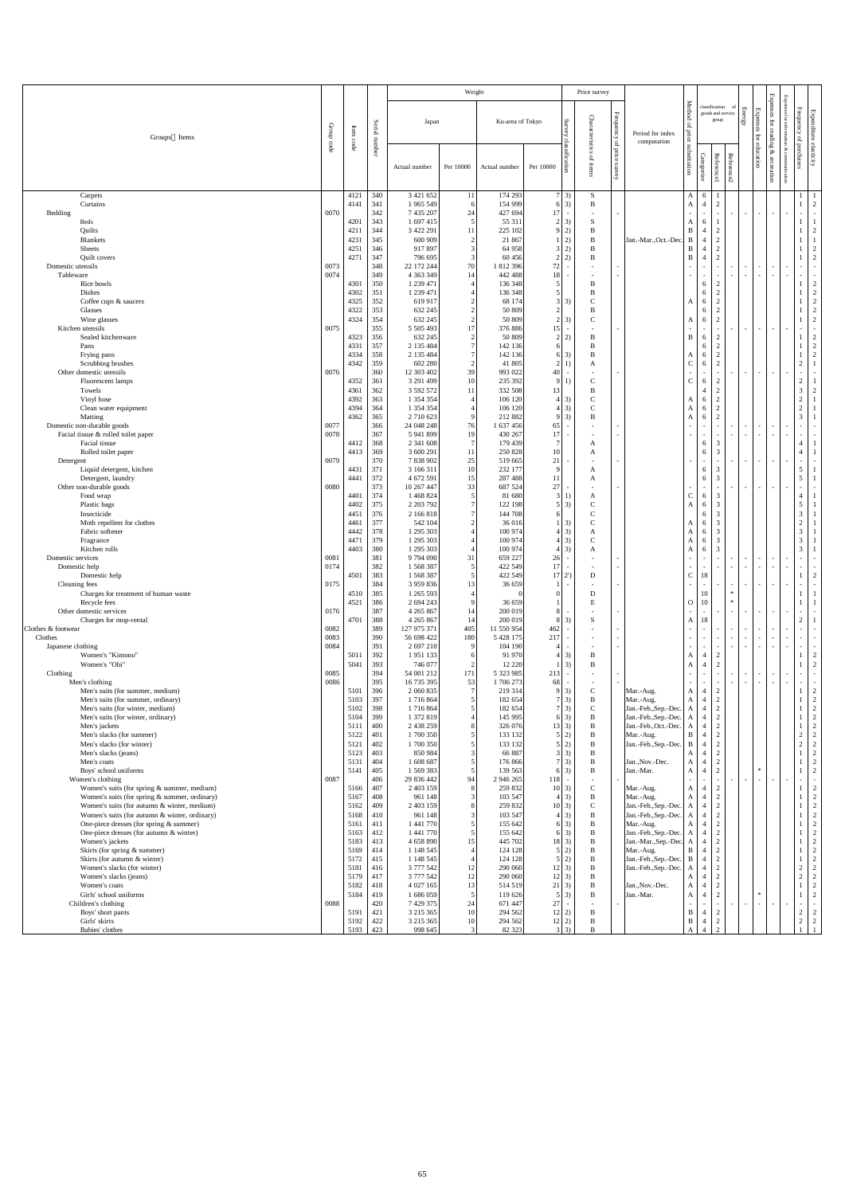| Groups Items | Group code | Item code | Serial number | Weight: Japan Actual number | Weight: Japan Per 10000 | Weight: Ku-area of Tokyo Actual number | Weight: Ku-area of Tokyo Per 10000 | Survey classification | Characteristics of items | Frequency of price survey | Period for index computation | Method of price substitution | Categorize | Reference1 | Reference2 | Energy | Expenses for education | Expenses for reading & recreation | Expenses for information & communication | Frequency of purchases | Expenditure elasticity |
|---|---|---|---|---|---|---|---|---|---|---|---|---|---|---|---|---|---|---|---|---|---|
| Carpets | | 4121 | 340 | 3 421 652 | 11 | 174 293 | 7 | 3) | S | | | A | 6 | 1 | | | | | | 1 | 1 |
| Curtains | | 4141 | 341 | 1 965 549 | 6 | 154 999 | 6 | 3) | B | | | A | 4 | 2 | | | | | | 1 | 2 |
| Bedding | 0070 | | 342 | 7 435 207 | 24 | 427 694 | 17 | - | - | - | | - | - | - | - | - | - | - | - | - | - |
| Beds | | 4201 | 343 | 1 697 415 | 5 | 55 311 | 2 | 3) | S | | | A | 6 | 1 | | | | | | 1 | 1 |
| Quilts | | 4211 | 344 | 3 422 291 | 11 | 225 102 | 9 | 2) | B | | | B | 4 | 2 | | | | | | 1 | 2 |
| Blankets | | 4231 | 345 | 600 909 | 2 | 21 867 | 1 | 2) | B | | Jan.-Mar.,Oct.-Dec. | B | 4 | 2 | | | | | | 1 | 1 |
| Sheets | | 4251 | 346 | 917 897 | 3 | 64 958 | 3 | 2) | B | | | B | 4 | 2 | | | | | | 1 | 2 |
| Quilt covers | | 4271 | 347 | 796 695 | 3 | 60 456 | 2 | 2) | B | | | B | 4 | 2 | | | | | | 1 | 2 |
| Domestic utensils | 0073 | | 348 | 22 172 244 | 70 | 1 812 396 | 72 | - | - | - | | - | - | - | - | - | - | - | - | - | - |
| Tableware | 0074 | | 349 | 4 363 349 | 14 | 442 488 | 18 | - | - | - | | - | - | - | - | - | - | - | - | - | - |
| Rice bowls | | 4301 | 350 | 1 239 471 | 4 | 136 348 | 5 | | B | | | | 6 | 2 | | | | | | 1 | 2 |
| Dishes | | 4302 | 351 | 1 239 471 | 4 | 136 348 | 5 | | B | | | | 6 | 2 | | | | | | 1 | 2 |
| Coffee cups & saucers | | 4325 | 352 | 619 917 | 2 | 68 174 | 3 | 3) | C | | | A | 6 | 2 | | | | | | 1 | 2 |
| Glasses | | 4322 | 353 | 632 245 | 2 | 50 809 | 2 | | B | | | | 6 | 2 | | | | | | 1 | 2 |
| Wine glasses | | 4324 | 354 | 632 245 | 2 | 50 809 | 2 | 3) | C | | | A | 6 | 2 | | | | | | 1 | 2 |
| Kitchen utensils | 0075 | | 355 | 5 505 493 | 17 | 376 886 | 15 | - | - | - | | - | - | - | - | - | - | - | - | - | - |
| Sealed kitchenware | | 4323 | 356 | 632 245 | 2 | 50 809 | 2 | 2) | B | | | B | 6 | 2 | | | | | | 1 | 2 |
| Pans | | 4331 | 357 | 2 135 484 | 7 | 142 136 | 6 | | B | | | | 6 | 2 | | | | | | 1 | 2 |
| Frying pans | | 4334 | 358 | 2 135 484 | 7 | 142 136 | 6 | 3) | B | | | A | 6 | 2 | | | | | | 1 | 2 |
| Scrubbing brushes | | 4342 | 359 | 602 280 | 2 | 41 805 | 2 | 1) | A | | | C | 6 | 2 | | | | | | 2 | 1 |
| Other domestic utensils | 0076 | | 360 | 12 303 402 | 39 | 993 022 | 40 | - | - | - | | - | - | - | - | - | - | - | - | - | - |
| Fluorescent lamps | | 4352 | 361 | 3 291 499 | 10 | 235 392 | 9 | 1) | C | | | C | 6 | 2 | | | | | | 2 | 1 |
| Towels | | 4361 | 362 | 3 592 572 | 11 | 332 508 | 13 | | B | | | | 4 | 2 | | | | | | 3 | 2 |
| Vinyl hose | | 4392 | 363 | 1 354 354 | 4 | 106 120 | 4 | 3) | C | | | A | 6 | 2 | | | | | | 2 | 1 |
| Clean water equipment | | 4394 | 364 | 1 354 354 | 4 | 106 120 | 4 | 3) | C | | | A | 6 | 2 | | | | | | 2 | 1 |
| Matting | | 4362 | 365 | 2 710 623 | 9 | 212 882 | 9 | 3) | B | | | A | 6 | 2 | | | | | | 3 | 1 |
| Domestic non-durable goods | 0077 | | 366 | 24 048 248 | 76 | 1 637 456 | 65 | - | - | - | | - | - | - | - | - | - | - | - | - | - |
| Facial tissue & rolled toilet paper | 0078 | | 367 | 5 941 899 | 19 | 430 267 | 17 | - | - | - | | - | - | - | - | - | - | - | - | - | - |
| Facial tissue | | 4412 | 368 | 2 341 608 | 7 | 179 439 | 7 | | A | | | | 6 | 3 | | | | | | 4 | 1 |
| Rolled toilet paper | | 4413 | 369 | 3 600 291 | 11 | 250 828 | 10 | | A | | | | 6 | 3 | | | | | | 4 | 1 |
| Detergent | 0079 | | 370 | 7 838 902 | 25 | 519 665 | 21 | - | - | - | | - | - | - | - | - | - | - | - | - | - |
| Liquid detergent, kitchen | | 4431 | 371 | 3 166 311 | 10 | 232 177 | 9 | | A | | | | 6 | 3 | | | | | | 5 | 1 |
| Detergent, laundry | | 4441 | 372 | 4 672 591 | 15 | 287 488 | 11 | | A | | | | 6 | 3 | | | | | | 5 | 1 |
| Other non-durable goods | 0080 | | 373 | 10 267 447 | 33 | 687 524 | 27 | - | - | - | | - | - | - | - | - | - | - | - | - | - |
| Food wrap | | 4401 | 374 | 1 468 824 | 5 | 81 680 | 3 | 1) | A | | | C | 6 | 3 | | | | | | 4 | 1 |
| Plastic bags | | 4402 | 375 | 2 203 792 | 7 | 122 198 | 5 | 3) | C | | | A | 6 | 3 | | | | | | 5 | 1 |
| Insecticide | | 4451 | 376 | 2 166 818 | 7 | 144 708 | 6 | | C | | | | 6 | 3 | | | | | | 3 | 1 |
| Moth repellent for clothes | | 4461 | 377 | 542 104 | 2 | 36 016 | 1 | 3) | C | | | A | 6 | 3 | | | | | | 2 | 1 |
| Fabric softener | | 4442 | 378 | 1 295 303 | 4 | 100 974 | 4 | 3) | A | | | A | 6 | 3 | | | | | | 3 | 1 |
| Fragrance | | 4471 | 379 | 1 295 303 | 4 | 100 974 | 4 | 3) | C | | | A | 6 | 3 | | | | | | 3 | 1 |
| Kitchen rolls | | 4403 | 380 | 1 295 303 | 4 | 100 974 | 4 | 3) | A | | | A | 6 | 3 | | | | | | 3 | 1 |
| Domestic services | 0081 | | 381 | 9 794 090 | 31 | 659 227 | 26 | - | - | - | | - | - | - | - | - | - | - | - | - | - |
| Domestic help | 0174 | | 382 | 1 568 387 | 5 | 422 549 | 17 | - | - | - | | - | - | - | - | - | - | - | - | - | - |
| Domestic help | | 4501 | 383 | 1 568 387 | 5 | 422 549 | 17 | 2') | D | | | C | 18 | | | | | | | 1 | 2 |
| Cleaning fees | 0175 | | 384 | 3 959 836 | 13 | 36 659 | 1 | - | - | - | | - | - | - | - | - | - | - | - | - | - |
| Charges for treatment of human waste | | 4510 | 385 | 1 265 593 | 4 | 0 | 0 | | D | | | | 10 | | * | | | | | 1 | 1 |
| Recycle fees | | 4521 | 386 | 2 694 243 | 9 | 36 659 | 1 | | E | | | O | 10 | | * | | | | | 1 | 1 |
| Other domestic services | 0176 | | 387 | 4 265 867 | 14 | 200 019 | 8 | - | - | - | | - | - | - | - | - | - | - | - | - | - |
| Charges for mop-rental | | 4701 | 388 | 4 265 867 | 14 | 200 019 | 8 | 3) | S | | | A | 18 | | | | | | | 2 | 1 |
| Clothes & footwear | 0082 | | 389 | 127 975 371 | 405 | 11 550 954 | 462 | - | - | - | | - | - | - | - | - | - | - | - | - | - |
| Clothes | 0083 | | 390 | 56 698 422 | 180 | 5 428 175 | 217 | - | - | - | | - | - | - | - | - | - | - | - | - | - |
| Japanese clothing | 0084 | | 391 | 2 697 210 | 9 | 104 190 | 4 | - | - | - | | - | - | - | - | - | - | - | - | - | - |
| Women's "Kimono" | | 5011 | 392 | 1 951 133 | 6 | 91 970 | 4 | 3) | B | | | A | 4 | 2 | | | | | | 1 | 2 |
| Women's "Obi" | | 5041 | 393 | 746 077 | 2 | 12 220 | 1 | 3) | B | | | A | 4 | 2 | | | | | | 1 | 2 |
| Clothing | 0085 | | 394 | 54 001 212 | 171 | 5 323 985 | 213 | - | - | - | | - | - | - | - | - | - | - | - | - | - |
| Men's clothing | 0086 | | 395 | 16 735 395 | 53 | 1 706 273 | 68 | - | - | - | | - | - | - | - | - | - | - | - | - | - |
| Men's suits (for summer, medium) | | 5101 | 396 | 2 060 835 | 7 | 219 314 | 9 | 3) | C | | Mar.-Aug. | A | 4 | 2 | | | | | | 1 | 2 |
| Men's suits (for summer, ordinary) | | 5103 | 397 | 1 716 864 | 5 | 182 654 | 7 | 3) | B | | Mar.-Aug. | A | 4 | 2 | | | | | | 1 | 2 |
| Men's suits (for winter, medium) | | 5102 | 398 | 1 716 864 | 5 | 182 654 | 7 | 3) | C | | Jan.-Feb.,Sep.-Dec. | A | 4 | 2 | | | | | | 1 | 2 |
| Men's suits (for winter, ordinary) | | 5104 | 399 | 1 372 819 | 4 | 145 995 | 6 | 3) | B | | Jan.-Feb.,Sep.-Dec. | A | 4 | 2 | | | | | | 1 | 2 |
| Men's jackets | | 5111 | 400 | 2 438 259 | 8 | 326 076 | 13 | 3) | B | | Jan.-Feb.,Oct.-Dec. | A | 4 | 2 | | | | | | 1 | 2 |
| Men's slacks (for summer) | | 5122 | 401 | 1 700 350 | 5 | 133 132 | 5 | 2) | B | | Mar.-Aug. | B | 4 | 2 | | | | | | 2 | 2 |
| Men's slacks (for winter) | | 5121 | 402 | 1 700 350 | 5 | 133 132 | 5 | 2) | B | | Jan.-Feb.,Sep.-Dec. | B | 4 | 2 | | | | | | 2 | 2 |
| Men's slacks (jeans) | | 5123 | 403 | 850 984 | 3 | 66 887 | 3 | 3) | B | | | A | 4 | 2 | | | | | | 1 | 2 |
| Men's coats | | 5131 | 404 | 1 608 687 | 5 | 176 866 | 7 | 3) | B | | Jan.,Nov.-Dec. | A | 4 | 2 | | | | | | 1 | 2 |
| Boys' school uniforms | | 5141 | 405 | 1 569 383 | 5 | 139 563 | 6 | 3) | B | | Jan.-Mar. | A | 4 | 2 | | | * | | | 1 | 2 |
| Women's clothing | 0087 | | 406 | 29 836 442 | 94 | 2 946 265 | 118 | - | - | - | | - | - | - | - | - | - | - | - | - | - |
| Women's suits (for spring & summer, medium) | | 5166 | 407 | 2 403 159 | 8 | 259 832 | 10 | 3) | C | | Mar.-Aug. | A | 4 | 2 | | | | | | 1 | 2 |
| Women's suits (for spring & summer, ordinary) | | 5167 | 408 | 961 148 | 3 | 103 547 | 4 | 3) | B | | Mar.-Aug. | A | 4 | 2 | | | | | | 1 | 2 |
| Women's suits (for autumn & winter, medium) | | 5162 | 409 | 2 403 159 | 8 | 259 832 | 10 | 3) | C | | Jan.-Feb.,Sep.-Dec. | A | 4 | 2 | | | | | | 1 | 2 |
| Women's suits (for autumn & winter, ordinary) | | 5168 | 410 | 961 148 | 3 | 103 547 | 4 | 3) | B | | Jan.-Feb.,Sep.-Dec. | A | 4 | 2 | | | | | | 1 | 2 |
| One-piece dresses (for spring & summer) | | 5161 | 411 | 1 441 770 | 5 | 155 642 | 6 | 3) | B | | Mar.-Aug. | A | 4 | 2 | | | | | | 1 | 2 |
| One-piece dresses (for autumn & winter) | | 5163 | 412 | 1 441 770 | 5 | 155 642 | 6 | 3) | B | | Jan.-Feb.,Sep.-Dec. | A | 4 | 2 | | | | | | 1 | 2 |
| Women's jackets | | 5183 | 413 | 4 658 890 | 15 | 445 702 | 18 | 3) | B | | Jan.-Mar.,Sep.-Dec. | A | 4 | 2 | | | | | | 1 | 2 |
| Skirts (for spring & summer) | | 5169 | 414 | 1 148 545 | 4 | 124 128 | 5 | 2) | B | | Mar.-Aug. | B | 4 | 2 | | | | | | 1 | 2 |
| Skirts (for autumn & winter) | | 5172 | 415 | 1 148 545 | 4 | 124 128 | 5 | 2) | B | | Jan.-Feb.,Sep.-Dec. | B | 4 | 2 | | | | | | 1 | 2 |
| Women's slacks (for winter) | | 5181 | 416 | 3 777 542 | 12 | 290 060 | 12 | 3) | B | | Jan.-Feb.,Sep.-Dec. | A | 4 | 2 | | | | | | 2 | 2 |
| Women's slacks (jeans) | | 5179 | 417 | 3 777 542 | 12 | 290 060 | 12 | 3) | B | | | A | 4 | 2 | | | | | | 2 | 2 |
| Women's coats | | 5182 | 418 | 4 027 165 | 13 | 514 519 | 21 | 3) | B | | Jan.,Nov.-Dec. | A | 4 | 2 | | | | | | 1 | 2 |
| Girls' school uniforms | | 5184 | 419 | 1 686 059 | 5 | 119 626 | 5 | 3) | B | | Jan.-Mar. | A | 4 | 2 | | | * | | | 1 | 2 |
| Children's clothing | 0088 | | 420 | 7 429 375 | 24 | 671 447 | 27 | - | - | - | | - | - | - | - | - | - | - | - | - | - |
| Boys' short pants | | 5191 | 421 | 3 215 365 | 10 | 294 562 | 12 | 2) | B | | | B | 4 | 2 | | | | | | 2 | 2 |
| Girls' skirts | | 5192 | 422 | 3 215 365 | 10 | 294 562 | 12 | 2) | B | | | B | 4 | 2 | | | | | | 2 | 2 |
| Babies' clothes | | 5193 | 423 | 998 645 | 3 | 82 323 | 3 | 3) | B | | | A | 4 | 2 | | | | | | 1 | 1 |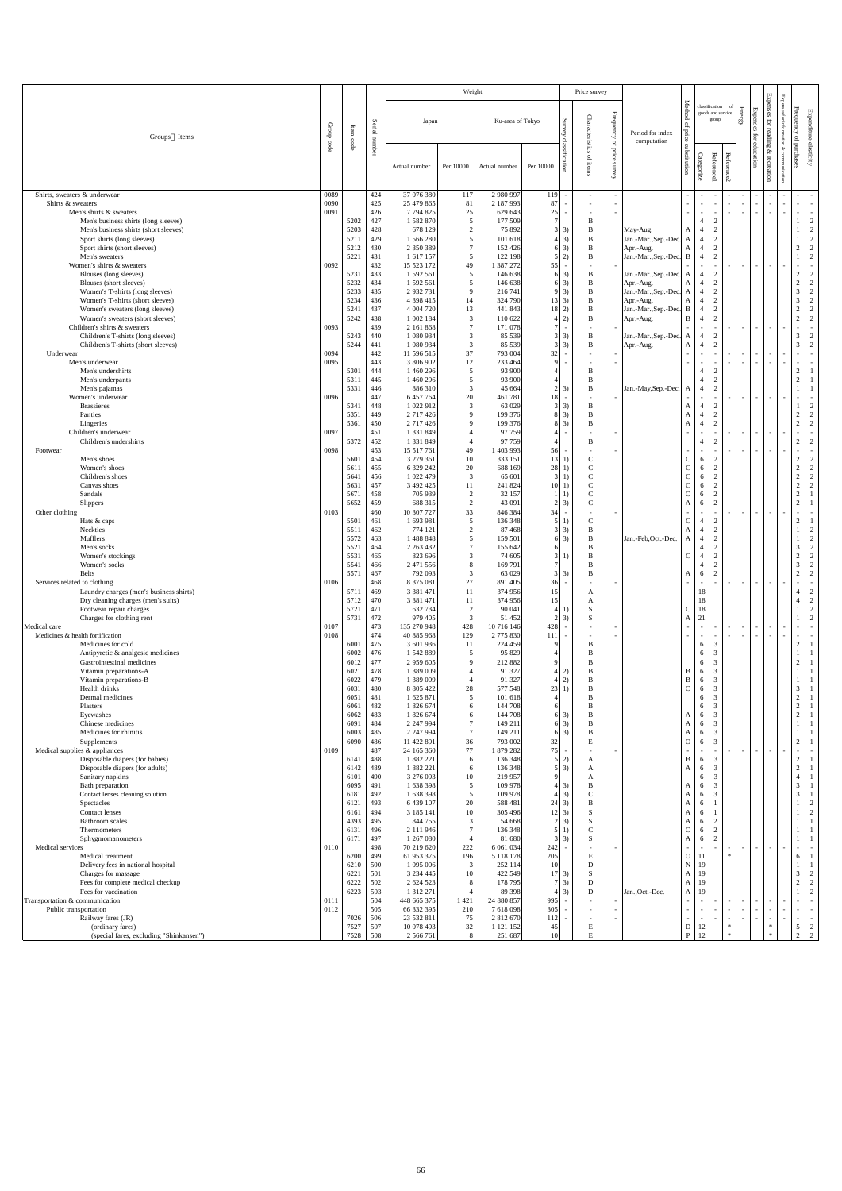| Groups　Items | Group code | Item code | Serial number | Weight: Japan — Actual number | Weight: Japan — Per 10000 | Weight: Ku-area of Tokyo — Actual number | Weight: Ku-area of Tokyo — Per 10000 | Survey classification | Characteristics of items | Frequency of price survey | Period for index computation | Method of price substitution | Classification of goods and service group — Categorize | Classification of goods and service group — Reference1 | Classification of goods and service group — Reference2 | Energy | Expenses for education | Expenses for reading & recreation | Expenses for information & communication | Frequency of purchases | Expenditure elasticity |
|---|---|---|---|---|---|---|---|---|---|---|---|---|---|---|---|---|---|---|---|---|---|
| Shirts, sweaters & underwear | 0089 | | 424 | 37 076 380 | 117 | 2 980 997 | 119 | - | - | - | | - | - | - | - | - | - | - | - | - | - |
| Shirts & sweaters | 0090 | | 425 | 25 479 865 | 81 | 2 187 993 | 87 | - | - | - | | - | - | - | - | - | - | - | - | - | - |
| Men's shirts & sweaters | 0091 | | 426 | 7 794 825 | 25 | 629 643 | 25 | - | - | - | | - | - | - | - | - | - | - | - | - | - |
| Men's business shirts (long sleeves) | | 5202 | 427 | 1 582 870 | 5 | 177 509 | 7 | | B | | | | 4 | 2 | | | | | | 1 | 2 |
| Men's business shirts (short sleeves) | | 5203 | 428 | 678 129 | 2 | 75 892 | 3 | 3) | B | | May-Aug. | A | 4 | 2 | | | | | | 1 | 2 |
| Sport shirts (long sleeves) | | 5211 | 429 | 1 566 280 | 5 | 101 618 | 4 | 3) | B | | Jan.-Mar.,Sep.-Dec. | A | 4 | 2 | | | | | | 1 | 2 |
| Sport shirts (short sleeves) | | 5212 | 430 | 2 350 389 | 7 | 152 426 | 6 | 3) | B | | Apr.-Aug. | A | 4 | 2 | | | | | | 2 | 2 |
| Men's sweaters | | 5221 | 431 | 1 617 157 | 5 | 122 198 | 5 | 2) | B | | Jan.-Mar.,Sep.-Dec. | B | 4 | 2 | | | | | | 1 | 2 |
| Women's shirts & sweaters | 0092 | | 432 | 15 523 172 | 49 | 1 387 272 | 55 | - | - | - | | - | - | - | - | - | - | - | - | - | - |
| Blouses (long sleeves) | | 5231 | 433 | 1 592 561 | 5 | 146 638 | 6 | 3) | B | | Jan.-Mar.,Sep.-Dec. | A | 4 | 2 | | | | | | 2 | 2 |
| Blouses (short sleeves) | | 5232 | 434 | 1 592 561 | 5 | 146 638 | 6 | 3) | B | | Apr.-Aug. | A | 4 | 2 | | | | | | 2 | 2 |
| Women's T-shirts (long sleeves) | | 5233 | 435 | 2 932 731 | 9 | 216 741 | 9 | 3) | B | | Jan.-Mar.,Sep.-Dec. | A | 4 | 2 | | | | | | 3 | 2 |
| Women's T-shirts (short sleeves) | | 5234 | 436 | 4 398 415 | 14 | 324 790 | 13 | 3) | B | | Apr.-Aug. | A | 4 | 2 | | | | | | 3 | 2 |
| Women's sweaters (long sleeves) | | 5241 | 437 | 4 004 720 | 13 | 441 843 | 18 | 2) | B | | Jan.-Mar.,Sep.-Dec. | B | 4 | 2 | | | | | | 2 | 2 |
| Women's sweaters (short sleeves) | | 5242 | 438 | 1 002 184 | 3 | 110 622 | 4 | 2) | B | | Apr.-Aug. | B | 4 | 2 | | | | | | 2 | 2 |
| Children's shirts & sweaters | 0093 | | 439 | 2 161 868 | 7 | 171 078 | 7 | - | - | - | | - | - | - | - | - | - | - | - | - | - |
| Children's T-shirts (long sleeves) | | 5243 | 440 | 1 080 934 | 3 | 85 539 | 3 | 3) | B | | Jan.-Mar.,Sep.-Dec. | A | 4 | 2 | | | | | | 3 | 2 |
| Children's T-shirts (short sleeves) | | 5244 | 441 | 1 080 934 | 3 | 85 539 | 3 | 3) | B | | Apr.-Aug. | A | 4 | 2 | | | | | | 3 | 2 |
| Underwear | 0094 | | 442 | 11 596 515 | 37 | 793 004 | 32 | - | - | - | | - | - | - | - | - | - | - | - | - | - |
| Men's underwear | 0095 | | 443 | 3 806 902 | 12 | 233 464 | 9 | - | - | - | | - | - | - | - | - | - | - | - | - | - |
| Men's undershirts | | 5301 | 444 | 1 460 296 | 5 | 93 900 | 4 | | B | | | | 4 | 2 | | | | | | 2 | 1 |
| Men's underpants | | 5311 | 445 | 1 460 296 | 5 | 93 900 | 4 | | B | | | | 4 | 2 | | | | | | 2 | 1 |
| Men's pajamas | | 5331 | 446 | 886 310 | 3 | 45 664 | 2 | 3) | B | | Jan.-May,Sep.-Dec. | A | 4 | 2 | | | | | | 1 | 1 |
| Women's underwear | 0096 | | 447 | 6 457 764 | 20 | 461 781 | 18 | - | - | - | | - | - | - | - | - | - | - | - | - | - |
| Brassieres | | 5341 | 448 | 1 022 912 | 3 | 63 029 | 3 | 3) | B | | | A | 4 | 2 | | | | | | 1 | 2 |
| Panties | | 5351 | 449 | 2 717 426 | 9 | 199 376 | 8 | 3) | B | | | A | 4 | 2 | | | | | | 2 | 2 |
| Lingeries | | 5361 | 450 | 2 717 426 | 9 | 199 376 | 8 | 3) | B | | | A | 4 | 2 | | | | | | 2 | 2 |
| Children's underwear | 0097 | | 451 | 1 331 849 | 4 | 97 759 | 4 | - | - | - | | - | - | - | - | - | - | - | - | - | - |
| Children's undershirts | | 5372 | 452 | 1 331 849 | 4 | 97 759 | 4 | | B | | | | 4 | 2 | | | | | | 2 | 2 |
| Footwear | 0098 | | 453 | 15 517 761 | 49 | 1 403 993 | 56 | - | - | - | | - | - | - | - | - | - | - | - | - | - |
| Men's shoes | | 5601 | 454 | 3 279 361 | 10 | 333 151 | 13 | 1) | C | | | C | 6 | 2 | | | | | | 2 | 2 |
| Women's shoes | | 5611 | 455 | 6 329 242 | 20 | 688 169 | 28 | 1) | C | | | C | 6 | 2 | | | | | | 2 | 2 |
| Children's shoes | | 5641 | 456 | 1 022 479 | 3 | 65 601 | 3 | 1) | C | | | C | 6 | 2 | | | | | | 2 | 2 |
| Canvas shoes | | 5631 | 457 | 3 492 425 | 11 | 241 824 | 10 | 1) | C | | | C | 6 | 2 | | | | | | 2 | 2 |
| Sandals | | 5671 | 458 | 705 939 | 2 | 32 157 | 1 | 1) | C | | | C | 6 | 2 | | | | | | 2 | 1 |
| Slippers | | 5652 | 459 | 688 315 | 2 | 43 091 | 2 | 3) | C | | | A | 6 | 2 | | | | | | 2 | 1 |
| Other clothing | 0103 | | 460 | 10 307 727 | 33 | 846 384 | 34 | - | - | - | | - | - | - | - | - | - | - | - | - | - |
| Hats & caps | | 5501 | 461 | 1 693 981 | 5 | 136 348 | 5 | 1) | C | | | C | 4 | 2 | | | | | | 2 | 1 |
| Neckties | | 5511 | 462 | 774 121 | 2 | 87 468 | 3 | 3) | B | | | A | 4 | 2 | | | | | | 1 | 2 |
| Mufflers | | 5572 | 463 | 1 488 848 | 5 | 159 501 | 6 | 3) | B | | Jan.-Feb,Oct.-Dec. | A | 4 | 2 | | | | | | 1 | 2 |
| Men's socks | | 5521 | 464 | 2 263 432 | 7 | 155 642 | 6 | | B | | | | 4 | 2 | | | | | | 3 | 2 |
| Women's stockings | | 5531 | 465 | 823 696 | 3 | 74 605 | 3 | 1) | B | | | C | 4 | 2 | | | | | | 2 | 2 |
| Women's socks | | 5541 | 466 | 2 471 556 | 8 | 169 791 | 7 | | B | | | | 4 | 2 | | | | | | 3 | 2 |
| Belts | | 5571 | 467 | 792 093 | 3 | 63 029 | 3 | 3) | B | | | A | 6 | 2 | | | | | | 2 | 2 |
| Services related to clothing | 0106 | | 468 | 8 375 081 | 27 | 891 405 | 36 | - | - | - | | - | - | - | - | - | - | - | - | - | - |
| Laundry charges (men's business shirts) | | 5711 | 469 | 3 381 471 | 11 | 374 956 | 15 | | A | | | | 18 | | | | | | | 4 | 2 |
| Dry cleaning charges (men's suits) | | 5712 | 470 | 3 381 471 | 11 | 374 956 | 15 | | A | | | | 18 | | | | | | | 4 | 2 |
| Footwear repair charges | | 5721 | 471 | 632 734 | 2 | 90 041 | 4 | 1) | S | | | C | 18 | | | | | | | 1 | 2 |
| Charges for clothing rent | | 5731 | 472 | 979 405 | 3 | 51 452 | 2 | 3) | S | | | A | 21 | | | | | | | 1 | 2 |
| Medical care | 0107 | | 473 | 135 270 948 | 428 | 10 716 146 | 428 | - | - | - | | - | - | - | - | - | - | - | - | - | - |
| Medicines & health fortification | 0108 | | 474 | 40 885 968 | 129 | 2 775 830 | 111 | - | - | - | | - | - | - | - | - | - | - | - | - | - |
| Medicines for cold | | 6001 | 475 | 3 601 936 | 11 | 224 459 | 9 | | B | | | | 6 | 3 | | | | | | 2 | 1 |
| Antipyretic & analgesic medicines | | 6002 | 476 | 1 542 889 | 5 | 95 829 | 4 | | B | | | | 6 | 3 | | | | | | 1 | 1 |
| Gastrointestinal medicines | | 6012 | 477 | 2 959 605 | 9 | 212 882 | 9 | | B | | | | 6 | 3 | | | | | | 2 | 1 |
| Vitamin preparations-A | | 6021 | 478 | 1 389 009 | 4 | 91 327 | 4 | 2) | B | | | B | 6 | 3 | | | | | | 1 | 1 |
| Vitamin preparations-B | | 6022 | 479 | 1 389 009 | 4 | 91 327 | 4 | 2) | B | | | B | 6 | 3 | | | | | | 1 | 1 |
| Health drinks | | 6031 | 480 | 8 805 422 | 28 | 577 548 | 23 | 1) | B | | | C | 6 | 3 | | | | | | 3 | 1 |
| Dermal medicines | | 6051 | 481 | 1 625 871 | 5 | 101 618 | 4 | | B | | | | 6 | 3 | | | | | | 2 | 1 |
| Plasters | | 6061 | 482 | 1 826 674 | 6 | 144 708 | 6 | | B | | | | 6 | 3 | | | | | | 2 | 1 |
| Eyewashes | | 6062 | 483 | 1 826 674 | 6 | 144 708 | 6 | 3) | B | | | A | 6 | 3 | | | | | | 2 | 1 |
| Chinese medicines | | 6091 | 484 | 2 247 994 | 7 | 149 211 | 6 | 3) | B | | | A | 6 | 3 | | | | | | 1 | 1 |
| Medicines for rhinitis | | 6003 | 485 | 2 247 994 | 7 | 149 211 | 6 | 3) | B | | | A | 6 | 3 | | | | | | 1 | 1 |
| Supplements | | 6090 | 486 | 11 422 891 | 36 | 793 002 | 32 | | E | | | O | 6 | 3 | | | | | | 2 | 1 |
| Medical supplies & appliances | 0109 | | 487 | 24 165 360 | 77 | 1 879 282 | 75 | - | - | - | | - | - | - | - | - | - | - | - | - | - |
| Disposable diapers (for babies) | | 6141 | 488 | 1 882 221 | 6 | 136 348 | 5 | 2) | A | | | B | 6 | 3 | | | | | | 2 | 1 |
| Disposable diapers (for adults) | | 6142 | 489 | 1 882 221 | 6 | 136 348 | 5 | 3) | A | | | A | 6 | 3 | | | | | | 2 | 1 |
| Sanitary napkins | | 6101 | 490 | 3 276 093 | 10 | 219 957 | 9 | | A | | | | 6 | 3 | | | | | | 4 | 1 |
| Bath preparation | | 6095 | 491 | 1 638 398 | 5 | 109 978 | 4 | 3) | B | | | A | 6 | 3 | | | | | | 3 | 1 |
| Contact lenses cleaning solution | | 6181 | 492 | 1 638 398 | 5 | 109 978 | 4 | 3) | C | | | A | 6 | 3 | | | | | | 3 | 1 |
| Spectacles | | 6121 | 493 | 6 439 107 | 20 | 588 481 | 24 | 3) | B | | | A | 6 | 1 | | | | | | 1 | 2 |
| Contact lenses | | 6161 | 494 | 3 185 141 | 10 | 305 496 | 12 | 3) | S | | | A | 6 | 1 | | | | | | 1 | 2 |
| Thermometers | | 4393 | 495 | 844 755 | 3 | 54 668 | 2 | 3) | S | | | A | 6 | 2 | | | | | | 1 | 1 |
| Bathroom scales | | 6131 | 496 | 2 111 946 | 7 | 136 348 | 5 | 1) | C | | | C | 6 | 2 | | | | | | 1 | 1 |
| Sphygmomanometers | | 6171 | 497 | 1 267 080 | 4 | 81 680 | 3 | 3) | S | | | A | 6 | 2 | | | | | | 1 | 1 |
| Medical services | 0110 | | 498 | 70 219 620 | 222 | 6 061 034 | 242 | - | - | - | | - | - | - | - | - | - | - | - | - | - |
| Medical treatment | | 6200 | 499 | 61 953 375 | 196 | 5 118 178 | 205 | | E | | | O | 11 | | * | | | | | 6 | 1 |
| Delivery fees in national hospital | | 6210 | 500 | 1 095 006 | 3 | 252 114 | 10 | | D | | | N | 19 | | | | | | | 1 | 1 |
| Charges for massage | | 6221 | 501 | 3 234 445 | 10 | 422 549 | 17 | 3) | S | | | A | 19 | | | | | | | 3 | 2 |
| Fees for complete medical checkup | | 6222 | 502 | 2 624 523 | 8 | 178 795 | 7 | 3) | D | | | A | 19 | | | | | | | 2 | 2 |
| Fees for vaccination | | 6223 | 503 | 1 312 271 | 4 | 89 398 | 4 | 3) | D | | Jan.,Oct.-Dec. | A | 19 | | | | | | | 1 | 2 |
| Transportation & communication | 0111 | | 504 | 448 665 375 | 1 421 | 24 880 857 | 995 | - | - | - | | - | - | - | - | - | - | - | - | - | - |
| Public transportation | 0112 | | 505 | 66 332 395 | 210 | 7 618 098 | 305 | - | - | - | | - | - | - | - | - | - | - | - | - | - |
| Railway fares (JR) | | 7026 | 506 | 23 532 811 | 75 | 2 812 670 | 112 | - | - | - | | - | - | - | - | - | - | - | - | - | - |
| (ordinary fares) | | 7527 | 507 | 10 078 493 | 32 | 1 121 152 | 45 | | E | | | D | 12 | | * | | | * | | 5 | 2 |
| (special fares, excluding "Shinkansen") | | 7528 | 508 | 2 566 761 | 8 | 251 687 | 10 | | E | | | P | 12 | | * | | | * | | 2 | 2 |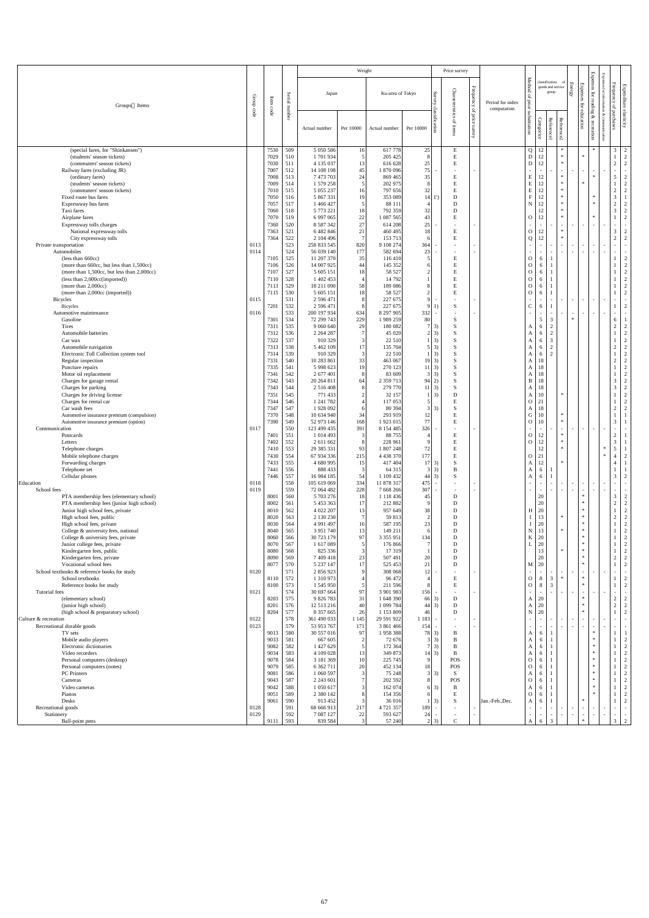| Groups・Items | Group code | Item code | Serial number | Weight: Japan Actual number | Weight: Japan Per 10000 | Weight: Ku-area of Tokyo Actual number | Weight: Ku-area of Tokyo Per 10000 | Price survey: Survey classification | Price survey: Characteristics of items | Price survey: Frequency of price survey | Period for index computation | Method of price substitution | classification of goods and service group: Categorize | classification of goods and service group: Reference1 | classification of goods and service group: Reference2 | Energy | Expenses for education | Expenses for reading & recreation | Expenses for information & communication | Frequency of purchases | Expenditure elasticity |
|---|---|---|---|---|---|---|---|---|---|---|---|---|---|---|---|---|---|---|---|---|---|
| (special fares, for "Shinkansen") | | 7530 | 509 | 5 050 586 | 16 | 617 778 | 25 | | E | | | Q | 12 | | * | | | * | | 3 | 2 |
| (students' season tickets) | | 7029 | 510 | 1 701 934 | 5 | 205 425 | 8 | | E | | | D | 12 | | * | | * | | | 1 | 2 |
| (commuters' season tickets) | | 7030 | 511 | 4 135 037 | 13 | 616 628 | 25 | | E | | | D | 12 | | * | | | | | 2 | 2 |
| Railway fares (excluding JR) | | 7007 | 512 | 14 108 198 | 45 | 1 870 096 | 75 | - | - | - | | - | - | - | - | - | - | - | - | - | - |
| (ordinary fares) | | 7008 | 513 | 7 473 703 | 24 | 869 465 | 35 | | E | | | E | 12 | | * | | | * | | 5 | 2 |
| (students' season tickets) | | 7009 | 514 | 1 579 258 | 5 | 202 975 | 8 | | E | | | E | 12 | | * | | * | | | 1 | 2 |
| (commuters' season tickets) | | 7010 | 515 | 5 055 237 | 16 | 797 656 | 32 | | E | | | E | 12 | | * | | | | | 2 | 2 |
| Fixed route bus fares | | 7050 | 516 | 5 867 331 | 19 | 353 089 | 14 | 1') | D | | | F | 12 | | * | | | * | | 3 | 1 |
| Expressway bus fares | | 7057 | 517 | 1 466 427 | 5 | 88 111 | 4 | | D | | | N | 12 | | * | | | * | | 2 | 2 |
| Taxi fares | | 7060 | 518 | 5 773 221 | 18 | 792 359 | 32 | | D | | | | 12 | | * | | | | | 3 | 2 |
| Airplane fares | | 7070 | 519 | 6 997 065 | 22 | 1 087 565 | 43 | | E | | | O | 12 | | * | | | * | | 1 | 2 |
| Expressway tolls charges | | 7360 | 520 | 8 587 342 | 27 | 614 208 | 25 | - | - | - | | - | - | - | - | - | - | - | - | - | - |
| National expressway tolls | | 7363 | 521 | 6 482 846 | 21 | 460 495 | 18 | | E | | | O | 12 | | * | | | | | 3 | 2 |
| City expressway tolls | | 7364 | 522 | 2 104 496 | 7 | 153 713 | 6 | | E | | | Q | 12 | | * | | | | | 2 | 2 |
| Private transportation | 0113 | | 523 | 258 833 545 | 820 | 9 108 274 | 364 | - | - | - | | - | - | - | - | - | - | - | - | - | - |
| Automobiles | 0114 | | 524 | 56 039 140 | 177 | 582 694 | 23 | - | - | - | | - | - | - | - | - | - | - | - | - | - |
| (less than 660cc) | | 7105 | 525 | 11 207 370 | 35 | 116 410 | 5 | | E | | | O | 6 | 1 | | | | | | 1 | 2 |
| (more than 660cc, but less than 1,500cc) | | 7106 | 526 | 14 007 925 | 44 | 145 352 | 6 | | E | | | O | 6 | 1 | | | | | | 1 | 2 |
| (more than 1,500cc, but less than 2,000cc) | | 7107 | 527 | 5 605 151 | 18 | 58 527 | 2 | | E | | | O | 6 | 1 | | | | | | 1 | 2 |
| (less than 2,000cc(imported)) | | 7110 | 528 | 1 402 453 | 4 | 14 792 | 1 | | E | | | O | 6 | 1 | | | | | | 1 | 2 |
| (more than 2,000cc) | | 7113 | 529 | 18 211 090 | 58 | 189 086 | 8 | | E | | | O | 6 | 1 | | | | | | 1 | 2 |
| (more than 2,000cc (imported)) | | 7115 | 530 | 5 605 151 | 18 | 58 527 | 2 | | E | | | O | 6 | 1 | | | | | | 1 | 2 |
| Bicycles | 0115 | | 531 | 2 596 471 | 8 | 227 675 | 9 | - | - | - | | - | - | - | - | - | - | - | - | - | - |
| Bicycles | | 7201 | 532 | 2 596 471 | 8 | 227 675 | 9 | 1) | S | | | C | 6 | 1 | | | | | | 1 | 2 |
| Automotive maintenance | 0116 | | 533 | 200 197 934 | 634 | 8 297 905 | 332 | - | - | - | | - | - | - | - | - | - | - | - | - | - |
| Gasoline | | 7301 | 534 | 72 299 743 | 229 | 1 989 259 | 80 | | S | | | | 5 | 3 | | * | | | | 6 | 1 |
| Tires | | 7311 | 535 | 9 060 640 | 29 | 180 082 | 7 | 3) | S | | | A | 6 | 2 | | | | | | 2 | 2 |
| Automobile batteries | | 7312 | 536 | 2 264 287 | 7 | 45 020 | 2 | 3) | S | | | A | 6 | 2 | | | | | | 1 | 2 |
| Car wax | | 7322 | 537 | 910 329 | 3 | 22 510 | 1 | 3) | S | | | A | 6 | 3 | | | | | | 1 | 2 |
| Automobile navigation | | 7313 | 538 | 5 462 109 | 17 | 135 704 | 5 | 3) | S | | | A | 6 | 2 | | | | | | 2 | 2 |
| Electronic Toll Collection system tool | | 7314 | 539 | 910 329 | 3 | 22 510 | 1 | 3) | S | | | A | 6 | 2 | | | | | | 1 | 2 |
| Regular inspection | | 7331 | 540 | 10 283 861 | 33 | 463 067 | 19 | 3) | S | | | A | 18 | | | | | | | 2 | 2 |
| Puncture repairs | | 7335 | 541 | 5 998 623 | 19 | 270 123 | 11 | 3) | S | | | A | 18 | | | | | | | 1 | 2 |
| Motor oil replacement | | 7341 | 542 | 2 677 401 | 8 | 83 609 | 3 | 3) | S | | | A | 18 | | | | | | | 1 | 2 |
| Charges for garage rental | | 7342 | 543 | 20 264 811 | 64 | 2 359 713 | 94 | 2) | S | | | B | 18 | | | | | | | 3 | 2 |
| Charges for parking | | 7343 | 544 | 2 516 408 | 8 | 279 770 | 11 | 3) | S | | | A | 18 | | | | | | | 3 | 2 |
| Charges for driving license | | 7351 | 545 | 771 433 | 2 | 32 157 | 1 | 3) | D | | | A | 10 | | * | | | | | 1 | 2 |
| Charges for rental car | | 7344 | 546 | 1 241 782 | 4 | 117 053 | 5 | | E | | | O | 21 | | | | | | | 1 | 2 |
| Car wash fees | | 7347 | 547 | 1 928 092 | 6 | 80 394 | 3 | 3) | S | | | A | 18 | | | | | | | 2 | 2 |
| Automotive insurance premium (compulsion) | | 7370 | 548 | 10 634 940 | 34 | 293 919 | 12 | | E | | | G | 10 | | * | | | | | 1 | 1 |
| Automotive insurance premium (option) | | 7390 | 549 | 52 973 146 | 168 | 1 923 015 | 77 | | E | | | O | 10 | | * | | | | | 3 | 1 |
| Communication | 0117 | | 550 | 123 499 435 | 391 | 8 154 485 | 326 | - | - | - | | - | - | - | - | - | - | - | - | - | - |
| Postcards | | 7401 | 551 | 1 014 493 | 3 | 88 755 | 4 | | E | | | O | 12 | | * | | | | | 2 | 1 |
| Letters | | 7402 | 552 | 2 611 662 | 8 | 228 961 | 9 | | E | | | O | 12 | | * | | | | | 3 | 1 |
| Telephone charges | | 7410 | 553 | 29 385 331 | 93 | 1 807 248 | 72 | | E | | | | 12 | | * | | | | * | 5 | 1 |
| Mobile telephone charges | | 7430 | 554 | 67 934 336 | 215 | 4 438 370 | 177 | | E | | | O | 21 | | | | | | * | 4 | 2 |
| Forwarding charges | | 7433 | 555 | 4 680 995 | 15 | 417 404 | 17 | 3) | S | | | A | 12 | | * | | | | | 4 | 1 |
| Telephone set | | 7441 | 556 | 888 433 | 3 | 64 315 | 3 | 3) | B | | | A | 6 | 1 | | | | | | 1 | 1 |
| Cellular phones | | 7446 | 557 | 16 984 185 | 54 | 1 109 432 | 44 | 3) | S | | | A | 6 | 1 | | | | | | 3 | 2 |
| Education | 0118 | | 558 | 105 619 069 | 334 | 11 878 317 | 475 | - | - | - | | - | - | - | - | - | - | - | - | - | - |
| School fees | 0119 | | 559 | 72 064 482 | 228 | 7 668 266 | 307 | - | - | - | | - | - | - | - | - | - | - | - | - | - |
| PTA membership fees (elementary school) | | 8001 | 560 | 5 703 276 | 18 | 1 118 436 | 45 | | D | | | | 20 | | | | * | | | 3 | 2 |
| PTA membership fees (junior high school) | | 8002 | 561 | 5 453 363 | 17 | 212 882 | 9 | | D | | | | 20 | | | | * | | | 2 | 2 |
| Junior high school fees, private | | 8010 | 562 | 4 022 207 | 13 | 957 649 | 38 | | D | | | H | 20 | | | | * | | | 1 | 2 |
| High school fees, public | | 8020 | 563 | 2 130 230 | 7 | 59 813 | 2 | | D | | | I | 13 | | * | | * | | | 2 | 2 |
| High school fees, private | | 8030 | 564 | 4 991 497 | 16 | 587 195 | 23 | | D | | | J | 20 | | | | * | | | 1 | 2 |
| College & university fees, national | | 8040 | 565 | 3 951 740 | 13 | 149 211 | 6 | | D | | | N | 13 | | * | | * | | | 1 | 2 |
| College & university fees, private | | 8060 | 566 | 30 723 179 | 97 | 3 355 951 | 134 | | D | | | K | 20 | | | | * | | | 1 | 2 |
| Junior college fees, private | | 8070 | 567 | 1 617 089 | 5 | 176 866 | 7 | | D | | | L | 20 | | | | * | | | 1 | 2 |
| Kindergarten fees, public | | 8080 | 568 | 825 336 | 3 | 17 319 | 1 | | D | | | | 13 | | * | | * | | | 1 | 2 |
| Kindergarten fees, private | | 8090 | 569 | 7 409 418 | 23 | 507 491 | 20 | | D | | | | 20 | | | | * | | | 2 | 2 |
| Vocational school fees | | 8077 | 570 | 5 237 147 | 17 | 525 453 | 21 | | D | | | M | 20 | | | | * | | | 1 | 2 |
| School textbooks & reference books for study | 0120 | | 571 | 2 856 923 | 9 | 308 068 | 12 | - | - | - | | - | - | - | - | - | - | - | - | - | - |
| School textbooks | | 8110 | 572 | 1 310 973 | 4 | 96 472 | 4 | | E | | | O | 8 | 3 | * | | * | | | 1 | 2 |
| Reference books for study | | 8100 | 573 | 1 545 950 | 5 | 211 596 | 8 | | E | | | O | 8 | 3 | | | * | | | 1 | 2 |
| Tutorial fees | 0121 | | 574 | 30 697 664 | 97 | 3 901 983 | 156 | - | - | - | | - | - | - | - | - | - | - | - | - | - |
| (elementary school) | | 8203 | 575 | 9 826 783 | 31 | 1 648 390 | 66 | 3) | D | | | A | 20 | | | | * | | | 2 | 2 |
| (junior high school) | | 8201 | 576 | 12 513 216 | 40 | 1 099 784 | 44 | 3) | D | | | A | 20 | | | | * | | | 2 | 2 |
| (high school & preparatory school) | | 8204 | 577 | 8 357 665 | 26 | 1 153 809 | 46 | | D | | | N | 20 | | | | * | | | 1 | 2 |
| Culture & recreation | 0122 | | 578 | 361 490 033 | 1 145 | 29 591 922 | 1 183 | - | - | - | | - | - | - | - | - | - | - | - | - | - |
| Recreational durable goods | 0123 | | 579 | 53 953 767 | 171 | 3 861 466 | 154 | - | - | - | | - | - | - | - | - | - | - | - | - | - |
| TV sets | | 9013 | 580 | 30 557 016 | 97 | 1 958 388 | 78 | 3) | B | | | A | 6 | 1 | | | | * | | 1 | 1 |
| Mobile audio players | | 9033 | 581 | 667 605 | 2 | 72 676 | 3 | 3) | B | | | A | 6 | 1 | | | | * | | 1 | 2 |
| Electronic dictionaries | | 9082 | 582 | 1 427 629 | 5 | 172 364 | 7 | 3) | B | | | A | 6 | 1 | | | | * | | 1 | 2 |
| Video recorders | | 9034 | 583 | 4 109 028 | 13 | 349 873 | 14 | 3) | B | | | A | 6 | 1 | | | | * | | 1 | 2 |
| Personal computers (desktop) | | 9078 | 584 | 3 181 369 | 10 | 225 745 | 9 | | POS | | | O | 6 | 1 | | | | * | | 1 | 2 |
| Personal computers (notes) | | 9079 | 585 | 6 362 711 | 20 | 452 134 | 18 | | POS | | | O | 6 | 1 | | | | * | | 1 | 2 |
| PC Printers | | 9081 | 586 | 1 060 597 | 3 | 75 248 | 3 | 3) | S | | | A | 6 | 1 | | | | * | | 1 | 2 |
| Cameras | | 9043 | 587 | 2 243 601 | 7 | 202 592 | 8 | | POS | | | O | 6 | 1 | | | | * | | 1 | 2 |
| Video cameras | | 9042 | 588 | 1 050 617 | 3 | 162 074 | 6 | 3) | B | | | A | 6 | 1 | | | | * | | 1 | 2 |
| Pianos | | 9051 | 589 | 2 380 142 | 8 | 154 356 | 6 | | E | | | O | 6 | 1 | | | | * | | 1 | 2 |
| Desks | | 9061 | 590 | 913 452 | 3 | 36 016 | 1 | 3) | S | | Jan.-Feb.,Dec. | A | 6 | 1 | | | * | | | 1 | 2 |
| Recreational goods | 0128 | | 591 | 68 666 913 | 217 | 4 721 357 | 189 | - | - | - | | - | - | - | - | - | - | - | - | - | - |
| Stationery | 0129 | | 592 | 7 087 127 | 22 | 593 627 | 24 | - | - | - | | - | - | - | - | - | - | - | - | - | - |
| Ball-point pens | | 9111 | 593 | 839 584 | 3 | 57 240 | 2 | 3) | C | | | A | 6 | 3 | | | * | | | 3 | 2 |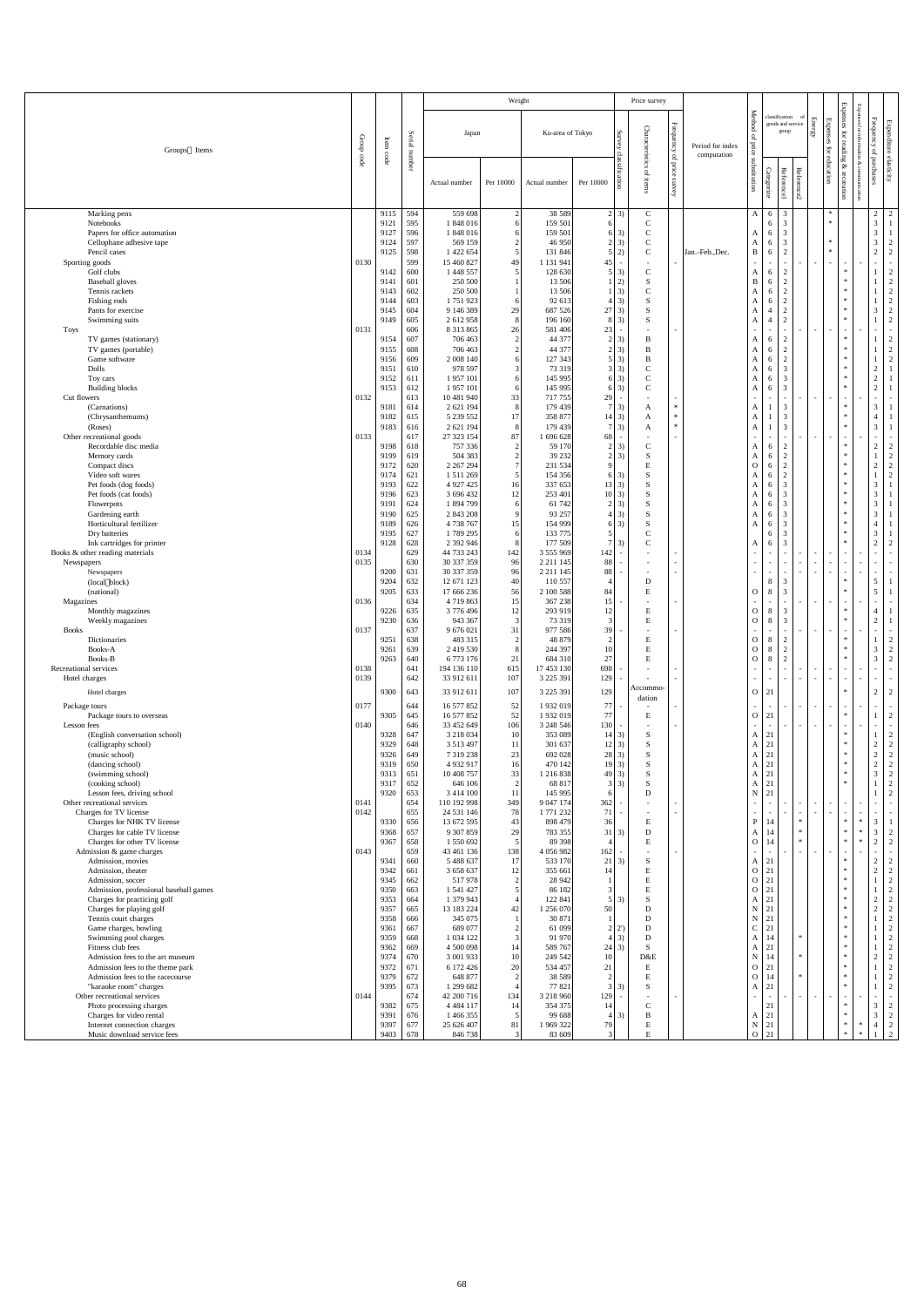| Groups・Items | Group code | Item code | Serial number | Weight: Japan, Actual number | Weight: Japan, Per 10000 | Weight: Ku-area of Tokyo, Actual number | Weight: Ku-area of Tokyo, Per 10000 | Survey classification | Characteristics of items | Frequency of price survey | Period for index computation | Method of price substitution | Classification of goods and service group: Categorize | Reference1 | Reference2 | Energy | Expenses for education | Expenses for reading & recreation | Expenses for information & communication | Frequency of purchases | Expenditure elasticity |
|---|---|---|---|---|---|---|---|---|---|---|---|---|---|---|---|---|---|---|---|---|---|
| Marking pens | | 9115 | 594 | 559 698 | 2 | 38 589 | 2 | 3) | C | | | A | 6 | 3 | | | * | | | 2 | 2 |
| Notebooks | | 9121 | 595 | 1 848 016 | 6 | 159 501 | 6 | | C | | | | 6 | 3 | | | * | | | 3 | 1 |
| Papers for office automation | | 9127 | 596 | 1 848 016 | 6 | 159 501 | 6 | 3) | C | | | A | 6 | 3 | | | | | | 3 | 1 |
| Cellophane adhesive tape | | 9124 | 597 | 569 159 | 2 | 46 950 | 2 | 3) | C | | | A | 6 | 3 | | | * | | | 3 | 2 |
| Pencil cases | | 9125 | 598 | 1 422 654 | 5 | 131 846 | 5 | 2) | C | | Jan.-Feb.,Dec. | B | 6 | 2 | | | * | | | 2 | 2 |
| Sporting goods | 0130 | | 599 | 15 460 827 | 49 | 1 131 941 | 45 | | - | - | | - | - | - | - | - | - | - | - | - | - |
| Golf clubs | | 9142 | 600 | 1 448 557 | 5 | 128 630 | 5 | 3) | C | | | A | 6 | 2 | | | | * | | 1 | 2 |
| Baseball gloves | | 9141 | 601 | 250 500 | 1 | 13 506 | 1 | 2) | S | | | B | 6 | 2 | | | | * | | 1 | 2 |
| Tennis rackets | | 9143 | 602 | 250 500 | 1 | 13 506 | 1 | 3) | C | | | A | 6 | 2 | | | | * | | 1 | 2 |
| Fishing rods | | 9144 | 603 | 1 751 923 | 6 | 92 613 | 4 | 3) | S | | | A | 6 | 2 | | | | * | | 1 | 2 |
| Pants for exercise | | 9145 | 604 | 9 146 389 | 29 | 687 526 | 27 | 3) | S | | | A | 4 | 2 | | | | * | | 3 | 2 |
| Swimming suits | | 9149 | 605 | 2 612 958 | 8 | 196 160 | 8 | 3) | S | | | A | 4 | 2 | | | | * | | 1 | 2 |
| Toys | 0131 | | 606 | 8 313 865 | 26 | 581 406 | 23 | | - | - | | - | - | - | - | - | - | - | - | - | - |
| TV games (stationary) | | 9154 | 607 | 706 463 | 2 | 44 377 | 2 | 3) | B | | | A | 6 | 2 | | | | * | | 1 | 2 |
| TV games (portable) | | 9155 | 608 | 706 463 | 2 | 44 377 | 2 | 3) | B | | | A | 6 | 2 | | | | * | | 1 | 2 |
| Game software | | 9156 | 609 | 2 008 140 | 6 | 127 343 | 5 | 3) | B | | | A | 6 | 2 | | | | * | | 1 | 2 |
| Dolls | | 9151 | 610 | 978 597 | 3 | 73 319 | 3 | 3) | C | | | A | 6 | 3 | | | | * | | 2 | 1 |
| Toy cars | | 9152 | 611 | 1 957 101 | 6 | 145 995 | 6 | 3) | C | | | A | 6 | 3 | | | | * | | 2 | 1 |
| Building blocks | | 9153 | 612 | 1 957 101 | 6 | 145 995 | 6 | 3) | C | | | A | 6 | 3 | | | | * | | 2 | 1 |
| Cut flowers | 0132 | | 613 | 10 481 940 | 33 | 717 755 | 29 | | - | - | | - | - | - | - | - | - | - | - | - | - |
| (Carnations) | | 9181 | 614 | 2 621 194 | 8 | 179 439 | 7 | 3) | A | * | | A | 1 | 3 | | | | * | | 3 | 1 |
| (Chrysanthemums) | | 9182 | 615 | 5 239 552 | 17 | 358 877 | 14 | 3) | A | * | | A | 1 | 3 | | | | * | | 4 | 1 |
| (Roses) | | 9183 | 616 | 2 621 194 | 8 | 179 439 | 7 | 3) | A | * | | A | 1 | 3 | | | | * | | 3 | 1 |
| Other recreational goods | 0133 | | 617 | 27 323 154 | 87 | 1 696 628 | 68 | | - | - | | - | - | - | - | - | - | - | - | - | - |
| Recordable disc media | | 9198 | 618 | 757 336 | 2 | 59 170 | 2 | 3) | C | | | A | 6 | 2 | | | | * | | 2 | 2 |
| Memory cards | | 9199 | 619 | 504 383 | 2 | 39 232 | 2 | 3) | S | | | A | 6 | 2 | | | | * | | 1 | 2 |
| Compact discs | | 9172 | 620 | 2 267 294 | 7 | 231 534 | 9 | | E | | | O | 6 | 2 | | | | * | | 2 | 2 |
| Video soft wares | | 9174 | 621 | 1 511 269 | 5 | 154 356 | 6 | 3) | S | | | A | 6 | 2 | | | | * | | 1 | 2 |
| Pet foods (dog foods) | | 9193 | 622 | 4 927 425 | 16 | 337 653 | 13 | 3) | S | | | A | 6 | 3 | | | | * | | 3 | 1 |
| Pet foods (cat foods) | | 9196 | 623 | 3 696 432 | 12 | 253 401 | 10 | 3) | S | | | A | 6 | 3 | | | | * | | 3 | 1 |
| Flowerpots | | 9191 | 624 | 1 894 799 | 6 | 61 742 | 2 | 3) | S | | | A | 6 | 3 | | | | * | | 3 | 1 |
| Gardening earth | | 9190 | 625 | 2 843 208 | 9 | 93 257 | 4 | 3) | S | | | A | 6 | 3 | | | | * | | 3 | 1 |
| Horticultural fertilizer | | 9189 | 626 | 4 738 767 | 15 | 154 999 | 6 | 3) | S | | | A | 6 | 3 | | | | * | | 4 | 1 |
| Dry batteries | | 9195 | 627 | 1 789 295 | 6 | 133 775 | 5 | | C | | | | 6 | 3 | | | | * | | 3 | 1 |
| Ink cartridges for printer | | 9128 | 628 | 2 392 946 | 8 | 177 509 | 7 | 3) | C | | | A | 6 | 3 | | | | * | | 2 | 2 |
| Books & other reading materials | 0134 | | 629 | 44 733 243 | 142 | 3 555 969 | 142 | | - | - | | - | - | - | - | - | - | - | - | - | - |
| Newspapers | 0135 | | 630 | 30 337 359 | 96 | 2 211 145 | 88 | | - | - | | - | - | - | - | - | - | - | - | - | - |
| Newspapers | | 9200 | 631 | 30 337 359 | 96 | 2 211 145 | 88 | | - | - | | - | - | - | - | - | - | - | - | - | - |
| (local・block) | | 9204 | 632 | 12 671 123 | 40 | 110 557 | 4 | | D | | | | 8 | 3 | | | | * | | 5 | 1 |
| (national) | | 9205 | 633 | 17 666 236 | 56 | 2 100 588 | 84 | | E | | | O | 8 | 3 | | | | * | | 5 | 1 |
| Magazines | 0136 | | 634 | 4 719 863 | 15 | 367 238 | 15 | | - | - | | - | - | - | - | - | - | - | - | - | - |
| Monthly magazines | | 9226 | 635 | 3 776 496 | 12 | 293 919 | 12 | | E | | | O | 8 | 3 | | | | * | | 4 | 1 |
| Weekly magazines | | 9230 | 636 | 943 367 | 3 | 73 319 | 3 | | E | | | O | 8 | 3 | | | | * | | 2 | 1 |
| Books | 0137 | | 637 | 9 676 021 | 31 | 977 586 | 39 | | - | - | | - | - | - | - | - | - | - | - | - | - |
| Dictionaries | | 9251 | 638 | 483 315 | 2 | 48 879 | 2 | | E | | | O | 8 | 2 | | | | * | | 1 | 2 |
| Books-A | | 9261 | 639 | 2 419 530 | 8 | 244 397 | 10 | | E | | | O | 8 | 2 | | | | * | | 3 | 2 |
| Books-B | | 9263 | 640 | 6 773 176 | 21 | 684 310 | 27 | | E | | | O | 8 | 2 | | | | * | | 3 | 2 |
| Recreational services | 0138 | | 641 | 194 136 110 | 615 | 17 453 130 | 698 | | - | - | | - | - | - | - | - | - | - | - | - | - |
| Hotel charges | 0139 | | 642 | 33 912 611 | 107 | 3 225 391 | 129 | | - | - | | - | - | - | - | - | - | - | - | - | - |
| Hotel charges | | 9300 | 643 | 33 912 611 | 107 | 3 225 391 | 129 | | Accommodation | | | O | 21 | | | | | * | | 2 | 2 |
| Package tours | 0177 | | 644 | 16 577 852 | 52 | 1 932 019 | 77 | | - | - | | - | - | - | - | - | - | - | - | - | - |
| Package tours to overseas | | 9305 | 645 | 16 577 852 | 52 | 1 932 019 | 77 | | E | | | O | 21 | | | | | * | | 1 | 2 |
| Lesson fees | 0140 | | 646 | 33 452 649 | 106 | 3 248 546 | 130 | | - | - | | - | - | - | - | - | - | - | - | - | - |
| (English conversation school) | | 9328 | 647 | 3 218 034 | 10 | 353 089 | 14 | 3) | S | | | A | 21 | | | | | * | | 1 | 2 |
| (calligraphy school) | | 9329 | 648 | 3 513 497 | 11 | 301 637 | 12 | 3) | S | | | A | 21 | | | | | * | | 2 | 2 |
| (music school) | | 9326 | 649 | 7 319 238 | 23 | 692 028 | 28 | 3) | S | | | A | 21 | | | | | * | | 2 | 2 |
| (dancing school) | | 9319 | 650 | 4 932 917 | 16 | 470 142 | 19 | 3) | S | | | A | 21 | | | | | * | | 2 | 2 |
| (swimming school) | | 9313 | 651 | 10 408 757 | 33 | 1 216 838 | 49 | 3) | S | | | A | 21 | | | | | * | | 3 | 2 |
| (cooking school) | | 9317 | 652 | 646 106 | 2 | 68 817 | 3 | 3) | S | | | A | 21 | | | | | * | | 1 | 2 |
| Lesson fees, driving school | | 9320 | 653 | 3 414 100 | 11 | 145 995 | 6 | | D | | | N | 21 | | | | | | | 1 | 2 |
| Other recreational services | 0141 | | 654 | 110 192 998 | 349 | 9 047 174 | 362 | | - | - | | - | - | - | - | - | - | - | - | - | - |
| Charges for TV license | 0142 | | 655 | 24 531 146 | 78 | 1 771 232 | 71 | | - | - | | - | - | - | - | - | - | - | - | - | - |
| Charges for NHK TV license | | 9330 | 656 | 13 672 595 | 43 | 898 479 | 36 | | E | | | P | 14 | | * | | | * | * | 3 | 1 |
| Charges for cable TV license | | 9368 | 657 | 9 307 859 | 29 | 783 355 | 31 | 3) | D | | | A | 14 | | * | | | * | * | 3 | 2 |
| Charges for other TV license | | 9367 | 658 | 1 550 692 | 5 | 89 398 | 4 | | E | | | O | 14 | | * | | | * | * | 2 | 2 |
| Admission & game charges | 0143 | | 659 | 43 461 136 | 138 | 4 056 982 | 162 | | - | - | | - | - | - | - | - | - | - | - | - | - |
| Admission, movies | | 9341 | 660 | 5 488 637 | 17 | 533 170 | 21 | 3) | S | | | A | 21 | | | | | * | | 2 | 2 |
| Admission, theater | | 9342 | 661 | 3 658 637 | 12 | 355 661 | 14 | | E | | | O | 21 | | | | | * | | 2 | 2 |
| Admission, soccer | | 9345 | 662 | 517 978 | 2 | 28 942 | 1 | | E | | | O | 21 | | | | | * | | 1 | 2 |
| Admission, professional baseball games | | 9350 | 663 | 1 541 427 | 5 | 86 182 | 3 | | E | | | O | 21 | | | | | * | | 1 | 2 |
| Charges for practicing golf | | 9353 | 664 | 1 379 943 | 4 | 122 841 | 5 | 3) | S | | | A | 21 | | | | | * | | 2 | 2 |
| Charges for playing golf | | 9357 | 665 | 13 183 224 | 42 | 1 256 070 | 50 | | D | | | N | 21 | | | | | * | | 2 | 2 |
| Tennis court charges | | 9358 | 666 | 345 075 | 1 | 30 871 | 1 | | D | | | N | 21 | | | | | * | | 1 | 2 |
| Game charges, bowling | | 9361 | 667 | 689 077 | 2 | 61 099 | 2 | 2') | D | | | C | 21 | | | | | * | | 1 | 2 |
| Swimming pool charges | | 9359 | 668 | 1 034 122 | 3 | 91 970 | 4 | 3) | D | | | A | 14 | | * | | | * | | 1 | 2 |
| Fitness club fees | | 9362 | 669 | 4 500 098 | 14 | 589 767 | 24 | 3) | S | | | A | 21 | | | | | * | | 1 | 2 |
| Admission fees to the art museum | | 9374 | 670 | 3 001 933 | 10 | 249 542 | 10 | | D&E | | | N | 14 | | * | | | * | | 2 | 2 |
| Admission fees to the theme park | | 9372 | 671 | 6 172 426 | 20 | 534 457 | 21 | | E | | | O | 21 | | | | | * | | 1 | 2 |
| Admission fees to the racecourse | | 9379 | 672 | 648 877 | 2 | 38 589 | 2 | | E | | | O | 14 | | * | | | * | | 1 | 2 |
| "karaoke room" charges | | 9395 | 673 | 1 299 682 | 4 | 77 821 | 3 | 3) | S | | | A | 21 | | | | | * | | 1 | 2 |
| Other recreational services | 0144 | | 674 | 42 200 716 | 134 | 3 218 960 | 129 | | - | - | | - | - | - | - | - | - | - | - | - | - |
| Photo processing charges | | 9382 | 675 | 4 484 117 | 14 | 354 375 | 14 | | C | | | | 21 | | | | | * | | 3 | 2 |
| Charges for video rental | | 9391 | 676 | 1 466 355 | 5 | 99 688 | 4 | 3) | B | | | A | 21 | | | | | * | | 3 | 2 |
| Internet connection charges | | 9397 | 677 | 25 626 407 | 81 | 1 969 322 | 79 | | E | | | N | 21 | | | | | * | * | 4 | 2 |
| Music download service fees | | 9403 | 678 | 846 738 | 3 | 83 609 | 3 | | E | | | O | 21 | | | | | * | * | 1 | 2 |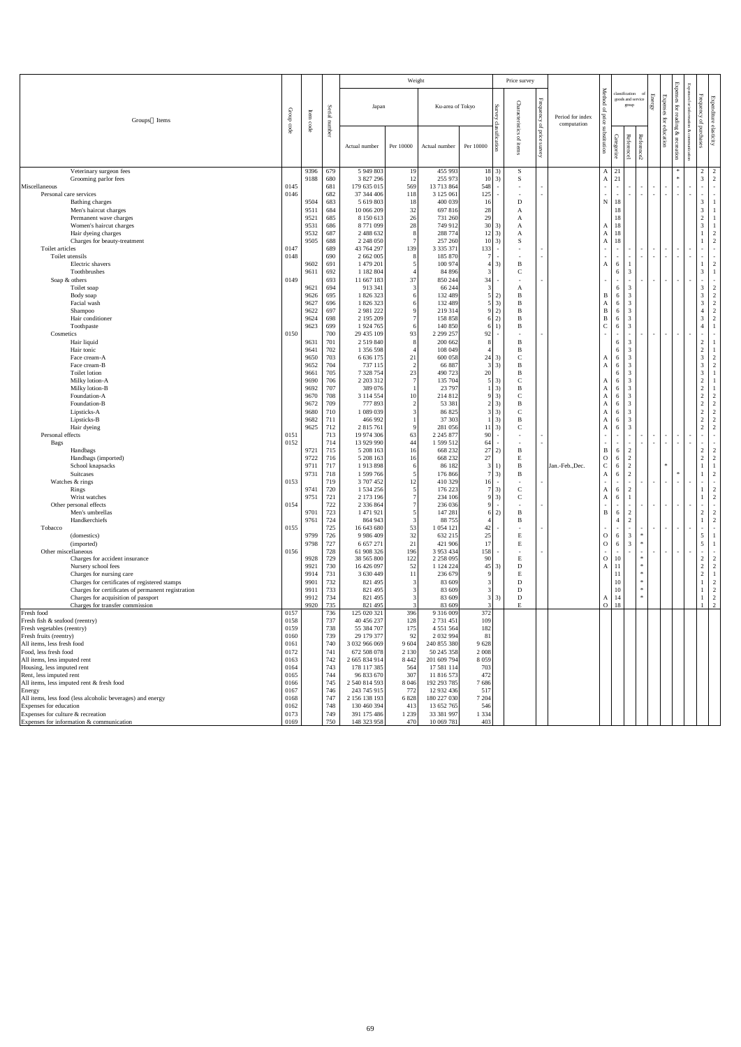| Groups・Items | Group code | Item code | Serial number | Weight: Japan, Actual number | Weight: Japan, Per 10000 | Weight: Ku-area of Tokyo, Actual number | Weight: Ku-area of Tokyo, Per 10000 | Price survey: Survey classification | Price survey: Characteristics of items | Price survey: Frequency of price survey | Period for index computation | Method of price substitution | classification of goods and service group: Categorize | classification of goods and service group: Reference1 | classification of goods and service group: Reference2 | Energy | Expenses for education | Expenses for reading & recreation | Expenses for information & communication | Frequency of purchases | Expenditure elasticity |
|---|---|---|---|---|---|---|---|---|---|---|---|---|---|---|---|---|---|---|---|---|---|
| Veterinary surgeon fees | | 9396 | 679 | 5 949 803 | 19 | 455 993 | 18 | 3) | S | | | A | 21 | | | | | * | | 2 | 2 |
| Grooming parlor fees | | 9188 | 680 | 3 827 296 | 12 | 255 973 | 10 | 3) | S | | | A | 21 | | | | | * | | 3 | 2 |
| Miscellaneous | 0145 | | 681 | 179 635 015 | 569 | 13 713 864 | 548 | - | - | - | | - | - | - | - | - | - | - | - | - | - |
| Personal care services | 0146 | | 682 | 37 344 406 | 118 | 3 125 061 | 125 | - | - | - | | - | - | - | - | - | - | - | - | - | - |
| Bathing charges | | 9504 | 683 | 5 619 803 | 18 | 400 039 | 16 | | D | | | N | 18 | | | | | | | 3 | 1 |
| Men's haircut charges | | 9511 | 684 | 10 066 209 | 32 | 697 816 | 28 | | A | | | | 18 | | | | | | | 3 | 1 |
| Permanent wave charges | | 9521 | 685 | 8 150 613 | 26 | 731 260 | 29 | | A | | | | 18 | | | | | | | 2 | 1 |
| Women's haircut charges | | 9531 | 686 | 8 771 099 | 28 | 749 912 | 30 | 3) | A | | | A | 18 | | | | | | | 3 | 1 |
| Hair dyeing charges | | 9532 | 687 | 2 488 632 | 8 | 288 774 | 12 | 3) | A | | | A | 18 | | | | | | | 1 | 2 |
| Charges for beauty-treatment | | 9505 | 688 | 2 248 050 | 7 | 257 260 | 10 | 3) | S | | | A | 18 | | | | | | | 1 | 2 |
| Toilet articles | 0147 | | 689 | 43 764 297 | 139 | 3 335 371 | 133 | - | - | - | | - | - | - | - | - | - | - | - | - | - |
| Toilet utensils | 0148 | | 690 | 2 662 005 | 8 | 185 870 | 7 | - | - | - | | - | - | - | - | - | - | - | - | - | - |
| Electric shavers | | 9602 | 691 | 1 479 201 | 5 | 100 974 | 4 | 3) | B | | | A | 6 | 1 | | | | | | 1 | 2 |
| Toothbrushes | | 9611 | 692 | 1 182 804 | 4 | 84 896 | 3 | | C | | | | 6 | 3 | | | | | | 3 | 1 |
| Soap & others | 0149 | | 693 | 11 667 183 | 37 | 850 244 | 34 | - | - | - | | - | - | - | - | - | - | - | - | - | - |
| Toilet soap | | 9621 | 694 | 913 341 | 3 | 66 244 | 3 | | A | | | | 6 | 3 | | | | | | 3 | 2 |
| Body soap | | 9626 | 695 | 1 826 323 | 6 | 132 489 | 5 | 2) | B | | | B | 6 | 3 | | | | | | 3 | 2 |
| Facial wash | | 9627 | 696 | 1 826 323 | 6 | 132 489 | 5 | 3) | B | | | A | 6 | 3 | | | | | | 3 | 2 |
| Shampoo | | 9622 | 697 | 2 981 222 | 9 | 219 314 | 9 | 2) | B | | | B | 6 | 3 | | | | | | 4 | 2 |
| Hair conditioner | | 9624 | 698 | 2 195 209 | 7 | 158 858 | 6 | 2) | B | | | B | 6 | 3 | | | | | | 3 | 2 |
| Toothpaste | | 9623 | 699 | 1 924 765 | 6 | 140 850 | 6 | 1) | B | | | C | 6 | 3 | | | | | | 4 | 1 |
| Cosmetics | 0150 | | 700 | 29 435 109 | 93 | 2 299 257 | 92 | - | - | - | | - | - | - | - | - | - | - | - | - | - |
| Hair liquid | | 9631 | 701 | 2 519 840 | 8 | 200 662 | 8 | | B | | | | 6 | 3 | | | | | | 2 | 1 |
| Hair tonic | | 9641 | 702 | 1 356 598 | 4 | 108 049 | 4 | | B | | | | 6 | 3 | | | | | | 2 | 1 |
| Face cream-A | | 9650 | 703 | 6 636 175 | 21 | 600 058 | 24 | 3) | C | | | A | 6 | 3 | | | | | | 3 | 2 |
| Face cream-B | | 9652 | 704 | 737 115 | 2 | 66 887 | 3 | 3) | B | | | A | 6 | 3 | | | | | | 3 | 2 |
| Toilet lotion | | 9661 | 705 | 7 328 754 | 23 | 490 723 | 20 | | B | | | | 6 | 3 | | | | | | 3 | 1 |
| Milky lotion-A | | 9690 | 706 | 2 203 312 | 7 | 135 704 | 5 | 3) | C | | | A | 6 | 3 | | | | | | 2 | 1 |
| Milky lotion-B | | 9692 | 707 | 389 076 | 1 | 23 797 | 1 | 3) | B | | | A | 6 | 3 | | | | | | 2 | 1 |
| Foundation-A | | 9670 | 708 | 3 114 554 | 10 | 214 812 | 9 | 3) | C | | | A | 6 | 3 | | | | | | 2 | 2 |
| Foundation-B | | 9672 | 709 | 777 893 | 2 | 53 381 | 2 | 3) | B | | | A | 6 | 3 | | | | | | 2 | 2 |
| Lipsticks-A | | 9680 | 710 | 1 089 039 | 3 | 86 825 | 3 | 3) | C | | | A | 6 | 3 | | | | | | 2 | 2 |
| Lipsticks-B | | 9682 | 711 | 466 992 | 1 | 37 303 | 1 | 3) | B | | | A | 6 | 3 | | | | | | 2 | 2 |
| Hair dyeing | | 9625 | 712 | 2 815 761 | 9 | 281 056 | 11 | 3) | C | | | A | 6 | 3 | | | | | | 2 | 2 |
| Personal effects | 0151 | | 713 | 19 974 306 | 63 | 2 245 877 | 90 | - | - | - | | - | - | - | - | - | - | - | - | - | - |
| Bags | 0152 | | 714 | 13 929 990 | 44 | 1 599 512 | 64 | - | - | - | | - | - | - | - | - | - | - | - | - | - |
| Handbags | | 9721 | 715 | 5 208 163 | 16 | 668 232 | 27 | 2) | B | | | B | 6 | 2 | | | | | | 2 | 2 |
| Handbags (imported) | | 9722 | 716 | 5 208 163 | 16 | 668 232 | 27 | | E | | | O | 6 | 2 | | | | | | 2 | 2 |
| School knapsacks | | 9711 | 717 | 1 913 898 | 6 | 86 182 | 3 | 1) | B | | Jan.-Feb.,Dec. | C | 6 | 2 | | | * | | | 1 | 1 |
| Suitcases | | 9731 | 718 | 1 599 766 | 5 | 176 866 | 7 | 3) | B | | | A | 6 | 2 | | | | * | | 1 | 2 |
| Watches & rings | 0153 | | 719 | 3 707 452 | 12 | 410 329 | 16 | - | - | - | | - | - | - | - | - | - | - | - | - | - |
| Rings | | 9741 | 720 | 1 534 256 | 5 | 176 223 | 7 | 3) | C | | | A | 6 | 2 | | | | | | 1 | 2 |
| Wrist watches | | 9751 | 721 | 2 173 196 | 7 | 234 106 | 9 | 3) | C | | | A | 6 | 1 | | | | | | 1 | 2 |
| Other personal effects | 0154 | | 722 | 2 336 864 | 7 | 236 036 | 9 | - | - | - | | - | - | - | - | - | - | - | - | - | - |
| Men's umbrellas | | 9701 | 723 | 1 471 921 | 5 | 147 281 | 6 | 2) | B | | | B | 6 | 2 | | | | | | 2 | 2 |
| Handkerchiefs | | 9761 | 724 | 864 943 | 3 | 88 755 | 4 | | B | | | | 4 | 2 | | | | | | 1 | 2 |
| Tobacco | 0155 | | 725 | 16 643 680 | 53 | 1 054 121 | 42 | - | - | - | | - | - | - | - | - | - | - | - | - | - |
| (domestics) | | 9799 | 726 | 9 986 409 | 32 | 632 215 | 25 | | E | | | O | 6 | 3 | * | | | | | 5 | 1 |
| (imported) | | 9798 | 727 | 6 657 271 | 21 | 421 906 | 17 | | E | | | O | 6 | 3 | * | | | | | 5 | 1 |
| Other miscellaneous | 0156 | | 728 | 61 908 326 | 196 | 3 953 434 | 158 | - | - | - | | - | - | - | - | - | - | - | - | - | - |
| Charges for accident insurance | | 9928 | 729 | 38 565 800 | 122 | 2 258 095 | 90 | | E | | | O | 10 | | * | | | | | 2 | 2 |
| Nursery school fees | | 9921 | 730 | 16 426 097 | 52 | 1 124 224 | 45 | 3) | D | | | A | 11 | | * | | | | | 2 | 2 |
| Charges for nursing care | | 9914 | 731 | 3 630 449 | 11 | 236 679 | 9 | | E | | | | 11 | | * | | | | | 2 | 1 |
| Charges for certificates of registered stamps | | 9901 | 732 | 821 495 | 3 | 83 609 | 3 | | D | | | | 10 | | * | | | | | 1 | 2 |
| Charges for certificates of permanent registration | | 9911 | 733 | 821 495 | 3 | 83 609 | 3 | | D | | | | 10 | | * | | | | | 1 | 2 |
| Charges for acquisition of passport | | 9912 | 734 | 821 495 | 3 | 83 609 | 3 | 3) | D | | | A | 14 | | * | | | | | 1 | 2 |
| Charges for transfer commission | | 9920 | 735 | 821 495 | 3 | 83 609 | 3 | | E | | | O | 18 | | | | | | | 1 | 2 |
| Fresh food | 0157 | | 736 | 125 020 321 | 396 | 9 316 009 | 372 | | | | | | | | | | | | | | |
| Fresh fish & seafood (reentry) | 0158 | | 737 | 40 456 237 | 128 | 2 731 451 | 109 | | | | | | | | | | | | | | |
| Fresh vegetables (reentry) | 0159 | | 738 | 55 384 707 | 175 | 4 551 564 | 182 | | | | | | | | | | | | | | |
| Fresh fruits (reentry) | 0160 | | 739 | 29 179 377 | 92 | 2 032 994 | 81 | | | | | | | | | | | | | | |
| All items, less fresh food | 0161 | | 740 | 3 032 966 069 | 9 604 | 240 855 380 | 9 628 | | | | | | | | | | | | | | |
| Food, less fresh food | 0172 | | 741 | 672 508 078 | 2 130 | 50 245 358 | 2 008 | | | | | | | | | | | | | | |
| All items, less imputed rent | 0163 | | 742 | 2 665 834 914 | 8 442 | 201 609 794 | 8 059 | | | | | | | | | | | | | | |
| Housing, less imputed rent | 0164 | | 743 | 178 117 385 | 564 | 17 581 114 | 703 | | | | | | | | | | | | | | |
| Rent, less imputed rent | 0165 | | 744 | 96 833 670 | 307 | 11 816 573 | 472 | | | | | | | | | | | | | | |
| All items, less imputed rent & fresh food | 0166 | | 745 | 2 540 814 593 | 8 046 | 192 293 785 | 7 686 | | | | | | | | | | | | | | |
| Energy | 0167 | | 746 | 243 745 915 | 772 | 12 932 436 | 517 | | | | | | | | | | | | | | |
| All items, less food (less alcoholic beverages) and energy | 0168 | | 747 | 2 156 138 193 | 6 828 | 180 227 030 | 7 204 | | | | | | | | | | | | | | |
| Expenses for education | 0162 | | 748 | 130 460 394 | 413 | 13 652 765 | 546 | | | | | | | | | | | | | | |
| Expenses for culture & recreation | 0173 | | 749 | 391 175 486 | 1 239 | 33 381 997 | 1 334 | | | | | | | | | | | | | | |
| Expenses for information & communication | 0169 | | 750 | 148 323 958 | 470 | 10 069 781 | 403 | | | | | | | | | | | | | | |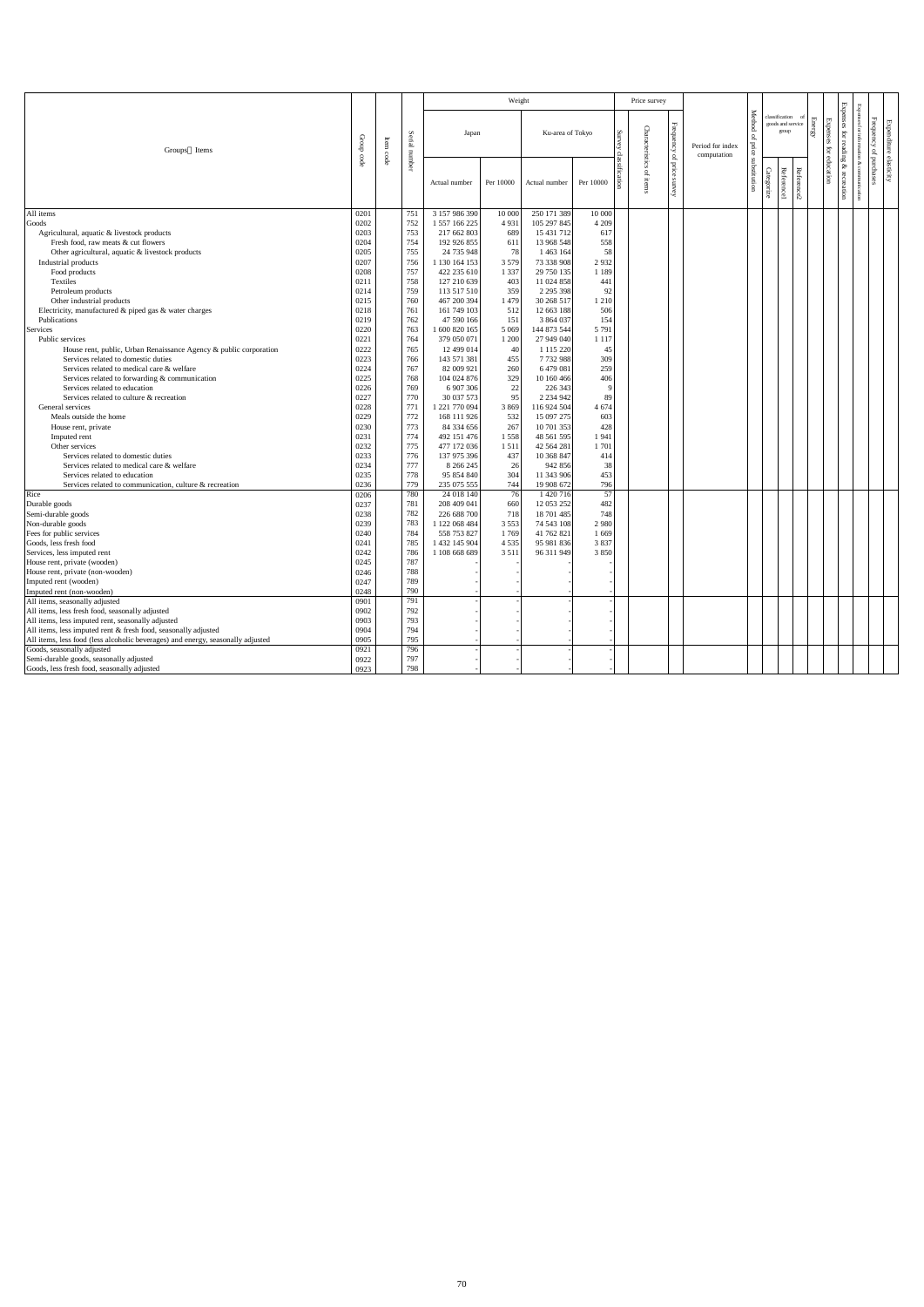| Groups・Items | Group code | Item code | Serial number | Weight | | | | Price survey | | | Period for index computation | Method of price substitution | Classification of goods and service group | | | Energy | Expenses for education | Expenses for reading & recreation | Expenses for information & communication | Frequency of purchases | Expenditure elasticity |
|---|---|---|---|---|---|---|---|---|---|---|---|---|---|---|---|---|---|---|---|---|---|
| | | | | Japan | | Ku-area of Tokyo | | Survey classification | Characteristics of items | Frequency of price survey | | | Categorize | Reference1 | Reference2 | | | | | | |
| | | | | Actual number | Per 10000 | Actual number | Per 10000 | | | | | | | | | | | | | | |
| All items | 0201 | | 751 | 3 157 986 390 | 10 000 | 250 171 389 | 10 000 | | | | | | | | | | | | | | |
| Goods | 0202 | | 752 | 1 557 166 225 | 4 931 | 105 297 845 | 4 209 | | | | | | | | | | | | | | |
| Agricultural, aquatic & livestock products | 0203 | | 753 | 217 662 803 | 689 | 15 431 712 | 617 | | | | | | | | | | | | | | |
| Fresh food, raw meats & cut flowers | 0204 | | 754 | 192 926 855 | 611 | 13 968 548 | 558 | | | | | | | | | | | | | | |
| Other agricultural, aquatic & livestock products | 0205 | | 755 | 24 735 948 | 78 | 1 463 164 | 58 | | | | | | | | | | | | | | |
| Industrial products | 0207 | | 756 | 1 130 164 153 | 3 579 | 73 338 908 | 2 932 | | | | | | | | | | | | | | |
| Food products | 0208 | | 757 | 422 235 610 | 1 337 | 29 750 135 | 1 189 | | | | | | | | | | | | | | |
| Textiles | 0211 | | 758 | 127 210 639 | 403 | 11 024 858 | 441 | | | | | | | | | | | | | | |
| Petroleum products | 0214 | | 759 | 113 517 510 | 359 | 2 295 398 | 92 | | | | | | | | | | | | | | |
| Other industrial products | 0215 | | 760 | 467 200 394 | 1 479 | 30 268 517 | 1 210 | | | | | | | | | | | | | | |
| Electricity, manufactured & piped gas & water charges | 0218 | | 761 | 161 749 103 | 512 | 12 663 188 | 506 | | | | | | | | | | | | | | |
| Publications | 0219 | | 762 | 47 590 166 | 151 | 3 864 037 | 154 | | | | | | | | | | | | | | |
| Services | 0220 | | 763 | 1 600 820 165 | 5 069 | 144 873 544 | 5 791 | | | | | | | | | | | | | | |
| Public services | 0221 | | 764 | 379 050 071 | 1 200 | 27 949 040 | 1 117 | | | | | | | | | | | | | | |
| House rent, public, Urban Renaissance Agency & public corporation | 0222 | | 765 | 12 499 014 | 40 | 1 115 220 | 45 | | | | | | | | | | | | | | |
| Services related to domestic duties | 0223 | | 766 | 143 571 381 | 455 | 7 732 988 | 309 | | | | | | | | | | | | | | |
| Services related to medical care & welfare | 0224 | | 767 | 82 009 921 | 260 | 6 479 081 | 259 | | | | | | | | | | | | | | |
| Services related to forwarding & communication | 0225 | | 768 | 104 024 876 | 329 | 10 160 466 | 406 | | | | | | | | | | | | | | |
| Services related to education | 0226 | | 769 | 6 907 306 | 22 | 226 343 | 9 | | | | | | | | | | | | | | |
| Services related to culture & recreation | 0227 | | 770 | 30 037 573 | 95 | 2 234 942 | 89 | | | | | | | | | | | | | | |
| General services | 0228 | | 771 | 1 221 770 094 | 3 869 | 116 924 504 | 4 674 | | | | | | | | | | | | | | |
| Meals outside the home | 0229 | | 772 | 168 111 926 | 532 | 15 097 275 | 603 | | | | | | | | | | | | | | |
| House rent, private | 0230 | | 773 | 84 334 656 | 267 | 10 701 353 | 428 | | | | | | | | | | | | | | |
| Imputed rent | 0231 | | 774 | 492 151 476 | 1 558 | 48 561 595 | 1 941 | | | | | | | | | | | | | | |
| Other services | 0232 | | 775 | 477 172 036 | 1 511 | 42 564 281 | 1 701 | | | | | | | | | | | | | | |
| Services related to domestic duties | 0233 | | 776 | 137 975 396 | 437 | 10 368 847 | 414 | | | | | | | | | | | | | | |
| Services related to medical care & welfare | 0234 | | 777 | 8 266 245 | 26 | 942 856 | 38 | | | | | | | | | | | | | | |
| Services related to education | 0235 | | 778 | 95 854 840 | 304 | 11 343 906 | 453 | | | | | | | | | | | | | | |
| Services related to communication, culture & recreation | 0236 | | 779 | 235 075 555 | 744 | 19 908 672 | 796 | | | | | | | | | | | | | | |
| Rice | 0206 | | 780 | 24 018 140 | 76 | 1 420 716 | 57 | | | | | | | | | | | | | | |
| Durable goods | 0237 | | 781 | 208 409 041 | 660 | 12 053 252 | 482 | | | | | | | | | | | | | | |
| Semi-durable goods | 0238 | | 782 | 226 688 700 | 718 | 18 701 485 | 748 | | | | | | | | | | | | | | |
| Non-durable goods | 0239 | | 783 | 1 122 068 484 | 3 553 | 74 543 108 | 2 980 | | | | | | | | | | | | | | |
| Fees for public services | 0240 | | 784 | 558 753 827 | 1 769 | 41 762 821 | 1 669 | | | | | | | | | | | | | | |
| Goods, less fresh food | 0241 | | 785 | 1 432 145 904 | 4 535 | 95 981 836 | 3 837 | | | | | | | | | | | | | | |
| Services, less imputed rent | 0242 | | 786 | 1 108 668 689 | 3 511 | 96 311 949 | 3 850 | | | | | | | | | | | | | | |
| House rent, private (wooden) | 0245 | | 787 | - | - | - | - | | | | | | | | | | | | | | |
| House rent, private (non-wooden) | 0246 | | 788 | - | - | - | - | | | | | | | | | | | | | | |
| Imputed rent (wooden) | 0247 | | 789 | - | - | - | - | | | | | | | | | | | | | | |
| Imputed rent (non-wooden) | 0248 | | 790 | - | - | - | - | | | | | | | | | | | | | | |
| All items, seasonally adjusted | 0901 | | 791 | - | - | - | - | | | | | | | | | | | | | | |
| All items, less fresh food, seasonally adjusted | 0902 | | 792 | - | - | - | - | | | | | | | | | | | | | | |
| All items, less imputed rent, seasonally adjusted | 0903 | | 793 | - | - | - | - | | | | | | | | | | | | | | |
| All items, less imputed rent & fresh food, seasonally adjusted | 0904 | | 794 | - | - | - | - | | | | | | | | | | | | | | |
| All items, less food (less alcoholic beverages) and energy, seasonally adjusted | 0905 | | 795 | - | - | - | - | | | | | | | | | | | | | | |
| Goods, seasonally adjusted | 0921 | | 796 | - | - | - | - | | | | | | | | | | | | | | |
| Semi-durable goods, seasonally adjusted | 0922 | | 797 | - | - | - | - | | | | | | | | | | | | | | |
| Goods, less fresh food, seasonally adjusted | 0923 | | 798 | - | - | - | - | | | | | | | | | | | | | | |